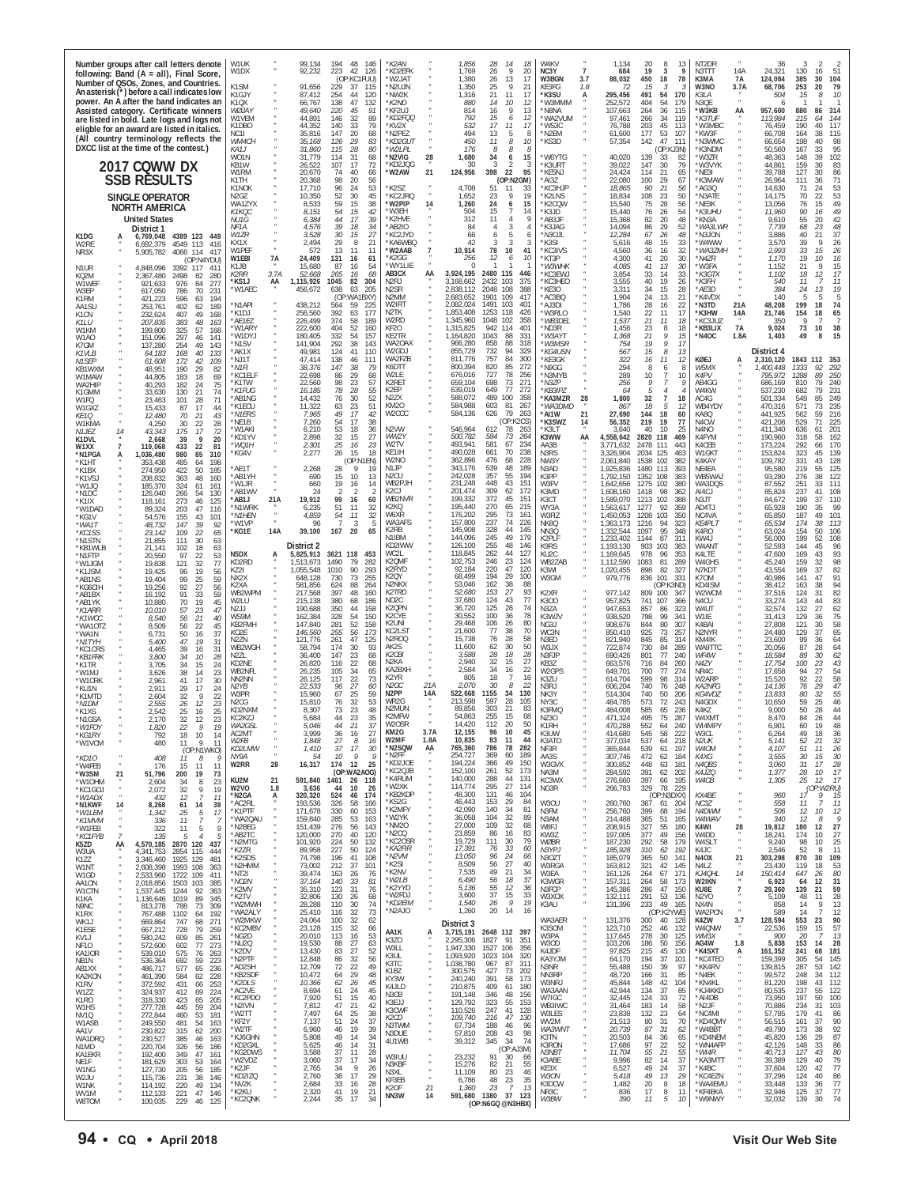Number groups after call letters denote following: Band (A = all), Final Score, Number of QSOs, Zones, and Countries. An asterisk (*) before a call indicates low power. An A after the band indicates an Assisted category. Certificate winners are listed in bold. Late logs and logs not eligible for an award are listed in italics. (All country terminology reflects the DXCC list at the time of the contest.)

# 2017 CQWW DX SSB RESULTS

## SINGLE OPERATOR NORTH AMERICA

### United States

#### District 1

| Call | Band | Score | QSOs | Zones | Countries |
|---|---|---|---|---|---|
| K1DG | A | 6,769,048 | 4389 | 123 | 449 |
| W2RE | " | 6,692,379 | 4549 | 113 | 416 |
| NR3X | " | 5,905,782 | 4066 | 114 | 417 |
| (OP:N4YDU) | | | | | |
| N1UR | " | 4,848,096 | 3392 | 117 | 411 |
| KQ2M | " | 2,367,480 | 2498 | 82 | 280 |
| W1WEF | " | 921,633 | 976 | 84 | 277 |
| W3EP | " | 617,050 | 786 | 70 | 231 |
| K1RM | " | 421,223 | 596 | 63 | 194 |
| AA1SU | " | 253,761 | 402 | 62 | 189 |
| K1CN | " | 232,624 | 407 | 49 | 168 |
| K1LU | " | 207,835 | 383 | 48 | 163 |
| W1KM | " | 199,800 | 325 | 57 | 168 |
| W1AO | " | 151,096 | 297 | 46 | 141 |
| K7GM | " | 137,280 | 254 | 49 | 143 |
| K1VLB | " | 64,183 | 168 | 40 | 133 |
| N1SEP | " | 61,608 | 172 | 42 | 109 |
| KB1WXM | " | 48,951 | 190 | 29 | 82 |
| W1MAW | " | 44,805 | 183 | 18 | 69 |
| WA2HIP | " | 40,293 | 182 | 24 | 75 |
| K1GMM | " | 33,630 | 130 | 21 | 74 |
| W1FQ | " | 23,463 | 101 | 28 | 71 |
| W1GXZ | " | 15,433 | 87 | 17 | 44 |
| KE1Q | " | 12,480 | 70 | 21 | 43 |
| W1KMA | " | 4,250 | 30 | 22 | 28 |
| N1JEZ | 14 | 43,343 | 175 | 17 | 72 |
| K1DVL | " | 2,668 | 39 | 9 | 20 |
| W1XX | 7 | 119,068 | 433 | 22 | 81 |
| *N1PGA | A | 1,036,480 | 980 | 85 | 310 |
| *K1HT | " | 353,438 | 485 | 64 | 198 |
| *K1BX | " | 274,950 | 422 | 50 | 185 |
| *K1VSJ | " | 208,832 | 363 | 48 | 160 |
| *W1JQ | " | 185,370 | 324 | 61 | 161 |
| *N1DC | " | 126,040 | 266 | 54 | 130 |
| *K1IX | " | 118,161 | 273 | 46 | 125 |
| *W1DMD | " | 89,324 | 203 | 47 | 116 |
| *KG1V | " | 54,576 | 155 | 43 | 101 |
| *WA1T | " | 48,732 | 147 | 39 | 92 |
| *KC1SS | " | 23,142 | 109 | 22 | 65 |
| *N1STN | " | 21,855 | 111 | 30 | 63 |
| *KB1WLB | " | 21,141 | 102 | 18 | 63 |
| *N1FTP | " | 20,550 | 97 | 22 | 53 |
| *W1JGM | " | 19,838 | 121 | 32 | 77 |
| *K1JSM | " | 19,425 | 96 | 19 | 56 |
| *AB1NS | " | 19,404 | 99 | 25 | 59 |
| *KG6CIH | " | 19,256 | 92 | 27 | 56 |
| *AB1BX | " | 16,192 | 91 | 33 | 59 |
| *AB1YK | " | 10,880 | 70 | 19 | 45 |
| *K1ARR | " | 10,010 | 57 | 23 | 47 |
| *K1WCC | " | 8,540 | 56 | 21 | 40 |
| *WA1OTZ | " | 8,509 | 56 | 22 | 45 |
| *WA1N | " | 6,731 | 50 | 16 | 37 |
| *N1TYH | " | 5,400 | 47 | 19 | 31 |
| *KC1CRS | " | 4,465 | 39 | 16 | 31 |
| *KB1FRK | " | 3,800 | 34 | 10 | 28 |
| *K1TR | " | 3,705 | 34 | 15 | 24 |
| *W1MJ | " | 3,626 | 38 | 14 | 23 |
| *W1CRK | " | 2,961 | 41 | 17 | 30 |
| *KU1N | " | 2,911 | 29 | 17 | 24 |
| *K1MTD | " | 2,604 | 32 | 9 | 22 |
| *N1DM | " | 2,555 | 26 | 12 | 23 |
| *K1XS | " | 2,542 | 25 | 16 | 25 |
| *N1GSA | " | 2,170 | 32 | 12 | 23 |
| *W1FOY | " | 1,820 | 22 | 9 | 19 |
| *KG1RY | " | 792 | 18 | 10 | 14 |
| *W1VCM | " | 480 | 11 | 9 | 11 |
| (OP:N1WKO) | | | | | |
| *KD1O | " | 408 | 11 | 8 | 9 |
| *W4FEB | " | 176 | 15 | 11 | 11 |
| *W3SM | 21 | 51,796 | 200 | 19 | 73 |
| *W1OHM | " | 2,604 | 34 | 8 | 23 |
| *KC1GOJ | " | 2,072 | 32 | 9 | 19 |
| *W1ADX | " | 432 | 12 | 7 | 11 |
| *N1KWF | 14 | 8,268 | 61 | 14 | 39 |
| *W1LEM | " | 1,342 | 25 | 5 | 17 |
| *K1MVM | " | 336 | 11 | 7 | 7 |
| *W1FEB | " | 322 | 11 | 5 | 9 |
| *KC1FYB | 7 | 135 | 5 | 4 | 5 |
| KC2D | AA | 4,570,185 | 2870 | 120 | 437 |
| W3UA | " | 4,341,753 | 2854 | 115 | 444 |
| K1ZZ | " | 3,346,460 | 1925 | 129 | 481 |
| W1NT | " | 2,608,398 | 1993 | 108 | 363 |
| W1GD | " | 2,533,960 | 1722 | 109 | 411 |
| AA1CN | " | 2,018,856 | 1503 | 103 | 385 |
| W1CTN | " | 1,537,445 | 1244 | 92 | 363 |
| K1KA | " | 1,136,646 | 1019 | 89 | 345 |
| N9NC | " | 813,278 | 788 | 73 | 309 |
| K1RX | " | 767,488 | 1102 | 64 | 192 |
| WK1J | " | 669,864 | 747 | 68 | 271 |
| K1EBE | " | 667,212 | 728 | 79 | 259 |
| KV1J | " | 580,242 | 609 | 85 | 261 |
| NF1O | " | 572,600 | 602 | 77 | 273 |
| KA1IOR | " | 539,010 | 575 | 76 | 263 |
| NB1N | " | 536,364 | 692 | 59 | 223 |
| AB1XX | " | 486,717 | 577 | 65 | 236 |
| KA2KON | " | 461,390 | 584 | 62 | 228 |
| K1RV | " | 372,592 | 431 | 66 | 230 |
| W1ZZ | " | 324,937 | 412 | 69 | 224 |
| K1RO | " | 318,330 | 423 | 65 | 205 |
| W1HS | " | 277,728 | 445 | 59 | 205 |
| N1IQ | " | 272,844 | 460 | 53 | 181 |
| W1ASB | " | 249,550 | 481 | 54 | 163 |
| AA1V | " | 230,822 | 315 | 62 | 200 |
| WA1DRQ | " | 230,527 | 385 | 46 | 163 |
| N1MD | " | 220,704 | 326 | 56 | 186 |
| KA1EKR | " | 192,400 | 349 | 47 | 161 |
| NE1F | " | 181,629 | 303 | 53 | 164 |
| W1NG | " | 127,730 | 250 | 50 | 135 |
| W2JU | " | 115,736 | 231 | 38 | 146 |
| W1NK | " | 114,192 | 220 | 49 | 134 |
| W1VM | " | 112,133 | 221 | 47 | 146 |
| W8TOM | " | 100,035 | 229 | 46 | 125 |
| W1UK | " | 99,134 | 194 | 48 | 146 |
| W1DX | " | 92,232 | 223 | 42 | 126 |
| (OP:KC1FUU) | | | | | |
| K1SM | " | 91,656 | 229 | 37 | 115 |
| K1GJY | " | 87,412 | 254 | 44 | 120 |
| K1QX | " | 66,767 | 138 | 47 | 132 |
| W0JAY | " | 49,640 | 220 | 45 | 91 |
| W1VEM | " | 44,891 | 146 | 32 | 89 |
| K1DBO | " | 44,352 | 140 | 33 | 79 |
| NC1I | " | 35,816 | 147 | 20 | 68 |
| WM4CH | " | 35,168 | 126 | 29 | 83 |
| KA1J | " | 31,860 | 115 | 28 | 80 |
| WO1N | " | 31,779 | 114 | 31 | 68 |
| KB1W | " | 26,522 | 107 | 17 | 72 |
| W1RM | " | 20,670 | 74 | 40 | 66 |
| K1TH | " | 20,368 | 98 | 20 | 56 |
| K1NOK | " | 17,710 | 96 | 24 | 53 |
| N2GZ | " | 10,350 | 52 | 30 | 45 |
| WA1ZYX | " | 8,533 | 59 | 15 | 38 |
| K1KQC | " | 8,151 | 54 | 15 | 42 |
| NU1G | " | 6,384 | 44 | 17 | 39 |
| NF1A | " | 4,576 | 39 | 18 | 34 |
| W1ZR | " | 3,528 | 30 | 15 | 27 |
| KX1X | " | 2,494 | 29 | 8 | 21 |
| W1PEF | " | 572 | 13 | 11 | 11 |
| W1EBI | 7A | 24,409 | 131 | 16 | 61 |
| K1JB | " | 15,680 | 87 | 16 | 54 |
| K2RR | 3.7A | 52,668 | 265 | 16 | 68 |
| *KS1J | AA | 1,115,926 | 1045 | 82 | 304 |
| *W1AEC | " | 456,672 | 638 | 63 | 205 |
| (OP:WA1BXY) | | | | | |
| *N1API | " | 438,212 | 564 | 59 | 225 |
| *K1DJ | " | 256,560 | 392 | 63 | 177 |
| *AE1EZ | " | 226,499 | 374 | 58 | 189 |
| *W1ARY | " | 222,600 | 404 | 52 | 160 |
| *W1DYJ | " | 180,405 | 332 | 54 | 157 |
| *N1SV | " | 141,904 | 292 | 38 | 143 |
| *AK1X | " | 49,981 | 124 | 41 | 110 |
| *NJ1T | " | 47,414 | 138 | 46 | 111 |
| *N1FJ | " | 38,376 | 147 | 38 | 79 |
| *KC1ELF | " | 22,698 | 86 | 29 | 68 |
| *K1TW | " | 22,560 | 98 | 23 | 57 |
| *K1RUG | " | 16,185 | 78 | 28 | 55 |
| *AB1NG | " | 14,432 | 76 | 30 | 52 |
| *K1EOJ | " | 11,322 | 63 | 23 | 51 |
| *N1ERS | " | 7,965 | 49 | 17 | 42 |
| *NE1B | " | 7,260 | 54 | 17 | 38 |
| *W1AKI | " | 6,210 | 53 | 18 | 36 |
| *KD1YV | " | 2,898 | 32 | 15 | 27 |
| *WQ1H | " | 2,301 | 25 | 16 | 23 |
| *KG4V | " | 2,277 | 26 | 15 | 18 |
| (OP:N1EN) | | | | | |
| *AE1T | " | 2,268 | 28 | 9 | 19 |
| *AB1YH | " | 690 | 15 | 10 | 13 |
| *W1JR | " | 660 | 19 | 16 | 14 |
| *AB1WV | " | 24 | 2 | 2 | 2 |
| *AB1J | 21A | 19,912 | 99 | 16 | 60 |
| *N1WRK | " | 6,235 | 51 | 11 | 32 |
| *N1HEN | " | 4,859 | 54 | 11 | 32 |
| *W1VP | " | 96 | 7 | 3 | 5 |
| *KG1E | 14A | 39,100 | 167 | 20 | 65 |

#### District 2

| Call | Band | Score | QSOs | Zones | Countries |
|---|---|---|---|---|---|
| N5DX | A | 5,825,913 | 3621 | 118 | 453 |
| KD2RD | " | 1,513,673 | 1490 | 79 | 282 |
| KZ2I | " | 1,055,548 | 1010 | 90 | 293 |
| NX2X | " | 648,128 | 730 | 73 | 255 |
| K2XA | " | 581,856 | 624 | 88 | 264 |
| WB2WPM | " | 217,568 | 397 | 48 | 160 |
| W2LU | " | 215,138 | 380 | 68 | 186 |
| N2JJ | " | 190,688 | 350 | 44 | 158 |
| WS9M | " | 162,384 | 328 | 54 | 150 |
| KB2FMH | " | 147,840 | 281 | 52 | 158 |
| KO2E | " | 146,560 | 255 | 56 | 173 |
| N2ZN | " | 121,776 | 261 | 47 | 125 |
| WB2WGH | " | 58,794 | 174 | 30 | 93 |
| N2ZL | " | 36,400 | 147 | 23 | 68 |
| KD2NE | " | 26,820 | 116 | 22 | 68 |
| WB2NFL | " | 26,235 | 105 | 34 | 65 |
| NN2NN | " | 26,125 | 117 | 22 | 73 |
| N2YB | " | 22,533 | 96 | 27 | 60 |
| W3PR | " | 15,960 | 67 | 25 | 59 |
| N2CG | " | 15,810 | 76 | 32 | 53 |
| KD2NXM | " | 8,307 | 73 | 23 | 48 |
| KC2KZI | " | 5,684 | 44 | 23 | 35 |
| WA2GSL | " | 5,046 | 44 | 21 | 37 |
| AC2MT | " | 3,999 | 36 | 16 | 27 |
| W2FB | " | 1,848 | 27 | 8 | 16 |
| KD2LMW | " | 1,410 | 37 | 17 | 30 |
| NY9A | " | 54 | 10 | 9 | 9 |
| W2RR | 28 | 16,317 | 174 | 12 | 25 |
| (OP:WA2AOG) | | | | | |
| KU2M | 21 | 591,840 | 1461 | 26 | 118 |
| W2VO | 1.8 | 3,636 | 44 | 10 | 26 |
| *N2GA | A | 320,320 | 524 | 46 | 174 |
| *AC2RL | " | 193,536 | 326 | 58 | 166 |
| *K1PTF | " | 171,678 | 330 | 60 | 153 |
| *WA2QAU | " | 159,840 | 285 | 53 | 163 |
| *N2BEG | " | 151,439 | 276 | 56 | 143 |
| *AB2TC | " | 120,000 | 270 | 40 | 120 |
| *N2MTG | " | 101,920 | 224 | 50 | 132 |
| *K2ZR | " | 89,958 | 227 | 50 | 124 |
| *K2SDS | " | 74,798 | 196 | 41 | 108 |
| *N2HMM | " | 73,002 | 212 | 37 | 101 |
| *NT2I | " | 39,474 | 163 | 26 | 76 |
| *NC2N | " | 37,164 | 140 | 33 | 81 |
| *K2MV | " | 35,310 | 123 | 31 | 76 |
| *K2TV | " | 32,906 | 130 | 26 | 68 |
| *W2MWH | " | 28,288 | 110 | 30 | 74 |
| *WA2LY | " | 25,410 | 116 | 32 | 73 |
| *W2MKW | " | 24,064 | 100 | 32 | 62 |
| *KC2MBV | " | 23,128 | 115 | 32 | 66 |
| *NG2D | " | 20,010 | 113 | 16 | 53 |
| *NU2Q | " | 19,530 | 88 | 27 | 63 |
| *K2DV | " | 13,430 | 83 | 27 | 52 |
| *N2PTF | " | 12,848 | 86 | 32 | 56 |
| *AD2SH | " | 12,709 | 72 | 22 | 49 |
| *KB2SDF | " | 10,472 | 64 | 29 | 48 |
| *K2DLS | " | 10,366 | 62 | 26 | 48 |
| *AC2VE | " | 8,694 | 61 | 24 | 45 |
| *KC2PDO | " | 7,920 | 51 | 15 | 40 |
| *W2TT | " | 7,497 | 64 | 25 | 38 |
| *N2LAB | " | 7,257 | 59 | 23 | 40 |
| *KJ6GHN | " | 5,820 | 49 | 24 | 36 |
| *KD2GXL | " | 5,625 | 40 | 17 | 28 |
| *KG2DWS | " | 3,588 | 37 | 11 | 28 |
| *W2VDZ | " | 3,060 | 37 | 17 | 28 |
| *K2JF | " | 2,765 | 36 | 13 | 22 |
| *KD2IZQ | " | 2,760 | 38 | 17 | 29 |
| *NV2K | " | 2,684 | 33 | 16 | 28 |
| *K2KU | " | 2,320 | 41 | 17 | 23 |
| *KC2QNK | " | 2,244 | 35 | 17 | 34 |
| *K2AN | " | 1,856 | 28 | 14 | 18 |
| *KD2EFK | " | 1,769 | 26 | 9 | 20 |
| *W2JAT | " | 1,380 | 26 | 13 | 17 |
| *N2UJN | " | 1,350 | 25 | 9 | 21 |
| *NW2K | " | 1,316 | 21 | 11 | 17 |
| *K2ND | " | 880 | 14 | 10 | 12 |
| *KB2UJ | " | 814 | 16 | 9 | 13 |
| *KD2FQQ | " | 792 | 15 | 6 | 12 |
| *KV2X | " | 532 | 17 | 11 | 17 |
| *N2PEZ | " | 494 | 13 | 5 | 8 |
| *KD2GUT | " | 400 | 11 | 8 | 10 |
| *W2LPL | " | 176 | 8 | 8 | 8 |
| *N2VIG | 28 | 1,680 | 34 | 6 | 15 |
| *KD2JQG | " | 30 | 3 | 2 | 3 |
| *W2AW | 21 | 124,956 | 398 | 22 | 95 |
| (OP:N2GM) | | | | | |
| *K2SZ | " | 4,708 | 51 | 11 | 33 |
| *KC2JRQ | " | 1,652 | 23 | 9 | 19 |
| *W2PIP | 14 | 1,260 | 24 | 6 | 15 |
| *W3EH | " | 504 | 15 | 7 | 14 |
| *K2HVE | " | 312 | 11 | 4 | 9 |
| *AB2IO | " | 84 | 4 | 3 | 4 |
| *KC2JYD | " | 66 | 6 | 5 | 6 |
| *KA6WBQ | " | 42 | 3 | 3 | 3 |
| *W2AAB | 7 | 10,914 | 78 | 10 | 41 |
| *K2GG | " | 256 | 12 | 6 | 10 |
| *WY1LIE | " | 0 | 1 | 1 | 1 |
| AB3CX | AA | 3,924,195 | 2480 | 115 | 446 |
| N2RJ | " | 3,168,662 | 2432 | 103 | 375 |
| N2SR | " | 2,838,112 | 2048 | 108 | 388 |
| N2MM | " | 2,683,652 | 1901 | 109 | 417 |
| W2IRT | " | 2,082,024 | 1491 | 103 | 401 |
| N2TK | " | 1,853,408 | 1253 | 118 | 426 |
| W2RD | " | 1,345,960 | 1048 | 102 | 358 |
| KF2O | " | 1,315,825 | 942 | 114 | 401 |
| KE2TR | " | 1,164,820 | 1043 | 88 | 331 |
| WA2OAX | " | 966,280 | 858 | 88 | 318 |
| W2GDJ | " | 855,729 | 732 | 94 | 329 |
| WA2FZB | " | 811,776 | 757 | 84 | 300 |
| K6DTT | " | 800,394 | 820 | 85 | 272 |
| W2LE | " | 676,016 | 727 | 78 | 256 |
| K2RET | " | 659,104 | 698 | 73 | 271 |
| K2EP | " | 639,019 | 649 | 77 | 272 |
| N2ZX | " | 588,072 | 489 | 100 | 358 |
| KM2O | " | 584,988 | 603 | 81 | 267 |
| W2CCC | " | 584,186 | 626 | 79 | 263 |
| (OP:K2CS) | | | | | |
| N2VW | " | 546,964 | 612 | 78 | 263 |
| WA2Y | " | 500,782 | 584 | 73 | 264 |
| W2TV | " | 493,941 | 581 | 67 | 234 |
| KE1IH | " | 490,028 | 661 | 70 | 238 |
| W2NO | " | 362,896 | 476 | 68 | 228 |
| N1JP | " | 343,176 | 539 | 48 | 189 |
| N2CJ | " | 242,028 | 357 | 55 | 194 |
| WB2PJH | " | 231,248 | 448 | 43 | 151 |
| K2CJ | " | 201,474 | 309 | 62 | 172 |
| WB2NVR | " | 199,332 | 372 | 45 | 151 |
| K2KQ | " | 195,440 | 270 | 65 | 215 |
| W6XR | " | 176,202 | 295 | 73 | 161 |
| WA3AFS | " | 157,800 | 237 | 74 | 226 |
| K2RB | " | 145,908 | 328 | 44 | 145 |
| N1IBM | " | 144,096 | 245 | 49 | 179 |
| KD2IWW | " | 126,100 | 255 | 48 | 146 |
| WC2L | " | 118,845 | 262 | 44 | 127 |
| K2QMF | " | 102,753 | 246 | 23 | 124 |
| K2RYD | " | 92,184 | 220 | 47 | 120 |
| K2QY | " | 68,499 | 194 | 29 | 100 |
| N2NKX | " | 53,046 | 162 | 38 | 88 |
| K2TRD | " | 52,680 | 153 | 27 | 93 |
| NO2C | " | 37,680 | 124 | 43 | 77 |
| K2QPN | " | 36,720 | 125 | 28 | 74 |
| K2CYE | " | 30,552 | 100 | 36 | 78 |
| K2UNI | " | 29,468 | 106 | 26 | 80 |
| KC2LST | " | 21,600 | 77 | 38 | 70 |
| N2ROQ | " | 15,738 | 76 | 28 | 58 |
| AK2S | " | 11,600 | 62 | 30 | 50 |
| K2OB | " | 3,588 | 28 | 18 | 28 |
| N2KA | " | 2,940 | 32 | 15 | 27 |
| KA2BXH | " | 2,584 | 34 | 16 | 22 |
| K2YR | " | 805 | 18 | 7 | 16 |
| AG2C | 21A | 2,070 | 30 | 8 | 22 |
| N2PP | 14A | 522,668 | 1155 | 34 | 130 |
| WR2G | " | 213,598 | 597 | 28 | 105 |
| N2MUN | " | 89,856 | 303 | 21 | 83 |
| K2MFW | " | 54,863 | 255 | 15 | 68 |
| W2OSR | " | 14,420 | 112 | 20 | 50 |
| KM2G | 3.7A | 12,155 | 96 | 10 | 45 |
| W2MF | 1.8A | 10,835 | 83 | 11 | 44 |
| *N2SQW | AA | 765,360 | 786 | 78 | 282 |
| *N2FF | " | 254,727 | 369 | 60 | 189 |
| *KD2JOE | " | 194,224 | 366 | 49 | 150 |
| *KC2QJB | " | 152,100 | 261 | 52 | 173 |
| *K4RUM | " | 140,000 | 288 | 44 | 131 |
| *W2XK | " | 114,774 | 295 | 27 | 114 |
| *KB2KDP | " | 48,300 | 131 | 46 | 104 |
| *KS2G | " | 46,443 | 153 | 29 | 84 |
| *K2MFY | " | 42,090 | 140 | 34 | 81 |
| *W2YK | " | 36,058 | 144 | 32 | 89 |
| *NM2O | " | 27,000 | 109 | 32 | 68 |
| *N2CQ | " | 23,859 | 86 | 16 | 83 |
| *KC2OSR | " | 19,729 | 111 | 30 | 79 |
| *KA2RFR | " | 17,391 | 76 | 33 | 60 |
| *N2VM | " | 13,050 | 96 | 24 | 66 |
| *K2SI | " | 8,509 | 56 | 27 | 40 |
| *K2NV | " | 7,535 | 49 | 21 | 34 |
| *W2LB | " | 6,490 | 56 | 18 | 37 |
| *K2YYD | " | 5,136 | 55 | 12 | 36 |
| *W2FDJ | " | 5,070 | 37 | 15 | 33 |
| *KD2EIM | " | 1,540 | 26 | 9 | 19 |
| *N2AJO | " | 1,260 | 20 | 14 | 16 |

#### District 3

| Call | Band | Score | QSOs | Zones | Countries |
|---|---|---|---|---|---|
| KA1LMR | A | 3,715,191 | 2648 | 112 | 397 |
| K3ZO | " | 2,295,306 | 1827 | 91 | 351 |
| W3LL | " | 1,947,330 | 1527 | 106 | 356 |
| K3UL | " | 1,093,920 | 1023 | 104 | 320 |
| K3TC | " | 1,038,780 | 967 | 87 | 311 |
| K2DO | " | 300,575 | 427 | 73 | 202 |
| K4JLD | " | 210,879 | 409 | 61 | 180 |
| N3CB | " | 191,148 | 346 | 48 | 156 |
| K3OWF | " | 110,526 | 247 | 41 | 128 |
| N3TWM | " | 67,734 | 188 | 45 | 96 |
| N3DUE | " | 57,810 | 208 | 43 | 98 |
| 4U1WB | " | 39,312 | 345 | 34 | 58 |
| W3IUU | " | 23,232 | 91 | 30 | 66 |
| N3KBF | " | 15,876 | 91 | | |
| N3XL | " | 11,109 | 80 | | |
| KF3EB | " | 6,786 | 48 | 23 | 35 |
| K2OF | 21 | 1,260 | 23 | 13 | 15 |
| NN3W | 14 | 591,680 | 1380 | 37 | 123 |
| (OP:N6GQ @N3BKX) | | | | | |
| W4KV | " | 1,134 | 20 | 8 | 13 |
| NC3Y | " | 684 | 19 | 3 | 9 |
| W3BGN | 3.7 | 88,032 | 450 | 18 | 78 |
| KE3FG | 1.8 | 72 | 15 | 3 | 3 |
| *K3SU | A | 295,456 | 491 | 54 | 170 |
| *W3MMM | " | 252,572 | 404 | 54 | 179 |
| *N8NA | " | 107,663 | 264 | 36 | 115 |
| *WA2VUM | " | 97,461 | 266 | 34 | 119 |
| *WS3C | " | 76,788 | 203 | 45 | 113 |
| *N2EM | " | 61,600 | 177 | 53 | 107 |
| *KS3D | " | 57,354 | 142 | 47 | 111 |
| (OP:KJ3N) | | | | | |
| *W6YTG | " | 40,020 | 139 | 33 | 82 |
| *K3URT | " | 39,022 | 147 | 30 | 79 |
| *KE5NJ | " | 24,424 | 114 | 21 | 65 |
| *AI3Z | " | 22,080 | 100 | 29 | 67 |
| *KC3HJP | " | 18,865 | 90 | 21 | 56 |
| *K2LNS | " | 18,834 | 108 | 23 | 50 |
| *K2CQW | " | 15,540 | 75 | 28 | 56 |
| *K3JD | " | 15,440 | 76 | 26 | 54 |
| *AB3JF | " | 15,368 | 82 | 20 | 48 |
| *K3JAG | " | 14,094 | 86 | 29 | 52 |
| *N3QJL | " | 12,284 | 67 | 26 | 48 |
| *K3SI | " | 5,616 | 48 | 15 | 33 |
| *KC3IVS | " | 4,560 | 36 | 16 | 32 |
| *KT3P | " | 4,300 | 41 | 20 | 30 |
| *W3WHK | " | 4,085 | 41 | 13 | 30 |
| *KC3EWJ | " | 3,854 | 33 | 14 | 33 |
| *KC3HEO | " | 3,555 | 40 | 19 | 26 |
| *KE3O | " | 3,311 | 34 | 15 | 28 |
| *AC3BQ | " | 1,904 | 24 | 13 | 21 |
| *AJ3DI | " | 1,786 | 28 | 16 | 22 |
| *W3RLO | " | 1,540 | 22 | 11 | 17 |
| *WB3DEL | " | 1,537 | 21 | 11 | 18 |
| *ND3R | " | 1,456 | 23 | 8 | 18 |
| *W3AYT | " | 1,368 | 21 | 9 | 15 |
| *W3MSR | " | 754 | 19 | 9 | 17 |
| *KC4LSN | " | 567 | 15 | 8 | 13 |
| *KE3GK | " | 322 | 16 | 11 | 12 |
| *N9GG | " | 294 | 8 | 6 | 8 |
| *N3MYB | " | 289 | 10 | 7 | 10 |
| *N3ZP | " | 256 | 9 | 7 | 9 |
| *KB3IPZ | " | 64 | 5 | 4 | 4 |
| *KA3MZR | 28 | 1,800 | 32 | 7 | 18 |
| *WA3DMD | " | 867 | 18 | 5 | 12 |
| *AI1W | 21 | 27,690 | 144 | 18 | 60 |
| *K3SWZ | 14 | 56,352 | 219 | 19 | 77 |
| *K3LT | " | 3,640 | 40 | 10 | 25 |
| K3WW | AA | 4,558,642 | 2820 | 118 | 469 |
| AA3B | " | 3,771,632 | 2478 | 111 | 443 |
| N3RS | " | 3,326,904 | 2034 | 125 | 463 |
| NW3Y | " | 2,061,840 | 1538 | 102 | 382 |
| N3AD | " | 1,925,836 | 1480 | 113 | 393 |
| K3PP | " | 1,792,150 | 1352 | 108 | 383 |
| W3FV | " | 1,642,656 | 1275 | 102 | 380 |
| K3MD | " | 1,608,160 | 1418 | 98 | 362 |
| K3CT | " | 1,589,070 | 1213 | 102 | 388 |
| WY3A | " | 1,563,617 | 1277 | 92 | 359 |
| W3FIZ | " | 1,450,053 | 1208 | 103 | 350 |
| NK8Q | " | 1,363,173 | 1216 | 94 | 323 |
| NA3Q | " | 1,332,546 | 1097 | 95 | 348 |
| K2PLF | " | 1,233,402 | 1144 | 87 | 311 |
| K9RS | " | 1,193,130 | 903 | 103 | 383 |
| KU2C | " | 1,169,645 | 978 | 96 | 353 |
| WB2ZAB | " | 1,112,590 | 1083 | 81 | 289 |
| K3WI | " | 1,020,455 | 898 | 82 | 327 |
| W3GM | " | 979,776 | 836 | 101 | 331 |
| (OP:K3ND) | | | | | |
| K2XR | " | 977,142 | 809 | 100 | 347 |
| K3OO | " | 957,825 | 741 | 107 | 366 |
| AG2A | " | 947,653 | 857 | 86 | 323 |
| K3WJV | " | 938,520 | 798 | 99 | 341 |
| NG3J | " | 908,676 | 844 | 80 | 307 |
| WC3N | " | 850,410 | 925 | 73 | 257 |
| N3ED | " | 821,940 | 845 | 85 | 314 |
| W3JX | " | 722,874 | 730 | 84 | 289 |
| N3FJP | " | 690,426 | 801 | 77 | 240 |
| KB3Z | " | 663,576 | 716 | 84 | 260 |
| W2GPS | " | 649,701 | 700 | 77 | 274 |
| K3ZU | " | 614,704 | 599 | 98 | 314 |
| N3RJ | " | 606,204 | 740 | 76 | 248 |
| NK3Y | " | 514,304 | 740 | 50 | 206 |
| NY3C | " | 484,785 | 573 | 72 | 243 |
| K3RWQ | " | 484,008 | 585 | 65 | 236 |
| NZ3O | " | 471,324 | 495 | 75 | 287 |
| K1RH | " | 470,288 | 552 | 64 | 240 |
| K3UW | " | 414,680 | 545 | 58 | 222 |
| KG4TO | " | 377,034 | 537 | 64 | 218 |
| NF3R | " | 365,844 | 539 | 61 | 197 |
| AA3S | " | 307,746 | 472 | 62 | 184 |
| W3GVX | " | 300,852 | 448 | 63 | 181 |
| NA3M | " | 284,592 | 391 | 62 | 202 |
| KC3WX | " | 276,600 | 397 | 66 | 195 |
| NG3R | " | 266,783 | 329 | 78 | 229 |
| (OP:N3DXX) | | | | | |
| W3OU | " | 260,760 | 367 | 61 | 204 |
| N3FM | " | 256,760 | 399 | 68 | 194 |
| N3AM | " | 214,488 | 365 | 51 | 165 |
| W8FJ | " | 208,935 | 327 | 55 | 180 |
| KW3Z | " | 197,005 | 377 | 49 | 156 |
| WØBR | " | 187,230 | 292 | 58 | 179 |
| N3YPJ | " | 185,928 | 310 | 62 | 192 |
| N3QZT | " | 185,079 | 365 | 50 | 141 |
| W3RGA | " | 163,812 | 321 | 42 | 145 |
| W3EA | " | 161,126 | 264 | 67 | 171 |
| K3WGR | " | 157,311 | 264 | 58 | 173 |
| N3FCP | " | 145,386 | 286 | 47 | 150 |
| W3XOX | " | 132,611 | 291 | 53 | 136 |
| K3AU | " | 131,396 | 233 | 49 | 165 |
| NT2DR | " | 36 | 3 | 2 | 2 |
| N3TTT | 14A | 54,321 | 130 | 16 | 51 |
| K3MA | 7A | 124,084 | 385 | 30 | 104 |
| W3NO | 3.7A | 68,706 | 253 | 20 | 79 |
| K3LA | " | 504 | 15 | 8 | 10 |
| N3QE | " | 6 | 1 | 1 | 1 |
| *W3KB | AA | 957,600 | 880 | 86 | 314 |
| *K3TUF | " | 113,984 | 215 | 64 | 144 |
| *W3MBC | " | 76,459 | 190 | 40 | 117 |
| *KW3F | " | 66,708 | 164 | 38 | 115 |
| *N3WMC | " | 66,654 | 198 | 40 | 98 |
| *K3NDM | " | 50,560 | 167 | 33 | 95 |
| *W3ZR | " | 48,363 | 148 | 39 | 102 |
| *W3VYK | " | 44,861 | 159 | 30 | 83 |
| *NE3I | " | 39,788 | 127 | 30 | 86 |
| *K3MAW | " | 26,964 | 111 | 36 | 71 |
| *AG3Q | " | 14,630 | 71 | 24 | 53 |
| *N3ATE | " | 14,175 | 70 | 22 | 53 |
| *NE3K | " | 13,056 | 76 | 15 | 49 |
| *K3UHU | " | 11,960 | 90 | 16 | 49 |
| *KN3A | " | 9,610 | 55 | 20 | 42 |
| *WA3LWR | " | 7,739 | 68 | 23 | 48 |
| *N3JON | " | 3,886 | 40 | 21 | 37 |
| *W4WW | " | 3,570 | 39 | 9 | 26 |
| *WA3ZMH | " | 2,993 | 33 | 15 | 26 |
| *N4ZR | " | 1,170 | 19 | 10 | 16 |
| *W3FA | " | 1,152 | 21 | 9 | 15 |
| *K3GTX | " | 1,102 | 18 | 12 | 17 |
| *K3FH | " | 540 | 11 | 7 | 11 |
| *AE3D | " | 384 | 24 | 13 | 19 |
| *K4VDX | " | 140 | 5 | 5 | 5 |
| *N3TD | 21A | 48,208 | 199 | 18 | 74 |
| *K3HW | 14A | 21,746 | 154 | 18 | 65 |
| *KC3JUZ | " | 350 | 9 | 7 | 7 |
| *KB3LIX | 7A | 9,024 | 73 | 10 | 38 |
| *N4OC | 1.8A | 1,403 | 49 | 8 | 15 |

#### District 4

| Call | Band | Score | QSOs | Zones | Countries |
|---|---|---|---|---|---|
| KØEJ | A | 2,310,120 | 1843 | 112 | 353 |
| W5MX | " | 1,400,448 | 1333 | 92 | 292 |
| K4PV | " | 795,972 | 1288 | 89 | 250 |
| AB4GG | " | 686,169 | 810 | 79 | 240 |
| W4KW | " | 537,230 | 682 | 79 | 231 |
| AC4G | " | 501,354 | 549 | 85 | 249 |
| WB4YDY | " | 470,316 | 571 | 73 | 235 |
| KA8Q | " | 441,925 | 562 | 59 | 216 |
| N4OW | " | 421,208 | 529 | 71 | 225 |
| N4NO | " | 411,340 | 636 | 61 | 201 |
| K4FYM | " | 190,960 | 318 | 58 | 162 |
| K4CEB | " | 173,224 | 292 | 66 | 170 |
| W1GKT | " | 153,824 | 323 | 45 | 139 |
| K4KAY | " | 109,782 | 331 | 43 | 128 |
| NE4EA | " | 95,580 | 219 | 55 | 125 |
| WB6WAJ | " | 93,280 | 276 | 38 | 122 |
| WA3DQS | " | 87,552 | 251 | 33 | 111 |
| AI4CJ | " | 85,824 | 237 | 41 | 108 |
| N3JT | " | 84,672 | 199 | 37 | 110 |
| AD4TJ | " | 65,930 | 190 | 35 | 99 |
| NC4VA | " | 65,850 | 187 | 49 | 101 |
| KE4PLT | " | 65,534 | 174 | 38 | 113 |
| K4RO | " | 63,024 | 154 | 50 | 106 |
| KW4J | " | 56,000 | 199 | 52 | 108 |
| W4ANT | " | 52,593 | 144 | 45 | 96 |
| K4LTE | " | 47,600 | 169 | 43 | 93 |
| W4GHS | " | 45,240 | 159 | 32 | 98 |
| N7KDT | " | 43,554 | 169 | 37 | 82 |
| K7OM | " | 40,986 | 141 | 47 | 91 |
| KD4ISM | " | 38,412 | 163 | 38 | 94 |
| W2WCM | " | 37,516 | 124 | 31 | 82 |
| N4OJ | " | 33,274 | 143 | 44 | 83 |
| W4UT | " | 32,574 | 132 | 27 | 62 |
| W1IE | " | 31,413 | 129 | 36 | 75 |
| K4BAI | " | 27,808 | 121 | 30 | 58 |
| N2NYR | " | 24,480 | 129 | 37 | 65 |
| KM4IK | " | 23,600 | 99 | 36 | 64 |
| WA9TTC | " | 20,056 | 87 | 28 | 64 |
| WF4W | " | 18,584 | 89 | 30 | 62 |
| N4ZY | " | 17,754 | 100 | 23 | 43 |
| NR4C | " | 17,658 | 94 | 27 | 54 |
| W2ARP | " | 15,520 | 92 | 22 | 58 |
| KA2NRG | " | 14,136 | 76 | 29 | 47 |
| KG4VDZ | " | 13,803 | 80 | 32 | 55 |
| N4GDX | " | 10,650 | 59 | 25 | 46 |
| K4KZ | " | 9,000 | 50 | 28 | 44 |
| W4XMT | " | 8,470 | 84 | 26 | 44 |
| W4MPY | " | 6,901 | 60 | 19 | 48 |
| W3CL | " | 6,264 | 49 | 18 | 36 |
| N2UK | " | 5,141 | 52 | 21 | 32 |
| W4OM | " | 4,107 | 51 | 11 | 26 |
| K4XG | " | 3,555 | 30 | 15 | 30 |
| N4QBS | " | 3,060 | 31 | 17 | 28 |
| K4JZQ | " | 1,377 | 28 | 10 | 17 |
| W4CB | " | 1,305 | 25 | 12 | 17 |
| (OP:W2RU) | | | | | |
| KX4BE | " | 960 | 17 | 9 | 15 |
| NC3Z | " | 558 | 11 | 7 | 11 |
| N4DWM | " | 506 | 12 | 10 | 12 |
| W4WAV | " | 340 | 12 | 8 | 9 |
| K4WI | 28 | 19,812 | 180 | 12 | 27 |
| W4DD | " | 18,241 | 174 | 10 | 27 |
| W4SLT | " | 9,240 | 98 | 10 | 25 |
| K4JC | " | 2,546 | 52 | 8 | 11 |
| N4OX | 21 | 303,298 | 870 | 30 | 109 |
| N4LZ | " | 23,430 | 119 | 18 | 53 |
| K4QHL | 14 | | 647 | 26 | 80 |
| W2IKN | " | 6,923 | 64 | 12 | 31 |
| KU8E | 7 | 29,360 | 139 | 21 | 59 |
| N2YO | " | 5,109 | 48 | 11 | 28 |
| NX4N | " | 858 | 14 | 9 | 13 |
| WA2PON | " | 589 | 14 | 7 | 12 |
| K4ZW | 3.7 | 128,594 | 553 | 23 | 90 |
| W4QNW | " | 22,536 | 159 | 15 | 57 |
| WM3X | " | 900 | 20 | 7 | 13 |
| AG4W | 1.8 | 5,838 | 153 | 14 | 28 |
| *K4SXT | A | 161,352 | 241 | 68 | 181 |
| *KC4TEO | " | 159,399 | 305 | 54 | 145 |
| *KK4RV | " | 139,815 | 287 | 53 | 142 |
| *N4EK | " | 99,572 | 248 | 44 | 120 |
| *KN4KL | " | 81,220 | 198 | 43 | 112 |
| *KJ4KKD | " | 80,535 | 237 | 55 | 122 |
| *AI4DB | " | 73,950 | 197 | 50 | 100 |
| *N2JF | " | 70,884 | 224 | | |
| *NC4MI | " | 57,785 | 179 | 41 | 86 |
| *KD4QMY | " | 56,515 | 171 | 37 | 90 |
| *W4BBT | " | 49,790 | 175 | 38 | 72 |
| *KD4NEM | " | 45,820 | 136 | 29 | 87 |
| *WN4AFP | " | 43,824 | 143 | 37 | 76 |
| *W4IR | " | 40,739 | 129 | 43 | 79 |
| *KA3MTT | " | 39,789 | 127 | 39 | 80 |
| *K4BC | " | 37,604 | 122 | 40 | 78 |
| *KC4EZN | " | 37,296 | 124 | 40 | 86 |
| *KB3DCW | " | 33,448 | 136 | 36 | 77 |
| *KF4EKA | " | 32,946 | 125 | 37 | 70 |
| *W9NWY | " | 32,032 | 139 | 30 | 74 |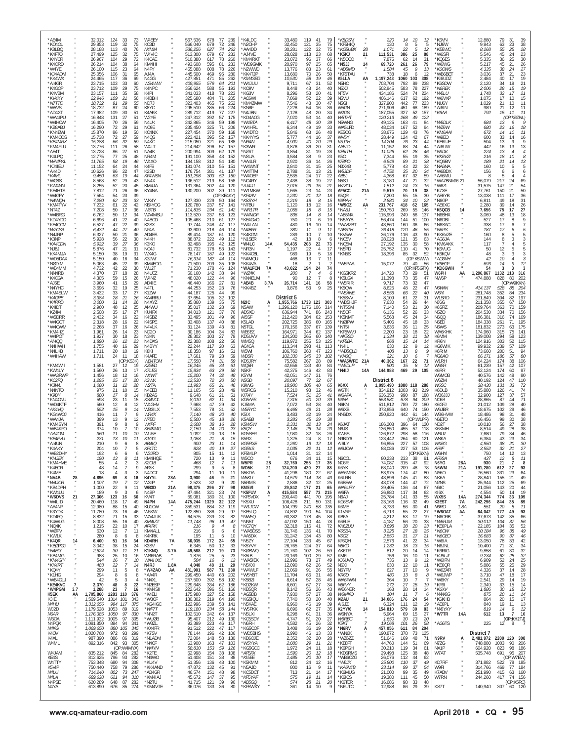*AE4M " 32,012 124 33 73
*KO4OL " 29,853 119 32 75
*K8LBQ " 28,188 113 40 76
*K4FTO " 27,499 125 32 75
*K4YCR " 26,967 104 29 72
*K4ORD " 26,214 104 38 64
*W4YE " 26,100 115 23 64
*KJ4AOM " 25,056 106 31 65
*KK4WX " 24,465 117 36 69
*AI4GR " 23,715 103 33 60
*K4GOP " 23,712 109 29 75
*K4VBM " 23,157 111 35 58
*KV4KY " 22,946 109 21 56
*N7TTO " 18,732 91 29 55
*W5VS " 18,732 87 24 60
*AD4XT " 17,982 109 30 51
*WA4IPU " 16,848 131 27 51
*W4HCW " 16,405 70 26 59
*KB8ABJ " 16,290 72 29 61
*KN4EWI " 15,870 86 19 50
*KM4ODS " 15,738 72 27 59
*KB4MRX " 15,288 66 32 59
*KM4FLU " 13,776 111 26 58
*AE4TI " 13,728 86 27 51
*K4LPQ " 12,775 77 25 48
*WA4PKL " 11,765 98 19 46
*KJ4IEU " 11,152 64 24 44
*AK4D " 10,626 96 22 47
*K4ML " 9,450 63 19 44
*WG8S " 8,568 52 29 43
*KW4NN " 8,255 52 20 45
*KE4HTS " 7,812 71 26 36
*W4GPY " 7,564 54 23 39
*N4WQY " 7,280 62 23 33
*KM4TYV " 7,232 61 22 42
*NT4Z " 7,208 50 17 36
*W4BRG " 6,762 50 12 34
*KD4YDD " 6,696 41 22 40
*KE4QCM " 6,527 47 22 39
*W7CSA " 6,432 44 27 40
*N4JRP " 6,327 50 21 36
*K3NP " 5,928 56 22 30
*KA4CDN " 5,922 39 27 36
*NJ8J " 5,876 47 21 31
*KK4MJA " 5,150 38 19 31
*WD5DAX " 5,150 40 16 34
*N2DIM " 5,063 45 22 39
*WB4MMM " 4,732 42 22 30
*NN4RB " 4,370 37 18 28
*K4OGA " 4,305 59 15 26
*AJ5E " 3,960 41 15 29
*N4YHC " 3,696 32 19 25
*KM4SLW " 3,432 33 17 27
*K4GRE " 3,384 28 21 26
*K4PRD " 3,000 31 14 26
*K4IDT " 2,960 48 12 25
*KZ4M " 2,508 35 17 27
*W5DRR " 2,432 34 16 22
*W4GOT " 2,318 28 16 22
*W4CWM " 2,268 37 16 26
*KM4IIZ " 1,961 26 14 23
*W4POT " 1,927 30 18 23
*AI4QQ " 1,890 26 12 23
*N4HWH " 1,755 40 16 29
*N4LKB " 1,711 20 10 19
*W4HAW " 1,711 24 11 18
(OP:KS3K)
*KM4WII " 1,581 27 12 19
*KW4LY " 1,560 26 13 17
*WA3RWP " 1,456 18 12 16
*KC2FQ " 1,295 25 17 20
*K3WL " 1,080 31 12 28
*N4NTO " 975 21 10 15
*K9DY " 880 17 8 14
*KN4CNU " 598 23 11 15
*WD4KTF " 560 12 8 12
*AK4VQ " 552 15 9 14
*KG4WOJ " 416 11 7 9
*WA4JA " 399 13 9 12
*KM4SYN " 391 9 8 9
*WB4KFO " 374 10 7 10
*AA4OM " 360 11 10 10
*KE4FVU " 231 13 10 11
*AI4UN " 210 9 6 8
*KJ4KY " 204 10 7 5
*WB2DHY " 192 6 6 6
*KI4JEK " 190 13 8 11
*KM4HVE " 55 4 2 3
*K4EOR " 48 14 7 9
*K4ME " 18 4 3 3
*NV4B 28 4,896 69 8 16
*W4JOR " 1,007 19 7 12
*KB4DPH " 1,000 22 9 11
*KW4LU " 189 9 3 6
*W5DVS 21 27,306 123 16 66
*W4LID " 20,460 118 17 49
*AA4NP " 12,980 88 15 40
*K3YDX " 11,780 73 16 46
*KT4FQ " 8,832 71 15 33
*K4WLG " 8,008 55 16 40
*NQ4K " 1,215 22 10 17
*WB7V " 630 12 7 11
*KW1K " 280 8 6 8
*K4QR 14 6,400 51 16 34
*KB3PGJ " 3,042 38 15 24
*N4EDI " 2,624 30 11 21
*KB4MG " 988 25 10 16
*KM4GIY " 544 16 7 10
*KK4RT " 483 22 7 14
*KQ4Y " 299 11 5 8
*K1HG " 294 8 6 8
*WB4GLJ " 42 5 3 4
*KE4KVC 7 2,370 48 8 22
*W4PGM 3.7 1,288 23 7 16
K5EK AA 1,705,860 1283 110 376
K3IE " 1,569,540 1314 101 343
N4HU " 1,312,656 994 117 375
WJ2D " 1,179,528 1053 89 319
N6AR " 1,176,385 1050 97 330
W3OA " 1,111,932 1005 97 305
N4PQX " 1,091,850 894 94 341
N4KG " 1,069,650 880 105 345
K4OV " 1,020,768 972 93 299
K4XL " 987,390 886 86 319
W4ML " 892,316 842 93 305
(OP:W4MYA)
W4JAM " 835,212 845 84 282
KE4S " 812,625 796 93 282
W4TTY " 753,348 680 94 308
K5VIP " 750,400 758 79 286
N4LV " 714,240 802 73 247
N4LA " 689,628 621 94 310
N4PSE " 620,289 648 87 282
N4YA " 613,890 676 85 274

W4EEY " 567,536 678 77 239
KC3D " 566,040 679 72 246
N4MM " 536,256 627 74 262
W4VIC " 513,300 679 67 233
K4CAE " 510,380 617 78 260
KM4HI " 493,608 595 81 233
N4FY " 455,088 608 78 226
AJ4A " 445,500 469 95 280
N4GG " 427,851 471 85 262
WS4WW " 409,955 579 64 201
K4NPC " 356,624 588 55 193
K4PI " 341,033 418 78 223
K4BBH " 325,680 484 71 205
ND7J " 323,403 465 75 252
K8YC " 295,510 385 66 224
K4AKK " 289,712 419 77 227
W2YE " 247,312 392 57 175
N4UK " 242,865 346 59 198
NO9E " 235,450 325 71 206
KC4NX " 227,454 370 59 168
N4QS " 223,421 395 52 157
N4KC " 215,050 321 65 188
W4LT " 214,642 396 57 157
NA4K " 200,994 309 62 179
NR4M " 191,100 358 43 152
W4XO " 184,158 312 54 180
K4FS " 181,074 310 55 151
K2SD " 176,754 381 41 137
KF4WSN " 151,298 303 52 150
NN4X " 136,512 219 58 158
KM4JA " 131,364 302 44 120
KY4NA " 130,200 302 39 111
(OP:KE4KY)
WK4Y " 127,330 229 50 164
KE4YOG " 120,780 237 57 141
W3TB " 114,835 234 51 142
WA4MSU " 113,520 237 53 123
N4BCD " 105,468 210 61 127
K2SX " 97,744 248 47 117
NF4A " 93,600 218 46 114
AD4ES " 89,414 187 61 120
N4KH " 88,872 222 49 112
K3KO " 82,498 195 42 125
NO4J " 81,732 178 53 143
WX4G " 78,147 187 49 122
K3UW " 76,314 182 44 114
KM4EOG " 71,500 209 35 108
WU2T " 71,230 178 46 124
N4UEZ " 50,160 142 38 94
W4NZ " 48,020 122 44 96
AD4IE " 46,440 166 27 81
ND4TL " 44,253 152 23 76
K1ZW " 44,187 125 44 99
KA4RRU " 37,654 105 32 102
N4XYZ " 35,860 139 35 75
AI4WU " 35,017 132 28 69
KU4FX " 34,013 121 37 76
KA5FX " 33,852 101 49 96
K4SPE " 33,408 137 40 88
N4VLK " 31,124 139 43 81
NO2O " 30,186 106 34 83
N3KN " 28,302 103 27 79
N4DXS " 22,308 108 22 56
N4BYY " 22,244 117 20 63
K8KI " 18,358 97 16 51
K4AFE " 17,661 79 28 59
WB4TOM " 17,550 74 31 59
K2SED " 16,245 65 34 61
K7LES " 15,834 63 29 58
W4WT " 15,200 74 32 48
K2WK " 12,530 72 20 50
W2TA " 11,993 65 21 46
N4EEB " 11,165 55 28 49
KB2AS " 9,648 61 21 51
KS4VOL " 8,610 62 11 31
W4GHV " 7,668 47 29 42
WB3ILX " 7,553 78 31 52
WR4K " 7,140 48 20 40
N7EO " 5,500 45 18 26
W4PF " 3,608 38 16 28
KE4KMG " 2,150 24 20 23
WU6E " 1,092 20 13 15
K1GG " 1,058 21 8 15
AB4IQ " 900 23 11 14
KF4TC " 828 40 19 27
W3JRD " 805 15 11 12
KM4HQE " 720 13 9 11
KC3TB " 468 12 7 11
AF3K " 299 9 5 8
N4DCT " 294 11 10 11
K4YYL 28A 3,900 46 9 21
W3IP " 2,523 32 9 20
WB3D 21A 98,375 296 27 98
N4BP " 87,494 321 23 74
K1ZR " 59,081 180 31 100
N4PN 14A 475,244 1329 32 122
KU1CW " 359,531 884 32 119
W6KW " 122,850 386 29 97
WA4JUK " 64,575 239 23 82
KM4IZZ " 11,748 96 19 47
AF4RK " 216 9 4 8
KM4ALL " 216 6 6 6
K4KRK " 195 11 5 10
KD4RH 7A 36,935 172 24 65
K3SV " 6,345 50 12 33
K1KNQ 3.7A 49,588 212 19 73
WB6RAB " 1,876 25 5 23
WA4HXC " 504 16 6 12
N4RJ 1.8A 4,040 48 11 29
*W4ZAO AA 481,901 587 71 230
*AA4R " 299,450 440 63 202
*N4XL " 257,500 392 58 192
*N2ESP " 229,648 334 62 186
*KM4SII " 222,642 396 51 166
*K4ELI " 175,980 327 52 158
*W3CF " 130,302 219 64 190
*KG4IGC " 122,996 239 53 141
*WF7T " 119,180 234 58 144
*NN2T " 102,510 242 64 137
*WU2B " 95,407 212 49 130
*W3ZL " 93,399 223 46 117
*KX4FR " 91,512 222 47 117
*K7SV " 78,144 196 42 106
*N1ADM " 72,004 148 58 130
*N4CF " 63,900 163 47 103
*W4YN " 58,830 153 59 126
*K2TE " 52,998 154 53 109
*N4WO " 51,408 151 38 88
*KU4V " 51,356 136 50 108
*KK4AND " 47,872 132 45 91
*AB4GR " 46,574 151 48 98
*KM4IAQ " 45,664 147 37 95
*N2TU " 41,715 121 39 96
*KM4VTE " 36,076 133 36 80

*K4LDC " 33,480 119 41 79
*N2OHP " 32,450 121 35 75
*AA4DD " 30,281 122 32 75
*AJ4VE " 28,028 113 23 68
*KM4RKT " 23,072 96 37 66
*WD9GMK " 20,970 97 25 65
*N2WWD " 13,776 83 23 61
*KK4TJP " 13,680 70 26 50
*KM4SEG " 10,530 58 19 46
*W4JUU " 9,711 67 31 52
*KO8V " 8,448 48 24 40
*KG3V " 8,296 53 20 41
*AC8WI " 7,869 52 22 39
*KM4ZMW " 7,546 48 30 47
*KN8F " 7,228 54 16 36
*N4JBN " 7,128 48 20 34
*KM4ACG " 7,020 53 14 40
*W4BTA " 6,417 48 30 39
*W4HRL " 6,344 49 19 33
*W4DTO " 5,846 63 26 48
*KK4YYS " 5,777 44 16 37
*NR4N " 4,900 40 20 29
*K3WR " 3,876 36 20 31
*N2IET " 3,854 31 19 28
*N3UA " 3,584 38 9 23
*AA4LR " 2,920 36 14 26
*W4WNT " 2,840 31 15 25
*W4TTM " 2,788 31 13 21
*W4OEP " 2,535 24 17 22
*NC4RY " 2,438 38 19 27
*AJ4JJ " 2,016 23 15 21
*W1MKW " 1,665 23 14 23
*KF4AV " 1,230 21 12 18
*K8SYH " 1,219 18 8 15
*N7BU " 1,120 18 12 16
*WR1TR " 1,058 18 8 15
*W4MDF " 836 14 8 14
*KE4GVO " 750 20 6 19
*W4LAN " 480 16 10 14
*W4RFR " 380 11 9 11
*K4KGM " 289 10 7 10
*N1SER " 42 18 8 6
*W4LC 14A 54,435 208 22 73
*NR3N " 1,197 22 4 17
*KK4CBL " 989 19 5 18
*N4MQU " 468 13 7 11
*KK4VA " 18 2 1 2
*WA1FCN 7A 43,022 194 24 74
*WZ4K " 200 7 4 6
*KN4EUM " 90 12 7 8
*AB4B 3.7A 26,714 141 16 58
*KK4BZ " 3,876 53 9 25

District 5
N2IC A 1,955,766 1733 123 303
N5AW " 1,296,120 1176 106 314
AD5XD " 636,944 741 86 243
AI5SF " 212,420 384 62 153
K5LAD " 202,725 385 60 165
N5TGL " 170,156 337 67 139
WB5EZ " 164,971 344 62 137
KD5UVV " 134,200 265 60 140
WM5Q " 119,972 255 53 125
AC4CA " 113,344 293 41 113
W5MI " 106,760 260 47 123
WD5R " 102,330 345 33 102
KD5JRY " 75,582 267 28 89
WQ5R " 42,656 133 40 84
N5KF " 42,375 146 42 83
K5YM " 42,051 147 31 76
KG5D " 20,097 77 32 67
K9ING " 18,900 105 40 65
W5RCG " 15,210 93 32 46
KI7AY " 9,306 51 25 41
KD5AFS " 7,316 50 20 39
KJ5MA " 7,072 53 28 40
W5RYC " 6,468 49 21 28
K5IX " 3,483 32 19 24
K5ABB " 3,283 45 29 38
K5WSW " 2,331 32 13 24
K5QY " 2,146 26 14 23
KG5SER " 1,980 32 18 26
K5RX " 1,325 24 8 17
KG5RXE " 1,260 19 12 18
KG5IIS " 1,035 22 11 12
KF5MLP " 1,014 31 12 14
W5CO " 676 34 11 15
W5PR 28 32,760 255 17 35
WD5K 21 124,200 420 27 88
N5KDA " 41,296 180 22 67
W5KU " 14,579 114 18 43
N5RMS " 2,886 32 12 25
KM5VI 7 29,842 177 21 65
*K5FUV A 415,584 557 73 215
*KF5VDX " 290,440 441 70 195
*K5XU " 106,428 211 50 131
*W1JCW " 104,799 240 58 135
*KI5LQ " 74,892 190 54 104
*NW5Q " 60,382 178 45 88
*NN5T " 47,092 150 44 78
*KC7QY " 32,318 116 41 72
*WA5DSS " 31,746 136 41 70
*AA5DX " 31,242 134 43 80
*N5ZY " 27,104 133 45 67
*K5YVY " 26,765 124 37 64
*KØBWQ " 21,760 102 26 59
*K5IB " 20,169 100 29 52
*WA5IEK " 12,996 73 27 30
*N5KXI " 12,090 62 26 52
*W4WLF " 12,069 91 25 46
*W5YBT " 11,704 65 31 46
*K5BZI " 8,614 57 28 45
*KD2KW " 8,601 67 27 34
*KG5CDF " 8,470 50 30 40
*KB5QR " 8,142 56 26 43
*AC5DB " 7,930 57 22 39
*KG5IQU " 7,740 50 20 40
*N5KAE " 6,960 46 19 39
*W5PKK " 6,696 52 27 35
*N5LXI " 6,298 61 31 36
*KC5SDY " 4,747 51 20 27
*N6RH " 4,582 45 26 32
*KG5COF " 3,408 36 19 29
*WD5BHS " 2,990 46 13 23
*KB6CJE " 2,352 32 20 28
*KB5ZGT " 2,310 30 15 20
*W5YYA " 2,080 29 11 21
*KG5GCC " 1,972 24 11 18
*AF5FX " 1,950 30 14 25
*K5EE " 1,885 21 14 15
*KK4OXX " 1,863 40 11 16
*N5AJD " 800 11 14 11
*KC5DCT " 713 21 14 17
*KB5UAB " 575 14 11 14
*AB5GQ " 574 18 14 14
*KF5WXY " 361 14 10 9

*K5DSM " 220 14 10 12
*KF5HIQ " 130 8 5 5
*KG5UBX 28 1,071 22 5 12
*K5KJ 21 111,531 386 25 88
*N5OCO " 7,875 62 14 31
*N5JJ 14 69,720 261 26 79
*AD5MD " 1,584 45 9 13
*KF5TXU " 738 18 6 12
K5LLA AA 1,197,243 1060 103 308
N5HC " 703,704 792 89 238
N5XJ " 502,945 583 78 227
NT5V " 434,186 524 74 224
N5VU " 406,146 617 62 192
N5GI " 327,900 442 77 223
W5GN " 271,906 451 68 189
W2GS " 187,055 327 52 157
W5THT " 120,213 268 49 122
N5WNG " 49,125 163 41 84
WA5LFD " 48,034 167 52 94
KE5OG " 38,675 129 43 76
WV5Y " 28,449 124 42 67
K5JTH " 14,204 76 23 44
AA5JD " 11,152 88 24 44
KE5TH " 11,026 62 28 46
K5CI " 7,344 55 19 35
KF8PD " 6,549 89 21 38
N3XKB " 5,778 43 22 32
W5JDF " 4,752 35 20 34
AB5J " 4,368 67 32 59
N5SJ " 3,180 47 21 32
W7ZCU " 1,512 24 13 15
AF5CC 21A 9,519 70 19 38
K5QR " 7,200 55 15 30
K6RAH " 2,880 34 10 22
WF5GZ AA 231,767 418 62 165
NA5J " 150,750 269 55 146
AB5NX " 115,993 249 56 137
N5AYB " 56,474 144 51 100
WA8ZBT " 43,860 160 36 66
AB5TH " 36,418 120 46 85
KV5W " 36,176 116 43 90
NO5V " 28,028 121 35 63
NQ5M " 27,192 135 30 58
N5PD " 25,752 110 41 70
KN5S " 18,396 85 32 52
(OP:K5WW)
*W5PAA " 15,072 79 40 56
(OP:KF5GTX)
*KG5HRZ " 14,720 73 29 51
*K5LGX " 11,398 73 35 47
*W5RIR " 9,717 73 32 47
*K5QW " 8,625 48 22 47
*W5ANE " 8,556 66 22 40
*K5SVV " 8,109 61 22 31
*WD5HJF " 7,630 54 26 44
*NT5SM " 7,140 53 21 30
*N5OF " 6,136 52 26 33
*K5NMT " 5,568 45 24 34
*NØIPW " 5,406 45 18 33
*NT5I " 3,636 36 11 25
*KF5WVJ " 2,200 23 18 22
*AK5SD " 1,334 18 11 18
*KF5BA " 868 15 14 14
*N4IL " 630 12 9 12
*WB5QLD " 408 13 8 9
*KN6Q " 221 10 6 7
*WA5WFE 21A 40,362 167 22 71
*W5DLP " 500 15 8 12
*N4IJ 14A 144,988 469 29 105

District 6
K6XX A 1,995,490 1880 118 288
W6TK " 834,912 1003 93 219
W6AFA " 636,350 990 87 188
K6NA " 553,581 678 94 209
N6KN " 511,812 789 72 180
W6XB " 373,856 640 74 150
NN6DX " 250,920 442 61 144
(OP:W1PR)
K6JAT " 186,208 396 64 120
N6JS " 136,850 455 57 118
KW6S " 126,672 298 58 116
N9BD/6 " 123,442 264 60 121
AI6LY " 96,855 227 57 108
W6JGW " 88,086 227 53 106
(OP:K6XN)
N6OL " 80,238 233 38 91
NC6R " 74,087 315 47 92
K6YK " 68,040 209 48 78
WA6MRK " 53,975 174 47 80
K6LRN " 43,896 145 41 83
K6BEW " 43,078 144 47 72
WA6URY " 39,405 136 44 67
W6FA " 26,880 117 34 62
N6AJ " 25,784 141 33 55
KG6SVF " 23,166 116 32 49
K6ME " 8,733 56 30 41
K1VRF " 6,713 56 22 27
K6ELE " 4,187 56 20 33
KK6ZUU " 3,698 38 20 23
KG6BA " 3,225 27 18 25
K6GZ " 2,850 31 17 21
KR6QH " 2,576 41 22 34
N6KO " 1,232 18 13 15
AK6TR " 812 20 14 14
KM6I " 756 16 10 11
KJ6UVQ " 735 13 9 12
NE6I " 630 12 10 11
N6YFM " 627 17 10 9
KR6D " 480 13 8 8
WA6FWN " 364 14 7 7
N6FVY " 272 27 15 19
WB6NER " 168 17 4 2
W6WKO " 104 11 7 6
AI6JZ " 6,324 111 12 19
K2YYI/6 14 154,810 579 30 83
W6NYA " 5,964 69 15 27
W6RBC " 1,650 30 13 20
K5KT 7 19,071 101 26 58
W6ZZZ " 51,646 159 31 71
KB6FT " 44,760 144 51 69
K6PGH " 30,210 119 34 61
KD6RMS " 29,498 125 34 52
WB6CZG " 26,076 107 33 49
K6AJK " 25,800 117 25 49
KA6MIB " 23,114 99 32 54
K6MUG " 21,000 99 35 49
KK6GS " 19,380 111 45 50
KE6TER " 16,698 93 31 47
N6UTC " 12,988 86 29 39

*K6VN " 12,880 79 31 39
*NJ6W " 9,943 63 23 38
*KE6WC " 8,268 55 25 28
*W6SFI " 5,546 45 24 23
*KQ6ES " 5,335 36 25 30
*W6WG " 5,217 45 21 26
*K6OWS " 4,335 38 24 27
*WB6BET " 3,036 37 21 23
*KI6UDZ " 2,484 40 17 19
*K6SDW " 2,120 34 19 21
*N6REK " 2,006 28 15 19
*W6LU " 1,748 32 17 21
*W6VXP " 1,075 17 10 15
*NU6Y " 1,029 21 10 11
*AI6IN " 989 21 12 11
*K6AA " 792 15 11 11
(OP:K6ZNL)
*W6DLK " 684 13 9 9
*WZ6W " 680 23 16 18
*KM6AAI " 672 14 10 11
*W9EO " 600 33 14 16
*KE6IUE " 504 13 9 9
*AI6UW " 442 16 13 13
*N6DK " 224 13 4 4
*KK6VZI " 216 18 10 8
*KQ6BN " 189 21 14 13
*NA6NA " 160 10 5 5
*W6BDX " 156 6 6 6
*AA6MU " 8 5 4 4
*WA7BNM/6 21 56,079 217 24 69
*W6ZL " 31,575 147 21 54
*K7XE " 27,761 150 21 50
*AE6YB " 13,038 111 17 36
*N6GP " 6,811 49 18 31
*AE6XC " 2,280 39 14 26
*K6QCB 14 7,656 75 17 27
*N6BHX " 3,069 48 13 18
*N6DBI " 527 17 8 9
*N6SAC " 338 17 6 7
*N6PS " 187 17 6 5
*KK6VZE " 160 8 5 5
*AG6JA " 144 8 3 3
*KM6AKK " 117 7 4 5
*K6VUG " 50 12 5 5
*KK6QV " 48 3 3 3
*AG6VH " 42 10 4 3
*KE6GF 7 693 14 9 12
*KD6GWH " 54 3 3 3
W6PH AA 1,296,867 1132 113 316
NW6P " 474,888 828 80 202
(OP:W9KKN)
N6WIN " 414,137 528 85 204
W6YI " 281,748 352 84 234
W1SRD " 231,849 304 82 197
NJ6G " 211,358 355 67 150
K6SRZ " 209,764 363 70 159
N5ZO " 204,530 334 70 156
N6QQ " 186,381 316 74 169
N6ED " 184,338 261 71 195
N6WS " 181,832 273 63 175
WA6KHK " 174,960 315 75 141
K6MM " 139,008 294 58 123
KR6N " 124,916 303 52 115
KG6WIK " 99,932 239 57 109
K6RIM " 73,660 200 51 94
KG6AO " 66,171 186 57 80
W1RH " 64,224 174 38 106
W6SR " 61,239 157 42 107
K6RR " 52,124 174 60 97
W6MOB " 40,576 142 48 80
W6ZM " 40,192 124 47 110
W6SC " 38,430 131 33 72
K6DLB " 35,880 126 41 74
WB6JJJ " 32,900 127 37 57
NC6B " 28,865 87 44 71
K6GFJ " 21,012 109 28 40
W6JBR " 18,675 102 29 46
WB6HVW " 18,486 98 31 48
N6ETO " 16,456 99 30 38
ND2T " 10,010 56 27 38
K6KMH " 8,514 49 28 38
W6UZ " 7,680 79 34 46
W8KA " 6,384 43 23 34
WX6G " 4,850 38 20 30
AF6F " 3,552 32 21 27
W6HYI " 750 14 12 13
AF6SA " 437 12 8 11
N6YG 28A 930 21 7 8
N6WM 21A 191,280 612 27 93
NA6O " 76,560 331 23 64
NK6A " 28,840 155 21 49
N2NS " 25,944 112 25 69
N6IC " 21,056 143 20 44
KI6X " 4,554 50 14 19
WX5S 14A 274,344 774 33 109
K3EST 7A 242,296 844 35 89
N6RO 1.8A 551 20 8 11
*W6OAT AA 64,042 177 49 93
*N6ORB " 37,673 142 35 66
*W6RJM " 30,012 104 37 86
*KE6PLA " 22,185 104 35 52
*N6CW " 20,184 96 38 49
*K6GEO " 16,683 90 37 46
*W6IA " 13,050 78 33 42
*N6JNL " 10,400 71 31 34
*K6RIG " 9,858 61 30 32
*KJ6LJI " 9,234 62 25 32
*W6IFN " 6,909 52 24 25
*KE6QR " 5,886 55 25 29
*W6ZAR " 4,326 37 18 24
*W6JWP " 3,710 47 18 17
*KG6LY " 2,541 29 14 19
*W6KY " 2,349 33 15 14
*KF6I " 2,349 33 15 14
*K6XV " 1,886 30 18 23
*WW6G " 875 20 11 14
*K6KHB " 864 21 10 17
*AE6PL " 840 19 11 13
*W6YXY " 819 14 12 9
*W7TR 14A 612 13 7 10
(OP:KH2TJ)
*AG6TS " 225 12 8 7

District 7
N9RV A 2,481,972 2209 120 308
N7ZG " 748,880 1003 90 206
NX1P " 604,920 823 98 186
KD7RF " 371,882 522 78 185
W9FI " 314,766 489 75 152
K7ABV " 251,990 415 63 160
W7RN " 244,260 417 74 156
(OP:K5RC)
KS7T " 140,940 307 60 120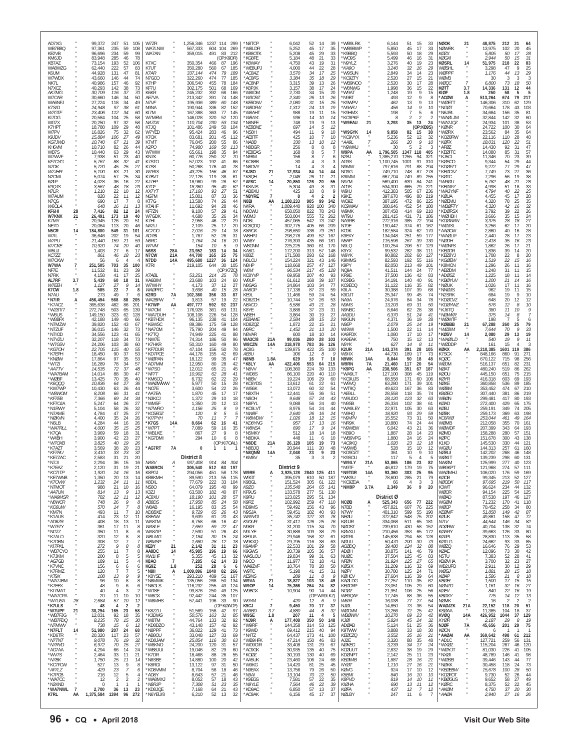AD7XG " 99,372 247 51 105
WB7BBQ " 97,361 235 59 108
KE2VB " 96,696 234 59 99
KM6JD " 83,948 285 46 78
KB7AZ " 73,154 193 52 106
WA8WZG " 62,440 222 57 83
K6UM " 44,928 131 47 81
W7WDX " 43,660 146 44 74
NK7L " 40,986 157 46 92
N7XCZ " 40,293 142 38 73
AK7MG " 30,709 116 37 70
W7CAR " 30,660 146 34 50
WA6NFJ " 27,224 118 34 49
K7SID " 24,948 97 38 61
W7GTF " 23,406 112 34 60
KI7DG " 20,584 104 25 58
WG7X " 20,250 97 32 58
K7HPT " 18,788 109 29 48
W7PV " 16,826 75 32 62
K9JDV " 15,884 106 27 49
KG7JWD " 10,740 67 21 39
KH6VM " 10,710 82 26 44
WB7S " 10,440 63 29 43
W7WWF " 7,938 51 23 40
KF7CYG " 5,767 88 32 41
N7DK " 5,720 45 25 27
W7JHR " 5,100 63 21 30
N2OML " 5,074 57 25 34
K0IP " 4,028 36 16 22
K9QJS " 3,567 48 18 23
N7LR " 1,210 22 10 12
W7AUM " 828 22 11 12
N7QS " 690 17 7 8
W6OLA " 648 16 11 13
KF6HI 28 7,416 82 12 24
W7KNX 21 26,491 173 19 40
K7MY " 20,945 126 20 51
NE7D " 20,064 113 20 46
N5CR 14 184,800 549 31 101
W7IL " 36,646 202 19 54
W7PU " 21,440 159 21 59
KI7OKE " 10,920 74 20 40
W5JJ " 1,403 27 6 17
KC7ZZ " 861 46 18 23
W7CKW " 56 6 4 4
W7WA 7 251,505 703 35 100
NF7E " 11,532 81 23 39
N7RK " 4,158 41 17 25
AL7RF 3.7 5,439 60 18 31
W7EEH " 1,127 27 9 14
K7CW 1.8 585 22 7 8
N7AU " 273 49 7 6
*N7IR A 456,494 568 88 205
*K7ACZ " 365,638 482 86 201
*WZ8T/7 " 272,748 503 65 139
*W6US " 149,150 323 62 128
*W8BFX " 42,188 149 40 66
*N7WZW " 39,820 152 43 67
*N7ZUF " 36,015 146 32 73
*N7IOD " 34,556 123 41 65
*N7VZU " 32,207 118 34 73
*W7GSV " 24,206 103 38 60
*KG7OH " 22,705 115 40 55
*K7EPH " 18,450 90 37 53
*KN0W " 17,864 97 35 53
*W7ZI " 16,289 78 34 57
*AA7TV " 14,535 72 37 48
*WA7BAM " 14,014 88 30 47
*W0BF " 13,425 70 35 40
*K6OQQ " 10,836 64 27 36
*KW7WP " 10,430 63 26 44
*W8WOM " 8,208 66 31 41
*KF7EB " 7,366 69 24 34
*KF7OJA " 5,247 64 26 27
*N1RWY " 5,104 58 26 32
*N7AME " 4,784 47 25 27
*N0KVN " 4,400 35 24 26
*N6LB " 4,284 44 16 26
*WA7RLL " 4,000 35 15 25
*K7QA " 3,969 59 18 31
*W4BH " 3,900 42 23 27
*W7OXB " 3,825 40 19 26
*K7AZT " 3,569 38 20 23
*KF7RU " 3,410 33 23 32
*KE7ZAC " 2,583 31 21 20
*N7JI " 2,294 36 15 16
*K7EAZ " 2,120 31 19 21
*KC7ITP " 1,920 24 16 16
*KE7WNB " 1,350 20 13 14
*K7OVW " 1,232 24 11 17
*N7MOT " 988 21 10 16
*AA7UN " 814 13 9 13
*WA8MSR " 782 12 11 12
*N8WOR " 748 26 9 8
*KO6UW " 570 14 7 8
*KM7N " 493 11 7 10
*KJ4US " 414 23 12 11
*AD6ZR " 408 18 13 11
*W7FZY " 361 17 11 8
*NG7Z " 350 11 8 6
*K7ALO " 320 12 8 8
*K7DBN " 308 12 7 7
*K7PKL " 272 9 8 8
*WB7CYO " 255 11 7 8
*K7JKM " 200 8 5 5
*AG7GB " 189 11 5 4
*K7VNC " 156 6 6 6
*K7RMZ " 120 7 7 5
*KT9X " 108 13 9 9
*WA7JBM " 96 10 8 8
*K7EEX " 48 9 6 6
*KI7MAT " 40 4 3 2
*WA7CPA " 20 11 10 10
*W7USA 28 2,684 57 10 12
*K7ULS " 48 4 2 2
*W7UPF 21 30,294 165 23 58
*WB7FJG " 12,031 92 18 35
*WB7FDQ " 8,235 78 15 30
*N7MWV " 738 15 6 12
*N7FLT 14 51,980 207 24 68
*KD6TR " 20,320 117 27 53
*N7TNT " 9,078 76 19 32
*N7RVD " 6,972 70 15 27
*W7EAA " 4,294 66 14 24
*WV7S " 2,464 33 11 21
*N7BK " 1,750 25 13 12
*KC7FOW " 527 13 9 8
*AF7LZ " 429 23 7 6
*K7PCB " 216 12 6 12
*W7OZC " 12 2 2 2
*N2KND " 0 1 1 1
*WA7NWL 7 2,700 36 13 23
K7RL AA 1,375,584 1394 96 272
W7ZR " 1,256,346 1237 114 299
WA7LNW " 567,333 604 104 269
WA7AN " 359,015 491 83 212
(OP:K9DR)
K7XC " 350,354 466 87 196
K7UT " 350,280 560 67 185
K7AR " 337,144 474 79 189
N7GCO " 322,260 474 77 185
K7HP " 306,540 455 78 184
KF7U " 302,175 501 68 169
K6KR " 245,232 392 68 166
AE7VA " 213,342 391 74 148
N7VF " 195,936 389 60 148
N6NA " 190,944 336 82 152
KI7M " 167,388 363 77 145
W7MEM " 146,028 320 52 120
NA7DX " 110,704 230 53 134
K7JQ " 101,486 249 50 104
W7YED " 95,424 283 46 96
K7OX " 83,681 201 45 112
K7VIT " 76,845 200 55 86
K2PO " 74,980 169 50 113
W7WW " 65,661 198 35 94
KN7K " 60,776 250 37 70
K7STO " 57,023 192 41 86
K7SS " 50,268 176 40 78
W7RIS " 43,225 156 46 87
K7BVT " 27,126 119 38 61
K7IEP " 18,960 99 28 52
K7OF " 18,360 95 40 62
KX7YT " 17,160 93 27 51
NG7M " 15,801 87 33 36
KT7G " 13,580 74 26 44
K7AHF " 11,692 94 28 46
KF7ZN " 9,100 57 29 41
W7GDK " 4,680 35 26 34
K7HI " 2,958 46 22 29
NA2U " 2,109 25 17 20
KC7OO " 2,016 29 14 18
AD7BI " 1,767 52 26 31
N6RC " 1,764 24 16 20
W7VM " 154 10 5 9
N6SS 28A 23,952 183 14 34
N7CW 21A 44,700 165 25 75
N7DD 14A 495,680 1227 36 124
K7RI " 219,105 644 30 105
(OP:K7ZQ)
K7ABL " 53,251 214 25 78
KA6BIM " 23,688 103 24 60
W7WHY " 4,173 37 12 27
WA0PFC " 3,698 40 15 28
K2RD 7A 102,360 356 33 87
WA2BFW " 3,813 57 19 22
*K7WP AA 497,777 592 92 237
*W7OM " 176,928 361 63 131
*WA7DUH " 108,108 226 54 128
*KB7HDX " 96,135 238 41 104
*K6WSC " 89,386 175 59 128
*WA7OM " 75,790 204 49 94
*K7TQ " 74,949 225 41 88
*NW7E " 74,314 186 50 96
*K7HKR " 50,310 160 49 80
*KF7DUR " 47,716 156 50 76
*KD7PCE " 44,178 155 42 69
*WØPAN " 18,122 99 35 47
*AD7MM " 12,950 80 28 42
*W7SO " 12,012 65 21 45
*NF7T " 10,902 62 28 41
*KM6CQ " 6,732 62 22 29
*WA0WWW " 5,977 50 15 28
*NO7E " 3,600 54 22 26
*AA7EA " 1,870 45 17 17
*N3KCJ " 1,372 29 10 18
*WM5F " 1,350 20 12 13
*N7WRO " 1,156 25 8 9
*AK5EGZ " 120 8 5 5
*KI7PYH " 70 11 7 7
*K7GS 14A 8,664 62 16 41
*W7PT " 7,089 59 16 35
*WB1KE " 867 27 9 8
*KG7DMI " 294 10 6 8
(OP:KI7OAL)
*AG7RT 7A 0 1 1 1

## District 8

W8BL A 997,408 914 84 304
WA8RCN " 506,340 512 63 197
K8PGJ " 294,056 451 58 178
KB8KMH " 89,590 213 55 115
K8DRT " 77,679 222 33 104
NS8O " 64,079 195 40 99
K3ZJ " 63,500 182 40 87
AC8XU " 18,190 101 28 57
AB8DS " 17,958 85 24 58
W8AB " 16,195 83 25 54
KD8BXE " 9,729 65 26 43
K8EAW " 9,639 61 21 36
WA8TM " 8,758 66 16 42
WA8LE " 7,659 59 22 47
WA8ZIP " 7,590 51 26 43
W8LMG " 2,184 30 15 24
W8MSP " 1,680 28 12 18
KE8Y 21 2,142 31 11 23
AA8DC 14 45,985 196 19 66
KW1HF " 5,355 45 13 32
K8AO 7 7,285 62 14 33
KG8Z 1.8 252 28 6 6
*N8II A 1,009,896 1040 82 266
*K8YSE " 293,210 489 51 167
*N8WMK " 135,056 268 50 134
*N8GLS " 116,232 255 43 124
*W7BE " 99,876 250 49 125
*W8GX " 92,442 244 35 107
*W8MHS " 57,441 196 33 90
(OP:K8AOP)
*K8ZZU " 51,569 158 42 97
*K3DMG " 50,576 163 31 85
*W8TM " 44,764 133 32 92
*KD8DZO " 43,148 157 42 92
*N8PPF " 36,822 129 41 73
*AB8OU " 33,048 127 33 69
*KD8JAM " 25,856 116 30 63
*W8KNO " 24,200 120 31 57
*WB8JUI " 19,046 82 29 55
*W8ZT " 18,648 91 28 56
*N8SBE " 14,880 100 20 42
*K8RGI " 13,122 97 31 50
*KD8VMM " 12,412 66 25 49
*AD8Y " 8,643 57 21 46
*WA8MXJ " 8,052 57 18 43
*N8RJP " 7,308 51 23 40
*KD8JQE " 7,168 64 28 36
*N6YEU/8 " 6,210 52 13 32
*N8TOP " 6,042 52 14 39
*W8LDR " 5,252 45 17 35
*KB8OTK " 5,208 45 29 33
*KG8FE " 5,184 48 21 33
*K8WAY " 4,750 43 19 31
*WE8UPJ " 4,000 44 22 28
*AC8AZ " 3,570 34 17 25
*AC8FG " 3,384 35 18 29
*AC8NP " 3,315 39 13 26
*K8PJK " 3,157 38 17 24
*W8IDM " 2,730 34 15 20
*W8OPZ " 2,340 26 13 26
*KE8DNV " 2,080 31 15 25
*W8DFW " 1,312 24 13 19
*W8AHT " 988 19 11 15
*W8AYL " 936 14 10 14
*N8NFE " 748 19 9 13
*KE8BNE " 697 14 5 12
*NS8H " 494 11 9 10
*AE8TF " 425 10 7 10
*NA8B " 330 13 10 12
*N8RGR " 256 8 8 8
*KE8EAS " 168 8 5 7
*NF8M " 156 8 7 6
*KC8BB " 30 4 3 3
*N8OVY " 14 4 3 4
*KJ8O 21 12,934 84 14 44
*K8QH " 2,048 26 11 21
*AF8C 14 20,850 126 20 55
*K8AJS " 5,304 49 8 31
*AB8XU " 425 10 8 9
*N8YRE 7 8 4 2 2
N8BI AA 1,108,233 985 99 342
N4RA " 1,089,440 928 100 340
K8MJ " 658,050 822 78 243
W8MJ " 503,004 555 72 262
ND8L " 457,065 542 73 242
KC8QDQ " 302,775 405 66 209
K8RDX " 298,650 336 79 251
W8HPJ " 298,278 499 52 167
WA8Y " 276,393 435 66 181
W8GNM " 225,225 360 61 170
KA8G " 172,200 313 57 148
K8BZ " 171,580 293 62 168
N8LCU " 154,224 321 43 146
N8HP " 118,668 257 47 127
W8VI " 96,534 217 45 128
KC8YVP " 69,958 207 40 93
W8UF " 61,612 168 39 107
N8GAS " 24,864 103 34 77
AA8GP " 17,138 87 23 59
KE9L " 11,466 59 24 54
KD8ZOH " 10,744 57 26 53
N8XCO " 5,586 43 21 28
K8YE " 3,888 37 23 31
W8EH " 3,864 30 19 27
KE8AME " 2,584 28 15 23
K8ZPI " 1,872 22 15 21
N9RC " 1,452 21 13 20
N8VAR " 600 18 10 14
WA3CI/8 21A 99,036 280 28 103
W8CZN 14A 318,978 783 36 126
AC9G " 139,875 422 25 100
AE8U " 306 12 8 9
N8NB 1.8A 629 16 7 10
*K8LY AA 422,406 553 64 215
*N8VV " 108,360 224 39 133
*WD8S " 86,100 220 40 110
*N8BV " 19,224 106 29 60
*KC8YOS " 13,612 61 22 61
*WS6K " 13,072 60 32 54
*N8XTH " 12,441 55 36 51
*N8OH " 9,648 57 24 43
*N8FYL " 9,088 56 24 40
*KC8LVT " 8,976 54 24 44
*NM8F " 2,640 26 16 24
*W8WDW " 1,026 18 12 15
*KD8YNG " 957 17 13 16
*W8NSA " 690 17 9 14
*KD8KY " 512 18 14 18
*N8DKA " 448 11 6 10
*N8DE 21A 26,128 105 19 73
*N8EJQ " 20,944 111 20 48
*N8QNM 14A 2,048 23 9 23
*KM8V " 35 3 3 2

## District 9

W9RE A 3,925,128 2840 125 411
W9GT " 395,079 610 50 187
K9BGL " 151,624 305 61 122
K9ZO " 135,548 264 65 141
K9UZS " 133,578 277 51 130
K9RU " 123,025 295 51 134
K9RZ " 102,992 259 47 110
KD9MS " 59,492 156 43 96
N9SJA " 59,451 182 40 93
WA9VGJ " 35,742 127 32 82
K9DDT " 31,411 126 25 76
N8KR " 31,200 115 34 70
N8LYE " 30,888 109 38 79
KE9UA " 29,946 158 32 61
W9KXQ " 29,795 116 38 63
KA9MIP " 22,533 101 29 58
K9GWS " 20,739 105 36 57
WA5LOU " 19,834 99 31 63
W9KG " 14,420 81 25 45
N9CO " 11,977 72 18 41
KA9VZF " 10,764 78 28 41
W9TC " 5,198 41 15 31
KE9NS " 289 11 8 9
KA9BEW 21 18,827 103 18 49
W9VA 14 75,366 264 24 82
W9BGH " 10,904 90 14 44
W9YM " 420 12 6 9
(OP:WA9LKZ)
K9CJ 7 9,450 70 17 37
AA9BD 3.7 4,880 44 8 32
W9SE 1.8 207 11 4 5
*NJ9R A 477,008 350 50 148
*W9RF " 144,358 314 53 125
*K9WD " 69,412 215 40 94
*N4TZ " 64,437 173 41 100
*WB9HFK " 47,214 150 46 83
*WD9CIR " 33,408 131 27 69
*AC9GK " 30,935 105 30 75
*KO0Z " 30,193 126 30 59
*KA9UK " 23,660 103 30 52
*N9AJ " 22,184 94 30 58
*W9KZ " 13,806 85 21 41
*WB9LRK " 6,144 51 15 33
*WB9EMP " 5,850 45 17 33
*K9BBQ " 5,593 50 18 29
*WO9S " 5,499 46 16 31
*N9YLZ " 3,276 40 19 23
*KA9O " 3,240 32 16 29
*W9SUN " 2,849 34 14 23
*KC9ZTY " 2,520 27 15 21
*WB9NOO " 2,520 30 17 28
*W8NWG " 1,998 36 15 22
*W9AT " 1,248 19 9 15
*N9BT " 493 12 9 8
*K9WPV " 462 13 9 13
*N9AFU " 456 14 9 10
*K9HMX " 198 7 5 6
*KC9PKF " 8 2 2 2
*W9EAU 21 3,293 35 13 24
(OP:KB9S)
*W9GYK 14 9,858 82 15 38
*KC9VYX " 5,236 52 12 32
*AA9L 7 266 20 9 10
*N9WKU " 30 5 2 3
W9PA AA 1,796,505 1347 118 405
N2BJ " 1,385,270 1255 94 321
AG9S " 1,100,745 1001 91 310
N9MW " 797,616 791 88 294
ND9G " 749,710 748 87 278
K9IMM " 667,704 749 89 255
N9ZM " 569,400 639 84 241
AC9S " 534,300 665 79 221
W9IU " 412,383 505 67 236
K9GE " 397,670 496 80 219
WC9Z " 387,195 472 86 225
KC9WAV " 308,646 452 54 180
W9MK " 307,458 414 69 210
WT9U " 281,415 431 71 186
NA9RB " 272,916 385 72 194
NT9E " 190,442 374 61 162
KC9K " 182,584 324 62 170
K9EXY " 134,048 251 59 177
N5RP " 115,596 267 39 130
N9LQ " 100,254 206 57 129
K9YX " 99,532 282 38 111
W9YK " 90,882 202 60 127
K9MMS " 82,593 192 55 116
K9PY " 82,050 213 49 101
NQ9A " 41,511 144 24 77
KR9E " 37,500 136 42 83
KC9BG " 34,131 140 40 91
KC9EOQ " 31,122 116 35 82
K9LA " 30,388 107 39 68
K9DJT " 25,347 99 45 74
NA9A " 24,976 84 34 78
N9MS " 13,203 69 31 50
N9NBC " 8,646 62 28 38
AA9DJ " 6,370 51 24 41
N9GUN " 4,371 36 19 28
N9EP " 2,079 25 14 19
W9NM " 1,500 22 11 14
KA9FOX " 1,080 17 10 17
KA9EAK " 750 15 12 13
N9YK " 627 14 8 11
K2UR 21A 143,374 391 28 105
W9IIX " 44,730 189 17 73
N9NW 14A 8,844 50 18 48
W9RN 7A 21,460 117 20 54
*K9PG AA 238,506 351 67 187
*WA9LT " 127,100 308 45 119
*KC9UJS " 68,558 171 60 106
*W9VQ " 63,280 171 39 101
*WT9Q " 49,623 167 36 83
*AE9LL " 28,558 118 35 74
*N9UDO " 28,120 123 32 63
*N9SB " 26,334 102 38 61
*WA9LEY " 22,971 105 30 63
*N9HQ " 18,920 93 29 59
*N9MPV " 15,552 73 31 50
*NR9K " 10,880 74 24 44
*N9MEW " 6,042 43 21 36
*N9ILY " 1,887 28 14 23
*WB9VPG " 1,880 24 16 24
*AC9KQ " 1,020 23 12 18
*W9WB " 528 15 10 12
*KD9DZT " 361 10 9 10
*K9SOU " 117 5 4 5
*W9ILY 21A 53,865 186 23 82
*N9TF " 46,812 179 19 75
*N9TGR 14A 93,360 303 25 95
*WK9U " 78,600 285 21 79
*KC9ZDA " 66 4 3 3
*NM9P 3.7A 2,349 36 9 20

## District Ø

NCØB A 525,343 656 77 222
N7BD " 457,821 607 76 225
N7WY " 401,310 599 55 190
NØJU " 372,842 548 75 202
KØJJR " 334,068 511 65 181
NØOST " 239,610 430 58 152
KØJXU " 210,456 353 65 127
KØTRL " 145,638 294 58 128
NØLU " 50,470 200 30 73
ACØRO " 39,480 124 32 88
ADØH " 38,875 141 46 79
NUØC " 37,504 125 45 83
NØRN " 31,924 125 27 65
KØRPH " 31,209 116 32 69
NØFY " 30,780 125 24 71
KØHCV " 27,604 116 39 64
KAØLDG " 27,257 110 35 62
KEØCRP " 23,051 105 29 60
NØZE " 21,951 106 25 56
WBØQAF " 17,745 88 36 55
W6IR " 16,038 77 27 54
NJØL " 14,850 73 36 54
WØOVM " 13,266 72 25 42
WBØWV " 10,270 69 23 42
KØSDC " 5,824 45 24 32
ADØAB " 5,124 51 25 36
KØVW " 3,888 33 18 30
KEØCZQ " 3,520 36 20 24
AJ2E " 3,320 38 16 24
NØKEG " 3,239 34 17 24
KØUR " 2,769 33 13 26
KDØNPT " 2,142 35 11 23
KEØHRO " 1,887 28 14 23
NYØT " 1,110 27 16 14
NØSMM " 819 14 10 11
KØHA " 690 13 10 13
NØVP " 640 14 10 10
NØLBY " 247 11 6 7
NØOK 21 48,875 212 21 64
NØWRK " 13,975 102 20 45
KØZX " 5,805 50 17 28
KØGXI " 2,944 50 15 31
KØSRL 14 51,975 218 22 83
WØSHL " 3,298 47 9 25
WØPPF " 1,176 44 13 29
WØVB " 30 3 3 3
WØQC 7 6,800 73 18 50
KØTT 3.7 14,336 131 12 44
KIØF 1.8 250 58 5 5
*ACØW A 513,264 674 79 217
*WØETT " 146,306 310 62 129
*NGØT " 70,664 178 43 103
*NØJRL " 34,684 156 35 81
*WAØLJM " 32,844 142 32 60
*WA2JQZ " 24,934 101 38 53
*KØNR " 24,722 100 30 64
*WØRX " 23,562 84 35 64
*KCØJRW " 22,116 110 28 48
*KØFX " 18,031 120 22 51
*AFØZ " 14,430 92 31 47
*KEØITC " 14,080 85 31 57
*KJ5CI " 11,346 70 23 39
*KØSCO " 9,344 54 29 44
*KDØFZT " 9,272 77 29 47
*KEØCAZ " 7,749 73 27 36
*KØTC " 7,296 56 19 38
*WRØU " 5,782 48 21 28
*KEØJFZ " 4,998 51 18 33
*WA3YNF " 4,794 40 22 25
*KØUA " 4,455 45 17 28
*NØEMU " 4,320 78 25 35
*WBØFTY " 4,320 42 16 32
*KDØRSX " 3,792 39 22 26
*WØHBH " 3,666 35 15 24
*KDØWAN " 3,375 28 18 27
*WØJSL " 3,256 62 17 20
*AAØCW " 2,860 40 16 28
*WAØLIF " 2,440 28 17 23
*NØDH " 2,418 35 16 23
*WØNFS " 1,862 26 17 21
*KEØDR " 1,836 39 14 20
*KEØJYJ " 1,708 22 8 20
*KGØEW " 1,519 22 15 16
*K8MCN " 1,296 20 11 16
*AEØDM " 1,248 31 11 15
*ADØSZ " 1,225 18 11 14
*KBØYUV " 1,200 21 14 16
*NØUK " 1,026 17 11 16
*NNØØS " 962 19 11 15
*N2SRK " 684 19 9 10
*KDØCVZ " 648 20 12 12
*KDØYWZ " 576 12 8 10
*KJ6TQ " 380 11 10 9
*NØWKR " 375 14 8 7
*WØWTF " 198 7 5 6
*KØBBB 21 67,288 260 25 79
*WØJIM " 7,644 70 9 33
*KØSV 14 2,080 29 13 19
*WAØLID " 540 19 9 11
*WAØDDP " 161 15 4 3
KØKX AA 2,210,385 1601 119 386
K7SCX " 848,166 860 91 271
KØJC " 670,122 715 98 256
WØJM " 516,138 651 82 231
NØAT " 480,240 519 86 262
KØOU " 445,150 651 75 215
KØYR " 416,318 603 69 193
NØKE " 360,858 536 89 185
WØBM " 353,452 474 67 210
KBØEO " 307,440 381 86 219
WBØN " 299,481 417 80 193
KØAD " 272,400 429 65 175
KØBJ " 259,191 349 74 205
NØBK " 259,173 369 63 198
KØFRØ " 253,044 461 49 164
WØMB " 212,058 355 70 161
WØWDF " 207,399 343 64 193
KØARY " 158,283 287 57 151
KØPC " 151,678 300 43 138
K1KD " 145,530 330 44 121
WØZU " 144,313 257 61 160
NØBUI " 142,202 268 46 148
WØKIT " 139,239 298 60 131
NWØM " 125,999 277 40 123
WB9KPT " 121,968 274 57 111
WAØMHJ " 106,020 176 59 169
KØOB " 99,345 213 52 127
NØDDK " 97,695 219 50 117
K3WT " 96,624 234 44 132
WØØR " 94,154 225 54 125
NØAGH " 87,538 197 46 127
WØZM " 71,232 170 41 118
WØZP " 57,610 158 34 80
KEØMF " 51,858 149 42 87
KØUK " 49,861 158 47 72
N7IV " 44,544 146 34 82
ADØRW " 40,704 138 32 74
KØARY " 39,663 126 33 80
KØJPL " 28,830 113 35 58
KØTLG " 24,662 93 33 85
WØZQ " 16,646 76 29 53
KØAE " 12,096 73 30 42
N5TU " 7,383 52 28 41
KBØVHA " 3,700 32 23 27
WB2UFO " 2,911 30 12 29
WØGJ " 1,881 28 15 18
KØAP " 1,586 21 8 18
KBØEL " 1,500 17 15 15
NØNZG " 1,161 32 16 27
KØEV " 840 22 16 19
KAØKV " 775 14 12 13
NØMK " 16 2 2 2
WAØJZK 21A 22,152 118 20 51
KSØAA " 11,385 104 18 37
KVØQ 14A 426,952 1044 37 129
KYØR " 2,187 29 8 19
*NØUR 7A 45,656 201 29 75
*AAØAI AA 369,642 498 61 212
*ADØC " 127,271 259 56 131
*WXØZ " 115,204 267 46 120
*WØZYT " 81,030 226 41 105
*NXØI " 48,789 146 41 98
*KØAIC " 37,570 137 35 80
*NØXF " 30,458 118 23 74
*KEØEBW " 15,678 102 25 53
*KCØFOT " 9,730 52 26 44
*KBØQUS " 9,652 58 27 43
*KØRC " 8,375 52 25 50
*AKØM " 4,750 27 24 26
*AAØA " 2,940 27 16 20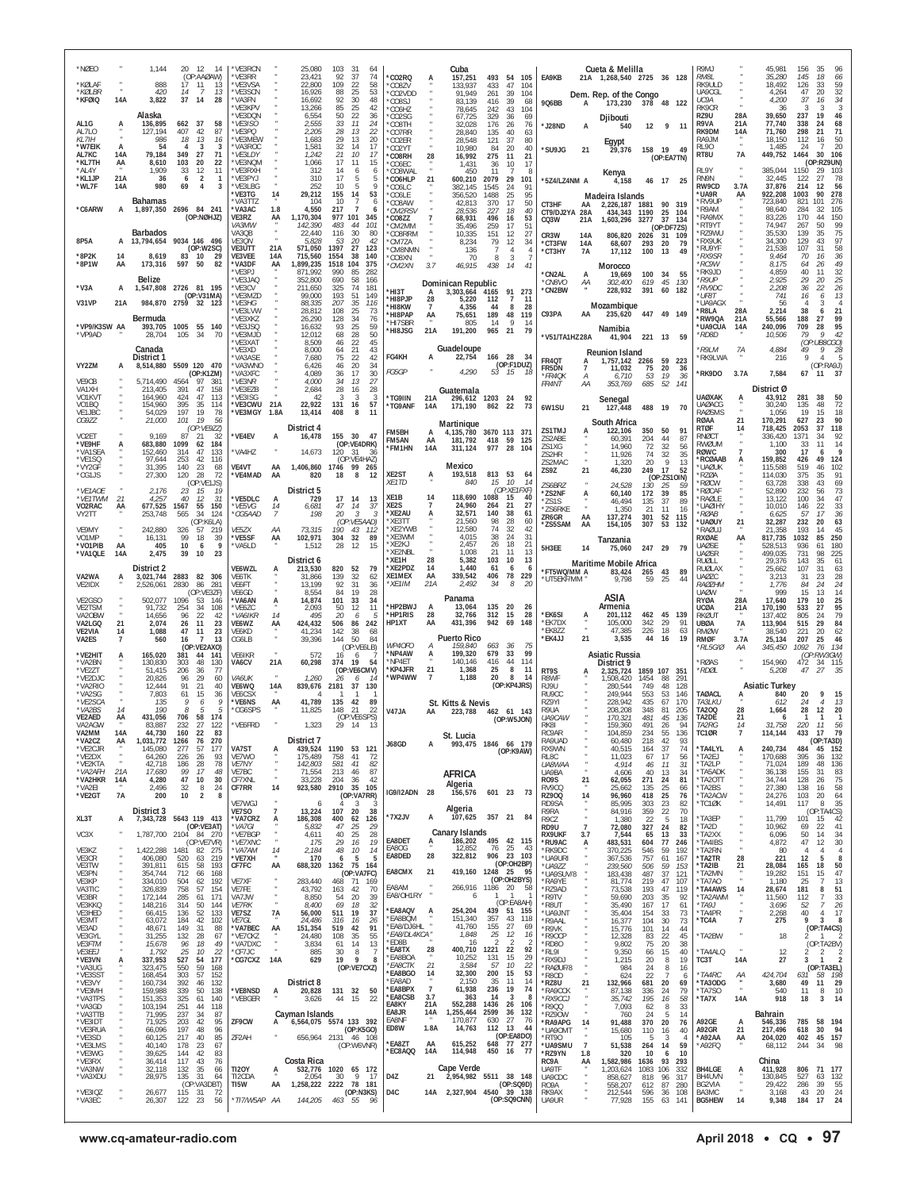| Call | Band | Score | QSOs | Zones | Countries |
|---|---|---|---|---|---|
| *N2EO | " | 1,144 | 20 | 12 | 14 |
| | | | (OP:AA0AW) | | |
| *K0LAF | " | 888 | 17 | 11 | 13 |
| *K0LBR | " | 420 | 14 | 7 | 13 |
| *KF0IQ | 14A | 3,822 | 37 | 14 | 28 |

**Alaska**

| Call | Band | Score | QSOs | Zones | Countries |
|---|---|---|---|---|---|
| AL1G | A | 136,895 | 662 | 37 | 58 |
| AL7LO | " | 127,194 | 407 | 42 | 87 |
| KL7IH | " | 986 | 18 | 13 | 16 |
| *W7BK | A | 54 | 4 | 3 | 3 |
| AL7KC | 14A | 79,184 | 349 | 27 | 71 |
| *KL7TH | AA | 8,610 | 103 | 20 | 22 |
| *AL4Y | " | 1,909 | 33 | 12 | 11 |
| *KL1JP | 21A | 36 | 6 | 2 | 1 |
| *WL7F | 14A | 980 | 69 | 4 | 3 |

**Bahamas**

| Call | Band | Score | QSOs | Zones | Countries |
|---|---|---|---|---|---|
| *C6ARW | A | 1,897,350 | 2696 | 84 | 241 |
| | | | (OP:N0HJZ) | | |

**Barbados**

| Call | Band | Score | QSOs | Zones | Countries |
|---|---|---|---|---|---|
| 8P5A | A | 13,794,654 | 9034 | 146 | 496 |
| | | | (OP:W2SC) | | |
| *8P2K | 14 | 8,619 | 83 | 10 | 29 |
| *8P1W | AA | 173,316 | 597 | 50 | 82 |

**Belize**

| Call | Band | Score | QSOs | Zones | Countries |
|---|---|---|---|---|---|
| *V3A | A | 1,547,808 | 2726 | 81 | 195 |
| | | | (OP:V31MA) | | |
| V31VP | 21A | 984,870 | 2759 | 32 | 123 |

**Bermuda**

| Call | Band | Score | QSOs | Zones | Countries |
|---|---|---|---|---|---|
| *VP9/K3SW | AA | 393,705 | 1005 | 55 | 140 |
| *VP9AD | " | 28,704 | 105 | 34 | 70 |

**Canada — District 1**

| Call | Band | Score | QSOs | Zones | Countries |
|---|---|---|---|---|---|
| VY2ZM | A | 8,514,880 | 5509 | 120 | 470 |
| | | | (OP:K1ZM) | | |
| VE9CB | " | 5,714,490 | 4564 | 97 | 381 |
| VA1XH | " | 213,405 | 391 | 47 | 158 |
| VO1KVT | " | 164,960 | 424 | 47 | 113 |
| VO1BQ | " | 154,960 | 395 | 35 | 114 |
| VE1JBC | " | 54,029 | 197 | 19 | 78 |
| CG9ZZ | " | 21,000 | 101 | 19 | 56 |
| | | | (OP:VE9ZZ) | | |
| VO2ET | " | 9,169 | 87 | 21 | 32 |
| *VE9HF | A | 683,880 | 1099 | 62 | 184 |
| *VA1SEA | " | 152,460 | 314 | 47 | 133 |
| *VE1SQ | " | 97,644 | 253 | 42 | 116 |
| *VY2GF | " | 31,395 | 140 | 23 | 68 |
| *CG1JS | " | 27,300 | 120 | 28 | 72 |
| | | | (OP:VE1JS) | | |
| *VE1AOE | " | 2,176 | 23 | 15 | 19 |
| *VE1TWM | 21 | 4,257 | 40 | 12 | 31 |
| VO2RAC | AA | 677,525 | 1567 | 55 | 150 |
| VY2TT | " | 253,748 | 565 | 34 | 124 |
| | | | (OP:K6LA) | | |
| VE9MY | " | 242,880 | 326 | 57 | 219 |
| VO1MP | " | 16,131 | 99 | 18 | 39 |
| *VO1PIB | AA | 405 | 10 | 6 | 9 |
| *VA1QLE | 14A | 2,475 | 39 | 10 | 23 |

**District 2**

| Call | Band | Score | QSOs | Zones | Countries |
|---|---|---|---|---|---|
| VA2WA | A | 3,021,744 | 2883 | 82 | 306 |
| VE2IDX | " | 2,526,061 | 2830 | 86 | 281 |
| | | | (OP:VE2ZP) | | |
| VE2GSO | " | 502,077 | 1096 | 53 | 146 |
| VE2TSM | " | 91,732 | 254 | 34 | 108 |
| VA2OBW | " | 14,656 | 96 | 22 | 42 |
| VA2LGQ | 21 | 2,074 | 26 | 11 | 23 |
| VE2VIA | 14 | 1,088 | 47 | 11 | 23 |
| VA2ES | 7 | 560 | 16 | 7 | 13 |
| | | | (OP:VE2AXO) | | |
| *VE2HIT | A | 165,020 | 381 | 44 | 141 |
| *VA2BN | " | 130,830 | 303 | 48 | 130 |
| *VE2ZT | " | 51,415 | 206 | 36 | 77 |
| *VE2DJC | " | 20,826 | 96 | 29 | 60 |
| *VA2RIO | " | 12,444 | 91 | 21 | 40 |
| *VA2SG | " | 7,803 | 61 | 15 | 36 |
| *VE2SCA | " | 135 | 9 | 6 | 9 |
| *VA2BS | 14 | 190 | 8 | 5 | 5 |
| VE2AED | AA | 431,056 | 706 | 58 | 174 |
| VA2AGW | " | 83,887 | 232 | 27 | 122 |
| VA2MM | 14A | 44,730 | 160 | 22 | 83 |
| *VA2CZ | AA | 1,031,772 | 1266 | 76 | 270 |
| *VE2CJR | " | 145,080 | 277 | 57 | 177 |
| *VE2DX | " | 64,260 | 226 | 26 | 93 |
| *VE2KTA | " | 42,718 | 186 | 28 | 78 |
| *VA2ARH | 21A | 17,680 | 99 | 17 | 48 |
| *VA2HKR | 14A | 4,280 | 47 | 10 | 30 |
| *VA2EI | " | 2,496 | 32 | 8 | 24 |
| *VE2GT | 7A | 200 | 10 | 2 | 8 |

**District 3**

| Call | Band | Score | QSOs | Zones | Countries |
|---|---|---|---|---|---|
| XL3T | A | 7,343,728 | 5643 | 119 | 413 |
| | | | (OP:VE3AT) | | |
| VC3X | " | 1,787,700 | 2104 | 84 | 270 |
| | | | (OP:VE7VR) | | |
| VE3KZ | " | 1,422,288 | 1481 | 82 | 275 |
| VE3CR | " | 406,080 | 520 | 63 | 219 |
| VE3TW | " | 391,811 | 615 | 58 | 193 |
| VE3PN | " | 354,744 | 712 | 66 | 168 |
| VE3KP | " | 334,010 | 504 | 62 | 192 |
| VA3TIC | " | 326,839 | 758 | 57 | 154 |
| VE3BR | " | 172,144 | 285 | 61 | 171 |
| VE3KKQ | " | 148,216 | 314 | 50 | 144 |
| VE3HED | " | 66,415 | 136 | 52 | 133 |
| VE3MT | " | 63,072 | 184 | 42 | 102 |
| VE3AD | " | 48,671 | 149 | 31 | 88 |
| VE3GYL | " | 31,255 | 132 | 28 | 67 |
| VE3RTM | " | 15,678 | 96 | 18 | 49 |
| VE3EEJ | " | 1,792 | 25 | 10 | 22 |
| *VE3VN | A | 337,953 | 527 | 54 | 177 |
| *VA3UG | " | 323,475 | 550 | 59 | 168 |
| *VE3SST | " | 168,454 | 303 | 57 | 152 |
| *VE3VY | " | 160,734 | 392 | 46 | 132 |
| *VE3MH | " | 159,988 | 339 | 50 | 138 |
| *VA3TPS | " | 151,353 | 325 | 61 | 140 |
| *VA3GD | " | 103,194 | 251 | 44 | 118 |
| *VA3TTB | " | 71,995 | 237 | 34 | 87 |
| *VE3IDT | " | 71,925 | 203 | 42 | 95 |
| *VE3RUA | " | 66,096 | 197 | 48 | 96 |
| *VE3SD | " | 60,125 | 217 | 40 | 85 |
| *VE3LMS | " | 40,140 | 178 | 23 | 67 |
| *VE3WG | " | 39,625 | 144 | 42 | 83 |
| *VE3RX | " | 36,414 | 117 | 43 | 76 |
| *VA3NW | " | 32,118 | 132 | 35 | 66 |
| *VA3XDU | " | 28,975 | 135 | 31 | 64 |
| | | | (OP:VA3DBT) | | |
| *VE3IQZ | " | 26,677 | 115 | 31 | 72 |
| *VA3EC | " | 26,307 | 122 | 23 | 56 |
| *VE3RCN | " | 25,080 | 103 | 31 | 64 |
| *VE3RR | " | 23,421 | 92 | 37 | 74 |
| *VE3VSA | " | 22,800 | 109 | 22 | 58 |
| *VE3SCN | " | 16,926 | 88 | 25 | 53 |
| *VA3FN | " | 16,692 | 92 | 30 | 48 |
| *VE3KPV | " | 13,266 | 85 | 25 | 42 |
| *VE3DQN | " | 6,554 | 50 | 22 | 24 |
| *VE3ISO | " | 2,555 | 33 | 11 | 24 |
| *VE3FQ | " | 2,205 | 28 | 13 | 22 |
| *VE3MEW | " | 1,683 | 29 | 13 | 20 |
| *VA3ROC | " | 1,581 | 32 | 14 | 17 |
| *VE3LDY | " | 1,242 | 21 | 10 | 17 |
| *VE3NQM | " | 1,066 | 17 | 11 | 15 |
| *VE3RXH | " | 312 | 14 | 6 | 6 |
| *VE3PYJ | " | 310 | 17 | 5 | 5 |
| *VE3LBG | " | 252 | 10 | 5 | 9 |
| *VE3TG | 14 | 29,212 | 155 | 14 | 53 |
| *VA3TTZ | " | 104 | 10 | 7 | 6 |
| *VA3AC | 1.8 | 4,550 | 217 | 7 | 6 |
| VE3RZ | AA | 1,170,304 | 977 | 101 | 345 |
| VA3MW | " | 142,390 | 483 | 44 | 101 |
| VA3QB | " | 22,440 | 116 | 30 | 80 |
| VE3QN | " | 5,828 | 53 | 20 | 42 |
| VE3UTT | 21A | 571,050 | 1397 | 27 | 123 |
| VE3VEE | 14A | 715,560 | 1554 | 38 | 140 |
| *VA3DF | AA | 1,899,235 | 1518 | 104 | 375 |
| *VE3PJ | " | 871,992 | 990 | 85 | 282 |
| *VE3JAQ | " | 352,800 | 690 | 58 | 166 |
| *VE3CV | " | 211,650 | 325 | 74 | 181 |
| *VE3MZD | " | 99,000 | 193 | 51 | 149 |
| *VE3HG | " | 88,335 | 207 | 35 | 116 |
| *VE3LVW | " | 28,812 | 108 | 25 | 73 |
| *VE3XKZ | " | 26,290 | 128 | 34 | 76 |
| *VE3JSQ | " | 16,632 | 93 | 25 | 59 |
| *VE3MJD | " | 12,012 | 68 | 28 | 50 |
| *VE3XAT | " | 8,509 | 46 | 22 | 45 |
| *VE3XD | " | 8,000 | 64 | 21 | 43 |
| *VA3ASE | " | 7,680 | 75 | 22 | 42 |
| *VA3WNO | " | 6,426 | 46 | 20 | 34 |
| *VA3XFC | " | 4,089 | 36 | 17 | 30 |
| *VE3NR | " | 4,004 | 34 | 13 | 27 |
| *VE3EZB | " | 2,684 | 28 | 16 | 28 |
| *VE3ISE | " | 42 | 3 | 3 | 3 |
| *VE3CWU | 21A | 22,922 | 131 | 16 | 57 |
| *VE3MGY | 1.8A | 13,414 | 408 | 8 | 11 |

**District 4**

| Call | Band | Score | QSOs | Zones | Countries |
|---|---|---|---|---|---|
| *VE4EV | A | 16,478 | 155 | 30 | 47 |
| | | | (OP:VE4DRK) | | |
| *VA4HZ | " | 14,673 | 120 | 31 | 36 |
| | | | (OP:VE4HAZ) | | |
| VE4VT | AA | 1,406,860 | 1746 | 99 | 265 |
| *VE4MAD | AA | 820 | 18 | 8 | 12 |

**District 5**

| Call | Band | Score | QSOs | Zones | Countries |
|---|---|---|---|---|---|
| *VE5DLC | A | 729 | 17 | 14 | 13 |
| *VE5VG | 14 | 6,681 | 47 | 14 | 37 |
| *CG5AAD | 7 | 198 | 20 | 3 | 3 |
| | | | (OP:VE5AAD) | | |
| VE5ZX | AA | 73,315 | 190 | 43 | 112 |
| *VE5SF | AA | 102,971 | 304 | 32 | 89 |
| *VA5LD | " | 1,512 | 28 | 12 | 15 |

**District 6**

| Call | Band | Score | QSOs | Zones | Countries |
|---|---|---|---|---|---|
| VE6WZL | A | 213,530 | 820 | 52 | 79 |
| VE6TK | " | 31,866 | 139 | 32 | 62 |
| VE6FT | " | 13,199 | 92 | 31 | 36 |
| VE6GD | " | 8,554 | 84 | 19 | 28 |
| *VA6AN | A | 14,874 | 101 | 33 | 34 |
| *VE6ZC | " | 2,093 | 50 | 12 | 11 |
| *VA6IKR | 14 | 495 | 20 | 6 | 5 |
| VE6WZ | AA | 424,432 | 506 | 86 | 242 |
| VE6KD | " | 41,234 | 142 | 38 | 68 |
| CG6LB | " | 39,396 | 144 | 50 | 84 |
| | | | (OP:VE6LB) | | |
| VE6IKR | " | 572 | 16 | 6 | 7 |
| VA6CV | 21A | 60,298 | 374 | 19 | 54 |
| | | | (OP:VE6CMV) | | |
| VA6UK | " | 1,260 | 26 | 6 | 14 |
| VE6WQ | 14A | 839,676 | 2181 | 37 | 130 |
| VE6CSX | " | 4 | 1 | 1 | 1 |
| *VE6NS | AA | 41,789 | 135 | 42 | 89 |
| *CG6SPS | " | 11,825 | 148 | 21 | 22 |
| | | | (OP:VE6SPS) | | |
| *VE6FRD | " | 1,323 | 29 | 14 | 13 |

**District 7**

| Call | Band | Score | QSOs | Zones | Countries |
|---|---|---|---|---|---|
| VA7ST | A | 439,524 | 1190 | 53 | 121 |
| VE7WO | " | 175,489 | 758 | 41 | 72 |
| VE7NY | " | 142,903 | 581 | 41 | 82 |
| VE7BC | " | 71,554 | 213 | 46 | 87 |
| CF7XNL | " | 33,228 | 204 | 36 | 42 |
| CF7RR | 14 | 923,580 | 2910 | 35 | 105 |
| | | | (OP:VA7RR) | | |
| VE7WGJ | " | 6 | 4 | 3 | 3 |
| VE7SO | 7 | 13,224 | 107 | 20 | 38 |
| *VA3DRZ | A | 186,308 | 400 | 62 | 126 |
| *VA7GI | " | 5,832 | 47 | 25 | 29 |
| *VE7BGP | " | 4,611 | 40 | 25 | 28 |
| *VE7XNC | " | 175 | 29 | 16 | 19 |
| *VA7AM | 14 | 2,184 | 48 | 10 | 14 |
| *VE7XH | " | 170 | 6 | 5 | 5 |
| CF7FC | AA | 688,320 | 1362 | 75 | 164 |
| | | | (OP:VA7FC) | | |
| VE7XF | " | 283,440 | 468 | 71 | 169 |
| VE7FE | " | 43,792 | 163 | 42 | 70 |
| VA7JW | " | 8,850 | 54 | 20 | 39 |
| VE7RK | " | 8,400 | 69 | 18 | 32 |
| VE7SZ | 7A | 56,000 | 511 | 19 | 37 |
| VE7GL | " | 24,486 | 316 | 16 | 26 |
| *VA7BEC | AA | 151,354 | 519 | 42 | 91 |
| *VE7CKZ | " | 24,480 | 108 | 35 | 55 |
| *VA7DXC | " | 3,834 | 61 | 14 | 13 |
| *CF7JC | " | 885 | 30 | 8 | 7 |
| *CG7CXZ | 14A | 629 | 19 | 9 | 8 |
| | | | (OP:VE7CXZ) | | |

**District 8**

| Call | Band | Score | QSOs | Zones | Countries |
|---|---|---|---|---|---|
| *VE8NSD | A | 20,828 | 131 | 32 | 50 |
| *VE8GER | " | 3,626 | 44 | 15 | 22 |

**Cayman Islands**

| Call | Band | Score | QSOs | Zones | Countries |
|---|---|---|---|---|---|
| ZF9CW | A | 6,564,075 | 5574 | 133 | 392 |
| | | | (OP:K5GO) | | |
| ZF2AH | " | 656,964 | 2131 | 46 | 108 |
| | | | (OP:W6VNR) | | |

**Costa Rica**

| Call | Band | Score | QSOs | Zones | Countries |
|---|---|---|---|---|---|
| TI2OY | A | 532,776 | 1020 | 65 | 172 |
| TI2CDA | " | 2,054 | 30 | 9 | 17 |
| TI5W | AA | 1,258,222 | 2222 | 78 | 181 |
| | | | (OP:N3KS) | | |
| *TI7/W5AP | AA | 144,205 | 463 | 55 | 96 |

**Cuba**

| Call | Band | Score | QSOs | Zones | Countries |
|---|---|---|---|---|---|
| *CO2RQ | A | 157,251 | 493 | 54 | 105 |
| *CO8ZV | " | 133,937 | 433 | 47 | 104 |
| *CO2VDD | " | 91,949 | 261 | 39 | 104 |
| *CO8SJ | " | 83,139 | 416 | 39 | 68 |
| *CO6HZ | " | 78,645 | 242 | 43 | 104 |
| *CO2SG | " | 67,725 | 329 | 36 | 69 |
| *CO8TH | " | 32,028 | 176 | 26 | 76 |
| *CO7RR | " | 28,840 | 135 | 40 | 63 |
| *CO2ER | " | 28,548 | 121 | 37 | 80 |
| *CO2YT | " | 10,980 | 84 | 20 | 40 |
| *CO8RH | 28 | 16,992 | 275 | 11 | 21 |
| *CO6EC | " | 1,431 | 36 | 10 | 17 |
| *CO8WAL | " | 450 | 11 | 7 | 8 |
| *CO6HLP | 21 | 600,210 | 2079 | 29 | 101 |
| *CO6LC | " | 382,145 | 1545 | 24 | 91 |
| *CO6LE | " | 356,520 | 1488 | 25 | 95 |
| *CO8AW | " | 42,813 | 370 | 17 | 50 |
| *CM2RSV | " | 28,536 | 227 | 18 | 40 |
| *CO8ZZ | 7 | 68,931 | 496 | 16 | 53 |
| *CM2MM | " | 35,496 | 259 | 17 | 51 |
| *CO8RRM | " | 10,335 | 151 | 12 | 27 |
| *CM7ZA | " | 8,234 | 79 | 12 | 34 |
| *CM8NMN | " | 136 | 7 | 4 | 4 |
| *CO8XN | " | 70 | 8 | 3 | 7 |
| *CM2XN | 3.7 | 46,915 | 438 | 14 | 41 |

**Dominican Republic**

| Call | Band | Score | QSOs | Zones | Countries |
|---|---|---|---|---|---|
| *HI3T | A | 3,303,664 | 4165 | 91 | 273 |
| *HI8PJP | 28 | 5,220 | 112 | 7 | 11 |
| *HI8KW | 7 | 4,356 | 44 | 8 | 28 |
| *HI8PAP | AA | 75,651 | 189 | 48 | 119 |
| *HI7SBR | " | 805 | 14 | 9 | 14 |
| *HI8JSG | 21A | 191,200 | 965 | 21 | 79 |

**Guadeloupe**

| Call | Band | Score | QSOs | Zones | Countries |
|---|---|---|---|---|---|
| FG4KH | A | 22,754 | 166 | 28 | 34 |
| | | | (OP:F1DUI) | | |
| FG5GP | " | 4,290 | 53 | 15 | 18 |

**Guatemala**

| Call | Band | Score | QSOs | Zones | Countries |
|---|---|---|---|---|---|
| *TG9IIN | 21A | 296,612 | 1203 | 24 | 92 |
| *TG9ANF | 14A | 171,190 | 862 | 22 | 73 |

**Martinique**

| Call | Band | Score | QSOs | Zones | Countries |
|---|---|---|---|---|---|
| FM5BH | A | 4,135,780 | 3670 | 113 | 371 |
| FM5AN | AA | 181,792 | 418 | 59 | 125 |
| *FM1HN | 14A | 311,124 | 977 | 28 | 104 |

**Mexico**

| Call | Band | Score | QSOs | Zones | Countries |
|---|---|---|---|---|---|
| XE2ST | A | 193,518 | 813 | 53 | 64 |
| XE1TD | " | 840 | 15 | 10 | 14 |
| | | | (OP:XE1FXF) | | |
| XE1B | 14 | 118,690 | 1088 | 15 | 40 |
| XE2S | 7 | 24,960 | 264 | 21 | 27 |
| *XE2AU | A | 32,571 | 140 | 38 | 61 |
| *XE3TT | " | 21,560 | 98 | 28 | 60 |
| *XE2YWB | " | 12,580 | 74 | 32 | 42 |
| *XE3WM | " | 4,015 | 38 | 24 | 31 |
| *XE2KJ | " | 2,457 | 26 | 18 | 21 |
| *XE2NBL | " | 1,008 | 21 | 11 | 13 |
| *XE1H | 28 | 5,382 | 103 | 10 | 13 |
| *XE2PDZ | 14 | 1,440 | 61 | 6 | 6 |
| XE1MEX | AA | 339,542 | 406 | 78 | 229 |
| *XE1IM | 21A | 2,492 | 34 | 8 | 20 |

**Panama**

| Call | Band | Score | QSOs | Zones | Countries |
|---|---|---|---|---|---|
| *HP2BWJ | A | 13,064 | 135 | 20 | 26 |
| *HP1RIS | 28 | 32,766 | 312 | 15 | 28 |
| HP1XT | AA | 431,396 | 942 | 69 | 148 |

**Puerto Rico**

| Call | Band | Score | QSOs | Zones | Countries |
|---|---|---|---|---|---|
| WP4OFO | A | 159,840 | 663 | 36 | 75 |
| *NP4AW | A | 199,320 | 679 | 33 | 99 |
| *NP4ET | " | 140,146 | 416 | 44 | 114 |
| *KP4JFR | 21 | 1,368 | 25 | 8 | 11 |
| *WP4WW | 7 | 1,188 | 20 | 8 | 14 |
| | | | (OP:KP4JRS) | | |

**St. Kitts & Nevis**

| Call | Band | Score | QSOs | Zones | Countries |
|---|---|---|---|---|---|
| V47JA | AA | 223,788 | 462 | 61 | 143 |
| | | | (OP:W5JON) | | |

**St. Lucia**

| Call | Band | Score | QSOs | Zones | Countries |
|---|---|---|---|---|---|
| J68GD | A | 993,475 | 1846 | 66 | 179 |
| | | | (OP:K9AW) | | |

## AFRICA

**Algeria**

| Call | Band | Score | QSOs | Zones | Countries |
|---|---|---|---|---|---|
| IG9/I2ADN | 28 | 156,576 | 601 | 23 | 73 |

**Algeria**

| Call | Band | Score | QSOs | Zones | Countries |
|---|---|---|---|---|---|
| *7X2JV | A | 107,625 | 357 | 21 | 84 |

**Canary Islands**

| Call | Band | Score | QSOs | Zones | Countries |
|---|---|---|---|---|---|
| EA8DET | A | 186,202 | 495 | 42 | 115 |
| EA8OG | " | 12,852 | 76 | 25 | 43 |
| EA8DED | 28 | 322,812 | 906 | 23 | 103 |
| | | | (OP:OH2BP) | | |
| EA8CMX | 21 | 419,160 | 1248 | 25 | 95 |
| | | | (OP:OH2BYS) | | |
| EA8AM | " | 266,916 | 1186 | 20 | 58 |
| EA8/OH1RY | " | 6 | 1 | 1 | 1 |
| | | | (OP:EA8AH) | | |
| *EA8AQV | A | 254,204 | 439 | 51 | 155 |
| *EA8BQM | " | 151,340 | 357 | 43 | 118 |
| *EA8/DJ6HL | " | 41,760 | 155 | 27 | 69 |
| *EA8/DL4KCA | " | 1,848 | 25 | 12 | 16 |
| *ED8B | " | 16 | 2 | 2 | 2 |
| *EA8TX | 28 | 400,710 | 1221 | 22 | 92 |
| *EA8BOA | " | 10,252 | 131 | 15 | 29 |
| *EA8CTK | 21 | 3,584 | 57 | 10 | 22 |
| *EA8BGO | 14 | 32,300 | 200 | 15 | 53 |
| *EA8AD | " | 2,150 | 35 | 11 | 14 |
| *EA8BPX | 7 | 61,938 | 236 | 19 | 74 |
| *EA8CSB | 3.7 | 363 | 14 | 3 | 8 |
| EA8KY | 21A | 552,288 | 1436 | 26 | 106 |
| EA8JR | 14A | 1,255,464 | 2599 | 36 | 132 |
| EA8NF | " | 170,877 | 630 | 27 | 76 |
| ED8W | 1.8A | 14,763 | 112 | 13 | 44 |
| | | | (OP:EA8DO) | | |
| *EA8ZT | AA | 615,252 | 648 | 77 | 277 |
| *EC8AQQ | 14A | 114,948 | 450 | 16 | 77 |

**Cape Verde**

| Call | Band | Score | QSOs | Zones | Countries |
|---|---|---|---|---|---|
| D4Z | 21 | 2,954,982 | 5511 | 38 | 148 |
| | | | (OP:SQ9D) | | |
| D4C | 14A | 2,327,904 | 4540 | 39 | 138 |
| | | | (OP:SQ9CNN) | | |

**Ceuta & Melilla**

| Call | Band | Score | QSOs | Zones | Countries |
|---|---|---|---|---|---|
| EA9KB | 21A | 1,268,540 | 2725 | 36 | 128 |

**Dem. Rep. of the Congo**

| Call | Band | Score | QSOs | Zones | Countries |
|---|---|---|---|---|---|
| 9Q6BB | A | 173,230 | 378 | 48 | 122 |

**Djibouti**

| Call | Band | Score | QSOs | Zones | Countries |
|---|---|---|---|---|---|
| *J28ND | A | 540 | 12 | 9 | 11 |

**Egypt**

| Call | Band | Score | QSOs | Zones | Countries |
|---|---|---|---|---|---|
| *SU9JG | 21 | 29,376 | 158 | 19 | 49 |
| | | | (OP:EA7TN) | | |

**Kenya**

| Call | Band | Score | QSOs | Zones | Countries |
|---|---|---|---|---|---|
| *5Z4/LZ4NM | A | 4,158 | 46 | 17 | 25 |

**Madeira Islands**

| Call | Band | Score | QSOs | Zones | Countries |
|---|---|---|---|---|---|
| CT3HF | AA | 2,226,187 | 1881 | 90 | 319 |
| CT9/DJ2YA | 28A | 434,343 | 1190 | 25 | 104 |
| CQ3W | 21A | 1,603,296 | 3277 | 37 | 134 |
| | | | (OP:DF7ZS) | | |
| CR3W | 14A | 806,820 | 2026 | 31 | 109 |
| *CT3FW | 14A | 68,607 | 293 | 20 | 79 |
| *CT3HY | 7A | 17,112 | 100 | 13 | 49 |

**Morocco**

| Call | Band | Score | QSOs | Zones | Countries |
|---|---|---|---|---|---|
| *CN2AL | A | 19,669 | 100 | 34 | 55 |
| *CN8VO | AA | 302,400 | 619 | 45 | 130 |
| *CN2BW | " | 228,932 | 391 | 60 | 182 |

**Mozambique**

| Call | Band | Score | QSOs | Zones | Countries |
|---|---|---|---|---|---|
| C93PA | AA | 235,620 | 447 | 49 | 149 |

**Namibia**

| Call | Band | Score | QSOs | Zones | Countries |
|---|---|---|---|---|---|
| *V51/TA1HZ | 28A | 41,904 | 221 | 13 | 59 |

**Reunion Island**

| Call | Band | Score | QSOs | Zones | Countries |
|---|---|---|---|---|---|
| FR4QT | A | 1,757,142 | 2266 | 59 | 223 |
| FR5DN | 7 | 11,032 | 75 | 20 | 36 |
| *FR4QK | A | 6,710 | 53 | 19 | 36 |
| FR4NT | AA | 353,769 | 685 | 52 | 141 |

**Senegal**

| Call | Band | Score | QSOs | Zones | Countries |
|---|---|---|---|---|---|
| 6W1SU | 21 | 127,448 | 488 | 19 | 70 |

**South Africa**

| Call | Band | Score | QSOs | Zones | Countries |
|---|---|---|---|---|---|
| ZS1TMJ | A | 122,106 | 350 | 50 | 91 |
| ZS2ABE | " | 60,391 | 204 | 44 | 87 |
| ZS1XG | " | 14,960 | 72 | 32 | 56 |
| ZS2HR | " | 11,926 | 74 | 32 | 35 |
| ZS2MAC | " | 1,320 | 20 | 9 | 13 |
| ZS9Z | 21 | 46,230 | 249 | 17 | 52 |
| | | | (OP:ZS1OIN) | | |
| ZS6BRZ | " | 24,528 | 130 | 25 | 59 |
| *ZS2NF | A | 60,140 | 172 | 39 | 85 |
| *ZS1S | " | 46,494 | 135 | 37 | 89 |
| *ZS6RKE | " | 1,350 | 21 | 11 | 16 |
| ZR6GR | AA | 137,274 | 301 | 52 | 115 |
| *ZS5SAM | AA | 154,105 | 307 | 53 | 132 |

**Tanzania**

| Call | Band | Score | QSOs | Zones | Countries |
|---|---|---|---|---|---|
| 5H3EE | 14 | 75,060 | 247 | 29 | 79 |

**Maritime Mobile Africa**

| Call | Band | Score | QSOs | Zones | Countries |
|---|---|---|---|---|---|
| *FT5WQ/MM | A | 83,424 | 265 | 43 | 89 |
| *UT5EK/MM | " | 9,798 | 59 | 25 | 44 |

## ASIA

**Armenia**

| Call | Band | Score | QSOs | Zones | Countries |
|---|---|---|---|---|---|
| *EK8SI | A | 201,112 | 462 | 45 | 139 |
| *EK7DX | " | 105,000 | 342 | 29 | 91 |
| *EK8ZZ | " | 47,385 | 226 | 18 | 63 |
| *EK4JJ | 21 | 3,535 | 44 | 16 | 19 |

**Asiatic Russia — District 9**

| Call | Band | Score | QSOs | Zones | Countries |
|---|---|---|---|---|---|
| RT9S | A | 2,325,724 | 1859 | 107 | 351 |
| R8WF | " | 1,508,420 | 1454 | 88 | 291 |
| RJ9U | " | 280,544 | 749 | 48 | 128 |
| RU9CC | " | 249,944 | 553 | 53 | 146 |
| RZ9YI | " | 228,942 | 435 | 67 | 170 |
| R9UA | " | 206,208 | 348 | 81 | 205 |
| UA9CAW | " | 170,321 | 481 | 45 | 136 |
| RK8I | " | 159,360 | 491 | 26 | 94 |
| RC9AR | " | 104,859 | 234 | 55 | 136 |
| RA9UAD | " | 60,480 | 218 | 42 | 93 |
| RX9WN | " | 40,515 | 164 | 37 | 74 |
| RL8C | " | 11,023 | 67 | 17 | 56 |
| UA8WAA | " | 4,914 | 46 | 11 | 31 |
| UA9BA | " | 4,606 | 40 | 13 | 34 |
| RO9S | 21 | 62,055 | 271 | 24 | 81 |
| RV9CQ | " | 25,662 | 135 | 25 | 66 |
| RZ9OQ | 14 | 96,960 | 418 | 25 | 76 |
| RD9SA | " | 85,995 | 303 | 23 | 82 |
| R9RA | " | 84,916 | 359 | 22 | 70 |
| R9CZ | " | 1,380 | 22 | 5 | 18 |
| RD9U | 7 | 72,080 | 327 | 24 | 82 |
| RX9UKF | 3.7 | 7,544 | 65 | 13 | 33 |
| *RU9AC | A | 483,531 | 604 | 77 | 246 |
| *RK9DC | " | 370,225 | 546 | 59 | 192 |
| *UA9URQ | " | 367,536 | 757 | 61 | 167 |
| *UA9ZZ | " | 239,250 | 506 | 59 | 153 |
| *UA9SUM/8 | " | 183,438 | 487 | 37 | 121 |
| *RA9YE | " | 81,774 | 219 | 47 | 107 |
| *RZ9AD | " | 73,538 | 193 | 47 | 119 |
| *R9TV | " | 59,690 | 203 | 35 | 92 |
| *R8UT | " | 35,490 | 167 | 17 | 61 |
| *UA9JNT | " | 35,404 | 154 | 33 | 73 |
| *R9AAL | " | 16,377 | 104 | 30 | 73 |
| *R9VK | " | 15,776 | 101 | 14 | 44 |
| *R9CCP | " | 12,328 | 83 | 22 | 45 |
| *RD8O | " | 9,802 | 75 | 20 | 38 |
| *RL9I | " | 9,350 | 66 | 15 | 40 |
| *RX9DJ | " | 1,215 | 20 | 8 | 19 |
| *RA0UF/8 | " | 984 | 24 | 8 | 16 |
| *R8CD | " | 624 | 22 | 7 | 6 |
| *RZ8U | 21 | 132,966 | 681 | 20 | 69 |
| *RA9CCK | " | 87,138 | 336 | 24 | 79 |
| *RX9CCJ | " | 35,742 | 195 | 16 | 58 |
| *R9QQ | " | 7,093 | 62 | 8 | 33 |
| *RZ9OW | " | 760 | 24 | 5 | 14 |
| *RA9DW | 14 | 91,488 | 370 | 20 | 76 |
| *UA9OMT | " | 15,680 | 110 | 16 | 40 |
| *RT9O | " | 105 | 5 | 3 | 4 |
| *UA9SMU | 7 | 51,538 | 264 | 14 | 59 |
| *RZ9YN | 1.8 | 320 | 10 | 6 | 10 |
| RC9A | AA | 1,582,986 | 1636 | 93 | 293 |
| UA9TF | " | 1,203,624 | 1083 | 106 | 332 |
| UA9CDC | " | 858,627 | 818 | 96 | 317 |
| RO9A | " | 558,207 | 612 | 87 | 280 |
| RK9AX | " | 212,544 | 596 | 36 | 108 |
| UA9UR | " | 77,928 | 155 | 63 | 141 |
| R9MJ | " | 45,981 | 156 | 35 | 96 |
| RM8L | " | 35,280 | 145 | 18 | 66 |
| RK9ULD | " | 18,492 | 126 | 33 | 59 |
| UA9CGL | " | 4,264 | 47 | 20 | 32 |
| UC9A | " | 4,200 | 37 | 16 | 34 |
| RK9CR | " | 36 | 3 | 3 | 3 |
| RZ9U | 28A | 39,650 | 237 | 19 | 46 |
| R9VA | 21A | 77,740 | 338 | 24 | 68 |
| RK9DM | 14A | 71,760 | 298 | 21 | 71 |
| RA9JM | " | 18,150 | 112 | 16 | 50 |
| RL9O | " | 1,485 | 24 | 7 | 20 |
| RT8U | 7A | 449,752 | 1464 | 30 | 106 |
| | | | (OP:RZ9UN) | | |
| RL9Y | " | 385,044 | 1150 | 29 | 103 |
| RN9N | " | 32,445 | 122 | 27 | 78 |
| RW9CD | 3.7A | 37,876 | 214 | 12 | 56 |
| *UA9R | AA | 922,208 | 1003 | 90 | 278 |
| *RV9UP | " | 723,840 | 821 | 101 | 276 |
| *R9AM | " | 98,640 | 284 | 32 | 105 |
| *RA9MX | " | 83,226 | 170 | 44 | 150 |
| *RT9YT | " | 74,947 | 267 | 50 | 99 |
| *RZ9WU | " | 35,530 | 139 | 35 | 75 |
| *RX9UK | " | 34,300 | 129 | 43 | 97 |
| *RU9YF | " | 21,538 | 107 | 31 | 58 |
| *RX9SR | " | 9,464 | 70 | 16 | 36 |
| *RC9W | " | 8,175 | 64 | 26 | 49 |
| *RK9JD | " | 4,859 | 40 | 11 | 32 |
| *R9UP | " | 2,925 | 29 | 20 | 25 |
| *RV9DC | " | 2,208 | 36 | 22 | 26 |
| *UF8T | " | 741 | 16 | 6 | 13 |
| *UA9AGX | " | 56 | 4 | 3 | 4 |
| *R8LA | 28A | 2,214 | 38 | 6 | 21 |
| *RW9QA | 21A | 55,566 | 188 | 27 | 99 |
| *UA9CUA | 14A | 240,096 | 709 | 28 | 95 |
| *RD8D | " | 10,506 | 79 | 9 | 42 |
| | | | (OP:UB8ADI) | | |
| *R9LM | 7A | 4,884 | 49 | 9 | 28 |
| *RK9LWA | " | 216 | 9 | 4 | 5 |
| | | | (OP:RA9J) | | |
| *RK9DO | 3.7A | 7,584 | 67 | 11 | 37 |

**District Ø**

| Call | Band | Score | QSOs | Zones | Countries |
|---|---|---|---|---|---|
| UA0XAK | A | 43,912 | 281 | 38 | 50 |
| UA0ACG | " | 30,240 | 135 | 48 | 72 |
| RA0SMS | " | 1,056 | 19 | 15 | 18 |
| R0AA | 21 | 170,291 | 627 | 23 | 90 |
| RT0F | 14 | 718,425 | 2053 | 37 | 118 |
| RN0CT | " | 336,420 | 1371 | 34 | 92 |
| RW0UM | " | 1,100 | 33 | 11 | 14 |
| R0WC | 7 | 300 | 17 | 6 | 9 |
| *RC0AAB | A | 159,852 | 426 | 49 | 124 |
| *UA0UK | " | 115,588 | 519 | 46 | 102 |
| *RZ0A | " | 114,030 | 375 | 35 | 91 |
| *R0CW | " | 63,728 | 338 | 43 | 69 |
| *R0CAF | " | 52,890 | 232 | 56 | 73 |
| *RA0LE | " | 13,122 | 100 | 34 | 47 |
| *UA0IHY | " | 10,010 | 146 | 22 | 33 |
| *R0AB | " | 6,625 | 57 | 17 | 36 |
| *UA0UY | 21 | 32,287 | 232 | 20 | 63 |
| *RA0UJ | " | 21,358 | 193 | 14 | 45 |
| RX0AE | AA | 817,735 | 1032 | 85 | 250 |
| UA0SE | " | 528,513 | 936 | 61 | 180 |
| UA0SR | " | 499,035 | 731 | 98 | 225 |
| RU0LL | " | 29,376 | 143 | 35 | 61 |
| RU0LAX | " | 25,662 | 107 | 31 | 63 |
| UA0ZC | " | 3,213 | 31 | 23 | 28 |
| RA0ZHM | " | 1,776 | 84 | 24 | 24 |
| UA0W | " | 999 | 15 | 13 | 14 |
| RY0A | 28A | 17,640 | 179 | 10 | 25 |
| UC0A | 21A | 170,190 | 533 | 27 | 95 |
| RK0UT | " | 137,402 | 805 | 24 | 79 |
| UB0A | 7A | 113,904 | 515 | 29 | 84 |
| RM0W | " | 38,540 | 221 | 20 | 62 |
| RM0F | 3.7A | 25,134 | 207 | 25 | 46 |
| *RL5G/0 | AA | 345,450 | 1092 | 76 | 134 |
| | | | (OP:RW3GW) | | |
| *R0AS | " | 154,960 | 472 | 34 | 115 |
| *RD0L | " | 5,208 | 47 | 27 | 35 |

**Asiatic Turkey**

| Call | Band | Score | QSOs | Zones | Countries |
|---|---|---|---|---|---|
| TA0ACL | A | 840 | 20 | 9 | 15 |
| TA3LKU | " | 612 | 24 | 4 | 13 |
| TA2OQ | 28 | 1,564 | 28 | 12 | 20 |
| TA2DE | 21 | 6 | 1 | 1 | 1 |
| TA2RG | 14 | 31,758 | 220 | 11 | 56 |
| TC1ØR | 7 | 114,144 | 433 | 17 | 79 |
| | | | (OP:TA3D) | | |
| *TA4LYL | A | 240,734 | 484 | 45 | 152 |
| *TA2EJ | " | 170,688 | 395 | 36 | 132 |
| *TA2LP | " | 71,024 | 189 | 48 | 136 |
| *TA5ADK | " | 36,138 | 155 | 31 | 83 |
| *TA2OTT | " | 34,744 | 128 | 26 | 75 |
| *TA2BS | " | 27,380 | 138 | 16 | 58 |
| *TA2AOW | " | 24,276 | 103 | 20 | 64 |
| *TC1ØLK | " | 14,491 | 117 | 8 | 35 |
| | | | (OP:TA4CS) | | |
| *TA3EP | " | 11,799 | 101 | 15 | 42 |
| *TA2D | " | 10,962 | 69 | 22 | 41 |
| *TA2XX | " | 6,096 | 50 | 14 | 34 |
| *TA4IBS | " | 4,872 | 47 | 12 | 30 |
| *TA2RN | " | 80 | 4 | 4 | 4 |
| *TA2TR | 28 | 221 | 12 | 5 | 8 |
| *TA2IB | 21 | 28,084 | 165 | 18 | 50 |
| *TA2MN | " | 19,282 | 151 | 15 | 47 |
| *TA7AO | " | 1,180 | 25 | 7 | 13 |
| *TA4AWS | 14 | 28,674 | 181 | 8 | 51 |
| *TA2AWO | " | 11,560 | 112 | 7 | 33 |
| *TA9J | " | 3,696 | 52 | 7 | 26 |
| *TA4PR | " | 2,268 | 40 | 4 | 17 |
| *TC4A | 7 | 275 | 9 | 3 | 8 |
| | | | (OP:TA4CS) | | |
| *TA2BW | " | 18 | 2 | 1 | 2 |
| | | | (OP:TA2BV) | | |
| *TA4ALQ | " | 12 | 2 | 1 | 2 |
| TC3T | 14A | 27 | 3 | 1 | 2 |
| | | | (OP:TA3EL) | | |
| *TA4RC | AA | 424,704 | 631 | 58 | 198 |
| *TA3ODG | " | 3,680 | 49 | 11 | 29 |
| *TA7SO | " | 540 | 11 | 8 | 10 |
| *TA7X | 14A | 918 | 18 | 3 | 14 |

**Bahrain**

| Call | Band | Score | QSOs | Zones | Countries |
|---|---|---|---|---|---|
| A92GE | A | 546,336 | 785 | 58 | 194 |
| A92GR | 21 | 217,496 | 618 | 30 | 94 |
| *A92AA | AA | 204,020 | 402 | 45 | 157 |
| *A92FQ | " | 68,112 | 244 | 34 | 98 |

**China**

| Call | Band | Score | QSOs | Zones | Countries |
|---|---|---|---|---|---|
| BH4LGE | A | 411,928 | 806 | 71 | 177 |
| BH4UVN | " | 130,845 | 527 | 63 | 132 |
| BG2VIA | " | 29,422 | 286 | 39 | 55 |
| BA3MC | " | 3,168 | 43 | 20 | 24 |
| BG5HEW | 14 | 9,348 | 184 | 17 | 24 |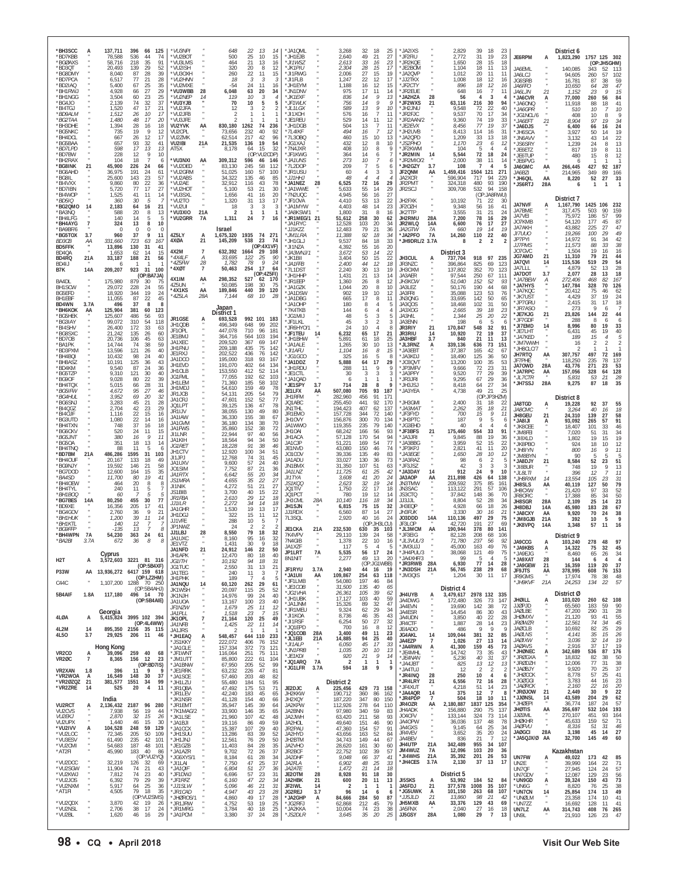| Call | Cat | Score | QSOs | Zones | Countries |
|---|---|---|---|---|---|
| *BH3SCC | A | 137,711 | 396 | 66 | 125 |
| *BD7KBB | " | 78,588 | 536 | 44 | 74 |
| *BG0AXS | " | 58,716 | 218 | 35 | 91 |
| *BD3QT | " | 20,493 | 139 | 29 | 52 |
| *BG8DMY | " | 8,040 | 87 | 28 | 39 |
| *BD7PCA | " | 6,517 | 77 | 21 | 28 |
| *BD2IAQ | " | 5,400 | 67 | 25 | 35 |
| *BH1RWJ | " | 4,928 | 66 | 27 | 29 |
| *BH1NGG | " | 3,504 | 60 | 23 | 25 |
| *BG4JO | " | 2,139 | 74 | 32 | 37 |
| *BI4TGJ | " | 1,520 | 47 | 17 | 21 |
| *BD9ALM | " | 1,512 | 26 | 10 | 17 |
| *BG2TAA | " | 1,480 | 48 | 17 | 20 |
| *BH3DHE | " | 1,394 | 28 | 16 | 18 |
| *BG5NKC | " | 735 | 19 | 9 | 12 |
| *BH4DCL | " | 667 | 26 | 12 | 17 |
| *BG5BAA | " | 657 | 93 | 32 | 41 |
| *BD7LPD | " | 598 | 17 | 13 | 13 |
| *BD7BW | " | 228 | 12 | 9 | 10 |
| *BH2RAX | " | 104 | 18 | 7 | 6 |
| *BG8INK | 21 | 45,900 | 226 | 24 | 66 |
| *BG6AHD | " | 36,975 | 191 | 24 | 61 |
| *BG8IL | " | 25,600 | 143 | 23 | 57 |
| *BI4VXX | " | 9,860 | 80 | 22 | 36 |
| *BD7IBN | " | 5,720 | 77 | 17 | 27 |
| *BI4WOP | " | 1,525 | 41 | 11 | 14 |
| *BD5IQ | " | 360 | 30 | 5 | 7 |
| *BG2QMO | 14 | 2,183 | 64 | 16 | 21 |
| *BA3NQ | " | 588 | 20 | 8 | 13 |
| *BH4LFG | " | 140 | 14 | 5 | 5 |
| *BH4AYG | 7 | 324 | 13 | 8 | 10 |
| *BA6BF6 | " | 0 | 0 | 0 | 0 |
| *BG5TOX | 3.7 | 960 | 37 | 9 | 11 |
| BD3CB | AA | 331,660 | 723 | 63 | 167 |
| BD5FFK | " | 13,896 | 130 | 31 | 41 |
| BD4QA | " | 1,653 | 62 | 14 | 15 |
| BD4RQ | 21A | 33,187 | 188 | 21 | 56 |
| BD4IJ | " | 6 | 1 | 1 | 1 |
| B7K | 14A | 209,207 | 923 | 31 | 100 |
| | | (OP:BA7JA) | | | |
| BA4DL | " | 175,980 | 879 | 30 | 75 |
| BH1SCW | " | 29,072 | 228 | 24 | 55 |
| BG5EFD | " | 18,920 | 344 | 19 | 24 |
| BH1EBF | " | 11,055 | 87 | 22 | 45 |
| BD4WN | 3.7A | 496 | 37 | 8 | 8 |
| *BH6KOK | AA | 125,904 | 381 | 60 | 123 |
| *BG5HEK | " | 125,607 | 486 | 56 | 93 |
| *BG3IAY | " | 99,072 | 310 | 54 | 118 |
| *BI4SHV | " | 26,400 | 172 | 33 | 63 |
| *BG8SXC | " | 21,242 | 135 | 26 | 60 |
| *BD7OB | " | 20,736 | 106 | 45 | 63 |
| *BA1PK | " | 14,744 | 74 | 38 | 59 |
| *BD3PXM | " | 13,596 | 121 | 26 | 40 |
| *BH4BQI | " | 10,432 | 98 | 24 | 40 |
| *BH8ASZ | " | 10,191 | 125 | 36 | 43 |
| *BD4KM | " | 9,540 | 87 | 24 | 36 |
| *BG5TZP | " | 9,310 | 121 | 30 | 40 |
| *BG8OF | " | 9,028 | 80 | 22 | 39 |
| *BH4TQX | " | 5,015 | 66 | 28 | 31 |
| *BG6FAW | " | 4,672 | 95 | 27 | 46 |
| *BG4HUL | " | 3,952 | 69 | 20 | 32 |
| *BG6SNJ | " | 3,283 | 45 | 21 | 28 |
| *BI4QQZ | " | 2,704 | 42 | 23 | 29 |
| *BI4OJF | " | 1,116 | 22 | 15 | 16 |
| *BG3UTD | " | 1,080 | 22 | 14 | 16 |
| *BH4TXN | " | 748 | 37 | 16 | 18 |
| *BG6CKV | " | 520 | 24 | 11 | 15 |
| *BG6JNT | " | 380 | 16 | 9 | 11 |
| *BG5CA | " | 351 | 18 | 13 | 14 |
| *BH4TNQ | " | 88 | 11 | 5 | 6 |
| *BD7BM | 21A | 486,286 | 1595 | 31 | 103 |
| *BH4OUF | " | 20,167 | 133 | 18 | 49 |
| *BG8NJY | " | 19,592 | 146 | 21 | 58 |
| *BG7DOD | " | 12,600 | 164 | 15 | 35 |
| *BA4SD | " | 11,700 | 80 | 19 | 41 |
| *BH4OEW | " | 464 | 20 | 8 | 8 |
| *BH4TYL | " | 240 | 11 | 5 | 7 |
| *BH1BQQ | " | 60 | 7 | 5 | 5 |
| *BG7BES | 14A | 80,250 | 455 | 30 | 77 |
| *BD8XE | " | 16,356 | 205 | 17 | 41 |
| *BG4GOV | " | 2,760 | 36 | 9 | 21 |
| *BH1HUK | " | 1,200 | 39 | 11 | 14 |
| *BH1KTI | " | 140 | 12 | 7 | 7 |
| *BG9FFP | " | -135 | 13 | 7 | 8 |
| *BH4WPN | 7A | 54,230 | 363 | 24 | 61 |
| *BA2BI | 3.7A | 672 | 36 | 8 | 8 |

**Cyprus**

| Call | Cat | Score | QSOs | Zones | Countries |
|---|---|---|---|---|---|
| H2T | A | 3,572,603 | 3221 | 81 | 316 |
| | | (OP:5B4XF) | | | |
| P33W | AA | 13,936,272 | 6417 | 159 | 618 |
| | | (OP:LZ2HM) | | | |
| C4AC | " | 1,107,200 | 1288 | 70 | 250 |
| | | (OP:5B4AHJ) | | | |
| 5B4AIF | 1.8A | 117,180 | 496 | 14 | 70 |
| | | (OP:5B4AIE) | | | |

**Georgia**

| Call | Cat | Score | QSOs | Zones | Countries |
|---|---|---|---|---|---|
| 4L0A | A | 5,415,824 | 3995 | 102 | 394 |
| | | (OP:4L4WW) | | | |
| 4L2M | 14 | 895,350 | 2156 | 35 | 115 |
| 4L5O | 3.7 | 29,925 | 206 | 11 | 46 |

**Hong Kong**

| Call | Cat | Score | QSOs | Zones | Countries |
|---|---|---|---|---|---|
| VR2CO | A | 39,096 | 259 | 40 | 68 |
| VR2ØC | 7 | 8,365 | 156 | 12 | 23 |
| | | (OP:BD7IS) | | | |
| VR2XAN | 1.8 | 396 | 11 | 9 | 9 |
| *VR2WOA | A | 16,549 | 148 | 30 | 37 |
| *VR2ØZQZ | 21 | 381,577 | 1551 | 34 | 99 |
| *VR2ZRE | 14 | 525 | 20 | 4 | 11 |

**India**

| Call | Cat | Score | QSOs | Zones | Countries |
|---|---|---|---|---|---|
| VU2RCT | A | 2,136,432 | 2187 | 96 | 280 |
| VU2CVS | " | 7,938 | 56 | 19 | 44 |
| VU2EKJ | " | 2,870 | 32 | 15 | 26 |
| VU2UPX | " | 1,440 | 46 | 15 | 30 |
| *VU2IVV | A | 104,528 | 248 | 59 | 129 |
| *VU2LOC | " | 72,345 | 205 | 50 | 109 |
| *VU3ESV | " | 61,490 | 235 | 42 | 101 |
| *VU2CMI | " | 54,683 | 187 | 48 | 101 |
| *AT2R | " | 45,990 | 183 | 40 | 86 |
| | | (OP:VU2YQ) | | | |
| *VU2DCC | " | 32,219 | 126 | 32 | 69 |
| *VU2SGW | " | 11,904 | 74 | 32 | 64 |
| *VU2KWJ | " | 7,812 | 74 | 23 | 40 |
| *VU2JOS | " | 6,392 | 79 | 29 | 39 |
| *VU2NXM | " | 5,917 | 64 | 25 | 36 |
| *AT1R | " | 4,505 | 79 | 18 | 35 |
| | | (OP:VU2SMS) | | | |
| *VU2QDX | " | 3,870 | 42 | 19 | 26 |
| *VU2NSL | " | 2,706 | 38 | 17 | 24 |
| *VU2BL | " | 1,620 | 46 | 16 | 29 |
| *VU3NPI | " | 648 | 22 | 13 | 14 |
| *VU2BOT | " | 500 | 25 | 10 | 15 |
| *VU3LMS | " | 464 | 21 | 13 | 16 |
| *VU2ISH | " | 320 | 20 | 8 | 12 |
| *VU3OKH | " | 260 | 22 | 11 | 15 |
| *VU2HNN | " | 18 | 3 | 3 | 3 |
| *VU2MXE | " | -54 | 24 | 11 | 16 |
| *VU3WBB | 28 | 6,048 | 63 | 20 | 34 |
| *VU2EXP | 14 | 119 | 10 | 3 | 4 |
| *VU3YJB | " | 70 | 10 | 5 | 5 |
| *VU2JFA | " | 12 | 3 | 2 | 2 |
| *VU2JFB | " | 2 | 1 | 1 | 1 |
| *VU3JFE | " | 2 | 1 | 1 | 1 |
| VU2YVK | AA | 830,180 | 1262 | 74 | 236 |
| VU2CPL | " | 73,656 | 232 | 40 | 92 |
| VU2ZMK | " | 62,514 | 217 | 42 | 96 |
| VU2IBI | 21A | 21,535 | 136 | 19 | 54 |
| AT5X | " | 8,178 | 64 | 15 | 32 |
| | | (OP:VU2CDP) | | | |
| *VU3NXI | AA | 309,312 | 596 | 46 | 146 |
| *VU2DED | " | 83,130 | 245 | 58 | 112 |
| *VU2GRM | " | 51,025 | 160 | 57 | 100 |
| *VU2ABS | " | 34,322 | 135 | 46 | 85 |
| *VU2AE | " | 32,912 | 116 | 43 | 78 |
| *VU2HOT | " | 5,100 | 53 | 21 | 30 |
| *VU3SXL | " | 1,656 | 41 | 16 | 20 |
| *VU2TO | " | 1,320 | 31 | 13 | 17 |
| *VU2UI | " | 18 | 3 | 3 | 3 |
| *VU3XIO | 21A | 2 | 1 | 1 | 1 |
| *VU2GRR | 7A | 1,311 | 24 | 7 | 16 |

**Israel**

| Call | Cat | Score | QSOs | Zones | Countries |
|---|---|---|---|---|---|
| 4Z5LY | A | 1,675,320 | 1935 | 74 | 271 |
| 4XØA | 21 | 145,209 | 538 | 23 | 74 |
| | | (OP:4X1VF) | | | |
| 4X2M | 7 | 632,392 | 1664 | 29 | 108 |
| *4X4LF | A | 33,695 | 122 | 25 | 90 |
| *4Z5FW | 28 | 1,782 | 78 | 9 | 24 |
| *4XØT | 7 | 50,463 | 254 | 17 | 64 |
| | | (OP:4Z5FI) | | | |
| 4X1IM | AA | 298,352 | 527 | 62 | 170 |
| 4Z5UN | " | 50,085 | 198 | 30 | 75 |
| *4X1KS | AA | 189,846 | 440 | 39 | 120 |
| *4Z5LA | 28A | 7,144 | 68 | 10 | 28 |

**Japan**

**District 1**

| Call | Cat | Score | QSOs | Zones | Countries |
|---|---|---|---|---|---|
| JR1GSE | A | 693,528 | 992 | 101 | 183 |
| JH1QDB | " | 496,349 | 648 | 99 | 202 |
| JF1OPL | " | 447,078 | 710 | 96 | 181 |
| JE1BMJ | " | 364,716 | 564 | 103 | 194 |
| JA1XEC | " | 209,520 | 367 | 69 | 147 |
| JH1FNU | " | 209,188 | 435 | 75 | 142 |
| JE1RXJ | " | 202,522 | 436 | 76 | 142 |
| JA1DCO | " | 195,000 | 318 | 93 | 167 |
| JH1EVD | " | 191,070 | 402 | 64 | 134 |
| JH1OLB | " | 153,550 | 412 | 52 | 114 |
| JG1FML | " | 77,055 | 192 | 62 | 103 |
| JH1LEM | " | 71,360 | 185 | 58 | 102 |
| JH1MDJ | " | 54,610 | 159 | 49 | 78 |
| JR1JCB | " | 54,131 | 205 | 54 | 79 |
| JA1CRJ | " | 47,601 | 152 | 52 | 77 |
| JQ1LPT | " | 39,125 | 136 | 47 | 78 |
| JR1IJV | " | 38,055 | 130 | 49 | 80 |
| JA1IAW | " | 36,330 | 155 | 38 | 67 |
| JA1GVM | " | 36,180 | 134 | 38 | 70 |
| JA1FWS | " | 35,860 | 152 | 38 | 72 |
| JH1LNR | " | 22,944 | 97 | 40 | 56 |
| JA1KIH | " | 18,564 | 94 | 34 | 50 |
| JG1RET | " | 18,228 | 91 | 38 | 46 |
| JH1CTV | " | 12,920 | 100 | 34 | 51 |
| JI1JPJ | " | 12,768 | 74 | 31 | 45 |
| JA1UXV | " | 9,600 | 57 | 24 | 40 |
| JO1SIM | " | 7,752 | 87 | 21 | 36 |
| JA1RTX | " | 6,642 | 55 | 20 | 34 |
| JS1MRA | " | 4,655 | 35 | 22 | 27 |
| JI1NIK | " | 4,272 | 51 | 21 | 27 |
| JS1BIB | " | 3,700 | 40 | 15 | 22 |
| JR1FBA | " | 2,610 | 29 | 12 | 18 |
| JJ1ILR | " | 2,272 | 34 | 14 | 18 |
| JA1GHR | " | 1,530 | 19 | 13 | 17 |
| JH1DGJ | " | 322 | 15 | 11 | 12 |
| JJ1VFE | " | 288 | 10 | 5 | 7 |
| JP1NWZ | " | 24 | 2 | 2 | 2 |
| JJ1LBJ | 28 | 8,550 | 79 | 18 | 32 |
| JA1UXC | " | 8,160 | 95 | 16 | 32 |
| JE1VTZ | " | 1,431 | 30 | 9 | 18 |
| JA1NFD | 21 | 24,912 | 146 | 22 | 50 |
| JH1APK | " | 12,470 | 80 | 18 | 40 |
| JG1ITH | " | 10,192 | 94 | 18 | 31 |
| JG1TUC | " | 2,550 | 31 | 13 | 21 |
| JA1TEG | " | 240 | 11 | 3 | 7 |
| JH1PHK | " | 189 | 7 | 4 | 5 |
| JA1NQU | 14 | 60,120 | 262 | 29 | 61 |
| JK1WSH | " | 20,097 | 115 | 25 | 52 |
| JK1NJH | " | 14,976 | 99 | 24 | 40 |
| JA1UOA | " | 13,167 | 100 | 23 | 40 |
| JF1NZW | " | 1,679 | 25 | 11 | 12 |
| JA1NFB | " | 1,518 | 22 | 7 | 15 |
| JK1OPL | 7 | 21,164 | 120 | 25 | 49 |
| JA1NFB | " | 1,425 | 22 | 11 | 14 |
| JA1JRS | " | 2 | 1 | 1 | 1 |
| *JH1EAQ | A | 548,457 | 644 | 110 | 233 |
| *JS1KKY | " | 222,072 | 406 | 76 | 152 |
| *JA1GLE | " | 157,334 | 372 | 73 | 121 |
| *JF1WNT | " | 116,064 | 251 | 75 | 111 |
| *JM1UTT | " | 85,800 | 222 | 61 | 104 |
| *JA1BNW | " | 67,950 | 205 | 52 | 99 |
| *JE1RRK | " | 63,232 | 226 | 47 | 81 |
| *JA1SCE | " | 57,460 | 203 | 48 | 82 |
| *JH1LZU | " | 55,480 | 184 | 51 | 95 |
| *JH1QBA | " | 47,492 | 175 | 53 | 71 |
| *JR1LEV | " | 42,240 | 183 | 45 | 65 |
| *JK1NSR | " | 41,128 | 154 | 40 | 66 |
| *JE1EMT | " | 35,947 | 145 | 39 | 64 |
| *7K1MAG/2 | " | 33,900 | 146 | 35 | 65 |
| *JK1LSE | " | 21,960 | 107 | 42 | 48 |
| *JA1BJI | " | 19,116 | 86 | 49 | 59 |
| *JA1CCX | " | 15,387 | 107 | 29 | 40 |
| *JH1SUU | " | 13,286 | 83 | 39 | 52 |
| *JH1JNJ | " | 12,561 | 76 | 29 | 50 |
| *JE1GZB | " | 11,403 | 84 | 28 | 35 |
| *JA1AZR | " | 9,702 | 72 | 26 | 37 |
| *JG6XYS/1 | " | 8,184 | 61 | 28 | 34 |
| *JI1LAI | " | 7,750 | 47 | 25 | 37 |
| *JH1EAF | " | 6,804 | 51 | 27 | 36 |
| *JF1DWJ | " | 6,549 | 60 | 24 | 35 |
| *JF1RFZ | " | 6,160 | 47 | 22 | 34 |
| *JJ1SLW | " | 5,096 | 46 | 22 | 30 |
| *JE1HTV | " | 5,041 | 44 | 26 | 15 |
| *JHØROS/1 | " | 4,860 | 49 | 17 | 28 |
| *JR1JRW | " | 4,752 | 34 | 25 | 29 |
| *JR1MRG | " | 3,784 | 40 | 18 | 26 |
| *JA1PCM | " | 3,380 | 37 | 24 | 28 |
| *JA1QML | " | 3,268 | 32 | 18 | 25 |
| *JH1EJB | " | 2,640 | 49 | 21 | 27 |
| *JI1WSZ | " | 2,613 | 33 | 16 | 23 |
| *JK1PIU | " | 2,304 | 28 | 15 | 17 |
| *JI1RWG | " | 2,006 | 27 | 15 | 19 |
| *JI1FLB | " | 1,247 | 22 | 12 | 17 |
| *JH1EYM | " | 1,188 | 16 | 12 | 15 |
| *JN1DNV | " | 975 | 17 | 11 | 14 |
| *JK1EXF | " | 836 | 14 | 9 | 13 |
| *JF1WLK | " | 756 | 14 | 9 | 9 |
| *JL1LGX | " | 589 | 13 | 9 | 10 |
| *JI1XOH | " | 576 | 16 | 8 | 16 |
| *JE1REU | " | 529 | 14 | 11 | 12 |
| *JH1DGB | " | 504 | 13 | 7 | 11 |
| *7L4IKF | " | 494 | 16 | 7 | 12 |
| *7L3OBQ | " | 460 | 15 | 10 | 13 |
| *JG1XAJ | " | 432 | 12 | 8 | 10 |
| *7N4JXR | " | 408 | 10 | 8 | 9 |
| *JF1KWG | " | 364 | 14 | 6 | 7 |
| *JA1UNS | " | 273 | 10 | 7 | 6 |
| *7L2DOP | " | 209 | 7 | 5 | 6 |
| *JR1USU | " | 60 | 4 | 3 | 3 |
| *JJ1HHJ | " | 48 | 4 | 4 | 4 |
| *JA1NEZ | 28 | 6,525 | 72 | 16 | 29 |
| *JA1WWE | " | 5,633 | 55 | 14 | 29 |
| *7N2UQC | " | 4,945 | 56 | 16 | 27 |
| *JF1OVA | " | 4,410 | 53 | 13 | 22 |
| *JA1MYW | " | 4,403 | 48 | 14 | 23 |
| *JA8KSW/1 | " | 1,800 | 31 | 8 | 16 |
| *JR1MEG/1 | 21 | 51,612 | 258 | 30 | 62 |
| *JA1RYC | " | 12,528 | 103 | 20 | 34 |
| *JJ1QZZ | " | 12,483 | 79 | 21 | 36 |
| *JM1LRA | " | 11,388 | 92 | 18 | 34 |
| *JH1GLJ | " | 9,537 | 84 | 18 | 33 |
| *JI1NZA | " | 4,392 | 55 | 16 | 20 |
| *JA3MVU/1 | " | 3,672 | 53 | 14 | 22 |
| *JK1BII | " | 3,404 | 50 | 15 | 22 |
| *JA1FFB | " | 2,400 | 44 | 12 | 18 |
| *7L1DST | " | 2,240 | 30 | 13 | 19 |
| *JH1HHP | " | 1,431 | 21 | 13 | 14 |
| *JR1EEP | " | 1,360 | 26 | 8 | 12 |
| *JA1GZK | " | 1,044 | 20 | 8 | 10 |
| *JA1DSW | " | 902 | 19 | 10 | 12 |
| *JA1DBG | " | 665 | 17 | 8 | 11 |
| *JA1OHP | " | 180 | 8 | 4 | 5 |
| *7K4TKB | " | 144 | 6 | 4 | 4 |
| *JG1MIJ | " | 48 | 5 | 3 | 5 |
| *JF1LKL | " | 45 | 3 | 2 | 3 |
| *JR6HYO/1 | " | 24 | 10 | 4 | 8 |
| *JF1TEU | 14 | 6,232 | 65 | 17 | 21 |
| *JH1BHW | " | 5,891 | 61 | 18 | 25 |
| *JA1ALE | " | 1,265 | 30 | 10 | 13 |
| *JL1AFU | " | 1,104 | 16 | 8 | 15 |
| *JG1GCO | " | 325 | 16 | 5 | 8 |
| *JA1DDZ | 7 | 5,888 | 64 | 17 | 29 |
| *JH1RDU | " | 288 | 11 | 9 | 9 |
| *JE1CTL | " | 30 | 3 | 3 | 3 |
| *JA1QAD | " | 6 | 1 | 1 | 1 |
| *JE1SPY | 3.7 | 714 | 28 | 8 | 9 |
| JE1LFX | AA | 507,080 | 705 | 93 | 187 |
| JH1RFM | " | 282,960 | 456 | 91 | 171 |
| JQ1ABC | " | 255,450 | 441 | 92 | 170 |
| JN1THL | " | 194,423 | 407 | 62 | 137 |
| JR1EMO | " | 157,728 | 344 | 72 | 140 |
| JH1OVY | " | 156,876 | 300 | 70 | 134 |
| JA1WWO | " | 119,355 | 235 | 79 | 140 |
| JH1OAI | " | 68,242 | 166 | 56 | 93 |
| JH1ACA | " | 57,128 | 170 | 54 | 94 |
| JA1CJP | " | 51,221 | 169 | 54 | 77 |
| JE1NVD | " | 43,080 | 150 | 46 | 74 |
| JO1COV | " | 39,336 | 135 | 49 | 83 |
| JA1ADU | " | 33,027 | 130 | 36 | 73 |
| JN1BMX | " | 31,350 | 107 | 51 | 63 |
| JA1LNZ | " | 11,725 | 61 | 25 | 42 |
| JI1TYA | " | 3,608 | 41 | 20 | 24 |
| JS1KQQ | " | 2,623 | 32 | 19 | 24 |
| JQ1TIV | " | 1,750 | 22 | 17 | 18 |
| JQ1PCT | " | 780 | 19 | 12 | 14 |
| JH1CML | 28A | 10,140 | 116 | 18 | 34 |
| JH1SJN | " | 6,815 | 75 | 15 | 32 |
| JJ1RDX | " | 6,560 | 87 | 14 | 27 |
| JA1TFJ | " | 3,456 | 40 | 11 | 21 |
| 7L3SQL | " | 2,920 | 40 | 16 | 24 |
| | | (OP:JH1QLL) | | | |
| JE1CKA | 21A | 232,530 | 630 | 35 | 103 |
| 7K4VPV | " | 29,110 | 139 | 24 | 58 |
| 7N4GiB | " | 1,378 | 22 | 10 | 16 |
| JA1XZF | " | 117 | 5 | 4 | 5 |
| JP1LRT | 7A | 5,535 | 56 | 17 | 24 |
| 8N1NIT | " | 2,277 | 49 | 13 | 20 |
| | | (OP:JG1WBB) | | | |
| JF1RYU | 3.7A | 2,940 | 44 | 16 | 19 |
| *JA1UII | AA | 109,867 | 254 | 63 | 118 |
| *JF1LMB | " | 54,080 | 197 | 46 | 84 |
| *JE1COB | " | 31,500 | 135 | 40 | 65 |
| *JG1VHA | " | 26,361 | 105 | 39 | 62 |
| *JH1UBK | " | 17,127 | 103 | 40 | 59 |
| *JA1JNM | " | 15,326 | 89 | 32 | 47 |
| *JR1MEU | " | 9,324 | 62 | 29 | 34 |
| *JI1KOA | " | 8,736 | 46 | 35 | 43 |
| *JI1RSF | " | 6,254 | 50 | 27 | 32 |
| *JQ1EPD | " | 700 | 16 | 8 | 12 |
| *JQ1COB | 28A | 3,400 | 49 | 11 | 23 |
| *JL1EBI | 21A | 14,885 | 94 | 25 | 40 |
| *JI1ALP | " | 6,050 | 45 | 17 | 33 |
| *JN1PRB | " | 1,035 | 20 | 10 | 13 |
| *JE1KDI | " | 920 | 21 | 9 | 14 |
| *JQ1ARQ | 7A | 2 | 1 | 1 | 1 |
| *JG1LFR | 3.7A | 594 | 18 | 9 | 9 |

**District 2**

| Call | Cat | Score | QSOs | Zones | Countries |
|---|---|---|---|---|---|
| JE2DJC | A | 225,456 | 429 | 73 | 158 |
| JH2KKW | " | 190,712 | 360 | 86 | 162 |
| JH2XQY | " | 187,220 | 347 | 80 | 150 |
| JA2KPW | " | 112,926 | 278 | 64 | 110 |
| JA2BNN | " | 97,580 | 340 | 59 | 93 |
| JA2JWH | " | 63,420 | 211 | 58 | 93 |
| JA2HOL | " | 49,640 | 151 | 46 | 90 |
| JR2PAU | " | 47,360 | 154 | 57 | 91 |
| JA2HYD | " | 43,656 | 163 | 52 | 84 |
| JH2BTM | " | 34,743 | 149 | 44 | 67 |
| JA2VHO | " | 28,620 | 161 | 30 | 60 |
| JR2BCF | " | 22,752 | 102 | 39 | 57 |
| JA2FJS | " | 9,048 | 66 | 22 | 30 |
| JA2FLA | " | 6,902 | 48 | 25 | 33 |
| JA2ATE | " | 1,472 | 21 | 14 | 18 |
| JE2OTM | 28 | 8,828 | 94 | 17 | 27 |
| JA2HBK | 21 | 600 | 20 | 11 | 13 |
| JF2IWL | 14 | 2 | 1 | 1 | 1 |
| JG2REJ | 3.7 | 96 | 8 | 4 | 4 |
| *JR2GHP | A | 84,666 | 284 | 50 | 87 |
| *JG2RFJ | " | 62,868 | 212 | 45 | 77 |
| *JA2KKA | " | 10,004 | 74 | 23 | 38 |
| *JS2DLR | " | 3,645 | 35 | 20 | 25 |
| *JA2IXS | " | 2,829 | 39 | 18 | 23 |
| *JF2RIU | " | 2,772 | 31 | 19 | 23 |
| *JF2KQE | " | 1,650 | 28 | 15 | 18 |
| *JE2BOM | " | 1,104 | 18 | 11 | 13 |
| *JA2QVP | " | 1,012 | 20 | 11 | 11 |
| *JJ2TKX | " | 1,008 | 18 | 12 | 16 |
| *JF2CTY | " | 896 | 18 | 12 | 16 |
| *JF2EUE | " | 648 | 16 | 7 | 11 |
| *JA2HZA | 28 | 56 | 4 | 3 | 4 |
| *JF2WXS | 21 | 63,116 | 216 | 30 | 94 |
| *JH2JNU | " | 9,548 | 72 | 22 | 40 |
| *JR2FJC | " | 9,537 | 70 | 17 | 34 |
| *JR2AAN/2 | " | 9,360 | 74 | 19 | 33 |
| *JE2EVX | " | 8,456 | 77 | 19 | 37 |
| *JH2UVB | " | 8,413 | 114 | 16 | 31 |
| *JA2QPD | " | 1,209 | 33 | 13 | 18 |
| *JS2PHO | " | 1,170 | 23 | 6 | 12 |
| *JF2KWM | " | 104 | 5 | 4 | 4 |
| *JR2MIN | 14 | 5,544 | 72 | 18 | 24 |
| *JR2MIO/2 | " | 2,000 | 38 | 11 | 14 |
| *JH2GZY | 3.7 | 108 | 7 | 4 | 5 |
| JF2QNM | AA | 1,459,416 | 1504 | 121 | 271 |
| JA2XCR | " | 596,904 | 717 | 94 | 229 |
| JR2PMT | " | 324,318 | 480 | 93 | 190 |
| JR2SCJ | " | 309,708 | 532 | 94 | 158 |
| | | (OP:JA8RWU) | | | |
| JH2FXK | " | 10,192 | 71 | 22 | 30 |
| JF2OZH | " | 9,348 | 56 | 16 | 41 |
| JK2TTP | " | 3,555 | 31 | 21 | 24 |
| JH2RMU | 28A | 7,200 | 78 | 16 | 29 |
| JR2WLQ | 14A | 6,600 | 76 | 17 | 27 |
| JA2GTW | 7A | 660 | 19 | 14 | 19 |
| *JA2PFO | 7A | 14,260 | 110 | 22 | 40 |
| *JH9DRL/2 | 3.7A | 8 | 2 | 2 | 2 |

**District 3**

| Call | Cat | Score | QSOs | Zones | Countries |
|---|---|---|---|---|---|
| JH3CUL | A | 737,704 | 918 | 97 | 235 |
| JR3NZC | " | 396,864 | 825 | 69 | 123 |
| JH3DXM | " | 137,802 | 352 | 70 | 123 |
| JA3AER | " | 97,544 | 250 | 67 | 111 |
| JH3KCW | " | 51,040 | 152 | 52 | 93 |
| JA3LEZ | " | 50,176 | 190 | 44 | 68 |
| JA3FRI | " | 35,088 | 123 | 53 | 76 |
| JN3QNG | " | 33,695 | 142 | 50 | 65 |
| JA3QOS | " | 18,468 | 102 | 31 | 50 |
| JA3OOG | " | 2,665 | 39 | 18 | 23 |
| JA3HIL | " | 1,344 | 25 | 20 | 22 |
| JA3BNN | " | 198 | 6 | 5 | 6 |
| JR3RIY | 21 | 170,847 | 548 | 32 | 91 |
| JR3RIU | 14 | 10,920 | 72 | 19 | 37 |
| JA3HBF | 3.7 | 840 | 21 | 11 | 13 |
| *JL3RNZ | A | 339,136 | 636 | 73 | 151 |
| *JA3EBT | " | 37,387 | 165 | 42 | 67 |
| *JA3KDJ | " | 18,490 | 125 | 36 | 50 |
| *JO3FJK | " | 13,200 | 100 | 35 | 53 |
| *JF3MPV | " | 9,666 | 72 | 23 | 31 |
| *JA3PFY | " | 9,520 | 77 | 29 | 39 |
| *JF3JRI | " | 9,295 | 67 | 29 | 36 |
| *JH3JSJ | " | 8,418 | 64 | 27 | 34 |
| *JA3YEA | " | 4,738 | 49 | 21 | 25 |
| | | (OP:JP3HZM) | | | |
| *JH3GMI | " | 2,400 | 31 | 18 | 22 |
| *JA3MAT | " | 2,262 | 35 | 18 | 21 |
| *JF3FYD | " | 700 | 15 | 9 | 11 |
| *JH3PTC | " | 187 | 9 | 5 | 6 |
| *JG3EHD | " | 40 | 4 | 4 | 4 |
| *JF3BFS | 21 | 175,460 | 554 | 33 | 91 |
| *JA3JRI | " | 9,845 | 88 | 19 | 36 |
| *JA3BBG | " | 3,959 | 52 | 15 | 22 |
| *JF3KPJ | " | 2,821 | 41 | 11 | 20 |
| *JA3EGE | " | 1,650 | 28 | 10 | 12 |
| *JA3RAZ | " | 98 | 6 | 2 | 5 |
| *JF3JSZ | " | 42 | 3 | 3 | 3 |
| *JA3DAY | 14 | 912 | 24 | 9 | 10 |
| JA3AOP | AA | 211,898 | 426 | 64 | 138 |
| JN3TMW | " | 209,592 | 375 | 85 | 161 |
| JN3SAC | " | 113,122 | 291 | 57 | 106 |
| JS3CTQ | " | 37,842 | 148 | 36 | 70 |
| JJ3JJL | " | 8,804 | 52 | 28 | 34 |
| JH3EQP | " | 4,928 | 66 | 18 | 26 |
| JH3FUK | " | 3,330 | 30 | 16 | 21 |
| JO3DDD | 14A | 110,136 | 497 | 29 | 75 |
| JF3LOP | " | 42,720 | 191 | 27 | 69 |
| *JL3MCM | AA | 190,944 | 378 | 80 | 141 |
| *JF3EIG | " | 82,128 | 208 | 68 | 106 |
| *JL3VUL/3 | " | 71,780 | 237 | 56 | 92 |
| *JM3LUJ | " | 45,000 | 163 | 49 | 76 |
| *JH4PUL/3 | " | 38,068 | 121 | 49 | 75 |
| *JA4XHF/3 | " | 99 | 5 | 4 | 5 |
| *JR3NDM | 28A | 6,930 | 77 | 14 | 28 |
| *JN3DSH | 21A | 56,745 | 238 | 29 | 68 |
| *JM3QIS | " | 1,204 | 30 | 11 | 17 |

**District 4**

| Call | Cat | Score | QSOs | Zones | Countries |
|---|---|---|---|---|---|
| JH4UYB | A | 3,479,617 | 2978 | 132 | 335 |
| JA4DWG | " | 172,480 | 326 | 73 | 147 |
| JA4EPI | " | 19,690 | 142 | 38 | 72 |
| JA4ESR | " | 14,454 | 86 | 30 | 43 |
| JA4UDN | " | 3,850 | 40 | 22 | 28 |
| JR4CTF | " | 1,887 | 28 | 14 | 23 |
| JE4ADO | " | 486 | 9 | 9 | 9 |
| JG4AKL | 14 | 109,044 | 381 | 32 | 85 |
| JA4EZP | 7 | 1,026 | 27 | 13 | 14 |
| *JA4RWN | A | 41,300 | 159 | 45 | 73 |
| *JE4MHL | " | 14,742 | 73 | 35 | 43 |
| *JE4NIN | " | 5,236 | 40 | 31 | 37 |
| *JA4JBT | " | 825 | 13 | 12 | 13 |
| *JA4TUJ | " | 12 | 2 | 2 | 2 |
| *JR4INQ | 28 | 250 | 10 | 4 | 6 |
| *JR4LRY | 21 | 6,556 | 72 | 16 | 28 |
| *JF4XUT | " | 4,218 | 51 | 14 | 23 |
| *JA4AQR | 14 | 375 | 12 | 7 | 8 |
| *JR4PDP | 7 | 504 | 18 | 10 | 11 |
| JR4OZR | AA | 2,180,887 | 1837 | 125 | 354 |
| JH4ADK | " | 156,880 | 290 | 75 | 137 |
| JO4CFV | " | 133,144 | 324 | 73 | 114 |
| JA4OPW | " | 36,036 | 137 | 48 | 78 |
| JA4GXS | " | 9,145 | 64 | 25 | 34 |
| JR4VEV | " | 3,652 | 35 | 20 | 24 |
| JA4BEV | " | 836 | 21 | 7 | 12 |
| JH4UTP | 21A | 342,489 | 955 | 34 | 107 |
| JM4WUZ | 7A | 12,096 | 103 | 20 | 36 |
| *JI4WHS | 21A | 35,392 | 201 | 26 | 53 |
| *JH4CES | 3.7A | 2,130 | 37 | 13 | 17 |

**District 5**

| Call | Cat | Score | QSOs | Zones | Countries |
|---|---|---|---|---|---|
| JI5KES | A | 53,992 | 184 | 52 | 84 |
| JA5TDJ | " | 3,612 | 43 | 17 | 25 |
| *JG5UWK | A | 101,150 | 263 | 61 | 114 |
| *JJ5JLD | " | 13,860 | 94 | 33 | 47 |
| JH5MXB | AA | 577,578 | 1008 | 35 | 107 |
| JA5NTX | " | 33,376 | 129 | 43 | 69 |
| JG5GSY | 28A | 1,080 | 29 | 7 | 13 |
| JE6RPM | A | 1,823,290 | 1757 | 125 | 302 |
| | | (OP:JH5GHM) | | | |

**District 6**

| Call | Cat | Score | QSOs | Zones | Countries |
|---|---|---|---|---|---|
| JA6EML | " | 140,085 | 343 | 52 | 113 |
| JA6LCJ | " | 94,605 | 260 | 57 | 102 |
| JG6SRB | " | 16,781 | 87 | 38 | 59 |
| JA6FFO | " | 10,650 | 64 | 28 | 47 |
| JA6LJN | 21 | 1,152 | 23 | 9 | 15 |
| *JA6CVR | A | 77,000 | 260 | 56 | 84 |
| *JA6ONQ | " | 11,918 | 88 | 18 | 41 |
| *JA6GPR | " | 510 | 10 | 7 | 10 |
| *JG1NCL/6 | " | 408 | 10 | 8 | 9 |
| *JA6EFT | 21 | 8,904 | 97 | 19 | 34 |
| *JA6DJS | " | 6,400 | 66 | 16 | 24 |
| *JH6SCA | " | 3,927 | 50 | 14 | 19 |
| *JN6AVV | " | 3,132 | 43 | 14 | 22 |
| *JS6SRY | " | 1,239 | 24 | 8 | 13 |
| *JE6ETZ | " | 817 | 19 | 8 | 11 |
| *JE6TUP | " | 480 | 15 | 8 | 12 |
| *JE6PVG | " | 6 | 1 | 1 | 1 |
| JA6GMC | AA | 266,445 | 427 | 92 | 187 |
| JA6BZI | " | 214,965 | 349 | 89 | 166 |
| *JH6QIL | AA | 8,220 | 52 | 27 | 33 |
| *JS6RTJ | 28A | 6 | 1 | 1 | 1 |

**District 7**

| Call | Cat | Score | QSOs | Zones | Countries |
|---|---|---|---|---|---|
| JA7NVF | A | 1,167,790 | 1425 | 106 | 232 |
| JA7BME | " | 317,475 | 503 | 90 | 159 |
| JA7VEI | " | 75,972 | 186 | 57 | 99 |
| JO7KMB | " | 54,120 | 177 | 45 | 87 |
| JA7AKH | " | 43,882 | 225 | 27 | 47 |
| JI7UUO | " | 19,266 | 100 | 29 | 49 |
| JP7PYI | " | 14,972 | 91 | 34 | 42 |
| JJ7PMS | " | 11,573 | 88 | 33 | 38 |
| JO7GVC | " | 1,504 | 19 | 16 | 16 |
| JG7AMD | 21 | 11,310 | 79 | 21 | 44 |
| JA7QVI | 14 | 115,536 | 519 | 29 | 54 |
| JA7LLL | " | 4,879 | 52 | 13 | 28 |
| JA7DOT | 3.7 | 2,077 | 28 | 13 | 18 |
| *JA7BEW | A | 272,406 | 468 | 82 | 167 |
| *JA7HYS | " | 147,784 | 328 | 70 | 126 |
| *JA7KQC | " | 20,412 | 75 | 46 | 62 |
| *JK7UST | " | 4,429 | 37 | 19 | 24 |
| *JP7GRU | " | 2,415 | 31 | 17 | 18 |
| *JR7ASO | " | 273 | 9 | 6 | 7 |
| *JE7KJG | 21 | 23,826 | 144 | 22 | 44 |
| *JF7GDF | " | 288 | 8 | 6 | 6 |
| *JI7EMD | 14 | 8,996 | 80 | 19 | 33 |
| *JE7LHT | " | 6,431 | 45 | 19 | 40 |
| *JA7KED | " | 189 | 15 | 4 | 5 |
| *JM7WWH | " | 16 | 2 | 2 | 2 |
| *JH8CLC/7 | " | 2 | 1 | 1 | 1 |
| JH7RTQ | AA | 307,757 | 497 | 72 | 169 |
| JF7PHE | " | 118,250 | 235 | 78 | 137 |
| JA7OWD | 28A | 43,776 | 271 | 23 | 53 |
| *JA7RPC | AA | 157,056 | 328 | 64 | 128 |
| *JL7CTR | " | 5,831 | 53 | 21 | 28 |
| *JH7SSJ | 28A | 9,275 | 87 | 18 | 35 |

**District 8**

| Call | Cat | Score | QSOs | Zones | Countries |
|---|---|---|---|---|---|
| JA8TGD | A | 19,228 | 92 | 37 | 55 |
| JA8CMC | " | 3,264 | 40 | 16 | 18 |
| JH8GEU | 21 | 24,310 | 139 | 27 | 58 |
| *JA8IJI | A | 93,092 | 265 | 57 | 91 |
| *JK8CEE | " | 18,407 | 101 | 33 | 46 |
| *JM8REI | " | 7,020 | 51 | 31 | 34 |
| *JI8XLD | " | 1,802 | 19 | 15 | 19 |
| *JK8PBO | " | 924 | 18 | 10 | 12 |
| *JH8IYN | " | 800 | 16 | 9 | 11 |
| *JM8BYN | " | 90 | 5 | 5 | 5 |
| *JA8DJY | 21 | 8,584 | 52 | 23 | 51 |
| *JI8BUR | " | 748 | 19 | 9 | 13 |
| *JL8LTI | " | 396 | 12 | 7 | 11 |
| *JH8RXM | 14 | 13,554 | 105 | 23 | 31 |
| JH8SLS | AA | 40,119 | 127 | 50 | 79 |
| JH8CXW | " | 21,420 | 97 | 33 | 52 |
| JR8ORC | " | 17,388 | 85 | 34 | 50 |
| JH8SGR | 28A | 2,109 | 25 | 14 | 23 |
| JH8DBJ | 14A | 45,980 | 183 | 28 | 67 |
| *JA8CXY | AA | 9,920 | 70 | 24 | 38 |
| *JM8GJB | 21A | 392 | 10 | 5 | 9 |
| *JK8VPQ | 14A | 3,348 | 57 | 11 | 16 |

**District 9**

| Call | Cat | Score | QSOs | Zones | Countries |
|---|---|---|---|---|---|
| JA9CCG | A | 103,240 | 278 | 48 | 97 |
| *JA9KBS | A | 14,322 | 75 | 32 | 45 |
| *JA9EJG | " | 8,460 | 65 | 26 | 34 |
| *JA9XAT | 28 | 144 | 6 | 4 | 4 |
| *JA9GEW | 21 | 16,359 | 119 | 20 | 37 |
| JF9JTS | AA | 378,995 | 608 | 76 | 153 |
| JR9GMS | " | 17,974 | 78 | 38 | 48 |
| *JH9KVF | 21A | 24,253 | 134 | 22 | 57 |

**District Ø**

| Call | Cat | Score | QSOs | Zones | Countries |
|---|---|---|---|---|---|
| JHØLLL | A | 103,020 | 260 | 62 | 108 |
| JJØPJD | " | 65,560 | 183 | 59 | 90 |
| JAØLBE | " | 47,200 | 290 | 31 | 28 |
| JHØMXV | " | 21,120 | 93 | 41 | 55 |
| JRØWZR | " | 12,561 | 74 | 34 | 45 |
| JAØCLB | " | 10,692 | 82 | 25 | 29 |
| JAØLNS | " | 4,141 | 35 | 15 | 26 |
| JAØIXW | " | 3,036 | 32 | 14 | 19 |
| JAØAVS | " | 2,916 | 37 | 17 | 19 |
| *JHØNEC | A | 342,689 | 536 | 87 | 176 |
| *JRØGXA | " | 18,832 | 82 | 38 | 50 |
| *JAØFVU | " | 12,006 | 77 | 31 | 38 |
| *JAØBJY | " | 9,920 | 70 | 25 | 37 |
| *JHØCCK | " | 8,778 | 57 | 25 | 41 |
| *JGØGGJ | " | 3,783 | 44 | 16 | 23 |
| *JAØRCK | " | 2,160 | 22 | 16 | 20 |
| *JRØOJW | 21 | 2,449 | 30 | 9 | 22 |
| *JJØNSL | 14 | 43,589 | 204 | 29 | 62 |
| *JHØEPI | " | 26,774 | 187 | 24 | 57 |
| JHØTIS | AA | 356,697 | 532 | 104 | 193 |
| JJØJML | " | 270,107 | 451 | 93 | 164 |
| JHØKHR | " | 45,633 | 159 | 52 | 71 |
| JAØFVU | " | 8,316 | 51 | 31 | 46 |
| JAØGCI | 28A | 3,198 | 45 | 14 | 27 |
| *JAS0JXØ | AA | 32,700 | 145 | 49 | 60 |

**Kazakhstan**

| Call | Cat | Score | QSOs | Zones | Countries |
|---|---|---|---|---|---|
| UN7FW | A | 49,022 | 173 | 42 | 85 |
| UN2E | " | 39,990 | 164 | 22 | 71 |
| UN7QF | " | 27,945 | 124 | 25 | 57 |
| UN7GDV | " | 12,087 | 62 | 30 | 51 |
| *UN9GD | A | 39,324 | 150 | 43 | 73 |
| *UN6G | " | 8,820 | 75 | 25 | 38 |
| *UN7CN | 21 | 25,854 | 211 | 19 | 42 |
| *UNØLM | " | 23,358 | 174 | 10 | 41 |
| *UN3Z | " | 16,692 | 128 | 19 | 43 |
| UN7LZ | AA | 314,743 | 408 | 76 | 265 |
| UN9L | " | 21,910 | 126 | 23 | 47 |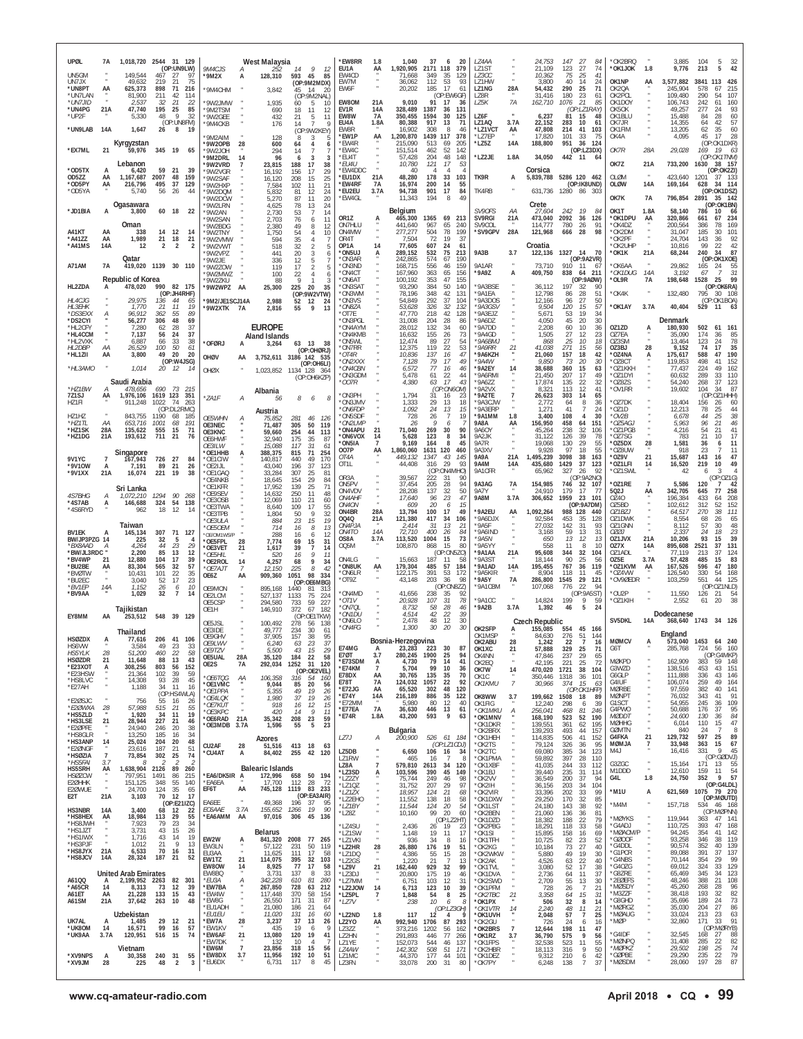UP0L 7A 1,018,720 2544 31 129
(OP:UN9LW)
UN5GM " 149,544 467 27 97
UN7JX " 49,632 219 21 75
*UN8PT AA 625,373 898 71 216
*UN7LAN " 81,900 211 42 114
*UN7JID " 2,537 32 21 22
*UN4PG 21A 47,740 195 25 85
*UP2F " 5,330 48 9 32
(OP:UN8FM)
*UN9LAB 14A 1,647 26 8 19

### Kyrgyzstan
*EX7ML 21 59,976 345 19 65

### Lebanon
*OD5TX A 6,420 59 21 39
OD5ZZ AA 1,167,687 2007 48 159
*OD5PY AA 216,796 495 37 129
*OD5YA " 5,740 56 26 44

### Ogasawara
*JD1BIA A 3,800 60 18 22

### Oman
A41KT AA 338 14 12 14
*A41ZZ AA 1,989 21 18 21
*A41MS 14A 12 2 2 2

### Qatar
A71AM 7A 419,020 1139 30 110

### Republic of Korea
HL2ZDA A 478,020 990 82 175
(OP:JH4RHF)
HL4CJG " 29,975 136 44 65
HL3EHK " 1,770 21 11 19
*DS3EXX A 96,912 362 55 89
*DS2CYI " 56,277 306 48 69
*HL2CFY " 7,280 62 28 37
*HL4CCM " 7,137 56 24 37
*HL2VXK " 6,887 66 33 38
HL2DBP AA 26,529 100 50 61
*HL1ZII AA 3,800 49 20 20
(OP:W4JSG)
*HL3AMO " 1,014 20 12 14

### Saudi Arabia
*HZ1BW A 478,656 690 73 215
7Z1SJ AA 1,976,106 1619 123 351
HZ1FI " 911,248 1022 74 263
(OP:DL2RMC)
HZ1HZ " 843,755 1190 68 185
*HZ1TL AA 653,716 1001 68 191
*HZ1SK 28A 135,622 555 15 71
*HZ1DG 21A 193,612 711 21 76

### Singapore
9V1YC 7 167,943 726 27 84
*9V1OW A 7,191 89 21 26
*9V1XX 21A 16,074 221 19 38

### Sri Lanka
4S7BHG A 1,072,210 1294 90 268
*4S7AB A 146,688 324 54 138
*4S6RYD " 962 18 12 14

### Taiwan
BV1EK A 145,134 307 71 127
BW/JP3PZG 14 225 32 5 4
*BX8AAD A 4,264 44 23 29
*BW/JL3RDC " 2,200 85 13 12
*BV4WP 21 12,880 104 17 39
*BU2BE AA 83,304 565 32 57
*BV0TW " 10,431 101 22 35
*BU2EC " 3,040 52 17 23
*BV1EP 14A 1,152 26 6 10
*BV9AA " 1,029 32 7 14

### Tajikistan
EY8MM AA 253,512 548 39 129

### Thailand
HS0ZDX A 77,616 206 41 106
HS6VW " 3,584 49 23 33
HS5YLK 28 51,200 460 22 58
HS0ZDR 21 11,648 88 13 43
*E23XOT A 308,256 803 56 152
*E23HSW " 21,364 102 39 59
*HS8LVC " 14,308 93 28 45
*E27AH " 1,188 34 11 16
(OP:HS4WLA)
*E20SJC " 756 55 16 26
*E20WXA 28 57,988 515 21 55
*HS5ZLD " 1,920 34 11 19
*HS3LSE 21 28,944 227 21 46
*E20PFE " 24,940 246 20 38
*HS8GLR " 13,250 185 16 34
*HS3ANP 14 25,024 204 20 48
*E20NGF " 23,616 187 21 51
*HS0ZIA 7 73,854 302 25 74
*HS5FAI 3.7 8 2 2 2
HS5SRH AA 1,638,904 2126 89 260
HS0ZCW " 797,951 1491 86 215
E20HHK " 151,125 348 55 140
E20WUE " 24,700 124 35 65
E2T 21A 3,103 70 12 17
(OP:E21IZC)
HS3NBR 14A 3,400 68 12 22
*HS8HEX AA 18,984 113 29 55
*HS8JWH " 7,923 79 23 34
*HS1JZT " 3,731 43 15 26
*HS1IWX " 1,716 43 14 19
*HS3PJF " 1,012 21 9 13
*HS8JYX 21A 6,533 70 16 31
*HS8JCV 14A 28,324 187 21 52

### United Arab Emirates
A61QQ A 2,199,952 2263 82 301
*A65CR 14 8,313 73 12 39
A61ET AA 21,228 133 15 43
A61SM 21A 37,642 263 10 48

### Uzbekistan
UK7AL A 1,485 29 12 21
*UK8OM 14 16,571 99 16 57
*UK9AA 3.7A 120,951 516 15 74

### Vietnam
*XV9NPS A 30,358 240 31 55
*XV9JM 28 225 48 2 3

### West Malaysia
9M4CJS A 252 14 9 12
*9M2X A 128,310 593 45 85
(OP:9M2MDX)
*9M4CHM " 3,842 45 14 20
(OP:9M2NAL)
*9W2JMW " 1,935 60 5 10
*9M2TSM " 690 18 11 12
*9W2GEE " 432 21 5 11
*9M4CKB " 176 14 7 9
(OP:9W2KEY)
*9M2AIM " 128 8 3 5
*9W2OPB 28 600 64 4 6
*9W2JOH " 294 14 7 7
*9M2DRL 14 96 6 3 3
*9W2VRD 7 23,815 188 17 38
*9W2VGR " 16,192 156 17 29
*9W2SAF " 16,120 208 15 25
*9W2HXP " 7,584 102 11 21
*9W2DQM " 5,832 81 12 24
*9W2DCW " 5,270 87 11 20
*9W2LRN " 4,625 78 13 24
*9W2AN " 2,730 53 7 14
*9W2SAN " 2,703 76 6 11
*9W2BDG " 2,380 49 8 12
*9W2TNY " 1,750 54 4 10
*9W2VMW " 594 35 4 7
*9W2VWT " 518 32 2 5
*9W2VPZ " 441 20 3 6
*9W2JE " 336 12 5 7
*9W2ZOW " 119 17 2 5
*9W2MWZ " 100 22 4 6
*9W2ZKU " 88 9 1 3
*9W2WPZ AA 25,300 225 20 35
(OP:9W2VTW)
*9M2/JE1SCJ 14A 2,988 52 12 24
*9W2XTK 7A 2,816 55 9 13

## EUROPE

### Aland Islands
*OF0RJ A 3,264 63 13 38
(OP:OH0RJ)
OH0V AA 3,752,611 3186 142 535
(OP:OH6LI)
OH0X " 1,023,852 1134 128 364
(OP:OH6KZP)

### Albania
*ZA1F A 56 8 6 8

### Austria
OE5WHN A 75,852 281 46 126
OE3NEC " 71,487 305 50 119
OE3KNC " 59,660 254 44 113
OE6HWF " 32,940 175 35 87
OE3LW " 15,088 117 31 61
*OE1HHB A 388,375 815 71 254
*OE1CIW " 140,817 440 49 170
*OE2IJL " 43,040 196 37 123
*OE1GAQ " 33,284 307 25 81
*OE6NKB " 18,645 154 29 84
*OE1KFR " 17,952 139 25 71
*OE9SEV " 14,632 250 11 48
*OE3OSB " 12,069 110 21 60
*OE3TWA " 8,640 109 17 55
*OE3TPB " 1,804 50 9 32
*OE3ULA " 884 23 15 19
*OE5OEM " 714 16 8 13
*OE1/OM1WSP " 288 16 6 12
*OE5FPL 28 7,774 69 15 31
*OE3VET 21 1,617 39 7 14
*OE5HL " 520 16 9 11
*OE2ROL 14 4,257 68 9 34
*OE7AJT 7 12,150 225 8 42
OE5Z AA 909,360 1051 98 334
(OP:OE5MBG)
OE9MON " 895,168 1440 81 313
OE2LCM " 527,137 1133 75 224
OE5CSP " 294,580 733 59 227
OE1H " 146,910 372 67 182
(OP:OE1TKW)
OE5JSL " 100,492 278 56 138
OE3IDE " 49,777 234 30 61
OE9GHV " 37,905 157 38 95
OE9LWV " 6,240 63 23 37
OE9TZV " 5,500 43 15 29
OE5UAL 28A 35,120 184 22 58
OE2S 7A 292,034 1252 31 120
(OP:OE2VEL)
*OE6TQG AA 106,358 316 54 160
*OE1VMC " 9,044 85 20 56
*OE1PPA " 5,355 49 19 26
*OE4LQK " 1,980 37 19 26
*OE7KUT " 918 16 12 15
*OE9KPC " 420 14 9 11
*OE6RAD 21A 35,342 208 23 59
*OE3MDB 3.7A 1,596 55 5 23

### Azores
CU2AF 28 51,516 413 18 63
*CU4AT A 84,402 255 42 120

### Balearic Islands
*EA6/DK5IR A 172,996 658 50 194
*EA6EA " 17,700 112 28 72
EF6T AA 745,128 1119 83 233
(OP:EA3AIR)
EA6EE " 49,368 196 37 95
EC6AAE 3.7A 155,652 1266 19 90
*EA6AMM AA 97,006 306 45 136

### Belarus
EW2W A 841,320 2008 77 265
EW8LN " 57,122 231 50 119
EU8AA " 11,625 111 17 58
EW1TZ 21 114,075 395 32 103
EW8OW 14 8,925 77 17 58
EW8BQ " 3,731 137 8 33
*EU6A A 342,228 610 81 280
*EW7BA " 267,850 728 63 212
*EW4W " 117,448 370 58 154
*EW8G " 26,550 171 31 87
*EU1ADH " 21,080 186 21 64
*EU1EU " 11,020 131 16 60
*EW7A 28 3,237 37 13 26
*EW1KV " 435 19 6 9
*EW6AF 21 13,080 120 19 41
*EW7DK " 132 11 4 7
*EW6M 7 23,856 318 15 56
*EW8DX 3.7 11,956 192 10 51
*EU6DX " 6,731 117 8 45
*EW8RR 1.8 1,040 37 6 20
EU1A AA 1,920,905 2171 118 379
EW4CD " 71,668 349 35 129
EW7M " 36,062 112 53 93
EW6F " 20,202 185 17 61
(OP:EW6GF)
EW8OM 21A 9,010 91 17 36
EV1R 14A 328,489 1387 36 131
EW8W 7A 350,455 1594 30 125
EU4A 1.8A 80,388 917 13 71
EW8R " 16,902 308 8 46
*EW1P AA 1,200,870 1439 117 378
*EW4R " 215,050 513 69 205
*EW4C " 151,514 462 52 142
*EU1T " 57,428 204 48 148
*EU4U " 10,780 121 17 53
*EW4DDC " 40 4 4 4
*EU1DX 21A 48,280 178 33 103
*EW4RF 7A 16,974 200 14 55
*EU2EU 3.7A 94,738 901 17 84
*EW4GL " 11,343 194 8 49

### Belgium
OR1Z A 465,300 1365 69 213
ON7HLU " 441,640 967 65 240
ON4MW " 277,277 504 78 199
OR4T " 7,504 72 19 37
OP1A 14 77,605 607 24 61
*ON5UJ A 289,152 532 75 213
*ON3AR " 242,865 574 67 190
*ON3ND " 168,715 556 46 159
*ON4CT " 167,960 363 65 156
*ON6AT " 100,192 353 47 155
*ON3SAT " 93,290 384 50 140
*ON3WM " 78,196 348 42 131
*ON3VS " 54,849 292 37 104
*ON8ZA " 53,626 326 32 132
*OT7E " 47,770 218 42 128
*ON3PGL " 31,008 204 28 86
*ON4AYM " 28,012 132 34 60
*ON4KMB " 16,632 155 26 73
*ON5WL " 12,474 89 27 54
*ON7RR " 12,375 119 22 53
*OT4R " 10,836 137 16 47
*ON2XXX " 7,128 79 17 49
*ON4CBV " 6,572 77 16 46
*ON3GDM " 5,478 61 22 44
*OO7R " 4,380 63 17 43
(OP:ON6OM)
*ON3PH " 1,794 31 16 23
*ON3JMV " 1,333 29 13 18
*ON6FDP " 1,092 24 13 15
*ON5SDF " 728 26 7 19
*ON2LMP " 26 9 6 7
*ON4APU 21 71,040 269 30 90
*ON6VOX 14 5,628 123 8 34
*ON5IA 7 9,169 164 8 45
OO7P AA 1,860,060 1631 120 460
OT4A " 449,132 1347 43 145
OT1L " 44,408 316 29 93
(OP:ON4MHO)
OR3A " 39,567 222 31 90
ON5PV " 37,454 205 28 94
ON4VDV " 28,208 137 32 50
ON4AHF " 17,640 96 23 47
ON4ON " 609 20 6 15
ON4BR 28A 13,794 108 17 49
OQ4Q 21A 121,380 417 34 106
ON4PJA " 2,414 31 13 21
ON4TO 14A 72,710 400 26 84
OS8A 3.7A 113,520 1004 15 73
OQ5M " 108,870 868 15 80
(OP:ON5ZO)
ON4LG " 15,663 187 11 58
*ON8UK AA 179,304 485 57 184
*ON6LR " 122,175 391 53 172
*OT9Z " 43,148 203 36 98
(OP:ON8ZZ)
*ON4MD " 41,656 238 35 92
*OT1V " 20,928 107 31 78
*ON7QL " 8,732 58 28 46
*ON1DU " 4,514 42 22 39
*ON6LO " 2,478 48 12 30
*ON4FG " 1,300 30 20 30

### Bosnia-Herzegovina
E74MG A 23,283 223 30 87
E70T 3.7 280,245 1900 25 94
*E73SDM A 4,730 79 14 41
*E74KM 7 5,704 99 10 36
E78DX AA 30,765 135 35 70
E78T 7A 124,032 1057 22 92
*E72JG AA 65,520 302 48 120
*E74Y 14A 216,189 886 35 122
*E72MM " 5,980 80 12 40
*E77EA 7A 36,630 446 13 61
*E74R 1.8A 43,200 593 9 63

### Bulgaria
LZ7J A 200,900 526 61 184
(OP:LZ1CDJ)
LZ5DB " 6,650 106 16 34
LZ1RW " 465 16 7 8
LZ8A 7 579,810 2613 34 120
*LZ3SD A 103,596 390 45 149
*LZ2ZY " 75,744 249 46 98
*LZ1QZ " 31,752 207 29 97
*LZ1ZX " 18,957 124 21 68
*LZ2EHO " 11,552 138 18 58
*LZ1BY " 11,544 124 20 54
*LZ8Z " 10,160 99 20 60
(OP:LZ2HT)
*LZ4SU " 2,436 26 13 23
*LZ1SW " 1,148 19 11 17
*LZ1VKI " 936 34 8 16
*LZ2HR 28 26,880 176 19 51
*LZ1DQ " 4,386 55 15 28
*LZ2IE " 1,220 21 12 8
*LZ9V 21 162,440 929 32 99
*LZ3DJ " 20,800 175 19 46
*LZ7MM " 6,751 103 12 31
*LZ2JOW 14 6,713 123 10 39
*LZ5PL 7 1,848 54 8 25
*LZ7V " 238 10 6 8
(OP:LZ3GH)
*LZ2ND 1.8 153 13 1 8
LZ2YO AA 992,940 1706 87 293
LZ3ZZ " 373,216 1202 56 162
LZ2HN " 291,893 446 77 266
LZ1YE " 152,073 544 46 137
LZ4AW " 142,302 506 51 171
LZ1MC " 44,370 177 41 88
LZ3FN " 33,078 200 31 80
LZ4AA " 24,753 147 27 84
LZ1ST " 21,109 123 27 74
LZ3CC " 10,362 75 25 41
LZ1HW " 3,800 40 14 24
LZ1NG 28A 54,432 290 25 71
LZ8R " 31,416 180 23 61
LZ5K 7A 162,710 1076 21 85
(OP:LZ1RAY)
LZ6F " 6,237 81 15 48
LZ1AQ 3.7A 22,152 283 10 61
*LZ1VCT AA 47,808 214 41 103
*LZ7EP " 17,820 101 33 75
*LZ5Z 14A 188,800 951 36 124
(OP:LZ3DX)
*LZ2JE 1.8A 34,050 442 11 64

### Corsica
TK9R A 5,839,788 5286 120 462
(OP:IK8UND)
TK4RB " 631,736 1280 86 303

### Crete
SV9OFS AA 27,604 242 19 84
SV9RGI 21A 473,040 2092 36 126
SV9COL " 114,777 780 26 91
*SV9GPV 28A 121,968 666 28 98

### Croatia
9A3B 3.7 122,136 1327 14 70
(OP:9A2VR)
9A1AR " 73,710 910 11 67
*9A9Z A 409,750 838 64 211
(OP:9A0W)
*9A3BSE " 36,112 197 32 90
*9A1EA " 12,798 86 28 51
*9A3DOS " 12,166 96 27 50
*9A3GSV " 9,504 120 15 57
*9A3EJZ " 5,671 53 19 34
*9A6DZ " 4,050 45 20 30
*9A7DD " 2,208 60 10 36
*9A4GD " 1,505 27 12 23
*9A6BMJ " 868 25 10 18
*9A9RR 21 41,038 271 15 56
*9A6KZH " 21,060 157 18 42
*9A4W " 9,850 73 20 30
*9A2EY 14 38,688 360 15 63
*9A6RMI " 21,450 207 17 49
*9A6ZZ " 17,874 135 22 32
*9A2VX " 8,321 113 12 41
*9A2TE 7 26,623 303 14 65
*9A3CJW " 2,772 64 8 36
*9A3ERP " 1,271 41 7 24
*9A1MM 1.8 3,400 108 4 30
9A8A AA 156,950 458 64 151
9A6OY " 45,264 238 32 106
9A2JK " 31,122 126 39 78
9A7R " 19,068 130 29 55
9A3XV " 9,928 97 18 55
9A9A 21A 1,495,239 3098 38 163
9A4M 14A 435,680 1429 37 123
9A1CFR " 65,962 327 26 92
(OP:9A2NO)
9A3AG 7A 154,985 746 32 107
9A7Y " 24,910 179 17 77
9A8M 3.7A 306,652 1959 23 101
(OP:9A7DM)
*9A2EU AA 1,092,264 988 128 440
*9A6DJX " 92,584 453 35 128
*9A5F " 27,032 142 31 93
*9A6IND " 3,168 59 13 31
*9A5N " 650 13 12 13
*9A5YY " 558 11 8 10
*9A1AA 21A 95,608 344 32 104
*9A3ST " 18,144 90 25 56
*9A1AD 14A 195,455 767 36 119
*9A6KIR " 8,904 118 11 45
*9A5Y 7A 286,800 1545 29 121
*9A1CBM " 107,068 776 22 94
(OP:9A5ST)
*9A1CC " 14,824 199 9 59
*9A2B 3.7A 1,392 46 5 24

### Czech Republic
OK2SFP A 155,085 554 45 166
OK1MSP " 84,630 276 51 144
OK2ABU 28 1,242 22 7 16
OK1XC 21 57,888 329 25 71
OK4NN " 47,846 237 29 65
OK2EQ " 42,195 221 25 72
OK7W 14 470,020 1721 38 104
OK1C " 350,446 1318 36 101
OK1KMU 7 30,966 374 15 63
(OP:OK1HFP)
OK8WW 3.7 199,662 1508 18 89
OK1FG " 12,240 298 6 39
*OK1MKU A 256,041 468 81 246
*OK1MNV " 168,190 523 52 190
*OK1DKR " 139,551 361 62 195
*OK2BRX " 139,293 493 44 157
*OK1HEH " 114,835 506 41 152
*OK2TS " 79,126 326 36 95
*OK2TC " 69,080 385 34 123
*OK1FMA " 59,892 397 28 110
*OK1XBF " 41,035 244 33 112
*OK1BJ " 39,440 235 31 114
*OK1LSW " 36,549 200 37 94
*OK2IH " 36,156 203 34 104
*OK2VIR " 33,396 202 33 99
*OK1DKD " 29,250 170 32 85
*OK1LST " 24,180 143 38 92
*OK2BEN " 21,060 136 36 81
*OK1DZD " 18,288 188 22 79
*OK2PBG " 18,291 118 33 58
*OK1SI " 15,895 158 16 69
*OK1TD " 10,725 82 23 52
*OK2KG " 10,184 73 27 40
*OK2KWW " 5,880 49 19 30
*OK1TVL " 3,080 52 17 38
*OK1DVA " 2,736 64 13 23
*OK2SWD " 2,709 55 13 30
*OK1PFM " 728 26 8 18
*OK1PX " 506 32 8 14
*OK1VTR 14 2,240 48 11 21
*OK1UVH " 2,048 57 7 25
*OK2GU " 726 26 4 18
*OK2BRS " 12,644 198 11 47
*OK1RZ 3.7 36,790 575 9 56
*OK2PES " 12,528 143 9 61
*OK1JPO " 6,512 82 8 36
*OK1DEZ " 9,312 115 7 41
*OK7PY " 6,248 138 7 37
*OK2BRQ " 3,885 104 5 32
*OK1JOK 1.8 9,776 213 5 42
OK1NP AA 3,577,882 3841 113 426
OK2QA " 245,904 578 67 215
OK2PCL " 109,480 290 54 107
OK1DOY " 106,743 242 61 160
OK5OK " 49,257 277 24 93
OK1BLU " 15,488 84 28 60
OK7JR " 14,355 64 42 57
OK1FIM " 13,205 62 35 60
OK4A " 4,095 45 17 28
(OP:OK1DXR)
OK7R 28A 29,028 169 19 63
(OP:OK7TNM)
OK7Z 21A 733,200 1630 38 157
(OP:OK2ZI)
OL0M " 423,640 1201 37 133
OL0W 14A 169,164 628 34 114
(OP:OK1DSZ)
OK7K 7A 796,854 2891 35 142
(OP:OK1BN)
OK1T 1.8A 58,140 786 10 66
*OK1DPU AA 320,866 661 67 234
*OK4DZ " 200,564 386 78 169
*OK2DM " 31,047 185 30 101
*OK2PF " 24,704 143 36 92
*OK2UHP " 10,816 99 22 42
*OK1K 21A 68,244 240 34 87
(OP:OK1XOE)
*OK6AA " 29,862 165 24 55
*OK1DUG 14A 3,192 67 7 31
*OL9R 7A 198,648 1528 25 99
(OP:OK6RA)
*OK4K " 132,480 795 30 108
(OP:OK1BOA)
*OK1AY 3.7A 40,404 529 11 63

### Denmark
OZ1ZD A 180,930 502 61 161
OZ7EA " 35,090 174 36 85
OZ3SM " 13,464 123 24 78
OZ3BJ 28 9,152 74 17 35
*OZ4NA A 175,617 588 47 190
*OZ8CT " 119,853 498 41 152
*OZ1KKH " 77,437 224 49 162
*OZ1DYI " 60,632 289 33 110
*OZ8ZS " 54,200 268 37 123
*OV1RR " 19,602 104 34 87
(OP:OZ1HHH)
*OZ7DK " 18,400 156 26 60
*OZ1D " 12,213 78 25 44
*OV2B " 6,678 44 25 38
*OZ5AGJ " 5,963 96 21 46
*OZ1PGB " 4,216 54 21 41
*OZ7SG " 783 21 10 17
*OZ5DX 28 1,581 36 6 11
*OZ8UW " 918 23 7 11
*OZ9V 21 15,687 143 16 47
*OZ1LFI 14 16,520 219 10 49
*OZ1SWL " 42 6 3 4
(OP:OZ1G)
*OZ1RE 7 5,586 120 7 42
5Q2J AA 342,705 645 77 258
OZ4O " 196,384 433 64 208
OZ5BD " 102,612 312 52 152
OZ1BZJ " 64,517 270 38 111
OZ1DWK " 8,554 68 26 65
OZ1GNN " 8,112 57 30 48
OZ0J " 2,337 24 18 23
OZ1JVX 21A 10,206 93 15 39
OZ7X 14A 895,608 2521 37 131
OZ1ADL " 77,119 213 37 124
OZ5E 3.7A 57,428 485 15 83
*OZ1KVM AA 167,526 596 47 180
*OZ4VW " 126,540 330 54 168
*OV9OEDR " 103,259 551 44 125
(OP:OZ1NLD)
*OU2P " 11,550 126 21 54
*OZ1KIH " 2,552 61 20 38

### Dodecanese
SV5DKL 14A 368,640 1743 34 126

### England
M0MCV A 573,040 1453 64 240
G6T " 285,768 724 56 160
(OP:G4MKP)
M0KPD " 162,909 383 59 148
G3WZD " 138,516 453 43 151
G6GLP " 111,888 336 43 146
G4IUF " 106,074 259 49 164
M0RBE " 97,559 382 40 141
M0NPT " 76,032 343 41 91
G1SCT " 54,955 245 36 109
G4PWO " 50,688 176 37 95
M0DDT " 24,000 136 36 84
M0GHV " 6,014 110 15 47
G0MTN " 840 24 7 8
G4FKA 21 129,732 597 25 89
M0MJA 7 33,948 363 15 67
M4J " 16,416 331 9 45
(OP:G0DVJ)
G3ZGC " 15,164 171 13 55
M1DDD " 12,610 159 11 54
G4L 1.8 24,750 352 9 57
(OP:G4LDL)
*M1U A 621,569 1075 79 270
(OP:M0UTD)
*M4M " 157,718 534 46 168
(OP:M0RNN)
*M0VKS " 146,630 363 47 141
*G4ADJ " 110,725 393 47 168
*M0ACM/P " 94,245 354 41 142
*G0OOF " 93,258 346 48 119
*G4DDL " 90,574 352 40 139
*G1PCR " 89,088 391 37 137
*G4NBS " 70,144 354 29 99
*G4OZG " 69,012 324 33 129
*G8ZRE " 65,469 345 34 123
*2E0EFS " 48,246 388 21 108
*M0SDY " 45,260 268 28 96
*M3ZZF " 38,418 193 22 81
*G8GHD " 35,696 189 24 73
*M0RGZ " 35,030 204 27 86
*M0AUG " 33,024 213 23 73
*M0P " 32,860 171 33 91
(OP:M0RYB)
*G4IDF " 32,545 168 28 83
*M0NPQ " 31,408 285 22 59
*M0PKZ " 29,502 126 29 73
*G0PBE " 29,290 235 27 79
*M0SDM " 28,060 197 28 87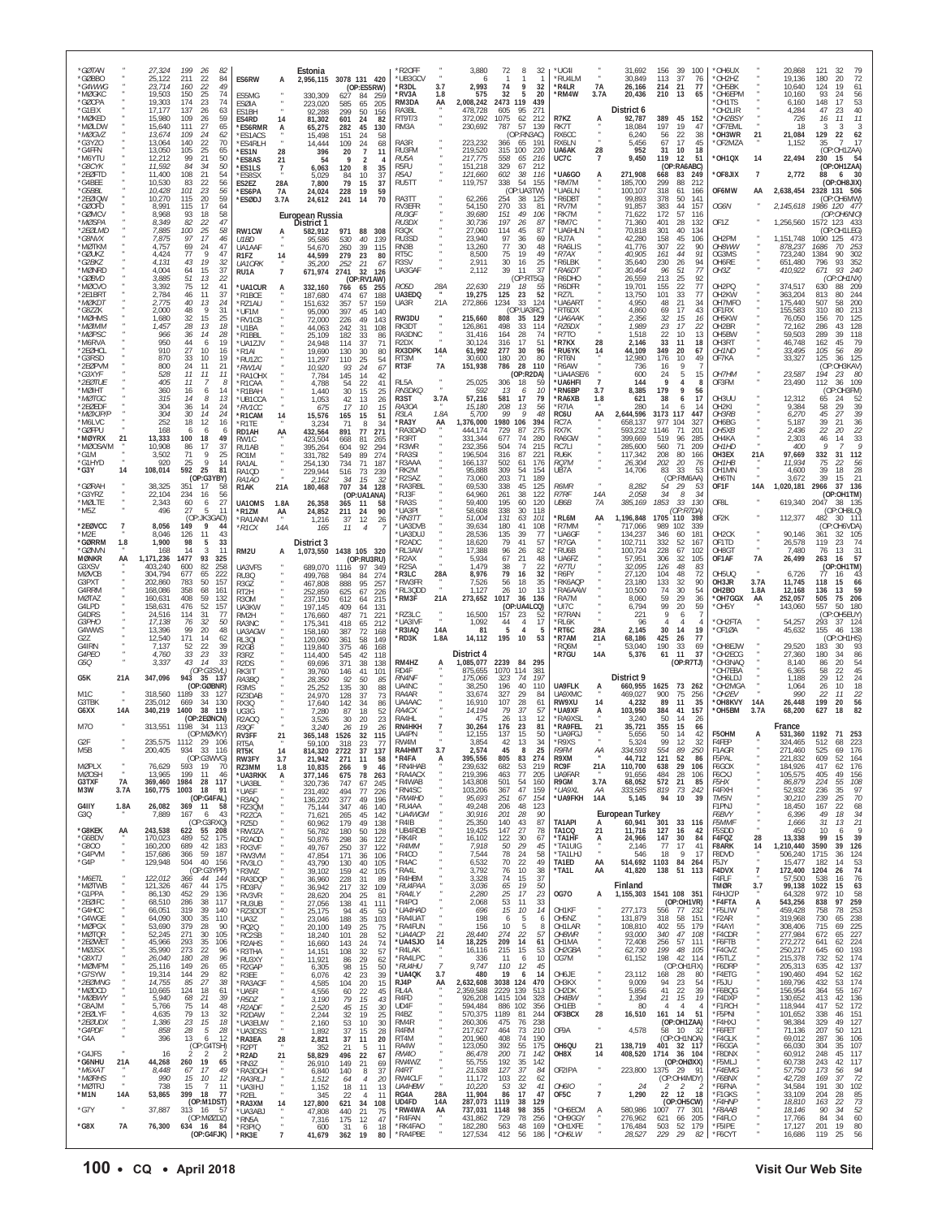*G2TAN " 27,324 199 26 82
*G2BBO " 25,122 211 22 84
*G4WWG " 23,714 160 22 49
*M0GKC " 19,503 150 25 74
*G0CPA " 19,303 174 23 74
*G1EIX " 17,177 137 26 63
*M0KED " 15,980 109 26 59
*M0LDW " 15,640 111 27 65
*M0OXZ " 13,674 109 24 62
*G3YZO " 13,064 140 22 70
*G4FFN " 13,050 105 25 65
*M6YTU " 12,212 99 21 50
*G8CYK " 11,592 84 34 50
*2E0FTD " 11,400 108 21 54
*G4BEE " 10,530 83 22 56
*G5BBL " 10,428 101 23 56
*2E0IQW " 10,270 115 20 59
*G0OFD " 8,991 115 17 64
*G0MCV " 8,968 93 18 58
*M0SPA " 8,349 82 22 47
*2E0LMD " 7,885 100 25 58
*G3MVX " 7,875 97 17 46
*M0TKM " 4,757 69 24 47
*G0UKZ " 4,424 77 9 47
*G7BKZ " 4,131 43 19 32
*M0NRD " 4,004 64 15 37
*G0BVD " 3,885 51 13 22
*M0CVO " 3,392 75 12 41
*2E1BRT " 2,784 46 11 37
*M0KDT " 2,775 40 13 24
*G6ZZK " 2,000 48 9 31
*M0HMS " 1,680 32 15 25
*M0IMM " 1,457 28 13 18
*M0PSC " 966 36 14 28
*M6RVA " 950 44 6 19
*2E0HCL " 910 27 10 16
*G3RSD " 870 33 10 19
*2E0PVM " 800 24 11 21
*G3XYF " 528 11 11 11
*2E0TUE " 405 11 7 8
*M0IHT " 360 16 6 14
*M0TGC " 315 14 8 13
*2E0EDF " 304 36 14 18
*M0XJPY " 304 30 14 24
*M6LVC " 252 18 12 16
*G0FPU " 168 6 6 8
*M0YRX 21 13,333 100 18 49
*M0OSA/M " 10,908 86 17 37
*G1HI " 3,502 71 9 25
*G1HYD " 920 25 9 14
*G3Y 14 108,014 592 25 81
(OP:G3YBY)
*G0RAH " 38,325 351 17 58
*G3YRZ " 22,104 234 16 56
*M0LTE " 2,343 60 6 27
*M5Z " 496 27 5 11
(OP:JK3GAD)
*2E0VCC 7 8,056 149 9 44
*M2E " 8,046 126 11 43
*G0RRM 1.8 1,900 98 5 33
*G0NVN " 168 14 3 11
M0NKR AA 1,171,236 1477 93 325
G3XSV " 403,240 600 82 258
M0VCB " 304,794 677 65 222
G3PXT " 202,860 783 50 157
G4RRM " 168,086 358 68 161
M0TAZ " 160,631 408 59 132
G4LPD " 158,631 476 52 157
G4DRS " 24,516 114 31 77
G3PHO " 17,138 76 32 90
G4WWS " 13,396 99 20 48
G2Z " 12,540 171 14 62
G4IRN " 7,137 52 22 39
G4PEO " 4,760 33 23 33
G5Q " 3,337 43 14 33
(OP:G3SXU)
G5K 21A 347,096 943 35 137
(OP:G0BNR)
M1C " 318,560 1189 33 127
G3TBK " 235,012 669 34 130
G6XX 14A 340,219 1400 38 119
(OP:2E0NCN)
M7O " 313,551 1198 34 113
(OP:M0VKY)
G2F " 235,575 1112 29 106
M5B " 200,405 934 33 116
(OP:G3WVG)
M0PLX " 76,629 593 19 70
M0OSH " 13,965 199 11 46
G3TXF 7A 369,460 1984 28 117
M3W 3.7A 160,775 1003 18 91
(OP:G4FAL)
G4IIY 1.8A 26,082 369 11 58
G3Q " 7,889 167 6 43
(OP:G3RXQ)
*G8KEK AA 243,538 622 55 208
*G6BDV " 170,023 489 52 175
*G8OO " 160,200 689 42 183
*G4PVM " 157,686 366 59 187
*G4IP " 129,948 504 40 156
(OP:G3YPP)
*M6ETL " 122,012 366 44 144
*M0TWB " 121,326 467 44 175
*G1PPA " 86,152 452 29 136
*2E0IFC " 68,510 286 38 117
*G4HCC " 66,051 319 39 140
*G4WGE " 64,090 300 35 110
*M0PGX " 53,690 379 28 90
*M0TQR " 52,245 271 30 105
*2E0MET " 45,966 293 35 106
*M0JSX " 35,990 273 22 96
*G3XTJ " 26,040 180 28 96
*M0MPM " 25,116 149 26 65
*G7SYW " 19,314 144 29 52
*2E0MNG " 14,755 85 27 38
*M0DCD " 10,665 124 18 61
*M0BWY " 5,940 68 21 39
*G8AJM " 5,766 75 14 48
*2E0LYF " 4,635 79 13 32
*2E0LEX " 1,386 23 15 18
*G4PDF " 858 28 5 28
*G4A " 396 13 6 12
(OP:G4TSH)
*G4JFS " 16 2 2 2
*G6NHU 21A 44,268 260 19 65
*M6XAT " 8,448 67 17 49
*M0RHS " 990 15 12 18
*M0TRJ " 738 15 7 11
*M1N 14A 53,865 399 18 77
(OP:M1DST)
*G7Y " 37,887 313 16 57
(OP:M0ZDZ)
*G8X 7A 76,300 634 16 84
(OP:G4FJK)

## Estonia

ES6RW A 2,956,115 3078 131 420
(OP:ES5RW)
ES5MG " 330,309 627 84 259
ES0IA " 223,020 585 65 205
ES1BH " 92,288 299 50 156
ES4RD 14 81,302 601 24 82
*ES6RMR A 65,275 282 45 130
*ES1ACS " 15,498 151 24 58
*ES4RLH " 14,444 109 24 68
*ES1N 28 396 20 7 11
*ES8AS 21 54 9 2 4
*ES1LS 7 6,063 120 8 35
*ES8SX " 5,029 84 10 37
ES2EZ 28A 7,800 79 15 37
*ES6PA 7A 24,024 228 19 59
*ES0DJ 3.7A 24,612 241 14 70

## European Russia

### District 1

RW1CW A 582,912 971 88 308
UI8D " 95,586 530 40 139
UA1AAF " 54,670 260 39 115
R1FZ 14 44,599 279 23 80
UA1ORK " 35,200 252 21 67
RU1A 7 671,974 2741 32 126
(OP:RV1AW)
*UA1CUR A 332,160 766 65 255
*R1BCE " 187,680 474 67 189
*RZ1AU " 151,632 357 57 159
*UF1M " 95,090 397 45 140
*RV1CB " 72,000 226 49 143
*U1BA " 44,063 242 31 108
*R1BBL " 25,109 182 33 86
*UA1ZJV " 24,948 114 37 71
*R1AI " 19,690 130 30 80
*RU1ZC " 11,297 110 25 54
*RW1AI " 10,920 93 24 67
*RA1OHX " 7,784 145 14 42
*R1CAA " 4,788 54 22 41
*R1BAH " 1,440 30 15 25
*UB1CCA " 1,053 42 13 26
*RV1CC " 675 17 10 15
*R1CAM 14 15,576 165 15 51
*R1TE " 3,234 71 8 34
RD1AH AA 432,564 891 77 245
RW1C " 423,504 668 81 265
RU1AB " 395,264 604 92 294
RO1M " 331,782 549 89 274
RA1AL " 254,130 734 71 187
RA1QD " 229,944 516 73 239
RA1AO " 2,162 34 15 32
R1AK 21A 180,468 707 34 128
(OP:UA1ANA)
UA1OMS 1.8A 26,358 365 11 58
*R1ZH AA 24,862 211 24 90
*RA1ANM " 1,216 37 12 26
*R1CX 14A 165 11 4 7

### District 3

RM2U A 1,073,550 1438 105 320
(OP:RU3RU)
UA3VFS " 689,070 1116 97 349
RU3Q " 499,768 984 84 274
R3GZ " 467,808 888 95 257
RT2H " 252,859 625 67 226
R3OM " 237,150 612 64 215
UA3KW " 197,145 409 64 131
RM2H " 176,660 487 71 221
RA3NC " 175,341 418 65 212
UA3AGW " 158,160 387 72 168
RL3QI " 120,060 361 58 149
R2GB " 119,480 375 46 168
R3RZ " 114,400 545 42 118
R2DS " 69,696 371 38 138
RK3IT " 39,760 146 41 101
RA3BQ " 28,350 92 50 85
R3MS " 25,252 135 30 88
RZ3DAB " 24,970 128 37 73
RX3Q " 17,640 142 34 86
UG3G " 7,280 87 18 52
R2AOQ " 3,526 30 20 23
R3QF " 3,240 26 19 26
RV3TF 21 365,148 1526 32 115
RM3A " 59,100 318 23 77
RT5K 14 814,320 2722 37 137
RW3FY 3.7 21,942 271 11 58
RZ3MM 1.8 10,835 266 9 46
*UA3RKK A 377,146 675 78 263
*UA3BL " 320,736 747 67 245
*UA5F " 231,492 494 77 226
*R3AQ " 136,227 377 49 196
*RZ3QM " 75,144 347 46 146
*R2ZCA " 71,621 265 45 142
*RZ5D " 60,962 179 49 138
*RW3ZA " 56,782 180 50 128
*R2AOD " 50,876 298 36 122
*RX3VF " 49,767 250 37 122
*RW3VM " 47,854 171 36 106
*RV3LO " 43,790 130 40 105
*R3WZ " 39,102 159 42 105
*RA3DQP " 36,960 228 31 89
*RD3FV " 36,942 217 32 109
*RV3VR " 28,620 204 25 81
*RU3UB " 27,056 138 41 111
*RZ3DOT " 25,175 94 45 50
*UA3Z " 23,046 188 35 103
*RQ2Q " 20,100 149 25 75
*RC2SB " 18,240 101 28 52
*R2AHS " 16,660 143 24 74
*R3THA " 14,151 108 32 57
*RU3XY " 11,921 86 29 62
*R2GAP " 6,305 98 15 50
*R3EE " 6,076 42 22 40
*RA3AGF " 4,585 104 20 15
*UA6R " 4,556 60 22 45
*RN2Z " 3,190 79 15 43
*R2ADF " 2,520 45 15 30
*R2DAW " 2,244 32 19 25
*UA3EUW " 2,160 53 10 30
*UA3DSS " 1,892 37 15 28
*RA3EA 28 2,821 37 11 20
*R2PT " 352 21 5 11
*R2AD 21 58,829 496 22 67
*RN3Z " 26,910 149 21 69
*RA3DGH " 6,840 104 12 45
*RA3RLJ " 1,512 64 4 20
*UA3IHJ " 1,152 18 13 11
*R2EL " 345 12 7 8
*RA3XM 14 127,800 621 34 108
*UA3ABJ " 47,808 261 21 87
*RN5A " 7,316 115 17 48
*R3PIQ " 600 31 6 10
*RK3E 7 41,679 362 19 80
*R2OFF " 3,880 72 8 32
*UB3GCV " 6 1 1 1
*R3DL 3.7 2,993 74 9 32
*RV3A 1.8 575 32 5 20
RM3DA AA 2,008,242 2473 119 439
RA3BL " 478,728 605 95 271
RT9T/3 " 372,092 1075 62 212
RM3A " 230,692 787 57 139
(OP:RN3AC)
RA3R " 223,232 366 65 191
RU3FM " 219,520 315 100 220
RU5A " 217,775 558 65 210
R5FU " 151,218 329 67 212
R5AJ " 121,660 602 38 116
RU5TT " 119,757 338 54 155
(OP:UA3TW)
RA3TT " 62,266 254 38 125
RV3EFR " 54,150 270 33 81
RU3GF " 39,680 151 49 106
RU3DK " 30,736 197 26 87
R3QX " 27,060 114 45 87
RU3SD " 23,940 97 36 69
RN3B " 13,260 77 30 48
RT5C " 8,500 75 19 49
R3SV " 2,911 30 16 25
UA3GAF " 2,112 39 11 37
(OP:RT5G)
RO5D 28A 22,630 219 18 55
UA3EDQ " 19,275 125 23 52
UA3R 21A 272,866 1234 33 124
(OP:UA3RC)
RW3DU " 215,660 808 35 129
RK3DT " 126,861 498 33 114
RA3DNC " 31,416 164 28 74
R2DX " 30,124 316 17 51
RX3DPK 14A 61,992 277 30 96
RT3M " 30,600 180 20 80
RT3F 7A 151,938 786 28 110
(OP:R2DA)
RL5A " 25,025 306 18 59
RN3DKQ " 592 13 6 10
R3ST 3.7A 57,216 581 17 79
RA3OA " 15,180 208 13 56
R3LA 1.8A 5,700 99 9 48
*RA3Y AA 1,376,000 1980 106 394
*RA3DAD " 444,174 725 87 275
*R3RT " 331,344 677 74 280
*R3WR " 232,356 504 74 215
*RA3SI " 196,504 316 87 231
*R3AAA " 166,137 502 61 176
*RK2M " 95,888 309 54 154
*R2SAZ " 73,060 203 71 189
*RA3RBL " 69,530 338 45 125
*RJ3F " 64,960 261 38 122
*RA3S " 59,400 195 60 120
*UA3PI " 58,608 338 30 118
*RN3TT " 51,004 131 63 101
*UA3DVB " 39,634 180 41 108
*UA3DJJ " 28,536 135 39 77
*R2ADC " 18,620 79 41 57
*RL3AW " 17,388 96 26 82
*R2AX " 5,934 67 21 48
*R2SA " 1,479 38 7 22
*R3LC 28A 8,976 79 16 32
*RW3FR " 7,526 56 18 35
*RL3QDD " 1,127 26 10 13
*RM3F 21A 273,652 1017 36 136
(OP:UA4LCQ)
*RZ3LC " 16,500 157 23 52
*UA3IVF " 1,092 44 4 17
*R3IAQ 14A 81 5 4 5
*RD3K 1.8A 14,112 195 10 53

### District 4

RM4HZ A 1,085,077 2239 84 295
RD4F " 875,655 1070 114 381
RN4F " 175,066 323 74 197
UA4NC " 38,250 196 40 110
RA4AR " 33,674 327 29 84
RA4DR " 16,910 107 28 61
RA4CX " 14,194 79 37 57
RA4HL " 475 26 13 12
RN4HKH 21 36,204 216 23 81
UA4PN " 12,155 137 15 50
RM4M " 3,854 42 13 34
RA4HMT 3.7 2,574 45 8 25
*R4FA A 395,556 805 83 274
*RN4HAB " 239,632 682 53 219
*RA4ACX " 219,396 463 77 205
*RW4AB " 143,808 501 54 190
*RN4SC " 103,206 367 47 159
*RW4HD " 95,693 251 67 154
*RU4AA " 49,248 206 48 123
*UA4WGM " 30,916 201 28 90
*R4IB " 25,350 140 43 87
*UB4RDB " 19,425 147 27 78
*RZ4R " 16,102 122 30 67
*R4MM " 7,918 50 29 45
*R4CO " 7,544 78 24 58
*RA4C " 6,532 70 22 49
*RA4L " 3,792 76 10 38
*R4HBM " 3,328 74 15 37
*RU4PAA " 3,036 65 19 50
*RA4LY " 2,280 25 17 23
*R4PCI " 2,068 53 11 33
*UA4HAD " 696 15 10 14
*RW4LAT " 198 6 5 6
*RA4FUN " 156 10 5 8
*UA4AQP 21 28,440 274 22 57
*UA4SJO 14 18,225 209 14 61
*R4LAK " 16,116 215 15 53
*RA4LPC " 336 11 6 10
*RU4HU " 9,747 110 12 45
*UA4QK 3.7 480 19 6 34
R4P AA 2,632,608 3038 124 470
RL4A " 2,359,588 2229 139 513
R4FD " 926,208 1415 104 328
UD4F " 594,484 886 102 356
R4BZ " 570,375 1189 81 244
RM4R " 260,306 475 76 238
R4RM " 217,627 464 73 210
RT4M " 201,960 408 74 190
RA4W " 123,050 392 75 175
RW4O " 86,478 200 71 142
RW4WZ " 55,755 192 35 142
R4RT " 21,538 127 35 57
RW4CLF " 11,172 103 22 62
UA4HBW " 10,220 53 32 41
RG4A 28A 11,904 86 17 47
UD4FD 14A 287,073 1119 38 129
*RW4WA AA 737,031 1148 98 355
*R4FAN " 431,682 752 75 219
*RK4FAO " 182,280 563 48 159
*RA4PBE " 127,534 412 56 186
*UC4I " 31,692 156 39 100
*RU4LM " 30,849 113 37 76
*R4LR 7A 26,166 214 21 77
*RM4W 3.7A 20,436 210 13 65

R7KZ A 92,787 389 45 152
RK7T " 18,084 197 19 47
RX6CC " 6,240 56 22 38
RX6LN " 5,456 67 17 45
UA6AK 28 952 31 10 18
UC7C 7 9,450 119 12 51
(OP:RA6ABC)
*UA6GO A 271,908 668 83 249
*RM7M " 185,700 299 88 212
*UA6LN " 100,107 318 61 166
*R6DBT " 99,893 378 50 141
*RV7M " 91,857 383 44 107
*RK7M " 71,622 172 57 116
*RM7C " 71,360 401 28 132
*UA6HLN " 70,818 301 40 134
*RJ7A " 42,280 158 45 106
*RA6LIS " 41,776 307 22 90
*R7AX " 40,905 161 44 91
*R6LBK " 35,640 230 26 94
*RA6DT " 30,464 96 51 77
*R6DHO " 26,559 213 25 92
*R6DFR " 19,701 155 22 77
*RZ7L " 13,750 101 33 77
*UA6ART " 4,950 48 21 34
*RT6DX " 4,860 69 17 43
*UA6AK " 2,356 32 15 16
*RZ6DX " 1,989 23 17 22
*R7TO " 1,518 22 10 13
*R7KX 28 2,146 33 11 18
*RU6YK 14 44,109 349 20 67
*RT6N " 12,980 176 10 49
*R6AW " 736 16 9 7
*UA4ASE/6 " 600 24 5 15
*UA6HFI 7 144 9 4 8
*RN6BP 3.7 8,385 179 9 56
*RA6XB 1.8 621 38 6 17
*R7IA " 280 14 6 14
RC6U AA 2,644,596 3173 117 447
RC7A " 658,137 977 104 327
RX7K " 593,232 1146 71 201
RA6GW " 399,669 519 96 285
RC7LI " 285,600 560 71 209
RU6K " 117,342 208 80 166
RQ7M " 26,304 202 20 76
UB7A " 14,706 83 33 53
(OP:RM6AA)
R6MR " 8,282 54 29 53
R7RF 14A 2,058 34 8 34
UB6B 7A 385,169 1853 33 130
(OP:R7DA)
*RL6M AA 1,196,848 1705 110 398
*R7MM " 717,066 989 102 339
*UA6GF " 134,237 346 60 181
*R7GA " 102,711 332 52 167
*RU6B " 100,724 228 67 102
*UA6FZ " 57,951 306 32 105
*R7TU " 32,095 126 48 83
*R6FY " 27,120 104 48 72
*RK6AQP " 23,180 133 32 90
*RA6AAW " 10,500 74 30 54
*RA7M " 8,060 59 29 36
*UI7C " 6,794 99 20 59
*R7RAN " 221 9 6 7
*RL6K " 96 4 4 4
*RT6C 28A 2,145 30 14 19
*R7AM 21A 68,186 425 26 77
*RQ6M " 53,040 190 33 69
*R7GU 14A 5,376 61 11 37
(OP:R7TJ)

### District 9

UA9FLK A 660,955 1625 73 262
UA9XMC " 469,027 900 75 256
RW9XU 14 4,232 89 11 35
*UA9XF A 103,950 384 41 157
*RA9XSL " 3,240 50 14 26
*RA9FEL 21 35,721 355 15 66
*UA9FGJ " 5,656 50 14 42
*R9XS " 5,324 99 12 32
R9RM AA 334,093 554 89 250
R9XM " 44,712 121 52 86
RC9F 21A 110,700 638 29 106
UA9FAR " 91,656 484 28 106
R9QM 3.7A 68,052 572 21 85
*UA9XL AA 333,585 819 73 242
*UA9FKH 14A 5,145 94 10 39

## European Turkey

TA1API A 60,941 301 33 110
TA1CQ 21 11,716 127 16 42
*TA1HF A 24,966 147 30 84
*TA1UIG " 2,146 77 17 41
*TA1LHJ " 546 18 9 17
TA1ED AA 514,692 1103 84 264
*TA1L AA 41,820 138 51 113

## Finland

OG7O A 1,155,303 1541 108 351
(OP:OH1VR)
OH1KF " 277,173 556 77 232
OH5NZ " 131,879 318 58 141
OH1LAR " 108,810 402 55 179
OH8WR " 93,000 340 47 108
OH1MA " 72,400 256 57 124
OH2GBA " 62,730 199 48 105
OG7M " 61,152 198 42 114
(OP:OH1FX)
OH6JE " 23,112 168 28 80
OH3KX " 9,009 94 23 54
OH2DK " 5,856 41 22 29
OH8WO " 1,394 21 15 19
OH1EB " 80 4 4 4
OF3BCX 28 16,510 161 14 51
(OP:OH1ZAA)
OF9A " 4,578 58 10 32
(OP:OH1NOA)
OH6QU 21 138,719 401 32 117
OH8X 14 408,520 1714 36 140
(OP:OH0XX)
OF2IPA " 223,800 1375 29 91
(OP:OH4MDY)
OH6IO " 24 2 2 2
OF5C 7 1,290 22 12 18
(OP:OH5CW)
*OH6ECM A 580,986 1007 77 301
*OH9GGY " 276,662 612 61 181
*OH1XFE " 176,484 503 52 179
*OH6LW " 28,527 229 29 82
*OH6UX " 20,868 121 32 79
*OH2HZ " 19,136 180 20 72
*OH5BK " 10,640 124 19 61
*OH6EPM " 10,160 93 24 56
*OH1TS " 6,160 148 17 53
*OH2LIR " 4,284 47 23 40
*OH2BSY " 726 16 11 11
*OF7EML " 18 3 3 3
*OH3WR 21 21,084 129 22 62
*OF2MZA " 1,152 35 7 17
(OP:OH1ZAA)
*OH1QX 14 22,494 230 15 54
(OP:OH1ZAA)
*OF8JIX 7 2,772 88 6 30
(OP:OH8JIX)
OF6MW AA 2,638,454 2328 131 506
(OP:OH6MW)
OG6N " 2,145,618 1986 120 477
(OP:OH6NIO)
OF1Z " 1,256,560 1572 123 433
(OP:OH1LEG)
OH2PM " 1,151,748 1090 125 473
OH8WW " 878,237 1686 70 253
OG3MS " 723,240 1384 90 302
OH6RE " 651,480 796 93 352
OH3Z " 410,922 671 93 240
(OP:OH1NX)
OH2PQ " 374,517 630 88 209
OH2KW " 363,204 813 80 244
OH7MFO " 175,440 507 58 200
OF1RX " 155,583 310 80 213
OH5KW " 76,050 156 70 125
OH2BR " 72,162 286 43 128
OH5BW " 59,503 289 39 118
OH3RT " 46,748 162 45 79
OH1ND " 33,495 105 56 89
OF7KA " 33,327 125 36 125
(OP:OH3KAV)
OH7HM " 23,587 194 23 80
OF3FM " 23,490 112 36 109
(OP:OH3FM)
OH3UU " 12,312 65 24 52
OH2KI " 9,384 58 29 39
OH3RB " 6,270 45 27 39
OH6BG " 5,187 39 21 36
OH5XB " 2,436 22 20 22
OH4KA " 2,303 46 14 33
OH1HD " 400 9 7 9
OH3EX 21A 97,669 332 31 112
OH1HB " 11,934 75 22 56
OH1MN " 4,600 39 18 28
OH6TN " 3,672 39 15 21
OF1F 14A 1,020,181 2966 37 136
(OP:OH1TM)
OF8L " 619,340 2047 38 135
(OP:OH8LQ)
OH2K " 112,377 482 30 111
(OP:OH6VDA)
OH2CK " 90,146 361 32 105
OF1TD " 26,578 119 23 74
OH8GT " 7,480 76 13 31
OF1AF 7A 26,499 263 16 57
(OP:OH1TM)
OH5UQ " 6,726 77 16 43
OH3JR 3.7A 11,745 118 15 66
OH2BO 1.8A 12,168 136 13 59
*OH7GGX AA 252,057 505 75 206
*OH5Y " 143,060 557 50 180
(OP:OH5EUY)
*OH2FTA " 54,257 293 37 124
*OF1ØA " 45,632 155 46 138
(OP:OH1HS)
*OH8EJW " 29,520 183 30 93
*OH2ECG " 27,360 180 34 86
*OH3NAQ " 8,140 86 20 54
*OH7EBA " 6,365 58 22 45
*OH6LDJ " 1,188 29 12 24
*OH2MGA " 1,064 26 10 18
*OH2EV " 990 22 11 22
*OH8KVY 14A 26,448 199 20 56
*OH5BM 3.7A 68,200 627 18 82

## France

F5OHM A 531,360 1192 71 253
F4FEP " 324,465 512 68 223
F1AGR " 271,492 525 69 176
F5PAL " 221,832 609 52 164
F6GOX " 184,926 417 62 176
F6CXJ " 105,575 405 49 156
F5HX " 86,879 224 55 108
F4FXH " 52,932 236 35 97
TM5N " 30,210 239 25 70
F1PNJ " 18,450 167 22 68
F6BVY " 6,396 49 18 34
F5MMF " 1,666 31 11 23
F5SDD " 450 10 6 9
F4FQZ 28 13,338 99 15 39
F8ARK 14 1,210,440 3590 39 126
F8DVD " 506,240 1715 36 124
F5JY " 15,477 182 14 53
F4DVX 7 172,400 1204 26 74
F4FLF " 57,500 538 16 76
TM0R 3.7 99,138 1022 15 63
F4HJC/P " 64,328 972 10 58
*F4FTA A 543,256 838 97 259
*F5LIW " 459,428 758 78 253
*F2AR " 319,968 730 65 238
*F4AYI " 308,406 715 69 225
*F4CDR " 277,984 672 65 227
*F6FTB " 272,272 641 62 224
*F4GVZ " 250,217 645 60 193
*F5TLZ " 215,378 732 52 174
*F8DRP " 205,513 635 42 137
*F4ETG " 190,460 494 52 162
*F5JU " 169,796 432 53 174
*F6BQG " 156,954 364 55 167
*F4DXP " 130,652 413 42 136
*F1RCH " 118,944 417 52 172
*F5PNI " 101,652 338 46 151
*F4HXJ " 98,384 329 49 127
*F6FTI " 71,136 275 36 106
*F4GLK " 69,012 258 36 96
*F6GGA " 66,030 304 35 107
*F8DNX " 60,912 248 45 117
*F5MLJ " 60,738 243 42 117
*F4EMG " 57,750 156 56 94
*F4CMF " 42,728 169 37 72
*F6RNA " 34,584 191 30 102
*F1GKS " 33,109 204 28 85
*F4HNP " 18,810 163 22 73
*F8AAB " 18,146 90 34 52
*F4FLO " 17,766 87 32 55
*F5IPE " 17,127 101 19 80
*F6CYT " 16,686 119 25 56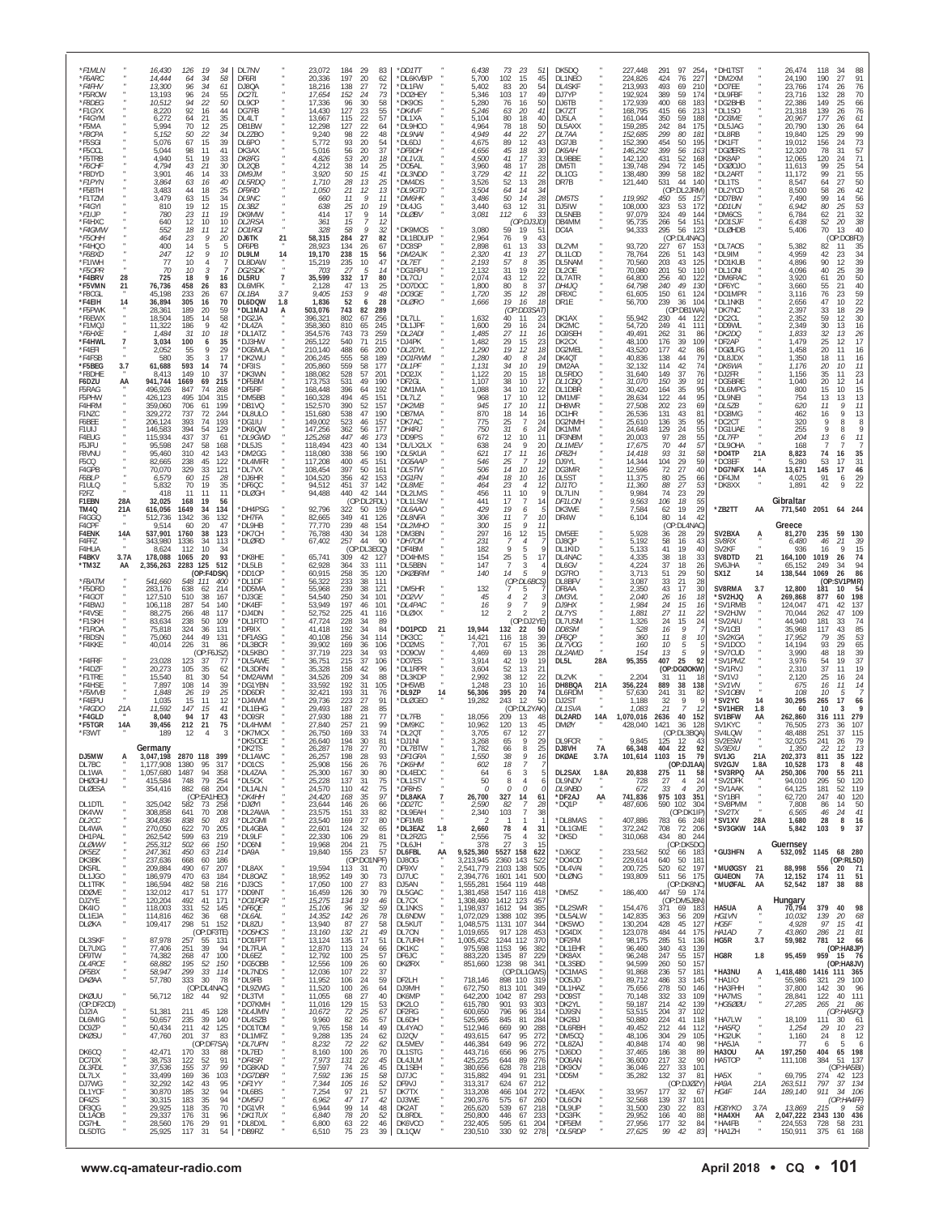| Call | Cat | Score | QSOs | Zones | Countries |
|---|---|---|---|---|---|
| *F1MLN | " | 16,430 | 126 | 19 | 34 |
| *F6ARC | " | 14,444 | 64 | 34 | 58 |
| *F4FHV | " | 13,300 | 96 | 34 | 61 |
| *F5ROW | " | 13,193 | 96 | 24 | 55 |
| *F8DEG | " | 10,512 | 94 | 22 | 50 |
| *F1GYX | " | 8,220 | 92 | 16 | 44 |
| *F4GYM | " | 6,272 | 64 | 21 | 35 |
| *F5MA | " | 5,994 | 70 | 12 | 25 |
| *F8CPA | " | 5,152 | 50 | 22 | 34 |
| *F5SGI | " | 5,076 | 67 | 15 | 39 |
| *F5CCL | " | 5,044 | 98 | 11 | 41 |
| *F5TRB | " | 4,940 | 51 | 19 | 33 |
| *F6FHF | " | 4,794 | 43 | 21 | 30 |
| *F8DYD | " | 3,901 | 46 | 14 | 33 |
| *F1PYN | " | 3,864 | 63 | 16 | 40 |
| *F5BTH | " | 3,483 | 44 | 18 | 25 |
| *F1TZM | " | 3,479 | 63 | 15 | 34 |
| *F4GYI | " | 810 | 19 | 12 | 15 |
| *F1JIP | " | 780 | 23 | 11 | 19 |
| *F4HXC | " | 640 | 12 | 10 | 10 |
| *F4GMW | " | 552 | 18 | 11 | 12 |
| *F5OHH | " | 464 | 23 | 9 | 20 |
| *F4HQO | " | 400 | 14 | 5 | 5 |
| *F5BXD | " | 247 | 12 | 9 | 10 |
| *F1IWH | " | 77 | 10 | 4 | 7 |
| *F5CPR | " | 70 | 10 | 3 | 7 |
| *F4BRV | 28 | 725 | 18 | 9 | 16 |
| *F5VMN | 21 | 76,736 | 458 | 26 | 83 |
| *F8CGL | " | 45,198 | 233 | 26 | 67 |
| *F4EIH | 14 | 36,894 | 305 | 16 | 70 |
| *F5PWK | " | 28,361 | 189 | 20 | 59 |
| *F6EWX | " | 18,504 | 185 | 14 | 58 |
| *F1MQJ | " | 11,322 | 186 | 9 | 42 |
| *F6HXE | " | 1,484 | 31 | 10 | 18 |
| *F4HWL | 7 | 3,034 | 100 | 6 | 35 |
| *F4EFI | " | 2,052 | 55 | 9 | 29 |
| *F4FSB | " | 580 | 35 | 3 | 17 |
| *F5BEG | 3.7 | 61,688 | 593 | 14 | 74 |
| *F8DHE | " | 8,413 | 149 | 10 | 37 |
| F6DZU | AA | 941,744 | 1669 | 69 | 215 |
| F5RAG | " | 496,926 | 847 | 74 | 268 |
| F5PHW | " | 426,123 | 495 | 104 | 315 |
| F4HRM | " | 359,060 | 706 | 61 | 199 |
| F1NZC | " | 329,272 | 737 | 72 | 244 |
| F6BEE | " | 206,124 | 393 | 74 | 193 |
| F1UIJ | " | 146,583 | 394 | 54 | 129 |
| F4EUG | " | 115,934 | 437 | 37 | 61 |
| F5JFU | " | 95,598 | 247 | 58 | 168 |
| F8VNU | " | 95,460 | 310 | 42 | 143 |
| F5CQ | " | 82,665 | 238 | 45 | 122 |
| F4GPB | " | 70,070 | 329 | 33 | 121 |
| F6BLP | " | 6,579 | 60 | 15 | 28 |
| F1ULQ | " | 5,832 | 70 | 19 | 35 |
| F2FZ | " | 418 | 11 | 11 | 11 |
| F1EBN | 28A | 32,025 | 168 | 19 | 56 |
| TM4Q | 21A | 616,056 | 1649 | 34 | 134 |
| F4GGQ | " | 512,736 | 1342 | 36 | 132 |
| F4CPF | " | 9,514 | 60 | 20 | 47 |
| F4ENK | 14A | 537,901 | 1760 | 38 | 123 |
| F4FFZ | " | 343,980 | 1336 | 34 | 113 |
| F4HUA | " | 8,624 | 112 | 10 | 34 |
| F4BKV | 3.7A | 178,088 | 1065 | 20 | 93 |
| *TM3Z | AA | 2,356,263 | 2283 | 125 | 512 |
| (OP:F4DSK) | | | | | |
| *F8ATM | " | 541,660 | 548 | 111 | 400 |
| *F5DRD | " | 283,176 | 638 | 62 | 214 |
| *F4GOT | " | 127,510 | 510 | 38 | 167 |
| *F4BWJ | " | 106,118 | 287 | 54 | 140 |
| *F4VSE | " | 88,275 | 266 | 48 | 117 |
| *F1SKH | " | 83,634 | 238 | 50 | 109 |
| *F1ROA | " | 75,818 | 324 | 36 | 131 |
| *F8DSN | " | 75,060 | 244 | 49 | 131 |
| *F4KKE | " | 40,014 | 226 | 31 | 86 |
| (OP:F6JSZ) | | | | | |
| *F4FRF | " | 23,028 | 123 | 37 | 77 |
| *F4DZF | " | 20,273 | 105 | 35 | 62 |
| *F1TRE | " | 15,540 | 81 | 30 | 54 |
| *F4HSE | " | 7,897 | 108 | 14 | 39 |
| *F5MVB | " | 1,848 | 26 | 19 | 25 |
| *F4EPU | " | 1,035 | 15 | 11 | 12 |
| *F4GDO | 21A | 11,592 | 147 | 15 | 41 |
| *F4GLD | " | 8,040 | 94 | 17 | 43 |
| *F5TGR | 14A | 39,456 | 212 | 21 | 75 |
| *F3WT | " | 189 | 12 | 4 | 3 |

**Germany**

| Call | Cat | Score | QSOs | Zones | Countries |
|---|---|---|---|---|---|
| DJ5MW | A | 3,047,198 | 2870 | 118 | 399 |
| DL7BC | " | 1,177,908 | 1380 | 95 | 317 |
| DL1WA | " | 1,057,680 | 1487 | 94 | 358 |
| DH2GHU | " | 415,584 | 748 | 79 | 254 |
| DL0ESA | " | 354,416 | 882 | 68 | 204 |
| (OP:EA1HEO) | | | | | |
| DL1DTL | " | 325,042 | 582 | 73 | 258 |
| DK4VW | " | 308,858 | 641 | 70 | 208 |
| DL2CC | " | 304,836 | 838 | 50 | 83 |
| DL4WA | " | 270,050 | 622 | 70 | 205 |
| DH1PAL | " | 262,542 | 599 | 63 | 219 |
| DL6WW | " | 255,322 | 502 | 66 | 150 |
| DK5EZ | " | 247,361 | 450 | 63 | 214 |
| DK3BK | " | 237,636 | 668 | 60 | 186 |
| DK5RL | " | 209,884 | 490 | 67 | 207 |
| DL1JGO | " | 186,979 | 470 | 63 | 184 |
| DL1TRK | " | 186,594 | 482 | 58 | 216 |
| DD0VE | " | 132,012 | 417 | 51 | 177 |
| DJ2YE | " | 120,204 | 492 | 41 | 171 |
| DK4IO | " | 118,003 | 331 | 52 | 145 |
| DL1EJA | " | 114,816 | 462 | 36 | 68 |
| DL6KA | " | 109,417 | 298 | 51 | 152 |
| (OP:DF3TE) | | | | | |
| DL3SKF | " | 87,978 | 257 | 55 | 131 |
| DL7UXG | " | 77,406 | 251 | 39 | 94 |
| DF9TW | " | 74,382 | 268 | 47 | 100 |
| DL4RCK | " | 68,882 | 195 | 52 | 150 |
| DF5BX | " | 58,947 | 299 | 33 | 114 |
| DA0AA | " | 57,780 | 333 | 30 | 78 |
| (OP:DL4NAC) | | | | | |
| DK0UU | " | 56,712 | 182 | 44 | 92 |
| (OP:DF2CD) | | | | | |
| DJ2IA | " | 51,381 | 211 | 45 | 128 |
| DL6MIG | " | 50,657 | 235 | 39 | 140 |
| DO9ZP | " | 50,434 | 211 | 42 | 125 |
| DK0SU | " | 47,760 | 201 | 37 | 83 |
| (OP:DF7SA) | | | | | |
| DK6CQ | " | 42,471 | 170 | 33 | 88 |
| DC7DX | " | 38,753 | 122 | 52 | 91 |
| DL3PDL | " | 37,536 | 155 | 37 | 99 |
| DL7LX | " | 33,499 | 169 | 36 | 103 |
| DJ7WG | " | 32,292 | 142 | 43 | 95 |
| DL1YCF | " | 30,870 | 185 | 32 | 73 |
| DF4ZS | " | 30,315 | 183 | 35 | 94 |
| DF3OG | " | 29,925 | 118 | 35 | 70 |
| DL1AOB | " | 29,337 | 176 | 36 | 99 |
| DG7HL | " | 28,560 | 176 | 29 | 91 |
| DL5DTG | " | 25,925 | 117 | 31 | 54 |
| DL7NV | " | 23,072 | 184 | 29 | 83 |
| DF6RI | " | 20,336 | 197 | 20 | 62 |
| DJ8QA | " | 18,216 | 138 | 27 | 72 |
| DC2TL | " | 17,654 | 152 | 24 | 73 |
| DL9CP | " | 17,336 | 96 | 30 | 58 |
| DG7FB | " | 14,430 | 127 | 23 | 55 |
| DL4LT | " | 13,667 | 115 | 22 | 57 |
| DB1BW | " | 12,298 | 127 | 22 | 64 |
| DL2ZBO | " | 9,240 | 98 | 22 | 48 |
| DL6PO | " | 5,772 | 93 | 20 | 54 |
| DK3AX | " | 5,016 | 56 | 20 | 37 |
| DK9FG | " | 4,826 | 53 | 20 | 18 |
| DL2QB | " | 4,212 | 38 | 14 | 25 |
| DM9JM | " | 3,920 | 50 | 15 | 41 |
| DL5RDQ | " | 1,710 | 28 | 13 | 25 |
| DF6RD | " | 1,050 | 21 | 12 | 13 |
| DL9NC | " | 660 | 11 | 9 | 11 |
| DL3BZ | " | 638 | 25 | 10 | 19 |
| DK9MW | " | 414 | 17 | 9 | 14 |
| DL2RSA | " | 361 | 15 | 7 | 12 |
| DG1RGI | " | 328 | 58 | 9 | 32 |
| DJ6TK | 21 | 58,315 | 284 | 27 | 82 |
| DF6PB | " | 28,923 | 134 | 26 | 67 |
| DL9LM | 14 | 19,170 | 238 | 15 | 56 |
| DL8DAW | " | 15,219 | 235 | 10 | 47 |
| DG2SDK | " | 703 | 27 | 5 | 14 |
| DL5RU | 7 | 35,599 | 332 | 17 | 80 |
| DL6MFK | " | 2,128 | 47 | 13 | 25 |
| DL1BA | 3.7 | 9,405 | 153 | 9 | 48 |
| DL6DQW | 1.8 | 1,836 | 52 | 6 | 28 |
| *DL1MAJ | A | 503,076 | 743 | 82 | 289 |
| *DG2JA | " | 396,321 | 802 | 67 | 256 |
| *DL4ZA | " | 358,360 | 810 | 65 | 245 |
| *DL1ATZ | " | 354,576 | 743 | 73 | 259 |
| *DJ3HW | " | 265,122 | 540 | 71 | 215 |
| *DG5MLA | " | 210,140 | 488 | 66 | 200 |
| *DK2WU | " | 206,245 | 555 | 58 | 189 |
| *DF3IS | " | 205,860 | 559 | 58 | 177 |
| *DK3WN | " | 188,082 | 528 | 57 | 201 |
| *DF5BM | " | 173,753 | 531 | 49 | 190 |
| *DF5RF | " | 168,448 | 396 | 64 | 192 |
| *DM5BB | " | 160,328 | 494 | 45 | 151 |
| *DB1VQ | " | 152,570 | 390 | 52 | 157 |
| *DL8ULO | " | 151,680 | 538 | 47 | 190 |
| *DG1IU | " | 149,002 | 523 | 46 | 157 |
| *DK6QW | " | 147,256 | 362 | 56 | 177 |
| *DL9GWD | " | 125,268 | 447 | 46 | 173 |
| *DL5JS | " | 118,494 | 423 | 40 | 134 |
| *DM2GG | " | 118,080 | 338 | 56 | 190 |
| *DL4MFR | " | 117,208 | 400 | 45 | 151 |
| *DL7VX | " | 108,454 | 397 | 50 | 161 |
| *DJ6HR | " | 104,520 | 356 | 42 | 153 |
| *DF6QC | " | 94,512 | 451 | 37 | 142 |
| *DL0GH | " | 94,488 | 440 | 42 | 144 |
| (OP:DL2FDL) | | | | | |
| *DH4PSG | " | 92,796 | 322 | 50 | 159 |
| *DH7FA | " | 82,665 | 349 | 41 | 126 |
| *DL9HB | " | 77,770 | 239 | 48 | 154 |
| *DK7CH | " | 76,788 | 430 | 34 | 128 |
| *DL8RD | " | 67,402 | 257 | 44 | 90 |
| (OP:DL3ECQ) | | | | | |
| *DK8HE | " | 65,741 | 309 | 42 | 127 |
| *DL5LB | " | 62,928 | 364 | 33 | 111 |
| *DD1OP | " | 60,915 | 258 | 35 | 120 |
| *DL1DF | " | 56,322 | 233 | 38 | 111 |
| *DD5MA | " | 55,968 | 298 | 38 | 121 |
| *DJ3GE | " | 54,540 | 250 | 34 | 101 |
| *DK4EF | " | 53,949 | 197 | 46 | 101 |
| *DJ4DN | " | 52,752 | 225 | 41 | 116 |
| *DL1RTO | " | 47,724 | 228 | 34 | 89 |
| *DF8IX | " | 41,418 | 192 | 34 | 84 |
| *DF1ASG | " | 40,108 | 256 | 34 | 114 |
| *DL3BCR | " | 39,902 | 169 | 36 | 106 |
| *DL5KBO | " | 37,719 | 223 | 34 | 93 |
| *DL5AWE | " | 36,751 | 215 | 37 | 106 |
| *DL3DRN | " | 35,328 | 158 | 42 | 96 |
| *DM2AWM | " | 34,526 | 208 | 34 | 88 |
| *DG1YBN | " | 33,592 | 192 | 31 | 105 |
| *DD6DR | " | 32,421 | 193 | 31 | 76 |
| *DJ4WM | " | 29,736 | 223 | 27 | 91 |
| *DL1EHG | " | 29,493 | 187 | 28 | 85 |
| *DO8SR | " | 27,930 | 188 | 21 | 77 |
| *DL4HWM | " | 27,840 | 257 | 21 | 99 |
| *DK7MCX | " | 26,750 | 169 | 33 | 74 |
| *DK5OCE | " | 26,640 | 194 | 30 | 81 |
| *DK2TS | " | 26,287 | 178 | 27 | 70 |
| *DL1AWC | " | 25,952 | 196 | 28 | 93 |
| *DO1CS | " | 25,908 | 156 | 26 | 76 |
| *DL4ZAA | " | 25,300 | 167 | 30 | 80 |
| *DL5OK | " | 25,228 | 137 | 31 | 75 |
| *DL1ALN | " | 24,570 | 110 | 42 | 75 |
| *DK4HH | " | 24,420 | 168 | 35 | 97 |
| *DJ0PJ | " | 23,644 | 146 | 26 | 66 |
| *DL2AWA | " | 23,575 | 151 | 33 | 82 |
| *DL2GMI | " | 23,540 | 169 | 27 | 80 |
| *DL4GBA | " | 22,601 | 124 | 32 | 65 |
| *DL9LF | " | 22,330 | 106 | 29 | 81 |
| *DO6NI | " | 19,968 | 204 | 21 | 75 |
| *DA9A | " | 19,840 | 155 | 33 | 57 |
| (OP:DC1MPR) | | | | | |
| *DL8AX | " | 19,594 | 113 | 31 | 70 |
| *DL8OAZ | " | 18,952 | 149 | 30 | 73 |
| *DL3SAN | " | 17,050 | 100 | 27 | 83 |
| *DD9NT | " | 16,459 | 126 | 30 | 79 |
| *DO1PGR | " | 15,275 | 134 | 19 | 46 |
| *DF6QE | " | 15,106 | 96 | 32 | 59 |
| *DL6AL | " | 14,352 | 162 | 26 | 78 |
| *DL8ZU | " | 13,940 | 87 | 27 | 58 |
| *DO5HCS | " | 13,160 | 132 | 21 | 49 |
| *DO1PPT | " | 13,124 | 117 | 31 | 63 |
| *DL7FUA | " | 12,870 | 113 | 24 | 66 |
| *DL6EZ | " | 12,792 | 100 | 26 | 52 |
| *DO5OBB | " | 12,556 | 109 | 26 | 60 |
| *DL7NDS | " | 12,036 | 107 | 22 | 54 |
| *DL9FB | " | 11,952 | 106 | 24 | 59 |
| *DL5ZWG | " | 11,520 | 100 | 26 | 64 |
| *DL3TVI | " | 11,055 | 88 | 27 | 40 |
| *DO7KMH | " | 11,016 | 129 | 15 | 53 |
| *DL4JMN | " | 10,672 | 72 | 25 | 67 |
| *DL5KUA | " | 10,108 | 76 | 23 | 53 |
| *DO1TOM | " | 9,765 | 158 | 14 | 49 |
| *DL1MFZ | " | 9,288 | 135 | 24 | 62 |
| *DL7UPN | " | 8,232 | 72 | 22 | 62 |
| *DL7ED | " | 8,160 | 100 | 26 | 70 |
| *DR4SR | " | 7,973 | 131 | 22 | 45 |
| *DG8KAD | " | 7,597 | 74 | 25 | 48 |
| *DG7DBR | " | 7,592 | 136 | 15 | 58 |
| *DF1YY | " | 7,344 | 105 | 16 | 52 |
| *DL6BS | " | 7,254 | 97 | 21 | 57 |
| *DM5FJ | " | 6,962 | 47 | 17 | 42 |
| *DL2AWG | " | 6,837 | 100 | 21 | 56 |
| *DL5HAR | " | 6,820 | 84 | 20 | 42 |
| *DL8DXL | " | 6,800 | 63 | 22 | 46 |
| *DB8RZ | " | 6,510 | 75 | 23 | 39 |
| *DD1TT | " | 6,438 | 73 | 23 | 51 |
| *DL6KVB/P | " | 5,700 | 102 | 15 | 45 |
| *DL1FW | " | 5,402 | 83 | 20 | 54 |
| *DO2HEY | " | 5,346 | 103 | 17 | 49 |
| *DK9OS | " | 5,280 | 76 | 16 | 50 |
| *DK4VF | " | 5,246 | 63 | 20 | 41 |
| *DL1KO | " | 5,104 | 80 | 18 | 40 |
| *DL9HCO | " | 4,964 | 78 | 18 | 50 |
| *DL9NAI | " | 4,949 | 44 | 22 | 27 |
| *DL6DJ | " | 4,675 | 89 | 12 | 43 |
| *DF8DH | " | 4,656 | 45 | 18 | 30 |
| *DL1VJL | " | 4,500 | 41 | 17 | 33 |
| *DO5AL | " | 3,960 | 48 | 17 | 28 |
| *DL3NDD | " | 3,729 | 42 | 11 | 22 |
| *DM4DS | " | 3,526 | 52 | 13 | 28 |
| *DL9GTD | " | 3,504 | 64 | 14 | 34 |
| *DM6HK | " | 3,486 | 50 | 14 | 28 |
| *DL4JG | " | 3,440 | 63 | 12 | 31 |
| *DL0BV | " | 3,081 | 112 | 6 | 33 |
| (OP:DJ3JD) | | | | | |
| *DK9MOS | " | 3,080 | 59 | 19 | 51 |
| *DL1BDU/P | " | 2,964 | 76 | 9 | 43 |
| *DO8SP | " | 2,898 | 61 | 13 | 33 |
| *DM2AJK | " | 2,320 | 41 | 13 | 27 |
| *DL7ET | " | 2,193 | 57 | 8 | 35 |
| *DG1RPU | " | 2,132 | 31 | 19 | 22 |
| *DL7CU | " | 2,074 | 43 | 12 | 22 |
| *DO7DOC | " | 1,800 | 80 | 8 | 37 |
| *DO3GE | " | 1,720 | 35 | 12 | 28 |
| *DL0RO | " | 1,666 | 19 | 16 | 18 |
| (OP:DD3SAT) | | | | | |
| *DL7LL | " | 1,632 | 40 | 11 | 23 |
| *DL1JPF | " | 1,600 | 29 | 16 | 24 |
| *DL2ADI | " | 1,485 | 27 | 11 | 16 |
| *DJ4PK | " | 1,482 | 29 | 15 | 23 |
| *DL2DYL | " | 1,290 | 19 | 12 | 18 |
| *DO1RWM | " | 1,280 | 40 | 8 | 24 |
| *DL1PF | " | 1,131 | 34 | 10 | 19 |
| *DO2JX | " | 1,122 | 20 | 15 | 18 |
| *DL1CBQ | " | 1,107 | 38 | 10 | 17 |
| *DF2GL | " | 1,107 | 38 | 10 | 17 |
| *DM1MA | " | 1,088 | 34 | 10 | 22 |
| *DL7LZ | " | 968 | 17 | 10 | 12 |
| *DK2MB | " | 945 | 17 | 10 | 11 |
| *DB7MA | " | 870 | 18 | 14 | 16 |
| *DK7AC | " | 775 | 25 | 7 | 24 |
| *DH4RJ | " | 750 | 31 | 6 | 24 |
| *DD9PS | " | 672 | 12 | 10 | 11 |
| *DL/LX2LX | " | 638 | 24 | 9 | 20 |
| *DL5KUA | " | 621 | 17 | 11 | 16 |
| *DO6AAP | " | 546 | 25 | 7 | 19 |
| *DL5TW | " | 506 | 14 | 10 | 12 |
| *DG1PN | " | 494 | 18 | 10 | 16 |
| *DL8ME | " | 464 | 23 | 4 | 12 |
| *DL2LMS | " | 456 | 11 | 10 | 9 |
| *DL1LSW | " | 441 | 17 | 7 | 14 |
| *DL6AAO | " | 429 | 19 | 6 | 5 |
| *DL8NFA | " | 306 | 11 | 7 | 10 |
| *DL2MHO | " | 300 | 15 | 9 | 11 |
| *DM3BN | " | 297 | 16 | 12 | 15 |
| *DH7OM | " | 231 | 7 | 4 | 7 |
| *DF4BM | " | 182 | 9 | 5 | 9 |
| *DO4HMS | " | 154 | 25 | 5 | 17 |
| *DL5BBN | " | 147 | 7 | 3 | 4 |
| *DK0BRM | " | 140 | 14 | 5 | 9 |
| (OP:DL6BCS) | | | | | |
| *DM5HR | " | 132 | 7 | 5 | 7 |
| *DO2VV | " | 45 | 4 | 2 | 3 |
| *DL4PAC | " | 16 | 9 | 7 | 9 |
| *DL0XX | " | 12 | 2 | 2 | 2 |
| (OP:DJ2YE) | | | | | |
| *DO1PCD | 21 | 19,944 | 132 | 22 | 50 |
| *DK3CC | " | 14,421 | 116 | 18 | 39 |
| *DO2MS | " | 7,701 | 67 | 15 | 36 |
| *DO9OW | " | 4,469 | 69 | 13 | 28 |
| *DO7ES | " | 3,914 | 42 | 19 | 19 |
| *DL1RPR | " | 3,604 | 52 | 13 | 21 |
| *DL3KDP | " | 2,992 | 36 | 12 | 22 |
| *DH5WB | " | 1,248 | 23 | 10 | 16 |
| *DL9ZP | 14 | 56,306 | 395 | 20 | 74 |
| *DL0GEO | " | 19,282 | 243 | 12 | 50 |
| (OP:DL2YAK) | | | | | |
| *DL7FB | " | 18,056 | 209 | 13 | 48 |
| *DM9KC | " | 10,962 | 120 | 13 | 45 |
| *DL2QT | " | 3,705 | 67 | 12 | 27 |
| *DJ1NI | " | 3,268 | 65 | 9 | 29 |
| *DL7BTW | " | 1,782 | 66 | 8 | 25 |
| *DF1GRA | " | 1,550 | 38 | 9 | 16 |
| *DK6HM | " | 602 | 18 | 7 | 7 |
| *DL4EDC | " | 64 | 6 | 3 | 5 |
| *DL1STV | " | 50 | 8 | 4 | 6 |
| *DF8HS | " | 0 | 0 | 0 | 0 |
| *DL8AKA | 7 | 26,700 | 327 | 14 | 61 |
| *DO2TC | " | 2,590 | 82 | 7 | 28 |
| *DL9EAH | " | 2,340 | 103 | 7 | 38 |
| *DF1MB | " | 2 | 1 | 1 | 1 |
| *DL3EAZ | 1.8 | 2,660 | 78 | 4 | 31 |
| *DL2RZG | " | 2,556 | 75 | 4 | 32 |
| *DL6JH | " | 378 | 27 | 3 | 15 |
| DL6FBL | AA | 9,525,360 | 5527 | 158 | 622 |
| DJ8OG | " | 3,213,945 | 2360 | 143 | 522 |
| DF9XV | " | 2,541,779 | 2103 | 138 | 505 |
| DJ7UC | " | 2,394,776 | 1601 | 141 | 500 |
| DJ3AN | " | 1,555,281 | 1584 | 119 | 448 |
| DL5GAC | " | 1,381,458 | 1547 | 116 | 418 |
| DL7CX | " | 1,308,480 | 1412 | 123 | 457 |
| DL1NKS | " | 1,198,937 | 1612 | 94 | 385 |
| DL6NDW | " | 1,072,029 | 1388 | 102 | 395 |
| DL5KUT | " | 1,048,575 | 1131 | 107 | 344 |
| DL7ON | " | 1,019,655 | 917 | 128 | 453 |
| DL7URH | " | 1,005,452 | 1244 | 112 | 370 |
| DK1KC | " | 975,598 | 1153 | 96 | 382 |
| DF6JC | " | 883,220 | 1345 | 87 | 229 |
| DK0RX | " | 851,660 | 1238 | 98 | 341 |
| (OP:DL1GWS) | | | | | |
| DF2LH | " | 718,146 | 898 | 110 | 319 |
| DJ9MH | " | 672,750 | 813 | 101 | 349 |
| DK9MP | " | 642,200 | 1042 | 87 | 293 |
| DK2LO | " | 615,780 | 901 | 93 | 317 |
| DF2RG | " | 600,650 | 796 | 96 | 314 |
| DL6DH | " | 525,965 | 845 | 81 | 284 |
| DL4YAO | " | 512,946 | 669 | 98 | 253 |
| DJ2QV | " | 493,615 | 647 | 95 | 272 |
| DL5MEV | " | 446,384 | 649 | 96 | 272 |
| DL4JLM | " | 425,225 | 644 | 89 | 276 |
| DL1SEH | " | 380,656 | 628 | 77 | 231 |
| DJ7JC | " | 315,882 | 494 | 77 | 236 |
| DF9VJ | " | 280,440 | 540 | 71 | 211 |
| DJ3WE | " | 272,706 | 597 | 62 | 196 |
| DK2AT | " | 265,620 | 510 | 70 | 211 |
| DL8RDL | " | 250,800 | 518 | 67 | 205 |
| DK6VCO | " | 232,405 | 595 | 61 | 204 |
| DL1QW | " | 230,510 | 330 | 92 | 278 |
| DK5DQ | " | 227,448 | 291 | 97 | 254 |
| DL1NEO | " | 224,826 | 424 | 76 | 227 |
| DL4SKF | " | 213,993 | 493 | 69 | 210 |
| DJ7YP | " | 192,924 | 389 | 59 | 174 |
| DJ6TB | " | 172,939 | 400 | 68 | 183 |
| DK7ZT | " | 168,795 | 415 | 66 | 213 |
| DJ5LA | " | 161,064 | 350 | 59 | 188 |
| DL5AXX | " | 159,285 | 242 | 84 | 175 |
| DL7AA | " | 152,685 | 299 | 80 | 181 |
| DG7JB | " | 152,390 | 454 | 50 | 195 |
| DK6AH | " | 146,292 | 399 | 56 | 163 |
| DL9BBE | " | 142,120 | 431 | 52 | 168 |
| DM5TI | " | 139,748 | 294 | 72 | 145 |
| DL1CG | " | 138,480 | 399 | 58 | 182 |
| DR7B | " | 121,440 | 531 | 44 | 140 |
| (OP:DL2JRM) | | | | | |
| DM5TS | " | 119,992 | 450 | 55 | 157 |
| DJ5IW | " | 108,000 | 323 | 53 | 172 |
| DL5NEB | " | 97,079 | 324 | 49 | 144 |
| DB4MM | " | 95,735 | 266 | 54 | 151 |
| DC4A | " | 94,333 | 295 | 56 | 123 |
| (OP:DL4NAC) | | | | | |
| DL2VM | " | 93,720 | 227 | 67 | 153 |
| DL1LOD | " | 78,764 | 226 | 51 | 143 |
| DL5NAM | " | 70,560 | 203 | 43 | 125 |
| DL2OE | " | 70,080 | 201 | 50 | 110 |
| DL7ATR | " | 64,800 | 256 | 40 | 122 |
| DH4JQ | " | 64,794 | 240 | 49 | 130 |
| DF8XC | " | 61,605 | 150 | 61 | 124 |
| DR1E | " | 56,700 | 239 | 36 | 104 |
| (OP:DB1WA) | | | | | |
| DK1AX | " | 55,942 | 230 | 44 | 122 |
| DK2MC | " | 54,720 | 249 | 41 | 111 |
| DG9SEH | " | 49,491 | 262 | 31 | 86 |
| DK2CX | " | 48,100 | 176 | 39 | 109 |
| DG2MEL | " | 43,520 | 177 | 42 | 86 |
| DK4QT | " | 40,836 | 138 | 44 | 79 |
| DM2AA | " | 32,132 | 114 | 42 | 74 |
| DL5RDO | " | 31,640 | 149 | 37 | 76 |
| DL1CBQ | " | 31,070 | 150 | 39 | 91 |
| DL1DBR | " | 30,420 | 164 | 35 | 95 |
| DM1MF | " | 28,634 | 122 | 44 | 95 |
| DH6WR | " | 27,508 | 202 | 23 | 69 |
| DC1HR | " | 26,536 | 131 | 43 | 81 |
| DG2NMH | " | 25,610 | 136 | 35 | 95 |
| DK1MM | " | 24,648 | 129 | 24 | 55 |
| DF3NBM | " | 20,003 | 97 | 28 | 55 |
| DL1MEV | " | 17,675 | 70 | 44 | 57 |
| DF8ZH | " | 14,418 | 93 | 31 | 58 |
| DJ9YL | " | 14,344 | 104 | 29 | 59 |
| DG3MR | " | 12,596 | 72 | 27 | 40 |
| DL5ST | " | 11,375 | 80 | 25 | 66 |
| DJ1TO | " | 11,360 | 88 | 27 | 53 |
| DL7LIN | " | 9,984 | 74 | 23 | 29 |
| DF1LON | " | 9,563 | 106 | 18 | 55 |
| DK3WE | " | 7,584 | 62 | 19 | 29 |
| DR4W | " | 6,104 | 80 | 14 | 42 |
| (OP:DL4NAQ) | | | | | |
| DM5EE | " | 5,928 | 36 | 28 | 29 |
| DJ5QP | " | 5,192 | 58 | 16 | 43 |
| DL1KID | " | 5,133 | 41 | 19 | 40 |
| DL4NAC | " | 4,335 | 38 | 18 | 33 |
| DL6GV | " | 4,224 | 37 | 18 | 26 |
| DG7RO | " | 3,713 | 51 | 29 | 50 |
| DL8BFV | " | 3,087 | 33 | 21 | 28 |
| DF8AA | " | 2,350 | 43 | 17 | 30 |
| DM3VL | " | 2,040 | 26 | 16 | 18 |
| DJ9HX | " | 1,984 | 24 | 15 | 16 |
| DL7YS | " | 1,881 | 27 | 11 | 22 |
| DL7USM | " | 1,326 | 24 | 15 | 24 |
| DD8SM | " | 528 | 16 | 9 | 7 |
| DF6QP | " | 360 | 11 | 8 | 10 |
| DL7VOG | " | 160 | 10 | 5 | 5 |
| DL2AMD | " | 154 | 13 | 5 | 9 |
| DL5L | 28A | 95,355 | 407 | 25 | 92 |
| (OP:DG0OKW) | | | | | |
| DL2VK | " | 2,204 | 31 | 11 | 18 |
| DH8BQA | 21A | 356,224 | 889 | 38 | 138 |
| DL6RDM | " | 57,630 | 241 | 31 | 82 |
| DJ2ST | " | 1,188 | 32 | 9 | 9 |
| DL1SVA | " | 1,083 | 21 | 7 | 12 |
| DL2ARD | 14A | 1,070,016 | 2636 | 40 | 152 |
| DM0Y | " | 428,040 | 1421 | 36 | 128 |
| (OP:DL3BQA) | | | | | |
| DL9FCR | " | 9,845 | 125 | 12 | 43 |
| DJ8VH | 7A | 66,348 | 404 | 22 | 92 |
| DK0AE | 3.7A | 101,614 | 1103 | 15 | 79 |
| (OP:DJ1AA) | | | | | |
| DL2SAX | 1.8A | 20,838 | 275 | 11 | 58 |
| DL9NDV | " | 728 | 27 | 4 | 24 |
| DL9NBD | " | 672 | 33 | 4 | 20 |
| *DF2AJ | AA | 741,836 | 975 | 103 | 351 |
| *DQ1P | " | 487,606 | 590 | 102 | 304 |
| (OP:DK1IP) | | | | | |
| *DL8MAS | " | 407,886 | 783 | 66 | 248 |
| *DL1GME | " | 372,242 | 708 | 72 | 206 |
| *DK5D | " | 310,068 | 434 | 80 | 244 |
| (OP:DK5DQ) | | | | | |
| *DJ6OZ | " | 233,562 | 502 | 66 | 183 |
| *DO4OD | " | 229,614 | 640 | 50 | 181 |
| *DL4VAI | " | 200,725 | 520 | 62 | 197 |
| *DL0NG | " | 193,809 | 511 | 56 | 175 |
| (OP:DK6NG) | | | | | |
| *DM5Z | " | 186,400 | 447 | 59 | 174 |
| (OP:DM5JBN) | | | | | |
| *DL2SWR | " | 154,476 | 371 | 69 | 183 |
| *DL4LAM | " | 142,835 | 363 | 56 | 209 |
| *DK5WO | " | 130,204 | 428 | 45 | 127 |
| *DG4DX | " | 123,078 | 484 | 44 | 175 |
| *DL1EHR | " | 96,460 | 340 | 43 | 139 |
| *DL3SBD | " | 94,599 | 260 | 50 | 157 |
| *DF5EM | " | 27,956 | 177 | 32 | 84 |
| *DL5RDP | " | 27,625 | 99 | 42 | 83 |
| *DH1TST | " | 26,474 | 118 | 34 | 88 |
| *DM2XM | " | 24,190 | 190 | 27 | 91 |
| *DO7EE | " | 23,766 | 174 | 26 | 76 |
| *DL9FBF | " | 23,716 | 132 | 28 | 70 |
| *DG2BHB | " | 22,386 | 149 | 25 | 66 |
| *DL1SO | " | 21,318 | 139 | 26 | 76 |
| *DO8ME | " | 20,967 | 177 | 26 | 61 |
| *DL5JAG | " | 20,790 | 130 | 26 | 64 |
| *DL8RB | " | 19,840 | 125 | 29 | 99 |
| *DK1FT | " | 19,012 | 156 | 24 | 73 |
| *DG0ERS | " | 12,320 | 78 | 31 | 57 |
| *DK8AP | " | 12,065 | 120 | 24 | 71 |
| *DG0OJO | " | 11,613 | 99 | 25 | 54 |
| *DL2ART | " | 11,172 | 99 | 21 | 55 |
| *DL1TS | " | 8,547 | 64 | 27 | 50 |
| *DL2YCD | " | 8,500 | 58 | 26 | 42 |
| *DD7BW | " | 7,490 | 99 | 14 | 56 |
| *DD1UN | " | 6,942 | 80 | 25 | 53 |
| *DM6CS | " | 6,784 | 62 | 21 | 32 |
| *DO1SJF | " | 6,438 | 52 | 20 | 38 |
| *DL0HDB | " | 5,406 | 70 | 13 | 40 |
| (OP:DO8FD) | | | | | |
| *DL7AOS | " | 5,382 | 82 | 11 | 35 |
| *DL9IM | " | 4,959 | 42 | 23 | 34 |
| *DO1KUB | " | 4,896 | 90 | 12 | 39 |
| *DL1ONI | " | 4,096 | 40 | 25 | 39 |
| *DM6RAC | " | 3,920 | 61 | 20 | 50 |
| *DF6YC | " | 3,660 | 55 | 21 | 40 |
| *DO1MPR | " | 3,116 | 76 | 23 | 59 |
| *DL1NKB | " | 2,656 | 47 | 10 | 22 |
| *DK7NC | " | 2,397 | 33 | 18 | 29 |
| *DC2CL | " | 2,352 | 59 | 12 | 30 |
| *DD9WL | " | 2,349 | 30 | 13 | 16 |
| *DK2DQ | " | 1,833 | 32 | 13 | 26 |
| *DF2AP | " | 1,479 | 25 | 12 | 17 |
| *DG0LFG | " | 1,458 | 20 | 11 | 16 |
| *DL8JDX | " | 1,350 | 18 | 11 | 16 |
| *DK6WA | " | 1,176 | 20 | 10 | 11 |
| *DJ2FR | " | 1,156 | 35 | 11 | 23 |
| *DG8BRE | " | 1,040 | 20 | 12 | 14 |
| *DL6MPG | " | 800 | 15 | 10 | 15 |
| *DL9NEI | " | 754 | 13 | 13 | 13 |
| *DL5ZB | " | 620 | 11 | 9 | 11 |
| *DG8MG | " | 462 | 16 | 9 | 13 |
| *DC2CT | " | 320 | 9 | 8 | 8 |
| *DG1UAE | " | 255 | 9 | 8 | 9 |
| *DL7FP | " | 204 | 13 | 6 | 11 |
| *DL9OHA | " | 168 | 7 | 7 | 7 |
| *DO4TP | 21A | 8,823 | 74 | 16 | 35 |
| *DC8EF | " | 5,280 | 53 | 17 | 31 |
| *DG7NFX | 14A | 13,671 | 145 | 17 | 46 |
| *DF4JM | " | 4,025 | 91 | 6 | 29 |
| *DK8XX | " | 1,891 | 42 | 9 | 22 |

**Gibraltar**

| Call | Cat | Score | QSOs | Zones | Countries |
|---|---|---|---|---|---|
| *ZB2TT | AA | 771,540 | 2051 | 64 | 244 |

**Greece**

| Call | Cat | Score | QSOs | Zones | Countries |
|---|---|---|---|---|---|
| SV2BXA | A | 81,270 | 235 | 59 | 130 |
| SV8RX | " | 6,480 | 46 | 21 | 39 |
| SV2KF | " | 936 | 16 | 9 | 15 |
| SV8DTD | 21 | 164,100 | 1019 | 26 | 74 |
| SV6JHA | " | 65,152 | 249 | 34 | 94 |
| SX1Z | 14 | 138,544 | 1069 | 26 | 86 |
| (OP:SV1PMR) | | | | | |
| SV8RMA | 3.7 | 12,800 | 181 | 10 | 54 |
| *SV2HJQ | A | 269,868 | 877 | 60 | 198 |
| *SV1RMB | " | 124,047 | 471 | 42 | 137 |
| *SV2HJW | " | 70,044 | 262 | 47 | 109 |
| *SV2AIU | " | 44,940 | 181 | 33 | 74 |
| *SV1CEI | " | 35,968 | 117 | 43 | 85 |
| *SV2KGA | " | 17,952 | 79 | 35 | 53 |
| *SV1DCO | " | 14,194 | 93 | 29 | 65 |
| *SV7OJD | " | 3,990 | 48 | 18 | 39 |
| *SV1PMZ | " | 3,976 | 54 | 19 | 37 |
| *SV1RVJ | " | 2,310 | 37 | 11 | 19 |
| *SV1VJ | " | 2,120 | 25 | 16 | 24 |
| *SV1VN | " | 675 | 16 | 11 | 14 |
| *SV1OBN | " | 108 | 10 | 5 | 7 |
| *SV2YC | 14 | 30,295 | 265 | 17 | 66 |
| *SV1HER | 1.8 | 60 | 3 | 3 | 9 |
| SV1BFW | AA | 262,860 | 316 | 111 | 279 |
| SV1KYC | " | 76,505 | 273 | 36 | 107 |
| SV4LQW | " | 48,488 | 251 | 37 | 115 |
| SV2ESW | " | 32,025 | 241 | 26 | 79 |
| SV3EXU | " | 1,350 | 22 | 12 | 13 |
| SV1JG | 21A | 202,373 | 811 | 35 | 122 |
| SV2GJV | 1.8A | 10,528 | 173 | 8 | 48 |
| *SV3RPQ | AA | 250,306 | 700 | 55 | 211 |
| *SV2DFK | " | 94,010 | 295 | 50 | 120 |
| *SV1AAK | " | 64,125 | 181 | 52 | 119 |
| *SY1BFI | " | 62,720 | 247 | 40 | 120 |
| *SV8PMM | " | 7,808 | 86 | 14 | 50 |
| *SV2TX | " | 6,565 | 46 | 24 | 41 |
| *SV1XV | 28A | 1,680 | 28 | 8 | 16 |
| *SV3GKW | 14A | 5,842 | 103 | 9 | 37 |

**Guernsey**

| Call | Cat | Score | QSOs | Zones | Countries |
|---|---|---|---|---|---|
| *GU3HFN | A | 532,092 | 1145 | 68 | 280 |
| (OP:RL5D) | | | | | |
| *MU0GSY | 21 | 88,998 | 556 | 20 | 71 |
| GU4EON | 7A | 12,152 | 174 | 11 | 51 |
| *MU0FAL | AA | 52,542 | 187 | 38 | 88 |

**Hungary**

| Call | Cat | Score | QSOs | Zones | Countries |
|---|---|---|---|---|---|
| HA5UA | A | 70,794 | 379 | 40 | 98 |
| HG1VN | " | 10,032 | 139 | 20 | 68 |
| HG5F | " | 4,928 | 97 | 15 | 41 |
| HA1AD | 7 | 43,860 | 286 | 21 | 81 |
| HG5R | 3.7 | 59,982 | 781 | 12 | 66 |
| (OP:HA8JP) | | | | | |
| HG8R | 1.8 | 95,459 | 959 | 15 | 76 |
| (OP:HA8JV) | | | | | |
| *HA3NU | A | 1,418,480 | 1416 | 111 | 365 |
| *HA1IO | " | 55,986 | 321 | 29 | 100 |
| *HA3FHH | " | 37,800 | 142 | 30 | 96 |
| *HA7MS | " | 28,841 | 122 | 40 | 91 |
| *HG5UDD | " | 27,285 | 265 | 21 | 86 |
| (OP:HA5FQ) | | | | | |
| *HA7LW | " | 18,109 | 111 | 30 | 51 |
| *HA5FQ | " | 5,400 | 52 | 17 | 37 |
| *HG2UK | " | 1,160 | 24 | 8 | 12 |
| *HA5JA | " | 77 | 7 | 6 | 5 |
| HA3OU | AA | 197,250 | 404 | 65 | 198 |
| HA5TOP | " | 111,108 | 356 | 51 | 137 |
| HA5X | " | 69,795 | 274 | 42 | 123 |
| HA9A | 21A | 263,511 | 797 | 37 | 134 |
| HG4F | 14A | 189,191 | 911 | 34 | 106 |
| (OP:HA4FF) | | | | | |
| HG8YKO | 3.7A | 13,869 | 215 | 9 | 30 |
| *HA4XH | AA | 2,047,222 | 2343 | 130 | 436 |
| *HA4FB | " | 224,553 | 728 | 58 | 231 |
| *HA1ZH | " | 150,911 | 375 | 61 | 168 |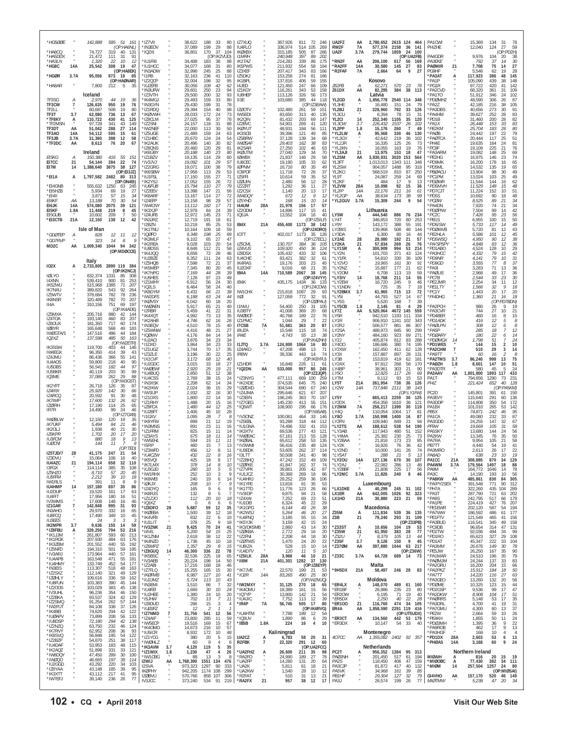*HG5ØØE " 142,888 585 51 161
(OP:HA6NL)
*HA8CQ " 74,727 319 40 131
*HA5DDX " 21,472 111 31 91
*HA3LN " 1,320 22 10 12
*HG8C 14A 25,542 308 19 47
(OP:HA8EK)
*HGØR 3.7A 95,056 873 19 85
(OP:HAØNAR)
*HA8AR " 7,800 212 5 35

### Iceland

TF3SG A 2,970 44 19 36
TF3CW 7 126,635 950 19 76
TF2LL " 60,687 508 19 80
TF3T 3.7 62,080 736 13 67
*TF8KY A 110,722 430 41 125
*TF2MSN " 97,728 341 43 149
TF3DT AA 51,042 288 27 114
TF3AO 14A 54,112 595 15 61
TF3JB 3.7A 31,360 398 12 58
*TF3DC AA 8,613 76 20 67

### Ireland

EI5KG A 150,380 416 55 151
EI7CC 21 54,144 284 22 74
EI7M 14 1,388,640 3875 38 127
(OP:EI3JZ)
*EI1A A 1,797,582 2482 80 313
(OP:ON4EI)
*EI4GNB " 555,632 1250 63 245
*EI5HZB " 5,934 69 19 27
*EI4II " 3,871 57 15 44
EI8KF AA 13,188 70 30 54
EI6JK 14A 574,080 2075 39 121
EI5KF 1.8A 11,448 219 8 45
EI5GUB " 10,602 209 7 50
*EI3CTB 21A 12,150 138 12 42

### Isle of Man

*GDØTEP A 828 12 11 12
*GD7RVP " 323 14 8 9
MD2C AA 1,009,340 1044 94 342
(OP:MDØCCE)

### Italy

IO2X A 2,733,805 2890 119 384
(OP:IK2NCJ)
IØLYO " 832,374 1331 85 308
I4XNN " 539,410 900 81 253
IK5ZWU " 515,968 1385 71 207
IK7NXU " 389,820 543 92 264
IZ5WTV " 378,684 782 78 236
IK8NSR " 320,489 782 70 207
II4A " 310,156 751 69 197
(OP:IK4ADE)
IZ5MXA " 205,716 980 42 144
IZ4TOA " 193,140 460 83 207
IZ6OUX " 181,350 717 60 174
IØBYR " 165,648 568 49 183
IWØSTA/5 " 147,516 496 44 184
IQ2XZ " 137,598 485 50 163
(OP:IW2ETR)
IK3SSW " 119,700 403 44 146
IW4EGX " 96,350 414 39 43
IZ4JMU " 86,436 366 55 141
IU4AOS " 59,800 218 40 90
IU5DBS " 56,541 182 44 97
IU5BKR " 40,119 203 30 99
IQ3ME " 37,089 262 29 88
(OP:IW3GST)
IK2YFT " 26,718 126 35 87
IZ4IRX " 25,920 142 30 66
IZØRGO " 20,592 91 30 48
IK7IMP " 17,600 132 26 62
IZØIRH " 17,190 114 25 65
IR7R " 14,490 99 24 46
(OP:IZ7OKB)
IW2BLW " 12,150 120 19 35
IK7UKF " 5,494 84 21 46
IK2OLJ " 1,938 40 21 30
IZ6KPR " 1,702 20 17 20
IU3FCM " 880 18 9 13
IU2CNI " 144 11 7 9
(OP:TED)
IZ5TJD/7 28 41,175 247 21 54
IZ3DVU " 15,064 106 16 40
IU4AZC 21 194,114 658 32 110
I3FGX " 114,114 385 35 108
IZ5HZO " 8,710 57 20 45
IU5FFM " 2,212 39 10 18
IW1RLS " 391 11 8 9
IU4HMP 14 157,180 697 30 86
IU2DUP " 19,520 161 17 63
IU4FTI " 17,956 180 16 51
IV3WMS " 17,608 148 16 46
IZ1GAR 7 142,848 995 31 93
IN3AHO " 29,970 332 16 65
IU8FCQ " 17,490 349 10 45
IU3EES " 24 3 3 3
IK2MPR 3.7 9,636 155 14 59
*IZ8FBU A 329,256 794 53 216
*IK1JJM " 261,807 593 60 213
*IK1RGK " 207,930 484 63 176
*IK3ZBM " 201,552 440 55 192
*IZ5NFD " 194,310 501 59 195
*IV3ARJ " 173,964 440 57 161
*IU4APB " 163,548 471 55 181
*IU4HMY " 133,749 452 54 177
*IN3EIS " 113,307 518 48 163
*IZ2SXZ " 112,140 321 49 129
*IZØHLY " 109,616 336 59 162
*IU8FUN " 103,383 390 45 144
*IZ2OOS " 103,029 383 45 138
*IV3UHL " 96,236 354 46 150
*IZ2BKA " 93,537 324 42 129
*IZ2SMQ " 91,254 262 57 144
*IW2FUT " 84,108 338 37 126
*IK4BEI " 74,620 294 42 122
*IU6APV " 73,899 206 56 133
*IU8DSP " 72,180 294 42 138
*IZ2NZQ " 63,750 232 46 124
*IK7RVY " 62,952 208 36 93
*IK8SVQ " 56,848 195 54 122
*IZ2BZP " 54,870 251 38 117
*IU4DAF " 53,953 183 48 115
*IZ2AQZ " 51,898 331 33 121
*IW8DQY " 47,775 185 46 101
*IWØQO " 46,695 197 39 102
*IU2GGD " 43,292 220 34 103
*IZ8YAA " 43,148 183 36 92
*IK3XTT " 43,112 217 41 110
*IW7EFJ " 39,140 236 26 77
*IZ7VII " 38,622 188 33 90
*IN3EOV " 37,089 199 29 88
*IQ2XI " 36,801 170 37 104
(OP:IK2VUD)
*IU1FIB " 34,408 183 38 98
*IU1HCC " 34,077 168 31 80
*IN3ADW " 32,996 245 25 88
*I1RB " 32,163 236 41 110
*IZ2CQP " 32,004 198 32 95
*IU2EFB " 30,056 109 42 62
*IN3UFW " 29,601 250 23 94
*IZ3VTH " 29,500 200 32 93
*IK4MGJ " 29,493 159 33 80
*IN3GYN " 29,430 199 31 78
*IZ1RDQ " 29,394 154 40 98
*IK2MWH " 28,033 172 24 79
*IZ8CLM " 27,025 95 37 78
*IZ2SNI " 24,157 118 31 88
*IW2NEF " 22,000 113 30 50
*IZ5UGE " 21,489 159 24 63
*IZ1HBC " 20,670 124 24 54
*IK2AUK " 20,496 140 30 82
*IZ8QNS " 20,460 120 29 81
*IK6UBY " 20,188 140 23 80
*IZ1BZV " 19,135 114 29 60
*IV3JVJ " 19,092 101 29 57
*IZ2GRG " 19,071 100 38 79
*IK6SBW " 17,958 113 29 53
*IU1FSL " 17,150 155 27 71
*IK2YSJ " 17,052 155 26 72
*IU6FUB " 15,794 110 27 79
*IZ2EEV " 13,398 147 21 56
*I4ABRF " 13,167 114 27 72
*IZ4EFP " 13,158 98 29 57
*IW4CXY " 13,112 182 17 71
*IK3GXR " 12,978 84 24 39
*IZ4UFB " 12,972 145 23 71
*IN3JRZ " 12,719 191 18 61
*IZ8ZN " 10,218 85 25 53
*IK1TNU " 10,164 109 18 59
*IQØFO " 9,348 198 25 89
*IK3MLF " 9,102 65 27 47
*IK2REA " 9,028 103 20 54
*IU8DSS " 8,848 112 21 58
*IK4JQQ " 8,658 72 28 46
*IU2BZE " 8,352 111 24 63
*IZ5HQB " 7,598 72 21 37
*IK5MEP " 7,345 80 20 45
*IK7HPG " 7,169 44 28 39
*IU6HES " 7,128 97 23 49
*IZ1MHY " 6,912 56 24 30
*IQ2LS " 6,464 58 24 40
*IK8DYM " 6,431 66 21 38
*IW2DFS " 6,188 63 24 44
*IKØVSY " 6,042 60 18 20
*IWØHEN " 5,917 65 21 40
*IZ8BR " 5,459 41 22 31
*IK4XQT " 4,992 73 13 35
*IK2AHB " 4,746 62 16 26
*IK3EQV " 4,510 78 15 40
*IZ5WNW " 4,416 48 21 27
*IQØIW " 4,176 84 14 34
*IU2ACI " 3,876 34 23 28
*I1DXD " 3,864 34 23 33
*IZ1UGZ " 3,744 70 17 35
*IZ3ZLE " 3,196 30 22 25
*IX1CVF " 3,172 68 12 40
*IU2GDC " 3,015 33 18 27
*IWØEIM " 2,920 25 19 21
*IU8BUQ " 2,850 51 12 38
*IU4CSS " 2,769 38 15 24
*IN3XSK " 2,208 62 14 34
*IK2HKW " 2,024 36 15 29
*IW3IJP " 1,932 32 16 30
*IZ1DXS " 1,800 22 14 16
*IZ1RHY " 1,488 20 15 16
*IZ8FCA " 1,480 44 12 25
*IU2BFT " 1,406 45 10 28
*I1GXV " 1,095 28 7 8
*IK8YFW " 899 21 12 19
*IN3MNS " 891 23 11 16
*IZ1FRM " 825 15 11 14
*IZ3AYS " 675 18 11 14
*IW5EHL " 594 15 11 11
*I5RP " 460 15 7 13
*IZ3WFD " 456 12 8 11
*IU4CZW " 432 22 8 16
*IK5VQI " 425 18 8 17
*IK7UMX " 378 14 8 10
*IK1RKG " 280 10 5 5
*IW1RHX " 252 16 7 12
*IK8WEI " 240 19 6 14
*IQ4OJX " 208 10 7 9
*IZ4DYQ " 165 9 6 9
*IK8RJS " 132 5 5 7
*IZ1ZJO " 112 20 10 18
*IQ2KZ " 6 6 6 6
*IZ8DFO 28 5,687 59 12 35
*IK2EBA " 1,500 39 12 18
*IK4VFB " 832 22 6 10
*IU1LIT " 378 25 9 18
*IV3ZNK 21 9,425 70 24 41
*I4VIL " 5,200 54 15 25
*IK1ZNM " 2,618 38 12 22
*IK4NZD " 1,736 45 10 18
*IZ6MPZ " 1,357 29 8 15
*IZ8GUQ 14 46,300 336 22 78
*IK5BSC " 32,536 225 18 65
*IV3AEB " 20,224 198 14 50
*IZ2ABI " 17,216 168 18 46
*IZ7FLQ " 15,255 165 15 30
*IKØFMB " 6,987 127 10 41
*IU2JMZ " 5,724 113 10 43
*IK3EMI " 3,510 86 7 32
*IU4FEI " 1,666 30 10 24
*IU2HEE " 1,380 24 10 20
*IU3HW " 702 13 7 11
*IZ3DUD " 266 15 3 4
*IU2JFZ " 12 2 1 1
*IZ7NMD 7 31,756 541 12 56
*IK3AVM " 4,120 119 5 35
*IZ1WIX 1.8 1,230 47 4 26
*IW1CBG " 88 13 3 8
IU4MJ AA 1,768,380 1551 134 476
I2SVA " 973,323 1297 90 333
IKØPHY " 942,205 1174 108 299
I2DBVU " 570,766 858 107 306
IV3JCC " 373,240 534 91 219
IZ7XUQ " 367,926 811 72 246
IU4FLO " 336,974 514 105 269
IKØXBX " 315,185 505 87 286
I1MRH " 240,948 397 89 202
IK1TAZ " 214,281 339 86 175
IK5PWS " 211,932 554 58 194
IZ3XEF " 207,417 343 83 166
IZ5DKJ " 153,258 274 81 186
IK1BPL " 137,816 406 59 155
I4JED " 121,450 247 66 109
IZ1KGY " 116,261 343 53 158
IU8HEP " 113,126 326 56 173
II3E " 103,680 385 44 118
(OP:IZ3EAW)
IZØOTV " 102,480 261 59 151
IW5EDI " 83,650 313 40 135
IK2QIN " 81,432 203 69 147
IZ8EVC " 54,901 269 41 120
IKØYUT " 48,931 184 56 111
IK3SCB " 39,396 121 49 85
IZ5BRW " 37,128 139 34 68
IWØSAF " 29,403 162 38 83
IK2SAR " 27,250 102 46 63
IKØUTM " 27,040 129 34 70
IØWBX " 21,837 146 29 58
IU8CEC " 19,190 105 33 62
IØPNM " 16,716 80 35 49
IO3POF " 11,718 72 26 37
IZ5FFI " 10,614 59 35 52
IZØUIN " 2,480 56 12 28
IZ2ZRT " 1,292 36 11 27
IZ2CSX " 1,140 20 13 17
IW4DQY " 672 12 9 12
IZ5YHD " 168 15 10 14
I4AUM 28A 21,978 156 17 57
IZ2ODM " 14,896 117 15 41
IQ5JA " 13,552 104 16 40
(OP:IZ5ILP)
IB4X 21A 455,400 1173 38 142
(OP:IZ4ORO)
IO7T " 402,017 1173 35 126
(OP:IZ7ECL)
IZ5CML " 130,707 384 36 105
IZ4VUS " 109,920 450 36 124
IZ8DSX " 105,432 433 32 106
IU4CHE " 83,421 382 32 61
IK4RAS " 19,176 203 23 45
IU2DXF " 9,016 68 21 35
IB4A 14A 710,589 2067 38 145
(OP:IZ4VYY)
IB4K " 435,175 1434 36 133
(OP:IZ4COW)
IW1CHX " 215,818 1087 29 93
IIØI " 127,059 772 32 91
(OP:IZØPAU)
I1NVU " 54,400 250 31 105
IU3BTY " 41,008 369 20 68
IWØBCF " 40,768 189 22 76
IZ1PMC " 1,044 29 7 22
I7CSB 7A 51,681 363 20 87
I8UZA " 15,548 115 18 74
IR4E " 4,743 55 13 38
(OP:IK4GRH)
I1JTQ 3.7A 124,800 1064 16 80
IZ4AKO " 47,208 498 13 71
IR8W " 39,336 443 14 74
(OP:IK8YFU)
IZ1HDR " 16,848 226 11 61
*IQ2DN AA 533,000 957 80 245
(OP:IZ2JQP)
*IZ3NYG " 477,111 669 100 259
*IK2XDE " 374,535 645 75 240
*IZØDXD " 304,544 690 67 240
*IZ4JMA " 295,646 621 67 207
*IZ3EIN " 196,245 363 70 197
*IZ7GEG " 145,230 413 55 151
*IQ5WT " 108,900 295 66 176
(OP:IW5AB)
*IV3ONZ " 100,061 464 33 146
*IZ5EBL " 93,288 318 44 112
*IU1GNA " 74,496 332 41 153
*IK3XTV " 69,536 277 43 121
*IWØEAC " 67,161 213 55 126
*IKØBAL " 65,612 258 53 135
*IV3WMI " 56,416 235 48 124
*IU8EDK " 53,605 262 37 114
*I3LTT " 50,508 241 40 98
*IZ2BHQ " 47,242 152 49 109
*IZØFKE " 41,847 162 37 74
*IZ7VPK " 39,861 205 42 87
*IU1JCZ " 30,368 269 18 86
*IK1YFE " 13,816 81 35 53
*IK1TTD " 11,776 123 26 66
*IV3IDP " 9,875 94 21 58
*IZ4XAI " 7,252 69 23 51
*IU1DEI " 6,324 45 22 29
*IK1GPG " 6,144 49 26 38
*IK2WSJ " 5,264 46 20 27
*IU4FNQ " 3,185 55 15 34
*IK5YJK " 3,159 42 15 24
*IK3/DK5MB " 2,860 43 14 30
*IZØKBA " 2,772 29 16 20
*IZ2FNI " 2,208 44 18 30
*IZØTWS " 1,470 24 20 22
*IU8IZA " 528 15 10 14
*IU4DTV " 120 11 5 10
*IZ5ILK 28A 3,968 46 10 21
*II8M 21A 401,301 1282 37 130
(OP:IZ8EYP)
*IK7JVE " 22,570 199 21 53
*IOZR 14A 83,265 490 25 80
(OP:IWØMQQ)
*IW2MXY " 31,125 270 18 65
*IK4OMU " 18,389 161 15 56
*IQ7YP " 13,800 142 21 54
*IU4JIC " 7,752 113 12 39
*IR4P 7A 56,745 505 17 80
(OP:IK4RVG)
*IU4HTM " 7,788 199 12 54
*IQ8UV " 1,890 46 9 26
*IB5B 1.8A 224 16 4 10

### Kaliningrad

UA2CZ A 6,783 58 20 31
R2FBK 7 22,320 291 12 60
*UA2FHZ A 26,600 211 35 98
*RA2FO " 24,990 189 27 78
*UA2FP " 14,280 120 25 60
*UA2K " 5,811 61 21 36
*UA2KW " 1,540 50 15 20
*R2FAT " 510 15 12 18
*RA2FX 21 957 38 12 17
UA2FZ AA 2,780,652 2615 124 464
RW2F 7A 577,374 2158 36 141
UA2F 3.7A 279,744 1859 24 100
(OP:UA2FB)
*RN2F AA 206,100 617 56 169
*RA2FF 14A 30,580 145 27 83
*R2FAF 7A 2,664 64 9 27

### Kosovo

Z62FB A 62,271 570 23 76
Z61DX AA 82,295 384 38 113

### Latvia

YL2GD A 1,856,778 2540 114 348
YL3HE " 16,480 151 24 79
YL2BJ 21 228,960 792 33 126
YL3CU " 6,394 78 15 31
YL2CI 14 252,340 1105 35 120
YL3CW 3.7 226,432 1537 26 102
YL2PP 1.8 15,176 260 7 49
*YL2LW A 95,568 330 46 130
*YL3GY " 42,642 219 36 102
*YL2JR " 16,335 125 26 73
*YL2KN " 16,055 163 19 76
*YL3AJI 21 13,975 153 18 47
YL2SM AA 3,830,931 3020 153 564
YL3FT " 1,013,013 1343 111 348
YL2SW " 904,057 1488 95 318
YL2KO " 568,519 810 87 250
YL9T " 64,087 259 24 69
YL2KF " 484 17 9 13
YL2VW 28A 10,098 92 15 36
YL2KA 21A 57,834 269 26 76
*YL1SR A 300,909 994 53 214
*YL2N " 101,703 371 43 124
*YL1FK " 54,810 330 36 109
*YL2VO " 19,965 161 30 91
*YL2NZ " 15,687 177 21 62
*YL2OM " 6,708 113 19 59
*YL3IV 14 18,768 211 14 55
*YL2EW " 16,720 245 9 46
*YL1NDN " 725 35 7 18
*YL2BMX 3.7 61,965 715 13 72
*YL5I " 44,793 527 14 67
*YL5S " 5,520 168 7 39
*YL5CB 1.8 2,145 81 4 29
LY7Z AA 5,520,064 4672 145 559
LY5R " 942,510 1193 111 334
LY1R " 906,910 1241 102 343
LY2RJ " 506,577 881 86 307
LY5B " 488,973 845 90 299
LY2NY " 484,160 923 69 271
LY2J " 405,874 812 83 288
LY4OO " 186,686 380 74 195
LY2XW " 162,450 411 62 128
LY3X " 157,887 897 28 131
LY3B " 153,819 419 62 181
LY2AX " 97,812 268 58 170
LY4BP " 38,961 303 21 90
LY5O " 12,825 117 26 69
LY7M " 9,112 93 15 53
LY5T 21A 261,954 738 36 126
LY2W 14A 717,846 2111 38 143
(OP:LY1FW)
LY5Y " 665,413 2259 36 125
LY2DX " 454,358 1610 36 121
LY2MM 7A 258,217 1399 30 119
LY1A " 110,054 1064 17 81
LY8O 3.7A 150,998 1400 16 87
LY2FN " 109,040 849 21 94
*LY2TS AA 188,612 538 54 190
*LY3AB " 117,943 480 51 152
*LY4MA " 25,382 230 25 73
*LY2BAA " 21,816 173 23 85
*LY2K " 16,926 76 36 42
*LY2ND " 10,000 141 26 74
*LY5AT " 288 21 5 13
*LY2OU 14A 127,136 670 30 107
*LY2AJ " 22,082 286 13 48
*LY2BBF " 21,608 225 17 56
*LY2MC 3.7A 11,826 240 8 46

### Luxembourg

*LX1DKE A 40,299 245 31 102
LX1ER AA 642,005 1026 92 323
LX1HD 21A 30,880 223 21 59

### Macedonia

Z35M A 111,834 539 36 135
Z3B 21 79,240 293 31 109
(OP:Z33PB)
*Z33ST A 10,056 104 19 53
*Z35W 21 61,950 383 28 77
*Z32U 7 8,379 105 13 44
*Z35F 3.7 9,126 150 9 45
*Z37ØM AA 397,880 1044 63 217
*Z33C 3.7A 64,728 689 14 73

### Malta

*9H5DX 21A 58,497 246 28 83

### Moldova

*ER4LX A 148,070 489 61 160
*ER1BF " 26,986 235 23 80
*ER2OW " 6,195 71 19 40
*ER6DX " 2,250 40 22 28
*ER1OO 21 116,760 474 34 105
ER4A AA 1,858,590 2291 119 416
(OP:UT5UDX)
*ER3CT AA 134,560 442 53 179
*ER3DX " 10,147 54 33 40

### Montenegro

4O7CC AA 1,355,082 2402 92 357

### Netherlands

PC2T A 956,352 1384 95 313
PAØJNH " 201,450 517 61 194
PA2S " 118,450 406 47 153
PA3CJP " 81,872 417 40 132
PA5VK " 34,968 161 35 79
PB1HF " 29,304 127 55 29
PA3J " 26,574 199 26 77
PA1CWI " 15,369 134 31 78
PI4ZHE " 12,040 124 27 59
(OP:PD2H)
PA4GDR " 9,976 104 20 38
PA3EKE " 792 37 14 30
PAØMIR 21 7,708 75 14 27
PG9HF " 5,546 62 19 28
*PA3AT A 117,923 386 48 145
*PA1P " 105,090 409 38 148
*PG1R " 97,722 420 41 142
*PA2CVD " 68,320 361 31 109
*PA1TO " 51,912 346 24 102
*PDØMHZ " 48,590 306 26 87
*PA2Z " 42,185 216 38 105
*PA3DBS " 40,656 273 30 91
*PA4HM " 39,627 252 28 83
*PD1B " 31,460 200 28 82
*PA1X " 26,448 153 33 83
*PE2KM " 25,704 183 28 80
*PAØB " 24,442 197 22 79
*PAØTCA " 20,444 117 25 51
*PH4E " 19,635 164 24 81
*PC9F " 19,109 225 21 76
*PA3ARM " 19,082 148 25 69
*PE2HG " 16,975 146 23 74
*PD9MK " 16,200 178 16 65
*PD5ML " 14,532 135 19 65
*PBØACU " 13,904 98 30 49
*PC1PM " 13,024 103 25 49
*PDØWR " 11,544 144 16 62
*PD5MVH " 11,529 148 15 48
*PD7CIT " 11,224 152 10 51
*PD5S " 10,692 90 18 48
*PCØW " 8,525 89 21 34
*PA4DN " 7,920 74 21 34
*PDØPW " 7,504 99 14 42
*PC2C " 7,426 95 23 56
*PB1S " 6,955 100 15 50
*PD5ISW " 5,733 117 14 49
*PDØWVB " 5,720 81 12 43
*PE2HLA " 5,586 101 12 45
*PD5WSQ " 4,950 90 12 38
*PA/SP5PY " 4,848 83 12 36
*PD1ABO " 4,524 128 10 29
*PA3HCC " 4,332 79 15 42
*PD9NR " 4,141 79 10 31
*PD9GD " 3,555 77 8 37
*PA3I " 3,283 71 13 36
*PAØLIE " 2,968 49 17 36
*PC7B " 2,544 33 23 30
*PE2JMR " 2,254 34 11 12
*PE1LTY " 1,566 32 9 18
*PC1Y " 1,443 20 17 20
*PI4DHG " 1,360 21 16 18
(OP:PD7BDN)
*PA2PCH " 980 26 9 19
*PA3CVR " 744 27 10 21
*PD4BER " 460 16 8 15
*PD1ADK " 416 12 5 8
*PAØLPN " 308 12 6 8
*PA5P " 285 18 7 12
*PDØARY " 180 22 6 14
*PDØMGX 14 1,798 51 7 24
*PD1WES " 144 15 2 10
*PA2CHM 7 510 29 3 14
*PA9TT " 60 12 2 8
*PA2TMS 3.7 86,240 998 13 75
*PAØZH 1.8 8,601 147 10 51
*PA3DTR " 580 45 5 24
PA3AAV AA 1,801,800 1893 117 433
PA1T " 794,656 1290 73 231
PI4Z " 221,424 652 40 128
(OP:PA5KM)
PC2D " 145,801 391 61 150
PA3EVY " 115,640 291 60 136
PA3DDP " 114,808 350 54 172
PA1BX " 101,010 265 53 142
PB5X " 74,871 242 46 95
PA1CA " 49,080 232 33 87
PA3GDD " 24,255 147 32 67
PF9W " 19,669 105 31 58
PA5SKY " 13,680 144 24 56
PA2KW " 13,345 76 35 50
PA7RA " 9,954 105 21 58
PB7TT " 4,440 54 19 41
PA3MRO " 2,613 26 17 22
PA8AD " 638 23 10 19
PA1CC 21A 308,885 870 34 129
PA4WM 3.7A 179,564 1497 18 88
PA9M " 164,772 1646 14 78
PA3C " 14,190 193 10 56
*PA8KW AA 485,861 830 84 305
*PA/PY2SEX " 391,548 771 90 312
*PH7A " 322,260 435 104 289
*PA3T " 287,790 721 63 202
*PA9S " 242,795 517 66 179
*PA1PE " 224,419 427 76 207
*PE1EWR " 202,120 587 54 194
*PA7WW " 186,592 486 61 177
*PE1FTV " 121,549 465 41 156
*PA3BUD " 116,541 345 49 158
*PC9DB " 96,654 314 47 131
*PD7TW " 92,036 494 34 99
*PD1RO " 65,623 327 29 108
*PD1AT " 45,347 222 33 104
*PA9MM " 26,676 149 30 78
*PE5JW " 26,250 167 35 90
*PA1MAR " 24,510 196 35 79
*PAØMJM " 24,244 137 33 83
*PA2GRU " 16,200 204 15 66
*PA2PKZ " 15,912 184 18 50
*PA7TT " 14,220 216 27 63
*PA3GEO " 13,260 122 20 60
*PDØME " 10,325 123 15 44
*PD2GSP " 9,536 99 17 47
*PA2DKW " 8,908 104 17 51
*PAØRRS " 5,148 53 17 35
*PA3DRL " 4,700 41 19 31
*PA7GMU " 4,300 60 13 37
*PE2W " 2,664 59 10 26
*PE4KH " 1,855 50 12 23
*PDØJMH " 1,395 36 9 22
*PA9ROB " 462 17 9 13
*PA3HGF " 168 11 5 9
*PD1DX 28A 2,603 53 6 13
*PHØAS 14A 3,168 60 9 24

### Northern Ireland

MIØAIH A 816 20 15 19
*MIØOBC A 77,430 382 34 111
*MIØM 14 257,504 1257 24 80
(OP:MIØSAI)
GI4VNO AA 157,170 520 46 144
MIØTMW " 5,238 47 20 34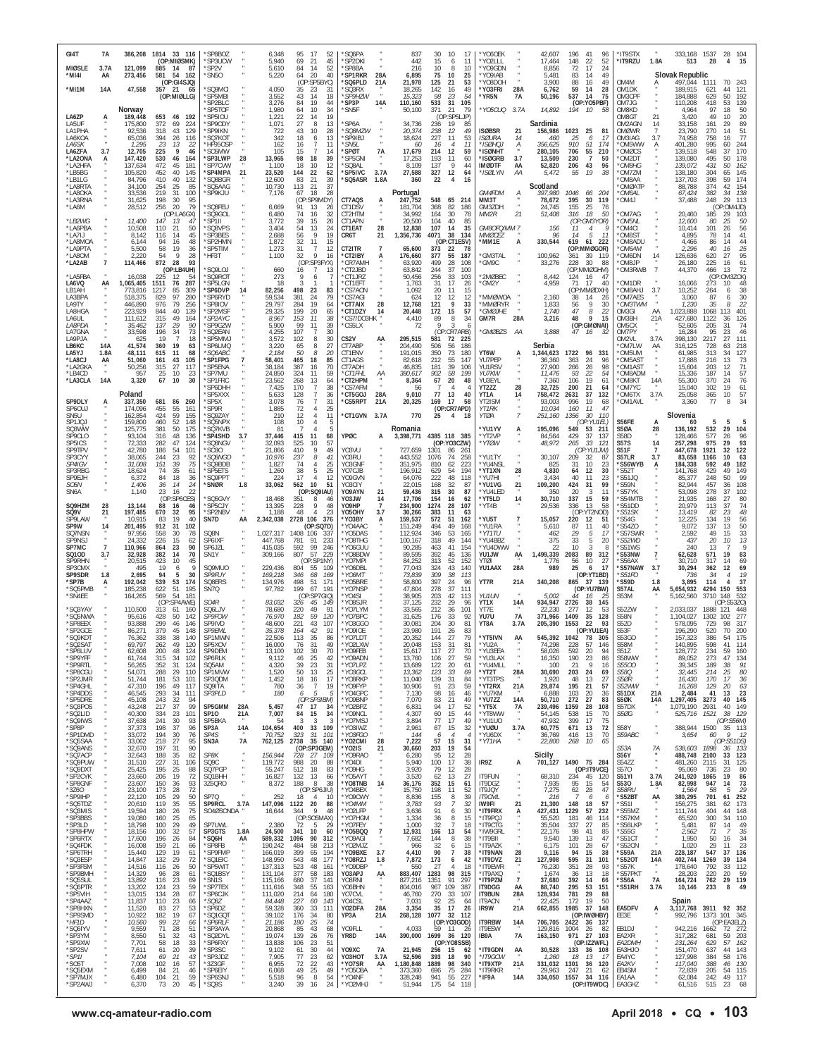GI4T 7A 386,208 1814 33 116 (OP:MI0SMK)
MI0SLE 3.7A 121,099 885 14 87
*MI4I AA 273,456 581 54 162 (OP:GI4SJQ)
*MI1M 14A 47,558 357 21 65 (OP:MI0LLG)

## Norway

LA6ZP A 189,448 653 46 192
LA5UF " 175,800 372 69 224
LA1PHA " 92,536 318 43 129
LA6KOA " 65,036 394 26 116
LA6SK " 1,295 23 13 22
LA6ZFA 3.7 12,705 225 9 46
*LA2ONA A 147,420 530 46 164
*LA2HFA " 137,634 472 45 181
*LB5BG " 105,820 452 40 145
*LB1LG " 84,796 410 40 132
*LA8RTA " 34,100 254 25 85
*LA8OKA " 33,536 219 31 100
*LA3RNA " 31,625 198 30 95
*LA6M " 28,512 256 20 79 (OP:LA6GX)
*LB2WG " 11,400 147 13 47
*LA6PBA " 10,508 110 21 50
*LA7IJ " 8,142 116 14 45
*LA8MOA " 6,144 94 16 48
*LA9PTA " 5,500 58 19 36
*LA8OM " 2,220 54 9 28
*LA2AB 7 114,466 872 28 93 (OP:LB4UH)
*LA5FBA " 16,038 225 12 54
LA6VQ AA 1,065,405 1511 76 287
LB1AH " 773,816 1217 85 309
LA3BPA " 518,375 829 97 280
LA3YY " 446,890 976 79 256
LA8HGA " 223,929 844 40 139
LA6UL " 111,612 315 49 164
LA2PBA " 35,462 137 29 90
LA7GNA " 33,598 196 34 73
LA9PJA " 625 19 7 18
LB6KC 14A 41,574 360 19 63
LA5YJ 1.8A 48,111 615 11 68
*LA8CJ AA 51,060 161 43 105
*LA2GKA " 50,256 315 27 117
*LB4CD " 957 25 10 23
*LA3CLA 14A 3,320 67 10 30

## Poland

SP9DLY A 337,350 681 86 260
SP6OUJ " 174,096 455 55 161
SN5U " 162,854 424 59 155
SP1JQJ " 159,800 460 52 148
SQ9WW " 125,775 381 50 175
SP9CLO " 93,104 316 48 136
SP5ICS " 72,333 282 47 124
SP9TPV " 42,780 186 54 101
SP3CYY " 38,065 244 23 92
SP4IGV " 31,008 151 39 75
SP3FBG " 18,624 74 35 61
SP9EJH " 6,372 84 18 36
SO5N " 1,406 36 14 24
SN6A " 1,140 23 16 22 (OP:SP6CES)
SQ9HZM 28 13,144 88 16 46
SQ9V 21 197,485 670 32 95
SP9LAW " 10,915 83 19 40
SP9W 14 201,495 912 31 102
SQ7NSN " 97,956 558 30 78
SP9NSJ " 24,332 226 15 52
SP7MC 7 110,966 864 23 90
SQ1OD 3.7 32,928 382 14 70
SP9RHN " 20,515 423 10 45
SP3CMX " 495 19 6 9
SP9SDR 1.8 2,695 94 5 30
*SP7B A 192,042 539 53 174
*SQ5PMB " 185,238 622 51 195
*SN4EE " 164,265 569 54 181 (OP:SP4AWE)
*SQ3YAY " 110,500 313 61 160
*SQ5NWA " 95,616 428 50 142
*SP8EEX " 93,888 299 46 146
*SP2GCE " 86,271 379 45 148
*SQ9KDT " 76,362 338 38 140
*SQ2SAT " 69,797 262 49 120
*SP4JJU " 62,608 200 48 124
*SP9YFF " 61,744 315 34 102
*SP9RTL " 56,265 352 31 124
*SP8CGU " 54,071 288 29 110
*SP2JMR " 51,744 181 53 101
*SP4GHL " 47,310 196 49 117
*SP4DDS " 46,545 293 34 111
*SP5DRE " 45,108 243 32 94
*SQ3POS " 43,248 217 37 99
*SQ2LID " 40,300 334 23 101
*SQ9IWS " 37,638 241 30 93
*SP8P " 37,373 198 37 96
*SP1DMD " 33,072 194 30 76
*SQ5SAA " 33,062 218 27 95
*SQ9ANS " 32,670 197 31 90
*SQ7AQP " 32,643 188 35 82
*SQ9PUW " 31,510 227 31 106
*SQ9DXT " 25,425 195 25 88
*SP2CYK " 23,660 206 19 72
*SP8GNF " 23,607 150 36 93
*3Z6O " 23,100 173 28 72
*SP9HP " 22,120 105 29 50
*SQ5TDZ " 20,610 119 35 55
*SQ8MIS " 19,594 180 26 75
*SP3BBS " 19,080 160 25 65
*SP3LD " 18,798 100 29 49
*SP6RTH " 18,156 130 32 57
*SP6RYT " 17,600 196 26 84
*SQ4FDK " 16,008 159 21 66
*SP6TRH " 15,440 129 19 61
*SQ3ESP " 14,847 132 29 72
*SP3FSM " 14,516 116 26 50
*SP9BMH " 14,329 96 28 61
*SQ5SUL " 13,892 116 23 69
*SQ5PTR " 13,202 124 23 59
*SP5VIH " 13,015 135 24 67
*SP4AAZ " 11,837 110 23 66
*SP8HXN " 11,520 83 27 53
*SP9SMD " 10,922 182 19 67
*HF1D " 10,560 99 22 66
*SQ6IYV " 9,559 71 28 51
*SP3YM " 8,550 51 33 42
*SP9XW " 7,701 58 33 50
*SP2SV " 7,611 63 29 30
*SP1I " 6,996 71 20 37
*SQ5T " 7,008 126 10 57
*SQ5EXM " 6,499 84 21 46
*SP7MJX " 6,480 104 21 59
*SP2AWJ " 6,370 73 20 45
*SP8BOZ " 6,348 95 17 52
*SP3UCW " 5,940 69 21 45
*SP2V " 5,610 84 14 52
*SN5O " 5,220 64 20 40 (OP:SP5BYC)
*SQ9MCI " 4,050 35 23 31
*SP5MBI " 3,552 43 14 18
*SP2BLC " 3,276 84 19 44
*SP5TOF " 1,980 64 10 34
*SP5ICU " 1,221 22 14 19
*SP9ODY " 1,071 27 8 13
*SP9IKN " 722 43 10 28
*SQ9KOT " 342 18 6 13
*HF85OSP " 162 16 7 11
*SO6MW " 105 15 7 14
*SP3LWP 28 13,965 98 18 39
*SP7CVW " 1,100 18 10 12
*SP4MPA 21 23,520 144 22 62
*SQ8BGR " 12,600 83 21 39
*SQ5AAG " 10,730 113 21 37
*SP9KJU " 7,176 67 18 28 (OP:SP9MDY)
*SQ8FEU " 6,669 91 13 26
*SQ9GOL " 6,480 74 16 32
*SP1II " 3,772 39 15 26
*SQ8VPS " 3,404 54 13 24
*SP3BES " 2,688 56 9 19
*SP2HMN " 1,872 32 11 15
*SP5TIM " 1,273 31 7 12
*HF3T " 1,100 32 9 16 (OP:SP3FYX)
*SQ8LQJ " 660 16 7 13
*SQ9ROT " 273 9 6 7
*SP5LGN " 18 3 1 1
*SP6DVP 14 82,256 498 23 83
*SP6RYD " 59,534 381 24 79
*SP8IOV " 29,797 284 19 64
*SP2MSF " 29,325 199 20 65
*SP2AYC " 8,967 153 11 38
*SP9GGW " 5,900 99 11 39
*SQ2EAN " 4,255 107 7 30
*SP5MMJ " 3,572 102 8 30
*SP6LMQ " 3,220 65 8 27
*SQ5ABC " 2,184 50 8 20
*SP1FPG 7 58,401 465 18 85
*SP5ENA " 38,184 387 16 70
*SP7MLX " 24,850 324 11 59
*SP1FRC " 23,562 268 13 64
*SP6DHH " 7,425 170 7 38
*SP5XXX " 5,633 128 7 36
*SP5X " 3,078 76 7 31
*SP9R " 1,885 72 4 25
*SQ8ZAY " 210 12 4 11
*SQ5NPX " 108 10 4 5
*SQ7KVB " 81 7 4 5
*SP4SHD 3.7 37,446 415 11 68
*SQ9NGV " 32,093 525 10 57
*SO8O " 21,866 410 9 49
*SQ8NGO " 10,976 237 8 41
*SQ9BDB " 1,827 74 4 25
*SP6ETS " 1,260 38 5 25
*SQ9PPT " 224 17 4 12
*SN0R 1.8 33,062 562 10 51 (OP:SQ8IAU)
*SQ5GVY " 18,468 351 8 46
*SP5CJY " 13,395 228 9 48
*SP2NBV " 1,188 48 4 23
SN7D AA 2,342,038 2728 106 376 (OP:SQ7D)
SQ8N " 1,027,317 1408 106 337
SP4XF " 447,768 781 91 233
SP6JZL " 415,035 592 99 246
SN1Y " 309,166 807 57 229 (OP:SP1NY)
SQ9UMO " 229,436 804 55 109
SP9FUY " 169,218 346 68 169
SQ8ERS " 134,976 498 51 171
SN7Q " 97,782 199 67 191 (OP:SP7GIQ)
SO4R " 83,032 326 45 149
SQ6LJV " 78,680 220 49 91
SP9FOW " 76,970 182 59 120
SP9IVD " 48,600 221 43 107
SP6EMD " 35,378 164 42 91
SP1MWN " 22,506 113 35 86
SP5XOV " 16,000 76 31 49
SP6OEM " 13,100 102 30 70
SP6RLK " 9,112 46 25 42
SQ5AM " 4,320 39 23 31
SP1MVW " 1,520 50 13 25
SP5QDM " 1,452 18 16 17
SQ9ITA " 780 36 7 19
SP3PLD " 180 6 5 5 (OP:SP9IBM)
SP5GMM 28A 5,457 47 17 34
SP1O 21A 7,007 84 15 34
SP5BKA " 54 3 3 3
SP3A 14A 104,654 400 33 109
SP4S " 70,752 323 31 101
SN3A 7A 762,125 2738 35 140 (OP:SP3GEM)
SP8K " 156,944 728 27 109
SQ9C " 119,772 988 20 88
SQ7FGP " 55,247 512 18 83
SQ1BHH " 16,827 132 13 66
3Z6QRO " 8,372 188 8 38 (OP:SP6JIU)
SP7Q " 252 18 4 10
SP9RCL 3.7A 147,096 1122 20 88
SO425SONDA " 16,644 344 9 48 (OP:SQ5MAX)
SP7UWL " 2,380 72 5 29
SP3GTS 1.8A 24,500 341 10 60
*SP6M AA 589,332 1096 90 312
*SP6FB " 190,242 484 58 213
*SP9FMP " 166,019 399 65 194
*SQ1EIC " 148,950 543 48 177
*SP5WIT " 137,313 523 48 163
*SQ1BSY " 131,104 377 58 183
*SN1S " 115,166 680 37 141
*SP7TEX " 111,616 348 55 163
*SP2AYD " 111,024 224 64 180
*SQ8Z " 84,448 227 60 143
*SP6DZ " 59,328 360 33 111
*SP6JOE " 39,690 260 25 73
*SP6RLF " 21,186 180 25 74
*SP3AYA " 20,868 85 43 68
*SQ8JCB " 19,872 148 38 54
*SP6FXY " 13,838 106 23 51
*SP3SC " 9,102 61 30 44
*SQ2DYL " 9,074 118 22 60
*SP9BCV " 7,161 35 35 42
*SQ3GF " 6,955 72 22 43
*SP6EIY " 6,608 45 32 24
*SP6SNJ " 5,518 96 8 54
*SQ8S " 3,240 39 16 24
*SQ6PA " 837 30 10 17
*SP2DKI " 442 15 6 11
*SP8BA " 216 10 8 10
*SP1RKR 28A 6,895 75 10 25
*SQ6PLD 21A 21,978 125 21 53
*SQ3RX " 18,265 142 16 49
*SP9HZW " 15,323 98 23 54
*SP3P 14A 110,160 533 31 105
*SN5F " 50,100 371 21 79 (OP:SP5LJP)
*SP6A " 34,736 236 19 85
*SQ8MZW " 20,374 238 12 49
*SP9IBJ " 18,624 227 11 53
*SN5L " 60 16 4 11
*SP0T 7A 17,679 214 12 59
*SP5GNI " 17,253 193 11 60
*SQ8AL " 8,109 137 9 44
*SP5IVC 3.7A 27,588 327 12 64
*SQ5ASR 1.8A 360 22 4 16

## Portugal

CT7AQS A 247,752 548 65 214
CT1DSV " 181,704 368 82 186
CT2HTM " 34,992 164 30 78
CT1APN " 20,500 104 40 85
CT1EAT 28 12,838 107 14 35
CR6T 21 1,356,736 4071 38 134 (OP:CT1ESV)
CT2ITR 7 65,600 373 22 78
*CT2IBY A 176,660 377 55 187
*CR7AMH " 63,920 499 28 108
*CT2JBD " 63,842 244 37 100
*CT1JRZ " 50,456 256 33 103
*CT1DSV " 1,763 31 17 26
*CS7AON " 1,092 20 11 15
*CT7ADH " 624 12 12 12
*CT7AIX 28 12,768 121 9 33
*CT1DZY 14 20,448 172 15 57
*CS7/DO3HK " 4,410 89 8 34
*CS5LX " 72 9 3 6 (OP:CR7ARB)
CS2V AA 295,515 581 72 225
CT7ABP " 204,490 506 56 186
CT1ENV " 191,015 350 73 180
CT1AGS " 82,618 212 55 147
CT7ADH " 46,835 181 39 106
*CT1FHL " 380,617 902 58 199
*CT2HPM " 8,364 67 20 48
*CS7AFM " 56 7 4 4
*CT5GOU 28A 9,010 77 13 40
*CS5RPT 21A 20,325 169 17 58 (OP:CR7APD)
*CT1GVN 3.7A 770 25 4 18

## Romania

YP0C A 3,398,771 4385 118 385 (OP:YO3CZW)
YO3VU " 727,659 1301 86 261
YO3RU " 443,552 1076 74 258
YO3GNF " 351,975 810 62 223
YO7CJB " 196,912 629 54 194
YO9GVN " 64,076 222 48 118
YO3CY " 22,015 168 32 87
YO9AYN 21 59,436 315 30 87
YO3JW 14 17,706 154 16 62
YO9HP 7 234,900 1274 28 107
YO5OHY 3.7 30,266 383 11 63
*YO3BY A 159,537 572 51 162
*YO4AAC " 151,249 494 49 168
*YO5DAS " 112,924 346 53 165
*YO8THG " 100,167 318 49 144
*YO6GUU " 90,285 463 41 154
*YO8DDW " 89,595 392 45 136
*YO7MPI " 84,252 313 52 152
*YO6DBL " 77,043 324 43 140
*YO6MT " 73,839 309 38 113
*YO7LYM " 33,565 212 36 101
*YO5BRE " 58,800 397 24 96
*YO7NSP " 47,804 278 37 111
*YO4SI " 38,905 203 42 113
*YO8SJR " 37,125 232 29 96
*YO4RST " 31,625 176 33 92
*YO4GJH " 30,081 204 30 81
*YO9IJP " 29,574 176 32 82
*YO7LBX " 25,245 154 32 67
*YO7CVL " 20,048 153 31 81
*YO9GZU " 15,617 117 27 70
*YO6BAD " 13,760 106 27 59
*YO7LPZ " 13,689 122 20 61
*YO3GCL " 13,362 123 33 69
*YO8RFP " 11,040 139 31 84
*YO8SEP " 10,906 91 23 59
*YO4GPC " 7,130 98 16 46
*YO5PQA " 7,070 83 21 49
*YO2LXW " 6,831 94 17 52
*YO2BPZ " 6,650 107 20 50
*YO9NC " 4,307 60 15 44
*YO7MSJ " 3,894 77 17 49
*YO3IWZ " 2,961 67 15 32
*YO3FGO " 144 6 4 4
*YO2CMI 28 7,222 57 15 31
*YO2IS 21 30,660 203 19 54
*YO9RAO " 6,280 95 12 28
*YO4DI " 5,940 100 17 38
*YO3HG " 3,920 79 12 28
*YO6AYT " 3,520 62 13 27
*YO8TNB 14 36,176 352 15 61
*YO4BEX " 15,750 198 11 52
*YO7LDT " 15,225 210 12 51
*YO9CWY " 8,836 155 8 44
*YO4MM " 3,783 93 7 32
*YO2LFP " 3,636 91 6 30
*YO8BFX " 1,334 36 8 15
*YO7FEY " 1,000 32 7 18
*YO5BQQ 7 12,931 166 13 54
*YO8AJ " 7,682 144 8 38
*YO3JMK " 966 32 6 17
*YO9BXE 3.7 4,410 90 7 38
*YO8RZJ 1.8 7,872 173 6 42
*YO3BPP " 550 27 4 18
YO8DDP AA 883,407 1283 98 315
YO6SAL " 827,216 1351 91 297
YO5BRW " 804,016 967 109 387
YO7CVL " 46,760 270 31 91
YO4CSL " 7,031 92 25 64
YO2DFA 28A 3,354 35 17 26
YP3A 21A 268,128 1077 32 112 (OP:YO3GOD)
YO9FLL " 4,033 59 11 26
YR8D 14A 390,000 1699 36 120 (OP:YO8SSB)
YO9CK 7A 21,945 256 15 62
YO2NAA 1.8A 13,542 225 9 45
*YO7SR AA 1,180,848 1889 98 340
*YO5CBA " 373,960 843 71 209
*YO4NF " 328,248 941 55 177
*YO2MHJ " 51,944 175 54 118
*YO6OEK " 42,607 196 41 96
*YO2LLL " 17,464 148 22 52
*YO9GDN " 8,856 72 17 24
*YO8IAB " 5,481 83 14 49
*YO8DOH " 3,900 88 16 49
*YO3FRI 28A 6,762 59 14 28
*YR5N 7A 50,196 537 14 75 (OP:YO5PBF)
*YO5CUQ 3.7A 14,892 194 10 58

## Sardinia

IS0BSR 21 156,986 1023 25 81
IS0URA 14 460 25 6 17
*IS0HQJ A 356,625 910 51 174
*IS0NHT " 280,105 706 55 210
*IS0GRB 3.7 13,509 230 7 50
IM0DTF AA 52,820 206 43 96
*IS0LYN AA 5,472 55 19 38

## Scotland

GM4FDM A 397,980 1046 66 204
MM3T " 78,672 395 30 119
GM3ZDH " 24,745 155 25 76
MM2R 21 51,408 316 18 50 (OP:GM3YOR)
GM8OFQ/MM 7 156 11 4 9
MM0CEZ " 96 14 5 11
*MM1E A 330,544 619 61 222 (OP:MM0GOR)
*GM3TAL " 100,962 361 39 119
*GM9C " 33,276 228 30 88 (OP:MM0GHM)
*2M0BEC " 8,442 124 16 47
*GM2Y " 4,959 71 17 40 (OP:MM0DXH)
*MM0WOA " 2,160 38 14 26
*MM0RYR " 1,833 56 9 30
*GM0UHE " 1,740 47 8 22
GM7R 28A 3,216 48 9 15 (OP:GM0NAI)
*GM0BZS AA 3,888 47 16 32

## Serbia

YT6W A 1,344,623 1722 96 331
YU7PEP " 36,360 363 24 96
YU1RSV " 27,900 266 26 98
YU7KW " 11,476 93 22 54
YU3EYL " 7,360 106 19 61
YT2ZZ 28 32,725 200 21 64
YT1A 14 758,472 2631 37 132
YT2ISM " 93,003 996 19 68
YT1RK " 10,034 160 11 47
YT0A 7 251,160 1356 30 110 (OP:YU1EL)
*YU1YV A 195,096 549 53 211
*YT2VP " 84,564 429 37 137
*YT0W " 48,972 265 33 121 (OP:YU1JW)
*YU1TY " 30,107 209 32 87
*YU4NSL " 825 31 10 23
*YT1XN 28 4,830 64 12 30
*YU7HI " 3,434 40 11 23
*YU1VG 21 109,200 424 31 99
*YU4LED " 350 20 3 11
*YT5LD 14 30,710 337 15 59
*YT4B " 29,536 336 13 58 (OP:YT2NCD)
*YU5T 7 15,057 220 12 51
*YU1RA " 5,610 87 11 40
*YT1TU " 462 29 5 17
*YU4BBZ " 375 33 5 20
*YU4DWW " 22 10 3 8
YU1JW AA 1,499,339 2083 89 312
YT2B " 1,776 56 10 27
YU1AAX 28A 989 25 6 17 (OP:YT1BD)
YT7R 21A 340,208 865 37 139 (OP:YU7BW)
YU1UN " 5,002 44 16 25
YT1X 14A 934,947 2726 38 145
YT7E " 22,230 277 12 53
YU7U 7A 371,966 1409 35 128
YT8A 3.7A 205,390 1553 22 93 (OP:YU1EA)
*YT5IVN AA 545,392 1042 78 305
*YU2A " 74,298 228 57 146
*YU2EFA " 58,026 592 20 94
*YU3LAX " 16,350 190 23 86
*YU4MLL " 100 21 9 16
*YT2T 28A 30,690 203 24 69
*YT3TPS " 1,920 48 13 27
*YT2RX 21A 29,874 195 21 57
*YU7KM " 6,888 103 20 36
*YU7ZZ 14A 50,710 272 27 83
*YT5X 7A 239,496 1359 28 108
*YT8WW " 54,145 538 15 70
*YU1UO " 47,932 399 17 75
*YU0U 3.7A 60,775 671 13 72
*YU6DX " 36,769 416 13 70
*YT1HA " 22,800 268 10 65

## Sicily

IR9Z A 701,127 1490 75 284 (OP:IT9CEL)
IT9FUN " 68,310 234 45 120
IT9DGZ " 7,935 95 15 54
IT9JQY " 7,275 62 28 47
IT9CMA " 216 7 6 6
IW9FI 21 21,300 148 18 57
*IT9FRX A 427,431 1229 57 232
*IT9DPQ " 55,520 181 46 114
*IT9CTG " 35,504 337 27 85
*IW9GRL " 22,176 98 41 85
*IT9BII " 9,540 139 13 47
*IT9AZK " 6,175 101 28 67
*IT9NAN 28 9,116 94 15 38
*IT9DVZ 21 127,908 595 31 101
*IT9BIT " 35,784 262 18 54
*IT9PZM 7 37,680 392 14 66
IT9DGG AA 88,740 295 53 151
IT9BUN " 28,832 128 43 81
IT9ACN " 22,425 172 19 50
IR9W 21A 662,855 1985 37 148 (OP:IW9HBY)
IT9RBW 14A 706,705 2422 36 137
IT9ESW " 129,816 1043 19 68
IB9A 7A 163,150 971 27 103 (OP:IZ2WFL)
*IT9GDN AA 10,324 71 29 45
*IT9CAR " 1,260 18 13 17
*IT9XTP 21A 331,032 1301 36 120
*IT9RKR " 29,963 257 21 46
*IF9A 14A 334,050 1557 34 116 (OP:IT9WDC)
*IT9STX " 333,168 1537 28 104
*IT9RZU 1.8A 513 28 4 15

## Slovak Republic

OM4M A 497,044 1111 70 243
OM1DK " 189,915 621 44 121
OM3CPF " 184,888 629 50 192
OM7JG " 110,208 418 53 139
OM8KD " 4,964 97 18 50
OM8GT 21 3,420 49 10 20
OM2AGN 14 33,158 161 29 89
OM0WR 7 23,790 270 14 51
OM3IAG 3.7 74,958 758 16 77
*OM5WW A 401,280 995 60 244
*OM0CS " 139,518 548 37 170
*OM2DT " 139,080 495 50 178
*OM8HG " 139,072 431 50 162
*OM7ZM " 138,180 304 65 145
*OM8AA " 137,703 398 59 174
*OM0ATP " 88,788 374 42 154
*OM6AL " 67,424 382 34 138
*OM4J " 37,488 248 29 113 (OP:OM4JD)
*OM7AG " 20,460 185 29 103
*OM5NL " 12,600 80 25 50
*OM4CI " 10,414 101 26 56
*OM8ST " 4,895 78 14 41
*OM8ADU " 4,466 86 14 44
*OM6AM " 2,296 40 16 25
*OM6DN 14 126,636 620 27 95
*OM8JP " 26,180 225 16 61
*OM3RWB 7 44,370 466 13 72 (OP:OM3ZCK)
*OM1DR " 16,066 273 10 48
*OM8AHJ 3.7 10,252 264 6 38
*OM7AES " 3,060 87 6 30
*OM3TWM " 1,230 35 8 22
OM3GI AA 1,023,888 1068 113 401
OM3BH 21A 427,680 1122 36 126
OM5CX " 52,605 205 31 74
OM7PY " 16,284 95 23 46
OM2VL 3.7A 398,130 2217 27 111
*OM7LW AA 316,125 728 63 218
*OM5UM " 61,985 313 34 127
*OM5AST " 17,888 216 13 73
*OM1AST " 15,604 203 12 71
*OM8ADM " 15,336 187 14 57
*OM8KT 14A 55,300 370 24 76
*OM7YC " 15,040 102 19 61
*OM6TX 3.7A 25,058 365 10 57
*OM1AVL " 3,360 77 8 34

## Slovenia

S56FE A 60 5 5 5
S50A 28 136,192 532 29 104
S58D " 128,466 577 26 96
S57S 14 257,298 975 29 93
S51F 7 447,678 1921 32 122
S57LR 3.7 83,658 1166 10 63
*S56WYB A 184,338 592 49 182
*S52T " 141,768 429 49 149
*S51JQ " 85,377 248 50 99
*S59N " 82,944 457 36 108
*S57YK " 53,098 278 37 102
*S54MTB " 21,935 168 27 80
*S51DD " 20,979 113 37 74
*S51SK " 13,419 82 23 48
*S54G " 12,225 134 19 56
*S54ZO " 9,072 137 13 50
*S57SWR " 2,592 49 15 33
*S52WD " 437 20 10 13
*S51WS " 240 13 7 9
*S53NW 7 62,628 571 19 83
*S56AX " 30,710 317 14 69
*S57NAW 3.7 30,294 362 12 69
*S51FO " 736 34 4 19
*S59D 1.8 3,895 114 4 37
S57AL AA 5,654,932 4294 150 553
S53M " 5,162,560 3710 148 532 (OP:S53ZO)
S52ZW " 2,033,037 1888 121 448
S58N " 1,104,027 1302 102 277
S52D " 578,095 729 98 317
S53F " 196,290 520 70 200
S53GO " 157,323 386 54 175
S58M " 140,895 598 41 114
S51Z " 128,772 234 59 160
S58WW " 89,052 273 47 134
S55OO " 39,345 189 38 91
S58Q " 32,445 214 25 80
S50R " 16,430 170 17 36
S52WW " 16,268 129 20 63
S51DX 21A 2,484 41 13 23
S50K 14A 1,297,405 3273 40 145
S57DX " 1,079,190 2931 40 149
S50G " 525,716 1521 38 129 (OP:S56M)
S58Y " 388,944 1500 35 113
S59ABC " 3,654 60 9 12 (OP:S51DS)
S53A 7A 538,603 1898 36 133
S56Y " 488,748 2100 33 123
S54ZZ " 481,260 2115 31 125
S57O " 95,069 735 23 80
S51YI 3.7A 241,920 1865 19 86
S53O 1.8A 82,998 947 14 73
S58R " 1,564 58 5 29
*S52BT AA 380,295 701 61 252
*S51I " 156,275 381 62 173
*S55MZ " 111,744 404 44 148
*S57KM " 65,520 300 34 110
*S56LKP " 5,481 87 14 49
*S56Z " 2,560 71 7 35
*S51CT " 1,950 50 16 34
*S52ON " 1,020 29 7 23
*S59A 21A 228,187 547 37 136
*S52OT 14A 402,744 1269 39 134
*S57K " 178,640 792 33 112
*S57PKT " 28,200 270 20 56
*S56A 7A 164,724 762 29 119
*S51RH 3.7A 10,146 233 8 49

## Spain

EA5DFV A 3,117,768 3911 92 352
EE3E " 992,796 1373 101 345 (OP:EA3ELZ)
EB1DJ " 942,216 1757 87 221
EA2XR " 317,282 681 59 203
EA2DMH " 231,464 627 64 163
EA1ASC " 151,470 637 44 143
EA4YC " 127,998 388 46 130
EA2KV " 117,040 388 46 130
EA1AA " 62,084 242 49 117
EA3GHZ " 61,516 515 23 68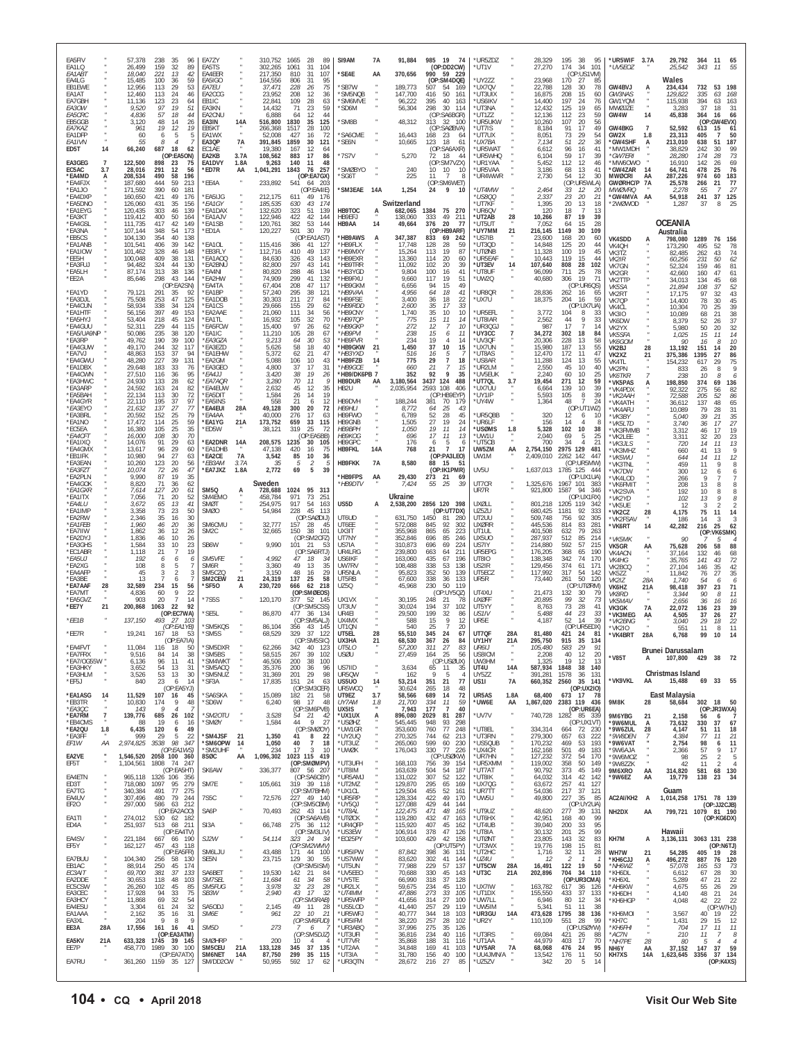EA5RV " 57,378 238 35 96
EA1LQ " 26,499 159 32 89
EA1ABT " 18,040 221 13 42
EA4LG " 15,485 100 36 59
EB1EWE " 12,956 113 29 53
EA1AT " 12,460 113 24 46
EA7GBH " 11,136 123 23 64
EA3OW " 9,520 97 19 51
EA5CPC " 4,836 57 18 44
EB5GGB " 3,120 48 14 26
EA7KAZ " 961 19 12 19
EA1DFP " 60 6 5 5
EA1IVN " 55 8 4 7
ED5T 14 66,240 687 18 62
(OP:EA5ON)
EA3GEG 7 122,500 898 23 75
EC5AC 3.7 28,016 291 12 56
*EA4MD A 208,534 490 58 196
*EA4FDX " 187,680 444 59 211
*EA1JO " 171,592 390 60 181
*EA4DXP " 160,650 421 49 176
*EA5DNO " 126,060 431 35 156
*EA1EYG " 120,435 303 46 139
*EA3KT " 119,412 400 50 164
*EA4GSL " 111,735 417 42 149
*EA3NA " 107,144 348 54 173
*EB5CS " 104,130 354 40 138
*EA1ANB " 101,541 406 39 142
*EA1DOW " 101,462 328 46 148
*EE5H " 100,048 409 38 131
*EA3FUJ " 94,482 324 44 130
*EA5LH " 87,174 313 38 136
*EE2A " 85,646 298 43 144
(OP:EA2SN)
*EA1YD " 79,121 291 35 92
*EA3DJL " 75,508 253 47 125
*EA4CUN " 58,934 338 34 124
*EA1HTF " 56,156 397 49 153
*EA5HYJ " 53,404 218 45 124
*EA4GUU " 52,311 229 44 115
*EA5/UA6NP " 50,086 235 38 120
*EA3RP " 49,762 190 39 100
*EA4GUW " 49,170 244 32 117
*EA7VJ " 48,863 153 37 94
*EA4GWU " 48,280 227 39 131
*EA1DBX " 29,648 183 33 76
*EA4OWN " 27,510 116 36 95
*EA3HWC " 24,930 133 28 62
*EA3ARP " 24,592 163 24 82
*EA5BAH " 22,134 113 30 72
*EA4GYR " 22,110 195 37 97
*EA3EYO " 21,632 137 27 77
*EA3BRL " 20,592 152 25 79
*EA1NO " 17,472 114 25 59
*EC5EA " 16,380 105 25 35
*EA4CFT " 16,000 108 30 70
*EA1IXQ " 14,076 91 29 63
*EA4GMX " 13,617 96 29 60
*EB1IFK " 10,980 94 27 63
*EA3EAN " 10,260 123 20 56
*EA3FZT " 10,074 72 26 47
*EA2PLN " 9,990 87 19 35
*EA4GOK " 8,820 71 36 62
*EA1GXR " 7,614 127 20 61
*EA1ITX " 7,056 71 20 52
*EA4LU " 3,672 65 13 41
*EA1IMP " 3,358 73 23 50
*EA2RW " 2,346 35 16 30
*EA1FEB " 1,960 46 20 36
*EA7IIW " 1,862 36 12 26
*EA2DYJ " 1,836 46 10 26
*EA3GHS " 1,584 33 10 23
*EC1ABR " 1,118 21 7 19
*EA5UJ " 192 6 6 6
*EA2XG " 108 8 5 7
*EA4AFP " 45 3 2 3
*EA3BE " 13 7 6 7
*EA7AAF 28 32,589 234 15 56
*EA7MT " 4,836 60 9 22
*EA5GVZ " 903 20 7 14
*EE7Y 21 200,868 1063 22 92
(OP:EC7WA)
*EE1B " 137,150 493 27 103
(OP:EA1YB)
*EE7R " 19,241 167 18 53
(OP:EA7IA)
*EA4FVT " 11,084 116 18 50
*EA7FRX " 9,516 84 14 38
*EA7/OG55W " 6,136 96 11 41
*EA3HKY " 3,652 54 13 31
*EA3HLM " 3,526 53 13 30
*EF5J " 840 23 6 14
(OP:EA5YJ)
*EA1ASG 14 11,529 107 16 45
*EB3TR " 10,830 174 9 48
*EA3QC " 143 9 4 7
*EA7RM 7 139,776 685 26 102
*EB4CMS " 88 19 6 16
*EA2QU 1.8 6,435 120 6 49
*EA3FF " 999 29 5 22
EF1W AA 2,974,825 3538 98 347
(OP:EA1WS)
EA2VE " 1,546,520 2058 100 360
EF5T " 1,104,561 1808 74 247
(OP:EA5HT)
EA4ETN " 965,118 1326 106 356
ED3T " 718,080 1097 95 279
EA7TG " 340,384 491 77 275
EA4UV " 307,496 480 79 244
EF2O " 297,000 586 63 212
(OP:EA2AOO)
EA1TI " 274,012 530 62 182
ED4A " 251,937 513 68 211
(OP:EA4TV)
EA4SV " 221,184 667 66 190
EF5Y " 162,127 457 43 118
(OP:EA5FFR)
EA7BUU " 104,340 256 58 130
EB1AC " 88,914 250 45 174
EC3AIT " 69,700 381 37 133
EA2DDE " 30,653 118 48 103
EC5CSW " 26,260 102 45 85
EA3CEC " 17,928 94 33 75
EA3HCY " 11,868 69 23 53
EA4ESU " 3,304 61 24 32
EA1AAA " 2,162 35 16 31
EA3XL " 204 9 8 9
EE3A 28A 17,556 161 16 41
(OP:EA3ATM)
EA5KV 21A 633,328 1745 39 145
EE7P " 458,770 1989 30 100
(OP:EA7ATX)
EA7RU " 361,260 1159 35 127
EA7ZY " 310,752 1665 28 89
EA5TS " 302,265 1061 31 104
EA4EER " 217,350 810 31 107
EA5IGO " 164,556 806 31 95
EA7BJ " 37,471 228 26 75
EA2CCG " 23,952 208 12 36
EB1IC " 22,841 109 28 63
EA3KN " 14,432 71 23 59
EA2CNU " 6,888 64 12 44
EA3IN 14A 516,800 1830 35 125
EB5KT " 266,368 1517 28 100
EA1WX " 52,008 427 16 72
EA3QP 7A 391,845 1859 30 121
EC1AE " 19,380 167 12 64
EA2KB 3.7A 108,562 883 17 86
EA1DVY 1.8A 9,263 140 11 48
*ED7R AA 1,041,291 1843 76 257
(OP:EA7GX)
*EE4A " 233,892 541 64 203
(OP:EA4IE)
*EA5IJG " 212,175 611 49 176
*EA1GY " 185,535 630 43 174
*EA1DAX " 132,620 323 51 139
*EA1AJV " 122,946 422 42 144
*EA1SB " 120,761 382 53 144
*ED1A " 120,227 501 30 79
(OP:EA1AST)
*EA1OL " 115,416 386 41 127
*EB3FLY " 112,716 410 49 137
*EA1AOQ " 84,630 326 43 143
*EA2BNU " 82,800 297 43 141
*EA4NI " 80,820 288 46 134
*EA2HW " 74,909 299 41 122
*EA4TA " 67,404 208 47 117
*EA1BP " 57,240 295 38 121
*EA1DOB " 30,303 211 27 84
*EA1CS " 29,666 155 29 62
*EA2AAE " 21,060 111 34 56
*EA1TL " 16,932 105 32 70
*EA5FOW " 15,400 97 26 62
*EA1IC " 11,210 105 28 67
*EA3GZA " 9,213 64 30 53
*EA3EZD " 5,626 58 18 40
*EA1EHW " 5,372 62 21 47
*EA2GM " 5,088 106 10 43
*EA3GEO " 4,800 37 17 31
*EA4JJ " 3,420 38 19 26
*EA7AQR " 3,280 70 11 9
*EA4EUW " 2,632 45 12 35
*EA5DIT " 1,584 26 14 19
*EA5INS " 558 21 6 12
*EA4EUI 28A 49,128 300 20 72
*EA4AA " 40,000 276 17 63
*EA1YG 21A 173,752 659 33 115
*ED5W " 38,121 319 25 72
(OP:EA5EB)
*EA2DNR 14A 208,575 1235 30 105
*EA1DHB " 47,138 420 16 75
*EA2CE 7A 3,542 85 10 36
*EB3AM 3.7A 35 5 2 5
*EA7JXZ 1.8A 2,772 69 5 39

Sweden
SM5Q A 728,688 1024 95 313
SM4EMO " 458,784 971 73 251
SM0T " 254,975 917 54 163
SM3O " 54,984 228 45 113
(OP:SAØDIJ)
SM6CMU " 32,777 157 28 45
SM2C " 32,665 150 38 101
(OP:SM2CFZ)
SB6W " 9,990 101 21 53
(OP:SA6RTJ)
SM5VFE " 4,992 47 18 34
SM6R " 3,360 49 13 35
SA5CZQ " 3,150 48 16 29
SM2CEW 21 24,319 137 25 58
*SF5O A 230,720 666 62 218
(OP:SMØEDS)
*7S5S " 120,170 377 52 145
(OP:SM5CSS)
*SE5L " 86,870 477 36 134
(OP:SM5AJJ)
*SM5KQS " 86,104 356 43 145
*SM5S " 68,529 329 37 122
(OP:SM5SIC)
*SM5DXR " 62,266 342 40 123
*SM5BS " 58,515 267 39 102
*SM4WKT " 46,506 200 38 100
*SM5ACQ " 35,376 200 36 96
*SM5NUZ " 31,369 201 29 98
*SF3A " 17,835 151 24 63
(OP:SM3CER)
*SA6SKA " 15,089 182 21 58
*SD6W " 6,240 98 17 48
(OP:SM6PVB)
*SM2OTU " 3,528 54 21 42
*SM0Y " 1,584 44 9 27
(OP:SMØDY)
*SM4JSF 21 1,350 41 8 22
*SM6OPW 14 1,050 40 7 18
*SM2UHF " 234 17 3 10
8SØC AA 1,096,302 1023 115 419
(OP:SMØMPV)
SK6AW " 336,377 807 56 207
(OP:SA6CBY)
SM7E " 105,661 319 39 118
(OP:SM7BHM)
7S5C " 72,576 227 49 140
(OP:SM5CBM)
SA6P " 70,493 262 43 114
(OP:SA6AVB)
SI3A " 66,748 275 36 112
(OP:SM3LIV)
SJ2W " 54,114 323 24 34
(OP:SM2WMV)
SM6LJU " 43,488 171 44 100
SE5N " 23,715 129 30 55
(OP:SM5ISM)
SA6BET " 19,530 142 21 84
SM7SEL " 11,684 61 34 58
SM5FUG " 3,978 32 23 28
SB3W " 2,940 43 17 32
(OP:SM3RAB)
SA5ODJ " 2,145 49 11 28
SM6E " 961 22 10 21
(OP:SM6FUD)
SM5D " 273 7 6 7
(OP:SM5DSJ)
SM0HRP " 200 10 4 6
SM5CEU 21A 133,128 345 37 135
SM6NET 14A 87,750 299 35 115
SM/DD2CW " 50,955 592 17 62
SI9AM 7A 91,884 985 19 74
(OP:DD2CW)
*SE4E AA 370,656 990 59 229
(OP:SM4DQE)
*SB7W " 189,773 507 54 169
*SM5NQB " 147,700 416 50 161
*SM6MVE " 96,222 395 40 163
*SD6M " 56,304 298 30 114
(OP:SA6BGR)
*SM8B " 48,312 313 32 100
(OP:SAØBVA)
*SA6CME " 16,443 168 23 64
*SE6N " 10,665 123 18 61
(OP:SA6AXR)
*7S7V " 5,270 72 18 44
(OP:SM7VZX)
*SMØBYO " 240 10 10 10
*SG6T " 225 11 7 8
(OP:SM6WET)
*SM3EAE 14A 1,254 24 9 10

Switzerland
HB9TOC A 682,065 1384 75 270
HB9EFJ " 138,060 333 49 211
HB9AA 14 49,664 376 20 77
(OP:HB9ARF)
*HB9AWS A 347,387 833 69 242
*HB9FLX " 17,748 128 28 59
*HB9MXY " 15,264 113 19 87
*HB9EXR " 13,360 114 20 60
*HB9TRR " 11,092 102 20 39
*HB3YGD " 9,804 100 16 41
*HB9FAU " 9,660 117 19 51
*HB9GKM " 6,656 94 15 49
*HB9VAA " 4,956 64 18 41
*HB9FSE " 3,400 36 18 22
*HB9RDD " 2,600 35 17 33
*HB9CNY " 1,740 35 10 10
*HB9TQP " 775 15 11 14
*HB9GKP " 272 12 7 10
*HB9PVI " 238 15 6 11
*HB9FVR " 234 19 4 14
*HB9GKW 21 1,450 37 10 15
*HB3YXD " 516 16 5 7
*HB9FZB 14 775 29 7 18
*HB9CGE " 660 21 7 15
*HB9/DK6PB 7 352 92 9 35
HB9DUR AA 3,180,564 3437 124 488
HB2U " 2,035,954 2593 108 406
(OP:HB9EYP)
HB9DVH " 188,244 381 70 179
HB9HLJ " 8,772 64 25 43
HB9FWO " 6,789 52 28 45
HB9GNB " 1,505 27 19 24
HB9BPH " 1,050 19 11 14
HB9KOG " 696 17 11 13
HB9GPC " 176 6 5 6
HB9FKL 14A 768 21 7 17
(OP:PA3LEO)
HB9FKK 7A 8,580 88 15 51
(OP:IK1PMR)
*HB9FPS AA 29,430 273 21 69
*HB9DTV " 7,424 55 25 39

Ukraine
US5D A 2,538,200 2856 120 398
(OP:UT7DX)
UT6UD " 631,750 1450 81 280
UT6EE " 572,088 845 92 302
UR7QM " 355,968 865 65 223
UT7NY " 352,846 696 85 246
US7IA " 310,873 696 69 224
UR4LRG " 239,800 663 64 211
US6IKF " 163,060 435 67 196
UW7RV " 108,488 338 53 138
UR5NLA " 95,823 352 50 139
UT5RB " 67,600 338 36 133
UZ5Q " 45,968 230 50 119
(OP:US2QZ)
UX1VX " 30,195 248 21 78
UT3UV " 30,024 194 37 102
UR4EI " 29,500 199 32 86
UX4MX " 588 15 9 12
UT1QN " 540 25 7 20
UT5EL 28 55,510 345 24 67
UX3HA 21 68,530 367 26 84
UT5LO " 57,200 311 27 83
USØU " 27,459 164 25 56
(OP:USØUX)
US7IID " 3,634 65 11 35
UR5QW " 162 9 5 4
US5UO 14 53,214 351 21 77
UR5WCQ " 30,624 265 18 48
UT9EZ 3.7 58,566 689 14 72
UY7AM 1.8 21,700 334 11 59
UX5IS " 7,943 177 7 40
*UX1UX A 896,080 2029 81 287
*US0HZ " 545,445 948 93 298
*UW1GR " 353,600 760 77 248
*UY2UQ " 270,325 744 62 213
*UT3UZ " 265,060 599 60 230
*UWØK " 176,043 330 77 226
(OP:USØKW)
*UT3UFH " 168,103 756 39 154
*UT8IM " 163,639 504 54 187
*UR5AMJ " 131,022 307 52 122
*UT2MZ " 129,870 295 65 169
*UX1CL " 129,504 455 52 161
*UR5RP " 128,334 422 49 170
*UY5QJ " 127,088 429 44 144
*UT8AL " 122,475 471 48 165
*UTØCK " 119,280 432 47 163
*US3IFM " 115,920 407 45 162
*US3EW " 106,914 378 47 126
*EO25PY " 103,600 429 42 158
(OP:UT5PY)
*UR5IPW " 87,842 398 36 131
*US5EEO " 70,688 330 45 143
*UT5WW " 67,260 271 44 144
*UT5UN " 77,988 229 57 137
*UY5TE " 66,990 318 37 128
*UR2LX " 59,675 234 45 110
*UT4MM " 47,886 273 33 100
*US5WFP " 41,656 214 27 100
*US5LOD " 41,440 257 29 119
*UR5WFJ " 40,777 344 31 102
*UR5IFM " 38,220 257 28 102
*UR3ABQ " 37,996 275 35 126
*UT3UFR " 36,816 234 40 104
*UT7VR " 35,868 181 31 103
*UT2AA " 34,848 169 41 103
*UT3IA " 31,780 156 41 99
*UR3QTN " 28,672 216 27 85
*UR5ZDZ " 28,329 195 38 95
*UT1V " 27,270 174 34 101
(OP:US1VM)
*UY2ZZ " 23,968 170 27 85
*UX7QV " 22,788 128 30 78
*UT3UX " 16,875 208 15 60
*US6IKV " 14,400 197 24 76
*UT3NA " 12,432 125 19 65
*UT1ZZ " 12,136 112 23 59
*UR5UKW " 10,260 107 20 56
*UT7IS " 8,184 91 17 49
*UT7UX " 8,051 73 29 54
*UX7BA " 7,134 51 22 36
*UR5WAT " 6,612 96 16 41
*UR5WHQ " 6,104 59 17 39
*UR1YAA " 5,452 112 12 46
*UR5VAA " 3,186 68 13 41
*UR4WWR " 2,730 54 12 30
(OP:UR5WLA)
*UT4MW " 2,464 33 12 20
*US8QQ " 2,337 23 20 21
*UT7KF " 1,395 20 13 18
*UR6QV " 120 18 7 13
*UT2AB 28 10,266 87 19 39
*UT5UT " 7,052 64 15 28
*UY7MM 21 216,145 1149 30 109
*US7IB " 23,600 168 20 60
*UT3QD " 14,848 125 20 44
*UT0NB " 11,328 100 19 45
*UR5EAF " 10,443 119 15 44
*UT3EV 14 107,640 808 28 102
*UT8UF " 96,099 711 25 78
*UW2Q " 40,680 306 19 71
(OP:UR6QS)
*UR8QR " 28,836 262 16 65
*UX7U " 18,375 204 16 59
(OP:UX7UA)
*UR5EFL " 3,772 104 8 33
*UT8IAR " 2,562 44 9 33
*UR3QGJ " 987 17 7 14
*UY3CC 7 34,272 302 18 84
*UV3QF " 20,306 228 13 58
*UX7UU " 15,980 187 13 55
*UT8AS " 12,470 172 11 47
*US8AR " 11,288 124 13 55
*UR2LM " 2,550 45 10 40
*UV5EUK " 2,240 60 10 25
*UT7QL 3.7 19,454 271 12 59
*UX7UU " 6,664 139 10 39
*UY1IP " 5,593 105 8 39
*UY4W " 1,364 48 7 24
(OP:UT1WZ)
*UR5QBB " 320 12 6 10
*UR6LF " 156 14 4 8
*USØMS 1.8 5,328 102 10 38
*UW1U " 2,040 69 5 25
*UT5CB " 700 34 4 21
UW5ZM AA 2,754,150 2975 129 481
UW1M " 2,409,010 2262 142 447
(OP:UR5MW)
UV5U " 1,637,013 1785 125 444
(OP:UX1UA)
UT7CR " 1,325,676 1967 101 383
UR7R " 921,800 1587 94 346
(OP:UX1RX)
UXØLL " 801,218 1205 119 342
UZ5ZU " 680,425 1181 92 333
UT1UL " 401,508 632 79 263
UX5UO " 287,937 512 85 214
US7IY " 214,880 592 57 215
UR5EPG " 176,205 368 65 190
UT8IO " 138,348 342 74 170
US2IR " 129,456 374 61 171
UT5ECZ " 117,992 317 54 142
UR5R " 73,440 261 50 120
(OP:UTØRM)
UT4XU " 21,473 132 30 79
UXØFF " 20,895 99 32 73
UT5YY " 8,763 73 28 41
US1IV " 5,488 44 23 33
UR5E " 4,187 52 14 39
(OP:UR5EDX)
UT7QF 28A 81,480 421 24 81
UY1HY 21A 295,750 915 35 134
UR6IJ " 105,480 583 29 91
US8ICM " 2,208 40 12 20
UW3HM " 1,325 19 12 13
UT4U 14A 587,934 1848 38 140
UY5ZZ " 391,281 1578 36 131
US1I 7A 660,352 2560 35 141
(OP:UX2IO)
UR5AS 1.8A 68,400 673 17 78
*UW6E AA 1,867,020 2383 119 436
(OP:UR6EA)
*UV7V " 740,728 1282 85 339
(OP:UX1VT)
*UT8EL " 334,314 664 72 230
*UT3RN " 279,300 657 63 222
*US5QUB " 170,232 469 53 193
*UX4CR " 162,168 501 49 183
*UR7HN " 127,232 372 54 170
*UR5XMM " 119,000 358 50 149
*UT7AT " 90,792 373 45 149
*UT3IB " 64,032 314 42 142
*UV7QG " 63,672 257 41 127
*UR7TT " 54,036 217 37 121
*UW5U " 49,820 227 35 85
(OP:UY2UA)
*UY8UZ " 48,620 277 39 131
*UT6HX " 42,951 168 40 99
*UT4UB " 39,040 200 33 95
*UT8IA " 30,132 201 25 99
*UTØNT " 23,805 143 32 83
*UT3WX " 19,776 198 15 81
*UT2HC " 1,716 32 11 28
*UZ4U " 12 2 2 2
*UT5CW 28A 16,491 122 19 50
*UT3C 21A 202,896 704 34 110
(OP:UR3CMA)
*UX7IW " 163,782 617 36 126
*UT1DX " 155,550 437 33 132
*UW7LL " 6,946 80 12 34
*UW5IM " 5,341 51 11 38
*UR3GU 14A 473,628 1795 38 136
*UR2Y " 110,109 551 28 99
(OP:USØYW)
*UR3RA " 69,084 421 26 88
*UT1AA " 44,979 403 17 70
*UY5AR 7A 68,068 476 24 95
*UU4JMN/A " 13,104 122 18 54
*UZ5ZV " 342 20 5 14
*UR5WIF 3.7A 29,792 364 11 65
*UV5EQZ " 25,542 343 11 55

Wales
GW4BVJ A 234,434 732 53 198
GW3NAS " 129,822 335 63 168
GW1YQM " 115,938 394 63 163
MW0JZE " 3,283 37 18 31
GW4W 14 45,838 364 16 66
(OP:GW4EVX)
GW4BKG 7 52,592 613 15 61
GW2X 1.8 23,313 405 7 50
*GW4SHF A 213,018 638 51 187
*MW1MDH " 38,829 242 30 99
*GW7ERI " 28,280 174 28 73
*MW6OWO " 16,910 142 26 69
*GW4ZAR 14 64,741 478 25 76
MW0CRI AA 287,226 974 60 183
GWØRHC/P 7A 25,578 266 21 77
*MWØVRQ " 2,278 55 7 27
*GW4MVA AA 54,918 241 37 125
*2WØWOD " 1,287 37 8 25

## OCEANIA

Australia
VK4SDD A 798,080 1289 76 156
VK4QH " 173,290 495 52 78
VK3TZ " 82,485 262 43 74
VK2IR " 60,256 231 50 62
VK7GN " 52,324 159 46 81
VK2GR " 42,660 160 47 61
VK2TTP " 34,013 134 45 68
VK5SA " 21,894 108 37 52
VK2RT " 17,175 97 32 43
VK7QP " 14,400 78 30 45
VK4CL " 10,304 70 25 39
VK3IO " 10,089 68 21 38
VK6DW " 8,379 52 26 37
VK2YX " 5,980 50 20 32
VK5SFA " 1,025 15 11 14
VK6GOM " 90 16 8 10
VK2BJ 28 13,192 151 14 20
VK2XZ 21 375,386 1395 27 86
VK4TL " 154,232 617 29 75
VK2PN " 833 26 8 9
VK6TKR 7 238 10 8 6
*VK5PAS A 198,850 374 69 136
*VK4PDX " 92,322 275 56 82
*VK2AAH " 72,588 205 52 86
*VK4ATH " 36,612 137 48 65
*VK4AFU " 10,089 79 28 31
*VK3BY " 5,040 39 21 35
*VK5LTD " 3,740 36 17 27
*VK3FMMB " 3,312 46 17 19
*VK2LEE " 3,311 32 20 23
*VK3JLS " 720 14 11 13
*VK3MHZ " 660 41 13 9
*VK5WU " 644 14 11 12
*VK3TNL " 459 11 9 8
*VK7DW " 300 12 6 6
*VK4LOD " 266 9 7 7
*VK6FMIT " 208 13 8 8
*VK2SVA " 192 10 8 8
*VK2YD " 102 13 9 8
*VK5UE " 12 3 2 2
*VK2CZ 28 4,175 75 11 14
*VK2FSAV " 186 14 3 3
*VK6RT 14 42,282 216 25 62
(OP:VK6SMK)
*VK5MK " 90 7 5 4
VK5GR AA 75,628 206 58 88
VK4ACN " 37,164 132 46 68
VK4HG " 35,765 141 43 72
VK2BCQ " 27,104 146 35 42
VK5ZZ " 11,842 76 27 35
VK2IZ 28A 1,740 54 6 6
VK6HZ 21A 98,418 397 23 71
VK8RD " 3,344 90 8 11
VK5MAV " 2,656 36 16 16
VK3GK 7A 22,072 136 23 39
*VK3MEG AA 4,505 37 26 27
*VK2BNG " 3,040 29 18 22
*VK2IO " 551 11 8 11
*VK4BRT 28A 6,768 99 10 14

Brunei Darussalam
*V85T A 107,800 429 38 72

Christmas Island
*VK9XKL AA 15,488 69 33 55

East Malaysia
9M8R 28 58,684 302 18 50
(OP:JR3WXA)
9M6YBG 21 2,158 56 6 7
*9W6MUL A 73,632 330 37 67
*9W6ZUL 28 4,147 51 11 18
*9W6DEN " 4,384 77 11 21
*9W6VAT " 2,754 98 6 11
*9W6AJA " 2,366 57 9 17
*9W6MOZ " 98 25 2 5
*9W6ZZK " 42 11 2 4
9M6XRO AA 314,820 581 68 130
*9W6EZ AA 19,779 138 23 34

Guam
AC2AI/KH2 A 1,014,258 1751 78 139
(OP:JJ2CJB)
NH2DX AA 799,721 1079 81 190
(OP:KG6DX)

Hawaii
KH7M A 3,136,131 3063 131 238
(OP:N6TJ)
WH7W 21 54,285 405 19 28
*KH6CJJ A 496,272 887 76 120
*NH6WZ " 57,078 165 53 73
*KH6DL " 6,612 27 26 31
*KH6DC " 5,289 47 21 22
*AH6KW " 4,675 55 26 29
*KH6DH " 4,140 48 21 24
*KH6HGP " 4,048 42 22 22
(OP:W7HJ)
*KH6MOI " 3,567 40 17 22
*KH7C " 1,431 29 13 14
*KH6FHI " 704 17 11 11
*AC7N " 210 11 7 8
*NH7PE 28 80 4 4 4
NH6Y AA 37,152 147 37 59
KH7XS 14A 1,623,645 3356 37 134
(OP:K4XS)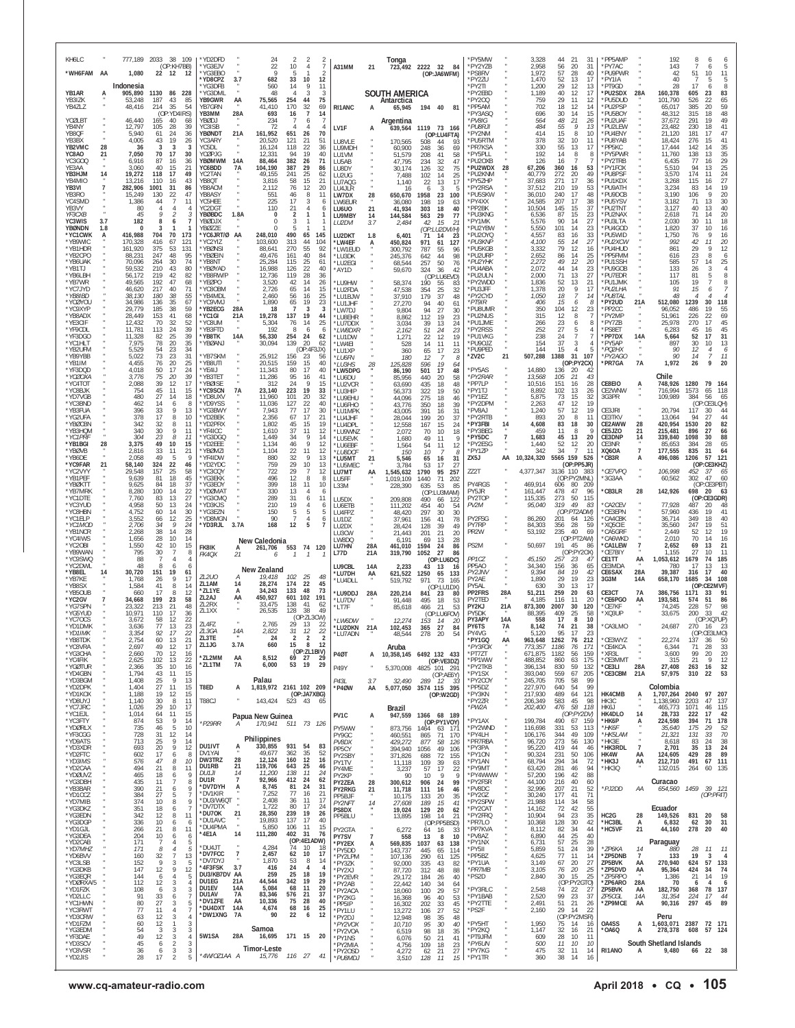| Call | Cat | Score | QSOs | Zones | Countries |
|---|---|---|---|---|---|
| KH6LC | " | 777,189 | 2033 | 38 | 109 |
| *WH6FAM | AA | 1,080 | 22 | 12 | 12 |

### Indonesia

| Call | Cat | Score | QSOs | Zones | Countries |
|---|---|---|---|---|---|
| YB1AR | A | 905,890 | 1130 | 86 | 228 |
| YB3IZK | " | 53,248 | 187 | 43 | 85 |
| YB4ZLZ | " | 48,416 | 214 | 35 | 54 |
| (OP:YD4IRS) | | | | | |
| YC0LBT | " | 46,440 | 165 | 40 | 68 |
| YB4NY | " | 12,797 | 105 | 28 | 39 |
| YB9QF | " | 5,940 | 61 | 24 | 36 |
| YB3BX | " | 4,005 | 43 | 19 | 26 |
| YB2VMC | 28 | 36 | 3 | 3 | 3 |
| YC8AO | 21 | 7,050 | 70 | 17 | 30 |
| YC3GOQ | " | 6,916 | 87 | 16 | 36 |
| YE3AA | " | 3,060 | 40 | 15 | 21 |
| YB3HJM | 14 | 19,272 | 118 | 17 | 49 |
| YB4MIO | " | 13,216 | 110 | 16 | 43 |
| YB3VI | 7 | 282,906 | 1001 | 31 | 86 |
| YB3RO | " | 15,249 | 130 | 22 | 47 |
| YC4SMD | " | 1,386 | 44 | 7 | 11 |
| YB3VY | " | 80 | 4 | 4 | 4 |
| YF3CXB | " | 45 | 9 | 2 | 3 |
| YC3WIS | 3.7 | 182 | 8 | 6 | 7 |
| YB0NDN | 1.8 | 0 | 3 | 1 | 1 |
| *YC1CWK | A | 416,988 | 704 | 70 | 173 |
| *YB9WIC | " | 170,328 | 416 | 67 | 121 |
| *YB1HDR | " | 161,920 | 375 | 53 | 131 |
| *YB2CPO | " | 88,231 | 247 | 48 | 95 |
| *YB6UAK | " | 70,096 | 264 | 30 | 74 |
| *YB1TJ | " | 59,532 | 210 | 43 | 80 |
| *YB6LBH | " | 56,172 | 219 | 42 | 82 |
| *YB7WR | " | 49,565 | 192 | 47 | 68 |
| *YC7JYD | " | 46,620 | 217 | 40 | 71 |
| *YB8FBD | " | 38,130 | 180 | 38 | 57 |
| *YC0YOU | " | 34,986 | 136 | 35 | 67 |
| *YC9XYP | " | 29,779 | 185 | 38 | 59 |
| *YB8ADQ | " | 28,449 | 153 | 41 | 68 |
| *YE3CIF | " | 12,432 | 70 | 32 | 52 |
| *YF9CDL | " | 11,781 | 113 | 24 | 39 |
| *YF3DGO | " | 11,328 | 82 | 25 | 39 |
| *YC1HLT | " | 7,975 | 78 | 20 | 35 |
| *YB2UFM | " | 5,529 | 54 | 23 | 34 |
| *YB9YBB | " | 5,022 | 73 | 23 | 31 |
| *YB1IIM | " | 4,455 | 76 | 20 | 25 |
| *YF3DQD | " | 4,018 | 50 | 17 | 24 |
| *YC0ZGKA | " | 3,776 | 75 | 20 | 39 |
| *YC1TOF | " | 2,088 | 39 | 12 | 17 |
| *YC8BJK | " | 754 | 45 | 11 | 15 |
| *YD7VGB | " | 480 | 27 | 14 | 18 |
| *YC3BND | " | 462 | 14 | 6 | 8 |
| *YB3FUA | " | 396 | 33 | 9 | 13 |
| *YG2UFA | " | 378 | 17 | 8 | 10 |
| *YB0CBN | " | 342 | 32 | 8 | 11 |
| *YB3HQM | " | 340 | 30 | 9 | 11 |
| *YC1PRF | " | 304 | 23 | 8 | 11 |
| *YB1BGI | 28 | 3,375 | 49 | 10 | 15 |
| *YB0VRB | " | 2,816 | 33 | 11 | 21 |
| *YB6DE | " | 2,058 | 49 | 5 | 9 |
| *YC9FAR | 21 | 58,140 | 324 | 22 | 46 |
| *YC2VYY | " | 29,548 | 157 | 25 | 58 |
| *YB1PEF | " | 9,639 | 81 | 18 | 45 |
| *YB0KTT | " | 9,625 | 84 | 18 | 37 |
| *YB7MRK | " | 8,280 | 100 | 14 | 22 |
| *YC1DTR | " | 7,760 | 83 | 13 | 27 |
| *YC3YUD | " | 4,958 | 50 | 13 | 24 |
| *YC8HBN | " | 4,752 | 60 | 14 | 30 |
| *YC1ELP | " | 3,552 | 66 | 12 | 25 |
| *YC1MQD | " | 2,706 | 34 | 9 | 24 |
| *YB1NCR | " | 2,268 | 38 | 14 | 28 |
| *YC4IWS | " | 1,656 | 28 | 10 | 14 |
| *YC2CBI | " | 1,550 | 42 | 10 | 15 |
| *YB9WAN | " | 795 | 30 | 7 | 8 |
| *YC9SWQ | " | 88 | 7 | 4 | 4 |
| *YC2OWL | " | 48 | 8 | 6 | 6 |
| *YB8EL | 14 | 30,720 | 151 | 19 | 61 |
| *YB7KE | " | 1,768 | 26 | 9 | 17 |
| *YB8SX | " | 1,584 | 41 | 8 | 14 |
| *YB5OUB | " | 660 | 17 | 8 | 12 |
| *YC2GV | 7 | 34,668 | 199 | 23 | 58 |
| *YG7SPN | " | 23,322 | 213 | 21 | 48 |
| *YG5YUD | " | 10,971 | 110 | 17 | 36 |
| *YC7OCS | " | 3,672 | 58 | 12 | 22 |
| *YD1DMK | " | 3,636 | 77 | 13 | 23 |
| *YD1MK | " | 3,354 | 92 | 17 | 22 |
| *YB8TDK | " | 2,754 | 60 | 13 | 21 |
| *YC8VRA | " | 2,697 | 49 | 12 | 17 |
| *YG3CHA | " | 2,660 | 70 | 12 | 16 |
| *YC4FIK | " | 2,625 | 102 | 13 | 22 |
| *YG0TUR | " | 2,366 | 35 | 10 | 16 |
| *YD4GBN | " | 1,794 | 43 | 11 | 15 |
| *YD8GM | " | 1,408 | 25 | 9 | 13 |
| *YD2DPK | " | 1,404 | 27 | 11 | 15 |
| *YD1KOX | " | 1,188 | 19 | 12 | 15 |
| *YD8UYJ | " | 1,140 | 30 | 8 | 11 |
| *YC7JRC | " | 1,026 | 29 | 10 | 17 |
| *YC1EJL | " | 1,014 | 64 | 11 | 15 |
| *YC3FTY | " | 874 | 53 | 9 | 14 |
| *YD0RLX | " | 735 | 46 | 5 | 10 |
| *YF3CGG | " | 728 | 31 | 12 | 14 |
| *YD9ATS | " | 713 | 25 | 9 | 14 |
| *YD3DR | " | 693 | 20 | 9 | 12 |
| *YD2FTC | " | 602 | 17 | 6 | 8 |
| *YD3IMS | " | 576 | 47 | 8 | 10 |
| *YD2CAA | " | 494 | 21 | 8 | 11 |
| *YG0UVZ | " | 465 | 18 | 6 | 9 |
| *YG3DBH | " | 435 | 11 | 7 | 8 |
| *YB3BAR | " | 390 | 21 | 6 | 9 |
| *YD1CDZ | " | 384 | 27 | 5 | 7 |
| *YD7MIB | " | 374 | 10 | 8 | 9 |
| *YG3DKZ | " | 351 | 18 | 6 | 7 |
| *YG3EDN | " | 342 | 12 | 8 | 11 |
| *YG3DGP | " | 336 | 10 | 6 | 8 |
| *YD1GJL | " | 266 | 21 | 8 | 11 |
| *YG3DEA | " | 204 | 10 | 6 | 6 |
| *YD2CAB | " | 171 | 7 | 4 | 5 |
| *YD7MHZ | " | 171 | 8 | 4 | 5 |
| *YD6BW | " | 160 | 32 | 7 | 13 |
| *YC3L3B | " | 152 | 9 | 3 | 5 |
| *YG3DKB | " | 147 | 12 | 3 | 4 |
| *YG3EQR | " | 144 | 6 | 4 | 5 |
| *YD2RXA5 | " | 112 | 12 | 3 | 4 |
| *YD1FZK | " | 108 | 6 | 3 | 6 |
| *YD2LLC | " | 91 | 33 | 6 | 7 |
| *YC1HWN | " | 80 | 27 | 3 | 5 |
| *YC3RWT | " | 77 | 11 | 4 | 7 |
| *YD3CRW | " | 63 | 12 | 3 | 4 |
| *YD1FZM | " | 60 | 12 | 3 | 4 |
| *YG3EDM | " | 54 | 3 | 3 | 3 |
| *YF3DAE | " | 49 | 12 | 3 | 4 |
| *YD3SCV | " | 45 | 6 | 3 | 5 |
| *YC8VSR | " | 36 | 6 | 3 | 3 |
| *YD2JIS | " | 28 | 17 | 2 | 2 |
| *YD2DFD | " | 24 | 2 | 2 | 2 |
| *YG3EJV | " | 22 | 10 | 4 | 7 |
| *YG3EBO | " | 9 | 5 | 1 | 2 |
| *YD8CPZ | 3.7 | 682 | 33 | 10 | 12 |
| *YG3DFB | " | 560 | 14 | 9 | 11 |
| *YG3DML | " | 48 | 4 | 3 | 3 |
| YB9GWR | AA | 75,565 | 254 | 44 | 75 |
| YB7GRN | " | 41,410 | 170 | 32 | 69 |
| YB3MM | 28A | 693 | 16 | 7 | 14 |
| YB0DJ | " | 234 | 7 | 6 | 7 |
| YC3ISB | " | 72 | 4 | 4 | 4 |
| YB0NDT | 21A | 161,952 | 651 | 26 | 70 |
| YC3ARY | " | 20,520 | 121 | 21 | 51 |
| YC5DL | " | 16,124 | 118 | 22 | 36 |
| YC0PJG | " | 12,331 | 94 | 19 | 40 |
| YB0MWM | 14A | 88,464 | 382 | 26 | 71 |
| YC6BDD | 7A | 104,190 | 387 | 29 | 86 |
| YC2TAN | " | 49,155 | 241 | 25 | 62 |
| YB8QT | " | 3,816 | 58 | 15 | 21 |
| YB8ACM | " | 2,112 | 76 | 12 | 20 |
| YB8ASY | " | 551 | 46 | 8 | 11 |
| YC5HEE | " | 225 | 17 | 3 | 6 |
| YC2DGT | " | 110 | 21 | 4 | 6 |
| YB0BDC | 1.8A | 0 | 2 | 1 | 1 |
| YB0DJX | " | 0 | 3 | 1 | 1 |
| YB0ZZE | " | 0 | 5 | 1 | 1 |
| *YC6JRT/0 | AA | 248,010 | 490 | 65 | 145 |
| *YC2YIZ | " | 103,600 | 313 | 44 | 104 |
| *YB0NSI | " | 88,641 | 270 | 55 | 92 |
| *YB0EIN | " | 49,476 | 161 | 40 | 84 |
| *YB8NT | " | 25,284 | 115 | 25 | 61 |
| *YB0YAD | " | 16,988 | 126 | 22 | 40 |
| *YB8RWP | " | 12,736 | 119 | 28 | 36 |
| *YB0PO | " | 3,520 | 42 | 14 | 26 |
| *YC0CBM | " | 2,726 | 65 | 14 | 15 |
| *YB4MDL | " | 2,460 | 56 | 16 | 25 |
| *YC9VMJ | " | 1,890 | 65 | 19 | 23 |
| *YB2ECG | 28A | 18 | 7 | 3 | 3 |
| *YC1GI | 21A | 19,278 | 137 | 19 | 44 |
| *YC8UM | " | 5,304 | 76 | 14 | 25 |
| *YB3FTD | " | 192 | 8 | 6 | 6 |
| *YB8TK | 14A | 56,330 | 254 | 24 | 62 |
| *YB0ANJ | " | 30,094 | 139 | 20 | 62 |
| (OP:4F3JX) | | | | | |
| *YB7SKM | " | 25,912 | 156 | 23 | 56 |
| *YB8UTI | " | 20,515 | 159 | 15 | 40 |
| *YE4IJ | " | 11,343 | 80 | 17 | 40 |
| *YB3TET | " | 11,286 | 95 | 16 | 41 |
| *YB2ISE | " | 312 | 24 | 9 | 15 |
| *YC9SCN | 7A | 23,140 | 223 | 19 | 33 |
| *YB8LXK | " | 12,100 | 87 | 18 | 30 |
| *YD8UXV | " | 11,960 | 101 | 20 | 32 |
| *YD9YSS | " | 11,036 | 127 | 22 | 40 |
| *YC8BWY | " | 7,943 | 77 | 17 | 30 |
| *YD2BEK | " | 2,356 | 67 | 17 | 21 |
| *YD2PRX | " | 1,802 | 45 | 15 | 19 |
| *YF4ICC | " | 1,610 | 37 | 11 | 12 |
| *YG3DGQ | " | 1,449 | 34 | 9 | 14 |
| *YD2EEE | " | 1,134 | 46 | 9 | 12 |
| *YB0MZI | " | 1,104 | 22 | 11 | 12 |
| *YF4IDW | " | 880 | 32 | 9 | 13 |
| *YD2YDC | " | 759 | 29 | 10 | 13 |
| *YC3QQY | " | 722 | 29 | 7 | 12 |
| *YG3EKK | " | 496 | 12 | 8 | 8 |
| *YG3EOY | " | 399 | 18 | 11 | 10 |
| *YD0MAT | " | 330 | 13 | 4 | 6 |
| *YC3CMQ | " | 310 | 21 | 6 | 11 |
| *YD3KJS | " | 210 | 19 | 4 | 6 |
| *YG3EZN | " | 150 | 5 | 5 | 5 |
| *YD8MGN | " | 90 | 7 | 4 | 6 |
| *YD3RJL | 3.7A | 168 | 12 | 5 | 7 |

### New Caledonia

| Call | Cat | Score | QSOs | Zones | Countries |
|---|---|---|---|---|---|
| FK8IK | A | 261,706 | 553 | 74 | 120 |
| FK4QX | 21 | 6 | 1 | 1 | 1 |

### New Zealand

| Call | Cat | Score | QSOs | Zones | Countries |
|---|---|---|---|---|---|
| ZL2UO | A | 19,418 | 102 | 25 | 48 |
| ZL1AM | 14 | 28,274 | 174 | 22 | 45 |
| *ZL1YE | A | 34,243 | 133 | 48 | 73 |
| ZL2AJ | AA | 450,927 | 601 | 102 | 191 |
| ZL2RX | " | 33,475 | 138 | 41 | 62 |
| ZL1XX | " | 26,535 | 128 | 38 | 49 |
| (OP:ZL3CW) | | | | | |
| ZL4FZ | " | 2,765 | 29 | 13 | 22 |
| ZL3GA | 14A | 2,822 | 31 | 12 | 22 |
| ZL3TE | " | 24 | 2 | 2 | 2 |
| ZL1JG | 3.7A | 660 | 15 | 8 | 12 |
| (OP:ZL1BIV) | | | | | |
| *ZL2MM | AA | 8,512 | 69 | 27 | 29 |
| *ZL1TM | 7A | 6,000 | 53 | 19 | 29 |

### Palau

| Call | Cat | Score | QSOs | Zones | Countries |
|---|---|---|---|---|---|
| T8ED | A | 1,819,972 | 2161 | 102 | 209 |
| (OP:JA7XBG) | | | | | |
| T88CJ | " | 143,424 | 523 | 43 | 65 |

### Papua New Guinea

| Call | Cat | Score | QSOs | Zones | Countries |
|---|---|---|---|---|---|
| *P29RR | A | 170,941 | 511 | 73 | 126 |

### Philippines

| Call | Cat | Score | QSOs | Zones | Countries |
|---|---|---|---|---|---|
| DU1IVT | A | 330,855 | 931 | 54 | 83 |
| DV1YAI | " | 49,677 | 362 | 35 | 52 |
| DW3TRZ | 28 | 12,124 | 160 | 12 | 16 |
| DU1RB | 21 | 119,706 | 643 | 25 | 46 |
| DU1JI | 14 | 11,200 | 138 | 11 | 24 |
| DU1R | 7 | 92,966 | 412 | 24 | 62 |
| *DV7DYH | A | 8,745 | 81 | 24 | 31 |
| *DV1KIR | " | 7,252 | 41 | 16 | 21 |
| *DU3/W6QT | " | 2,408 | 36 | 11 | 17 |
| *DV7DTX | " | 1,722 | 80 | 17 | 24 |
| *DU7OK | 21 | 28,350 | 239 | 19 | 26 |
| *DU1AVC | " | 19,893 | 137 | 17 | 40 |
| *DU4PMA | " | 5,850 | 106 | 11 | 15 |
| *4E1A | 14 | 111,200 | 402 | 31 | 76 |
| (OP:4E1ADW) | | | | | |
| *DU4JT | " | 4,284 | 74 | 10 | 18 |
| *DV7FCC | 7 | 2,457 | 62 | 10 | 17 |
| *DV7DYJ | " | 1,870 | 53 | 8 | 14 |
| *4F3FSK | 3.7 | 416 | 24 | 4 | 4 |
| DU3/KB7DV | AA | 259 | 25 | 18 | 19 |
| DU1EG | 21A | 44,544 | 142 | 29 | 35 |
| DU1EV | 14A | 5,084 | 68 | 11 | 20 |
| DU1AV | 7A | 83,346 | 576 | 21 | 37 |
| *DV1ZFE | AA | 10,336 | 75 | 28 | 40 |
| *DU4DXT | 14A | 4,674 | 68 | 16 | 25 |
| *DW1XNG | 7A | 90 | 22 | 6 | 12 |

### Samoa

| Call | Cat | Score | QSOs | Zones | Countries |
|---|---|---|---|---|---|
| 5W1SA | 28A | 16,695 | 171 | 15 | 20 |

### Timor-Leste

| Call | Cat | Score | QSOs | Zones | Countries |
|---|---|---|---|---|---|
| *4W/OZ1AA | A | 15,776 | 116 | 27 | 41 |

### Tonga

| Call | Cat | Score | QSOs | Zones | Countries |
|---|---|---|---|---|---|
| A31MM | 21 | 723,492 | 2222 | 32 | 84 |
| (OP:JA6WFM) | | | | | |

## SOUTH AMERICA

### Antarctica

| Call | Cat | Score | QSOs | Zones | Countries |
|---|---|---|---|---|---|
| RI1ANC | A | 65,945 | 194 | 40 | 81 |

### Argentina

| Call | Cat | Score | QSOs | Zones | Countries |
|---|---|---|---|---|---|
| LV1F | A | 639,564 | 1119 | 73 | 166 |
| (OP:LU4FTA) | | | | | |
| LU8VLE | " | 170,565 | 508 | 44 | 93 |
| LU9MDH | " | 60,900 | 248 | 36 | 69 |
| LU1VM | " | 51,579 | 208 | 41 | 58 |
| LU5AB | " | 47,795 | 234 | 32 | 47 |
| LU8DY | " | 30,174 | 126 | 32 | 75 |
| LU2UG | " | 7,488 | 102 | 14 | 25 |
| LU7AQG | " | 1,140 | 22 | 13 | 17 |
| LU4JLR | " | 16 | 6 | 3 | 5 |
| LW7DX | 28 | 650,670 | 1958 | 23 | 100 |
| LW6EUR | " | 36,080 | 198 | 19 | 63 |
| LU6UO | 21 | 41,934 | 303 | 18 | 40 |
| LU9MBY | 14 | 144,584 | 563 | 29 | 77 |
| LU2DVI | 3.7 | 2,484 | 42 | 15 | 21 |
| (OP:LU2DVI/H) | | | | | |
| LU2DKT | 1.8 | 6,401 | 71 | 14 | 23 |
| *LW4EF | A | 450,824 | 971 | 61 | 127 |
| *LW1EUD | " | 300,792 | 787 | 55 | 96 |
| *LU8DK | " | 245,376 | 642 | 44 | 98 |
| *LU2EGI | " | 68,544 | 257 | 50 | 76 |
| *AY1D | " | 59,670 | 324 | 36 | 42 |
| (OP:LU6EVD) | | | | | |
| *LU9HW | " | 58,374 | 190 | 55 | 83 |
| *LU2FDA | " | 47,538 | 354 | 25 | 32 |
| *LU1BJW | " | 37,910 | 179 | 37 | 48 |
| *LU1JHF | " | 27,270 | 94 | 40 | 61 |
| *LW7DJ | " | 9,804 | 94 | 27 | 30 |
| *LU8EHR | " | 8,862 | 112 | 19 | 23 |
| *LU7DDX | " | 3,034 | 39 | 13 | 24 |
| *LW8DXR | " | 2,162 | 51 | 24 | 23 |
| *LU1DW | " | 1,271 | 22 | 12 | 19 |
| *LW4EI | " | 528 | 14 | 11 | 11 |
| *LU1XP | " | 360 | 65 | 17 | 23 |
| *LU6FN | " | 180 | 12 | 7 | 8 |
| *LU3HS | 28 | 125,828 | 596 | 19 | 66 |
| *LW5DPG | " | 86,190 | 501 | 17 | 48 |
| *LU6DU | " | 85,956 | 440 | 20 | 58 |
| *LU2VCR | " | 63,690 | 435 | 18 | 48 |
| *LU3HIP | " | 56,373 | 322 | 19 | 50 |
| *LU3EHU | " | 44,096 | 275 | 18 | 46 |
| *LU6FHO | " | 43,776 | 350 | 18 | 39 |
| *LU1MPK | " | 43,005 | 391 | 16 | 31 |
| *LU4JHF | " | 28,044 | 199 | 20 | 37 |
| *LU4DPL | " | 12,558 | 167 | 15 | 24 |
| *LU9WNZ | " | 2,072 | 70 | 10 | 18 |
| *LU5EAK | " | 1,680 | 49 | 11 | 9 |
| *LU5EBF | " | 1,564 | 54 | 11 | 12 |
| *LU8EOF | " | 150 | 10 | 7 | 8 |
| *LU5MT | 21 | 5,246 | 65 | 16 | 31 |
| *LU5MEC | " | 3,784 | 53 | 17 | 27 |
| LU7MT | AA | 1,545,632 | 1790 | 95 | 257 |
| LU5FF | " | 1,019,109 | 1440 | 71 | 202 |
| L33M | " | 228,390 | 635 | 53 | 85 |
| (OP:LU3MAM) | | | | | |
| LU5DX | " | 209,808 | 490 | 66 | 122 |
| LU6ETB | " | 111,202 | 454 | 40 | 54 |
| LU4FPZ | " | 48,420 | 297 | 30 | 30 |
| LU1DZ | " | 37,961 | 156 | 41 | 78 |
| LU2DX | " | 28,424 | 128 | 39 | 49 |
| LU3CW | " | 21,443 | 201 | 21 | 20 |
| LW8DQ | " | 6,191 | 69 | 13 | 28 |
| LU7HN | 28A | 461,010 | 1594 | 24 | 86 |
| L77D | 21A | 319,790 | 1052 | 27 | 86 |
| (OP:LU6DC) | | | | | |
| LU9CBL | 14A | 2,233 | 43 | 13 | 16 |
| *LU7DH | AA | 621,522 | 1250 | 65 | 133 |
| *LU4DLL | " | 519,792 | 971 | 73 | 165 |
| (OP:LU1DX) | | | | | |
| *LU9DDJ | 28A | 220,214 | 841 | 23 | 80 |
| *LU7DV | " | 91,448 | 495 | 18 | 53 |
| *LT7F | " | 85,618 | 466 | 21 | 53 |
| (OP:LU6FOV) | | | | | |
| *LW6DW | " | 12,274 | 153 | 14 | 20 |
| *LU2DKN | 21A | 102,453 | 365 | 27 | 84 |
| *LU7ADN | " | 48,544 | 278 | 20 | 54 |

### Aruba

| Call | Cat | Score | QSOs | Zones | Countries |
|---|---|---|---|---|---|
| P40T | A | 10,358,145 | 6492 | 132 | 433 |
| (OP:VE3DZ) | | | | | |
| P49Y | " | 5,370,008 | 4825 | 101 | 291 |
| (OP:AE6Y) | | | | | |
| P43L | 3.7 | 32,490 | 289 | 12 | 33 |
| *P40W | AA | 5,077,050 | 3574 | 115 | 395 |
| (OP:W2GD) | | | | | |

### Brazil

| Call | Cat | Score | QSOs | Zones | Countries |
|---|---|---|---|---|---|
| PV1C | A | 947,559 | 1366 | 68 | 189 |
| (OP:PY1VOY) | | | | | |
| PY5WW | " | 873,756 | 1464 | 63 | 171 |
| PY9GC | " | 460,551 | 865 | 71 | 170 |
| PV8DX | " | 429,272 | 877 | 58 | 126 |
| PP5CY | " | 394,940 | 1056 | 49 | 106 |
| PY2SBY | " | 371,826 | 688 | 72 | 155 |
| PY1TV | " | 11,118 | 109 | 39 | 63 |
| PY4ME | " | 3,237 | 57 | 17 | 22 |
| PY2KP | " | 90 | 10 | 9 | 9 |
| PY2ZEA | 28 | 300,612 | 906 | 24 | 99 |
| PY2RKG | 21 | 11,718 | 111 | 16 | 46 |
| PP5BJF | " | 10,175 | 133 | 20 | 35 |
| PY2NFT | 14 | 27,608 | 189 | 15 | 41 |
| PS8DX | " | 19,024 | 129 | 20 | 62 |
| PP5BLU | " | 13,895 | 198 | 14 | 21 |
| (OP:PP5BSD) | | | | | |
| PY2GTA | " | 6,272 | 64 | 16 | 33 |
| PY7SV | 7 | 558 | 13 | 8 | 10 |
| PY2EX | A | 569,835 | 1037 | 63 | 138 |
| *PY5DD | " | 143,737 | 445 | 65 | 114 |
| *PY2LPM | " | 107,136 | 290 | 61 | 125 |
| *PY3ZK | " | 92,000 | 335 | 43 | 82 |
| *PY2XJ | " | 87,720 | 312 | 48 | 88 |
| *PY2EVR | " | 29,172 | 184 | 32 | 49 |
| *PY2AB | " | 22,442 | 140 | 34 | 64 |
| *PY2ACA | " | 18,060 | 100 | 29 | 57 |
| *PY2KG | " | 16,368 | 96 | 40 | 53 |
| *PP5IP | " | 16,302 | 103 | 35 | 43 |
| *PY2NDX | " | 13,272 | 106 | 27 | 52 |
| *PY2DJ | " | 12,948 | 98 | 35 | 48 |
| *PY2VOX | " | 10,710 | 105 | 30 | 33 |
| *PY2XOA | " | 6,519 | 98 | 18 | 35 |
| *PY1NS | " | 6,076 | 50 | 21 | 41 |
| *PY2MEO | " | 5,304 | 40 | 23 | 29 |
| *PY2OSD | " | 4,272 | 62 | 21 | 27 |
| *PU8MDJ | " | 3,510 | 128 | 11 | 15 |
| *PY5MW | " | 3,328 | 44 | 21 | 31 |
| *PY2YZB | " | 2,958 | 56 | 20 | 31 |
| *PS8RV | " | 1,972 | 57 | 28 | 40 |
| *PY2ZU | " | 1,470 | 52 | 13 | 17 |
| *PY2TI | " | 1,200 | 29 | 12 | 13 |
| *PY2EBD | " | 1,189 | 40 | 12 | 17 |
| *PY2OQ | " | 759 | 29 | 11 | 12 |
| *PP5AM | " | 702 | 18 | 12 | 14 |
| *PY3ASQ | " | 696 | 30 | 14 | 15 |
| *PV8IG | " | 564 | 48 | 21 | 26 |
| *PU8RJI | " | 484 | 55 | 9 | 13 |
| *PY2NM | " | 414 | 15 | 8 | 10 |
| *PU5RTM | " | 378 | 32 | 10 | 11 |
| *PR7KSA | " | 330 | 55 | 13 | 17 |
| *PY5PLL | " | 192 | 14 | 8 | 8 |
| *PU2OXB | " | 126 | 16 | 7 | 7 |
| *PU2WDX | 28 | 67,206 | 360 | 16 | 53 |
| *PU2KNM | " | 40,779 | 272 | 20 | 49 |
| *PY5ZHP | " | 37,683 | 271 | 17 | 36 |
| *PY2RSA | " | 37,512 | 210 | 19 | 53 |
| *PU5SKW | " | 36,010 | 240 | 17 | 48 |
| *PY4XX | " | 24,585 | 207 | 17 | 38 |
| *PP2BK | " | 10,504 | 145 | 15 | 37 |
| *PU3KNG | " | 6,536 | 87 | 15 | 23 |
| *PY1MK | " | 5,576 | 90 | 14 | 27 |
| *PU2YBW | " | 5,550 | 101 | 14 | 23 |
| *PU2OYQ | " | 4,557 | 83 | 16 | 33 |
| *PU9KNP | " | 4,100 | 55 | 14 | 27 |
| *PU5KGB | " | 3,332 | 79 | 12 | 16 |
| *PU2URP | " | 2,652 | 86 | 14 | 25 |
| *PU2YHK | " | 2,272 | 49 | 12 | 20 |
| *PU4ABA | " | 2,072 | 44 | 14 | 23 |
| *PU2ULN | " | 2,000 | 71 | 13 | 27 |
| *PY2WDD | " | 1,836 | 52 | 13 | 21 |
| *PU3JFF | " | 1,378 | 20 | 9 | 17 |
| *PY2CYD | " | 1,050 | 18 | 7 | 14 |
| *PT9IR | " | 406 | 15 | 6 | 8 |
| *PU8UMR | " | 350 | 104 | 12 | 23 |
| *PU2NUS | " | 315 | 12 | 8 | 7 |
| *PU1JME | " | 266 | 23 | 6 | 8 |
| *PY2RSS | " | 252 | 27 | 5 | 4 |
| *PU1VKG | " | 238 | 24 | 7 | 7 |
| *PU3OJZ | " | 154 | 37 | 3 | 4 |
| *PU9PED | " | 144 | 15 | 4 | 5 |
| *ZV2C | 21 | 507,288 | 1388 | 31 | 107 |
| (OP:PY2CX) | | | | | |
| *PY5AS | " | 14,880 | 136 | 20 | 42 |
| *PY2RAR | " | 13,568 | 105 | 21 | 43 |
| *PP7LP | " | 10,516 | 151 | 16 | 28 |
| *PY1TJ | " | 8,892 | 102 | 13 | 26 |
| *PY1EZ | " | 5,875 | 73 | 15 | 32 |
| *PY2DPM | " | 2,263 | 47 | 12 | 19 |
| *PU4AJ | " | 1,240 | 57 | 12 | 19 |
| *PY2RTB | " | 893 | 20 | 8 | 11 |
| *PY3FBI | 14 | 4,608 | 83 | 18 | 30 |
| *PY3BEG | " | 459 | 11 | 8 | 9 |
| *PY5DC | 7 | 1,683 | 45 | 13 | 20 |
| *PY2ESG | " | 1,440 | 52 | 12 | 20 |
| *PY1ZP | " | 342 | 34 | 7 | 11 |
| ZX5J | AA | 10,324,320 | 5565 | 159 | 526 |
| (OP:PP5JR) | | | | | |
| ZZ2T | " | 4,377,347 | 3136 | 110 | 383 |
| (OP:PY2MNL) | | | | | |
| PY4RGS | " | 469,914 | 606 | 80 | 209 |
| PY5JR | " | 161,447 | 478 | 47 | 96 |
| PY2TOP | " | 115,335 | 273 | 50 | 115 |
| PV2M | " | 95,040 | 319 | 49 | 83 |
| (OP:PT2ADM) | | | | | |
| PY2FSG | " | 86,260 | 201 | 64 | 126 |
| PY7RP | " | 84,303 | 356 | 28 | 59 |
| PR2W | " | 53,192 | 235 | 40 | 69 |
| (OP:PT2AW) | | | | | |
| PS2M | " | 50,697 | 191 | 45 | 86 |
| (OP:PY2OX) | | | | | |
| PP1CZ | " | 45,150 | 257 | 23 | 47 |
| PP5AO | " | 34,340 | 156 | 36 | 65 |
| PY2JNV | " | 9,394 | 84 | 19 | 42 |
| PY2AE | " | 1,890 | 29 | 19 | 23 |
| PY5AL | " | 630 | 30 | 13 | 17 |
| PP2FRS | 28A | 51,211 | 259 | 20 | 63 |
| PY2TED | " | 4,185 | 116 | 11 | 20 |
| PY2KJ | 21A | 873,300 | 2007 | 30 | 120 |
| PY5DK | " | 88,395 | 409 | 25 | 58 |
| PY3APY | 14A | 558 | 17 | 8 | 10 |
| PY6TS | 7A | 8,142 | 74 | 21 | 38 |
| PY4VG | " | 5,120 | 95 | 17 | 23 |
| *PY1GQ | AA | 963,648 | 1262 | 76 | 212 |
| *PY3FOX | " | 773,357 | 1186 | 76 | 171 |
| *PT7ZT | " | 671,875 | 1182 | 56 | 159 |
| *PP1WW | " | 488,852 | 860 | 63 | 175 |
| *PY2TKB | " | 396,134 | 830 | 59 | 132 |
| *PY1SX | " | 393,040 | 559 | 67 | 205 |
| *PY2COY | " | 245,705 | 705 | 58 | 99 |
| *PP5DZ | " | 227,970 | 640 | 54 | 99 |
| *PY3KN | " | 217,930 | 489 | 64 | 121 |
| *PY2ZR | " | 206,349 | 583 | 45 | 98 |
| *PW2A | " | 202,400 | 476 | 58 | 118 |
| (OP:PY2DV) | | | | | |
| *PY1AX | " | 199,784 | 490 | 67 | 159 |
| *PY2WND | " | 116,688 | 331 | 53 | 113 |
| *PY4LH | " | 106,176 | 344 | 49 | 109 |
| *PR7RBA | " | 96,720 | 273 | 56 | 130 |
| *PY3PA | " | 95,220 | 419 | 44 | 46 |
| *PY1ON | " | 90,324 | 231 | 50 | 106 |
| *PY1AN | " | 68,794 | 294 | 34 | 72 |
| *PY9MT | " | 63,420 | 281 | 46 | 94 |
| *PY6WWW | " | 57,200 | 196 | 42 | 88 |
| *PY2FSR | " | 44,100 | 216 | 40 | 60 |
| *PV8DC | " | 32,996 | 207 | 21 | 52 |
| *PU1KGG | " | 30,240 | 177 | 41 | 71 |
| *PY2SPW | " | 21,988 | 114 | 34 | 58 |
| *PY2CAT | " | 14,162 | 72 | 42 | 55 |
| *PY2FRQ | " | 10,904 | 94 | 23 | 35 |
| *PR7LO | " | 10,368 | 128 | 30 | 42 |
| *PP7KVA | " | 8,112 | 82 | 34 | 44 |
| *PV8AZ | " | 6,890 | 44 | 25 | 40 |
| *PY1NX | " | 6,731 | 57 | 25 | 28 |
| *PY5II | " | 5,859 | 51 | 24 | 39 |
| *PY5BZ | " | 4,625 | 77 | 11 | 14 |
| *PY1UA | " | 3,149 | 67 | 20 | 27 |
| *PR7MB | " | 3,105 | 76 | 20 | 25 |
| *PS2D | " | 2,840 | 30 | 15 | 25 |
| (OP:PY2GTO) | | | | | |
| *PY3RLC | " | 2,548 | 74 | 22 | 27 |
| *PY1BAB | " | 2,520 | 99 | 23 | 37 |
| *PY2TTE | " | 2,491 | 51 | 21 | 26 |
| *PS2F | " | 2,160 | 29 | 14 | 22 |
| (OP:PY2MSR) | | | | | |
| *PY5HT | " | 1,950 | 75 | 14 | 16 |
| *PY2JCQ | " | 1,710 | 59 | 12 | 33 |
| *PT9JFM | " | 609 | 28 | 10 | 11 |
| *PY6UN | " | 500 | 11 | 10 | 10 |
| *PY7KG | " | 475 | 13 | 11 | 14 |
| *PY1TR | " | 360 | 38 | 14 | 16 |
| *PP5AMP | " | 192 | 8 | 6 | 6 |
| *PY7AC | " | 143 | 7 | 6 | 5 |
| *PU9PWR | " | 42 | 51 | 10 | 11 |
| *PY1IA | " | 40 | 7 | 5 | 5 |
| *PT9GD | " | 28 | 7 | 4 | 5 |
| *PU2SDX | 28A | 160,378 | 605 | 23 | 83 |
| *PU5DUD | " | 101,790 | 526 | 22 | 65 |
| *PU2PSP | " | 65,017 | 385 | 20 | 59 |
| *PU5BOY | " | 48,312 | 315 | 18 | 48 |
| *PU2UAF | " | 37,672 | 291 | 19 | 49 |
| *PU2LEW | " | 23,482 | 230 | 18 | 41 |
| *PU4ENY | " | 21,120 | 181 | 17 | 47 |
| *PU8YAB | " | 18,424 | 276 | 15 | 41 |
| *PP5KC | " | 17,444 | 142 | 14 | 35 |
| *PY5PWR | " | 11,760 | 138 | 13 | 35 |
| *PY2TRB | " | 6,435 | 77 | 16 | 29 |
| *PY1FOX | " | 5,510 | 94 | 13 | 25 |
| *PU8PSF | " | 3,570 | 174 | 11 | 24 |
| *PU1KDX | " | 3,268 | 115 | 16 | 27 |
| *PU9ATH | " | 3,234 | 83 | 14 | 19 |
| *PU8DCB | " | 3,190 | 106 | 9 | 20 |
| *PU5YSV | " | 3,182 | 71 | 13 | 30 |
| *PU2TNT | " | 3,127 | 40 | 13 | 40 |
| *PU2NAX | " | 2,618 | 71 | 14 | 20 |
| *PU1LTA | " | 2,030 | 30 | 11 | 18 |
| *PU4GOD | " | 1,820 | 37 | 10 | 16 |
| *PU5WID | " | 1,750 | 76 | 9 | 16 |
| *PU2XCW | " | 992 | 42 | 11 | 20 |
| *PU4HUD | " | 861 | 29 | 9 | 12 |
| *PP5FMM | " | 616 | 23 | 8 | 6 |
| *PU1SSH | " | 585 | 57 | 14 | 25 |
| *PU9GOB | " | 133 | 26 | 3 | 4 |
| *PU7EDR | " | 117 | 81 | 5 | 8 |
| *PU1JMK | " | 105 | 19 | 7 | 8 |
| *PU2LHA | " | 91 | 15 | 6 | 7 |
| *PU8TAL | " | 48 | 4 | 4 | 4 |
| *PY2UD | 21A | 512,080 | 1239 | 30 | 118 |
| *PP2CC | " | 96,052 | 486 | 19 | 55 |
| *PY2MP | " | 51,961 | 226 | 22 | 59 |
| *PY7ZB | " | 25,978 | 270 | 17 | 45 |
| *PS8ET | " | 6,283 | 45 | 16 | 45 |
| *PP7DX | 14A | 5,664 | 52 | 17 | 31 |
| *PY5AP | " | 897 | 30 | 10 | 13 |
| *PQ2HX | " | 90 | 12 | 4 | 6 |
| *PY2AGO | " | 90 | 14 | 7 | 11 |
| *PR7GA | 7A | 1,972 | 26 | 9 | 20 |

### Chile

| Call | Cat | Score | QSOs | Zones | Countries |
|---|---|---|---|---|---|
| CE8EIO | A | 748,926 | 1280 | 79 | 164 |
| CE2WNW | " | 716,994 | 1573 | 65 | 118 |
| 3G3PR | " | 109,989 | 384 | 56 | 65 |
| (OP:CE3LQH) | | | | | |
| CE3JRI | " | 20,794 | 117 | 30 | 44 |
| CE3TKV | " | 13,064 | 94 | 27 | 44 |
| CE2AWW | 28 | 420,954 | 1530 | 20 | 82 |
| CE5JZO | 21 | 215,481 | 896 | 27 | 66 |
| CE3DNP | 14 | 339,840 | 1098 | 30 | 88 |
| CE3NR | " | 85,653 | 384 | 28 | 65 |
| XQ6OA | 7 | 177,555 | 835 | 31 | 64 |
| *CB3R | A | 496,086 | 1206 | 57 | 121 |
| (OP:CE3KHZ) | | | | | |
| *CE7VPQ | " | 106,998 | 452 | 37 | 65 |
| *3G3AA | " | 60,562 | 302 | 47 | 60 |
| (OP:CE3PBT) | | | | | |
| *CB3LR | 28 | 142,926 | 698 | 20 | 63 |
| (OP:CE3GDR) | | | | | |
| *CA2CEV | " | 77,928 | 487 | 20 | 48 |
| *CE3EPN | " | 57,960 | 436 | 19 | 41 |
| *CA4CBK | " | 36,714 | 349 | 18 | 40 |
| *XQ5OE | " | 35,560 | 247 | 19 | 51 |
| *CA5GRF | " | 2,449 | 52 | 12 | 19 |
| *CA6WKD | " | 2,010 | 70 | 14 | 16 |
| *CA1LEW | 7 | 2,652 | 69 | 13 | 21 |
| *CE7BIY | " | 1,155 | 27 | 10 | 11 |
| CE1TT | AA | 1,053,612 | 1679 | 74 | 185 |
| CE3MDA | " | 780 | 17 | 13 | 13 |
| CE6SAX | 28A | 39,387 | 316 | 17 | 40 |
| 3G3M | 14A | 658,170 | 1685 | 34 | 108 |
| (OP:CE2MVF) | | | | | |
| CE3CT | 7A | 386,756 | 1171 | 33 | 86 |
| *CE6PGO | AA | 193,581 | 574 | 51 | 86 |
| *CE7KF | " | 74,245 | 228 | 57 | 98 |
| *XQ3UP | " | 33,675 | 200 | 33 | 42 |
| (OP:XQ7UP) | | | | | |
| *CA3LMO | " | 24,687 | 270 | 16 | 23 |
| (OP:CE3LMO) | | | | | |
| *CE3WYZ | " | 22,274 | 137 | 36 | 50 |
| *CE4KCA | " | 6,344 | 71 | 28 | 33 |
| *XR3L | " | 3,600 | 99 | 20 | 20 |
| *CE3MMT | " | 315 | 21 | 9 | 12 |
| *CE3LI | 28A | 27,408 | 263 | 16 | 32 |
| *CE3CBM | 21A | 57,975 | 310 | 22 | 53 |

### Colombia

| Call | Cat | Score | QSOs | Zones | Countries |
|---|---|---|---|---|---|
| HK4CMB | A | 1,707,264 | 2040 | 97 | 207 |
| HK3C | " | 1,138,960 | 2203 | 47 | 137 |
| HK6J | " | 465,773 | 1071 | 46 | 115 |
| HK4DLO | 14 | 28,733 | 222 | 17 | 42 |
| *HK6P | A | 224,598 | 394 | 71 | 178 |
| *HK6F | " | 35,640 | 175 | 29 | 52 |
| *HK5LAM | " | 21,321 | 131 | 33 | 70 |
| *HK3E | " | 8,618 | 83 | 24 | 38 |
| *HK3RDL | 7 | 2,701 | 35 | 13 | 24 |
| HK4W | AA | 124,605 | 429 | 28 | 89 |
| *HK3J | AA | 212,710 | 491 | 67 | 111 |
| *HK3Q | " | 132,015 | 264 | 60 | 135 |

### Curacao

| Call | Cat | Score | QSOs | Zones | Countries |
|---|---|---|---|---|---|
| *PJ2DD | AA | 654,560 | 1459 | 39 | 121 |
| (OP:PF4R) | | | | | |

### Ecuador

| Call | Cat | Score | QSOs | Zones | Countries |
|---|---|---|---|---|---|
| HC2G | 28 | 149,526 | 831 | 20 | 58 |
| *HC3BL | A | 6,832 | 62 | 30 | 31 |
| *HC5VF | 21 | 44,160 | 278 | 20 | 40 |

### Paraguay

| Call | Cat | Score | QSOs | Zones | Countries |
|---|---|---|---|---|---|
| *ZP6KA | 14 | 880 | 28 | 10 | 12 |
| *ZP5DNB | 7 | 133 | 19 | 3 | 4 |
| *ZP5BVK | AA | 270,940 | 624 | 57 | 133 |
| *ZP5DVD | AA | 95,364 | 424 | 34 | 74 |
| *ZP5RPO | " | 1,386 | 21 | 14 | 19 |
| *ZP6ARO | 28A | 70 | 6 | 4 | 6 |
| *ZP5DVK | AA | 182,750 | 368 | 78 | 137 |
| *ZP5CGL | 14A | 31,554 | 224 | 17 | 44 |
| *ZP9MCE | AA | 90,030 | | | |

### Peru

| Call | Cat | Score | QSOs | Zones | Countries |
|---|---|---|---|---|---|
| OA4SS | A | 1,603,071 | 2387 | 72 | 171 |
| *OA6Q | A | 278,378 | 608 | 57 | 124 |

### South Shetland Islands

| Call | Cat | Score | QSOs | Zones | Countries |
|---|---|---|---|---|---|
| RI1ANO | A | 9,480 | 66 | 22 | 38 |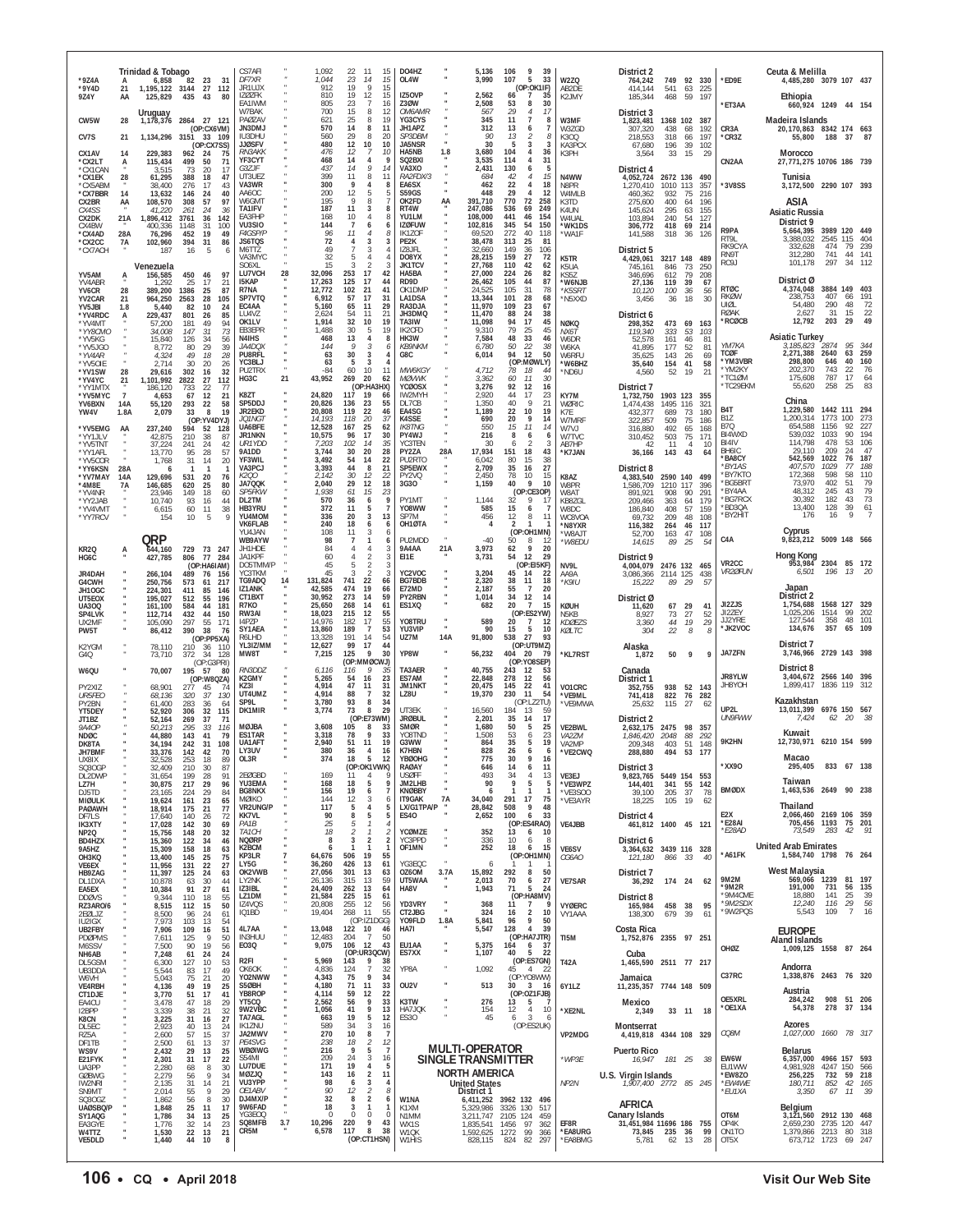**Trinidad & Tobago**

| Call | Cat | Score | QSOs | Zones | Countries |
|---|---|---|---|---|---|
| *9Z4A | A | 6,858 | 82 | 23 | 31 |
| *9Y4D | 21 | 1,195,122 | 3144 | 27 | 112 |
| 9Z4Y | AA | 125,829 | 435 | 43 | 80 |

**Uruguay**

| Call | Cat | Score | QSOs | Zones | Countries |
|---|---|---|---|---|---|
| CW5W | 28 | 1,178,376 | 2864 | 27 | 121 |
| | | (OP:CX6VM) | | | |
| CV7S | 21 | 1,134,296 | 3151 | 33 | 109 |
| | | (OP:CX7SS) | | | |
| CX1AV | 14 | 229,383 | 962 | 24 | 75 |
| *CX2LT | A | 115,434 | 499 | 50 | 71 |
| *CX1CAN | " | 3,515 | 73 | 20 | 17 |
| *CX1EK | 28 | 61,295 | 388 | 18 | 47 |
| *CX5ABM | " | 38,400 | 276 | 17 | 43 |
| *CX7BBR | 14 | 13,632 | 146 | 24 | 40 |
| CX2BR | AA | 108,570 | 308 | 57 | 97 |
| CX4SS | " | 41,220 | 261 | 24 | 36 |
| CX2DK | 21A | 1,896,412 | 3761 | 36 | 142 |
| CX4BW | " | 400,336 | 1148 | 31 | 100 |
| *CX4AD | 28A | 76,296 | 452 | 19 | 49 |
| *CX2CC | 7A | 102,960 | 394 | 31 | 86 |
| *CX7ACH | " | 187 | 16 | 5 | 6 |

**Venezuela**

| Call | Cat | Score | QSOs | Zones | Countries |
|---|---|---|---|---|---|
| YV5AM | A | 156,585 | 450 | 46 | 97 |
| YV4ABR | " | 1,292 | 25 | 17 | 21 |
| YV6CR | 28 | 389,200 | 1386 | 25 | 87 |
| YV2CAR | 21 | 964,250 | 2563 | 28 | 105 |
| YV5JBI | 1.8 | 5,440 | 82 | 10 | 24 |
| *YV4RDC | A | 229,437 | 801 | 26 | 85 |
| *YV4MT | " | 57,200 | 181 | 49 | 94 |
| *YV8OMO | " | 34,008 | 147 | 31 | 73 |
| *YV5KG | " | 15,840 | 126 | 34 | 56 |
| *YV5JGO | " | 8,772 | 80 | 29 | 39 |
| *YV4AR | " | 4,324 | 49 | 18 | 28 |
| *YV5OIE | " | 2,714 | 30 | 20 | 26 |
| *YV1SW | 28 | 29,616 | 302 | 16 | 32 |
| *YV4YC | 21 | 1,101,992 | 2822 | 27 | 112 |
| *YY1MTX | " | 186,120 | 733 | 22 | 77 |
| *YV5MYC | 7 | 4,653 | 67 | 12 | 21 |
| YV6BXN | 14A | 55,120 | 293 | 22 | 58 |
| YW4V | 1.8A | 2,079 | 33 | 8 | 19 |
| | | (OP:YV4DYJ) | | | |
| *YV5EMG | AA | 237,240 | 594 | 52 | 128 |
| *YY1JLV | " | 42,875 | 210 | 38 | 87 |
| *YV5TNT | " | 37,224 | 241 | 24 | 42 |
| *YY1AFL | " | 13,770 | 95 | 28 | 57 |
| *YV5COR | " | 1,768 | 31 | 14 | 20 |
| *YY6KSN | 28A | 6 | 1 | 1 | 1 |
| *YV7MAY | 14A | 129,696 | 531 | 20 | 76 |
| *4M8E | 7A | 146,685 | 620 | 25 | 80 |
| *YV4NR | " | 23,946 | 149 | 18 | 60 |
| *YY2JAB | " | 10,740 | 93 | 16 | 44 |
| *YV4VMT | " | 6,615 | 60 | 11 | 38 |
| *YY7RCV | " | 154 | 10 | 5 | 9 |

**QRP**

| Call | Cat | Score | QSOs | Zones | Countries |
|---|---|---|---|---|---|
| KR2Q | A | 644,160 | 729 | 73 | 247 |
| HG6C | " | 427,785 | 806 | 77 | 284 |
| | | (OP:HA6IAM) | | | |
| JR4DAH | " | 266,104 | 489 | 76 | 156 |
| G4CWH | " | 250,756 | 573 | 61 | 217 |
| JH1OGC | " | 224,301 | 411 | 85 | 146 |
| UT5EOX | " | 195,027 | 512 | 55 | 196 |
| UA3OQ | " | 161,100 | 584 | 44 | 181 |
| SP4LVK | " | 112,714 | 432 | 44 | 150 |
| UX2MF | " | 105,090 | 297 | 55 | 171 |
| PW5T | " | 86,412 | 390 | 38 | 76 |
| | | (OP:PP5XA) | | | |
| K2YGM | " | 78,110 | 210 | 36 | 110 |
| G4Q | " | 73,710 | 372 | 34 | 128 |
| | | (OP:G3PRI) | | | |
| W6QU | " | 70,007 | 195 | 57 | 80 |
| | | (OP:W8QZA) | | | |
| PY2XIZ | " | 68,901 | 277 | 45 | 74 |
| UR5FEO | " | 68,136 | 320 | 37 | 130 |
| PY2BN | " | 61,400 | 283 | 36 | 64 |
| YT5DEY | " | 52,920 | 306 | 32 | 115 |
| JT1BZ | " | 52,164 | 269 | 37 | 71 |
| 9A4OP | " | 50,213 | 295 | 33 | 116 |
| ND0C | " | 44,880 | 143 | 41 | 79 |
| DK8TA | " | 34,194 | 242 | 31 | 108 |
| JH7BMF | " | 33,376 | 142 | 42 | 70 |
| UX8IX | " | 32,528 | 253 | 18 | 89 |
| SQ8OGP | " | 32,409 | 210 | 30 | 87 |
| DL2DWP | " | 31,654 | 199 | 28 | 91 |
| LZ7H | " | 30,875 | 217 | 29 | 96 |
| DJ5TD | " | 23,165 | 224 | 29 | 84 |
| MI0ULK | " | 19,624 | 161 | 23 | 65 |
| PA0AWH | " | 18,914 | 175 | 21 | 77 |
| DF7LS | " | 17,640 | 140 | 26 | 72 |
| IK3XTY | " | 17,028 | 142 | 30 | 69 |
| NP2Q | " | 15,756 | 148 | 20 | 32 |
| BD4HZX | " | 15,360 | 122 | 34 | 46 |
| 9A5HZ | " | 15,309 | 158 | 18 | 63 |
| OH3KQ | " | 13,400 | 145 | 25 | 75 |
| VE6EX | " | 11,956 | 131 | 22 | 27 |
| HB9ZAG | " | 11,397 | 125 | 24 | 63 |
| DL1DXA | " | 10,878 | 63 | 30 | 44 |
| EA5EX | " | 10,384 | 91 | 27 | 61 |
| DD2VS | " | 9,344 | 110 | 18 | 55 |
| RZ3ARO/6 | " | 8,515 | 112 | 15 | 50 |
| 2E0JLZ | " | 8,500 | 96 | 24 | 61 |
| IU2IGX | " | 7,973 | 103 | 13 | 54 |
| UB2FBY | " | 7,906 | 109 | 16 | 51 |
| PD0PMS | " | 7,611 | 125 | 9 | 50 |
| M6SSV | " | 7,500 | 90 | 19 | 56 |
| NH6AB | " | 7,248 | 61 | 24 | 24 |
| DL5GSM | " | 6,300 | 127 | 10 | 53 |
| UB3DDA | " | 5,544 | 83 | 17 | 49 |
| W6VH | " | 5,043 | 75 | 21 | 20 |
| VE4RBH | " | 4,136 | 49 | 19 | 25 |
| CT1DJE | " | 3,770 | 51 | 17 | 41 |
| EA4CU | " | 3,478 | 47 | 18 | 29 |
| I2BPP | " | 3,339 | 38 | 21 | 32 |
| K8CN | " | 3,225 | 31 | 16 | 27 |
| DL5EC | " | 2,923 | 40 | 13 | 24 |
| RZ5A | " | 2,600 | 57 | 15 | 37 |
| DF1TB | " | 2,500 | 61 | 13 | 37 |
| WS9V | " | 2,432 | 29 | 13 | 25 |
| E21FYK | " | 2,301 | 31 | 17 | 22 |
| UA3PP | " | 2,280 | 68 | 8 | 30 |
| G0BWG | " | 2,279 | 56 | 9 | 34 |
| IW2NRI | " | 2,135 | 31 | 14 | 21 |
| SN9MT | " | 2,014 | 55 | 9 | 29 |
| SQ8OGZ | " | 1,862 | 56 | 8 | 30 |
| UA0SBQ/P | " | 1,848 | 25 | 11 | 17 |
| SY1AQG | " | 1,786 | 34 | 13 | 25 |
| EA3GYE | " | 1,776 | 32 | 14 | 23 |
| W4TTZ | " | 1,530 | 22 | 13 | 21 |
| VE5DLD | " | 1,440 | 44 | 10 | 8 |
| CS7AFI | " | 1,092 | 22 | 11 | 15 |
| DF7XR | " | 1,044 | 23 | 14 | 15 |
| JR1UJX | " | 912 | 19 | 9 | 15 |
| IZ0EFK | " | 810 | 19 | 12 | 15 |
| EA1WM | " | 805 | 23 | 7 | 16 |
| W7BAK | " | 700 | 15 | 8 | 12 |
| PA0ZAV | " | 621 | 25 | 8 | 19 |
| JN3DMJ | " | 570 | 14 | 8 | 11 |
| IU3DHJ | " | 560 | 29 | 8 | 20 |
| JJ0SFV | " | 480 | 12 | 10 | 10 |
| RN3AKK | " | 476 | 12 | 7 | 10 |
| YF3CYT | " | 468 | 14 | 4 | 9 |
| G3ZJF | " | 437 | 14 | 9 | 14 |
| UT3UEZ | " | 399 | 11 | 8 | 11 |
| VA3WR | " | 300 | 9 | 4 | 8 |
| AA6OC | " | 200 | 12 | 5 | 5 |
| W6GMT | " | 195 | 9 | 8 | 7 |
| TA1IFV | " | 187 | 11 | 3 | 8 |
| EA3FHP | " | 168 | 10 | 4 | 8 |
| VU3SIO | " | 144 | 7 | 6 | 6 |
| F4GSP/P | " | 96 | 11 | 4 | 8 |
| JS6TQS | " | 72 | 4 | 3 | 3 |
| M6TTZ | " | 49 | 7 | 3 | 4 |
| VA3MYC | " | 32 | 5 | 4 | 4 |
| SO6XL | " | 15 | 3 | 2 | 3 |
| LU7VCH | 28 | 32,096 | 253 | 17 | 42 |
| I5KAP | " | 17,263 | 125 | 17 | 44 |
| R7NA | " | 12,772 | 102 | 21 | 41 |
| SP7VTQ | " | 6,912 | 57 | 17 | 31 |
| EC4AA | " | 5,160 | 65 | 11 | 29 |
| LU4VZ | " | 2,624 | 54 | 11 | 21 |
| OK1LV | " | 1,914 | 32 | 10 | 19 |
| EB3EPR | " | 1,488 | 30 | 5 | 19 |
| N4IHS | " | 468 | 13 | 4 | 8 |
| JA4DQX | " | 144 | 9 | 3 | 6 |
| PU8RFL | " | 63 | 30 | 3 | 4 |
| YC3BLJ | " | 63 | 5 | 3 | 4 |
| PU2TRX | " | -84 | 60 | 10 | 11 |
| HG3C | 21 | 43,952 | 269 | 20 | 62 |
| | | (OP:HA3HX) | | | |
| K8ZT | " | 24,820 | 117 | 19 | 66 |
| SP5DDJ | " | 20,826 | 136 | 23 | 55 |
| JR2EKD | " | 20,808 | 119 | 22 | 46 |
| JQ1NGT | " | 14,193 | 118 | 20 | 37 |
| UA6BFE | " | 12,528 | 167 | 25 | 62 |
| JR1NKN | " | 10,575 | 96 | 17 | 30 |
| UR1YDD | " | 7,203 | 102 | 14 | 35 |
| 9A1DD | " | 3,744 | 30 | 20 | 28 |
| YF3WIL | " | 3,492 | 54 | 14 | 22 |
| VA3PCJ | " | 3,393 | 44 | 8 | 21 |
| K2QO | " | 2,142 | 30 | 12 | 22 |
| JA7QQK | " | 2,040 | 29 | 12 | 18 |
| SP5FKW | " | 1,938 | 61 | 15 | 23 |
| DL2TM | " | 570 | 36 | 6 | 9 |
| HB3YRU | " | 372 | 11 | 5 | 7 |
| YU4MOM | " | 336 | 20 | 3 | 13 |
| VK6FLAB | " | 240 | 18 | 6 | 6 |
| YU4JAN | " | 108 | 11 | 3 | 6 |
| WB9AYW | " | 98 | 7 | 1 | 6 |
| JH1HDE | " | 84 | 4 | 4 | 3 |
| JA1KPF | " | 60 | 4 | 2 | 3 |
| DO5TMWP | " | 45 | 5 | 2 | 3 |
| YC3TKM | " | 45 | 3 | 2 | 3 |
| TG9ADQ | 14 | 131,824 | 741 | 22 | 66 |
| IZ1ANK | " | 42,585 | 474 | 19 | 66 |
| CT1BXT | " | 30,952 | 273 | 14 | 59 |
| R7KO | " | 25,650 | 268 | 14 | 61 |
| RW3AI | " | 18,023 | 215 | 12 | 55 |
| I4PZP | " | 14,976 | 182 | 17 | 55 |
| SY1AEA | " | 13,860 | 189 | 7 | 53 |
| R6LHD | " | 13,328 | 191 | 14 | 54 |
| YL3IZ/MM | " | 12,627 | 99 | 17 | 44 |
| MW8T | " | 7,215 | 125 | 9 | 30 |
| | | (OP:MM0CWJ) | | | |
| RN3DDZ | " | 6,116 | 116 | 9 | 35 |
| K2GMY | " | 5,265 | 54 | 16 | 23 |
| KZ3I | " | 4,914 | 47 | 11 | 31 |
| UT4UMZ | " | 4,914 | 88 | 7 | 32 |
| SP9L | " | 3,780 | 93 | 8 | 34 |
| DK1MIR | " | 3,774 | 73 | 8 | 29 |
| | | (OP:E73WM) | | | |
| M0JBA | " | 3,608 | 105 | 8 | 33 |
| ES1TAR | " | 3,318 | 78 | 9 | 33 |
| UA1AFT | " | 2,940 | 51 | 11 | 19 |
| LY3UV | " | 380 | 36 | 4 | 16 |
| OL3R | " | 374 | 18 | 5 | 12 |
| | | (OP:OK1VWK) | | | |
| 2E0GBD | " | 169 | 11 | 4 | 9 |
| YU3EMA | " | 168 | 18 | 5 | 9 |
| BG8NKX | " | 156 | 19 | 6 | 7 |
| M0IKO | " | 144 | 12 | 3 | 6 |
| VR2UNG/P | " | 117 | 5 | 4 | 5 |
| KK7VL | " | 90 | 8 | 5 | 5 |
| PA1B | " | 25 | 5 | 1 | 4 |
| TA1CH | " | 18 | 2 | 1 | 2 |
| NQ0RP | " | 8 | 3 | 2 | 2 |
| KZ8CM | " | 6 | 1 | 1 | 1 |
| KP3LR | 7 | 64,676 | 506 | 19 | 55 |
| LY5G | " | 36,260 | 426 | 13 | 61 |
| OK2VWB | " | 27,056 | 301 | 13 | 63 |
| LY2NK | " | 26,136 | 315 | 13 | 59 |
| IZ3IBL | " | 24,409 | 262 | 13 | 64 |
| LZ1DM | " | 21,584 | 225 | 15 | 61 |
| IZ4VQS | " | 20,808 | 255 | 12 | 56 |
| IQ1BD | " | 19,404 | 268 | 11 | 55 |
| | | (OP:IZ1DGG) | | | |
| 4L7AA | " | 13,048 | 122 | 10 | 46 |
| IN3HUU | " | 12,483 | 204 | 7 | 50 |
| EO3Q | " | 9,075 | 106 | 12 | 43 |
| | | (OP:UR3QCW) | | | |
| R2FI | " | 5,969 | 143 | 9 | 38 |
| OK6OK | " | 4,836 | 124 | 7 | 32 |
| YO2NWW | " | 4,343 | 75 | 9 | 34 |
| S50BH | " | 4,180 | 71 | 11 | 33 |
| YB8ROP | " | 4,114 | 59 | 12 | 22 |
| YT5CQ | " | 2,562 | 56 | 9 | 33 |
| 9W2VBC | " | 1,056 | 41 | 9 | 13 |
| TA7AGL | " | 663 | 19 | 5 | 12 |
| IK1ZNU | " | 589 | 34 | 3 | 16 |
| JA2MWV | " | 270 | 10 | 8 | 7 |
| PE4SVG | " | 238 | 18 | 2 | 12 |
| WB0IWG | " | 216 | 9 | 5 | 7 |
| S54MI | " | 209 | 24 | 3 | 16 |
| LU7DUE | " | 171 | 19 | 4 | 5 |
| M0ZJQ | " | 143 | 16 | 2 | 11 |
| VU3YPP | " | 98 | 6 | 3 | 4 |
| OE1ABV | " | 90 | 12 | 2 | 8 |
| DJ4MX/P | " | 32 | 8 | 2 | 6 |
| 9W6FAD | " | 18 | 3 | 1 | 1 |
| YG3EOO | " | 0 | 0 | 0 | 0 |
| SQ8MFB | 3.7 | 10,296 | 220 | 9 | 43 |
| CR5M | " | 6,578 | 117 | 8 | 38 |
| | | (OP:CT1HSN) | | | |
| DO4HZ | " | 5,136 | 106 | 9 | 39 |
| OL4W | " | 3,990 | 107 | 5 | 33 |
| | | (OP:OK1IF) | | | |
| IZ5OVP | " | 2,562 | 66 | 7 | 35 |
| Z30W | " | 2,508 | 53 | 8 | 30 |
| OM6AMR | " | 567 | 29 | 4 | 17 |
| YG3CYS | " | 345 | 11 | 7 | 8 |
| JH1APZ | " | 312 | 13 | 6 | 7 |
| SP3DBM | " | 90 | 13 | 2 | 8 |
| JA5NSR | " | 30 | 5 | 3 | 3 |
| HA5NB | 1.8 | 3,680 | 104 | 4 | 36 |
| SQ2BXI | " | 3,535 | 114 | 4 | 31 |
| VA3XO | " | 2,431 | 130 | 6 | 5 |
| RA2FDX/3 | " | 684 | 42 | 4 | 15 |
| EA6SX | " | 462 | 22 | 4 | 18 |
| S59GS | " | 448 | 29 | 4 | 12 |
| OK2FD | AA | 391,710 | 770 | 72 | 258 |
| RT4W | " | 247,086 | 536 | 69 | 249 |
| YU1LM | " | 108,000 | 441 | 46 | 154 |
| IZ0FUW | " | 102,816 | 345 | 54 | 150 |
| IK1ZOF | " | 69,520 | 272 | 40 | 118 |
| PE2K | " | 38,478 | 313 | 25 | 81 |
| IZ8JFL | " | 32,660 | 149 | 36 | 106 |
| DO8YX | " | 28,215 | 159 | 27 | 72 |
| JK1TCV | " | 27,768 | 110 | 42 | 62 |
| HA5BA | " | 27,000 | 224 | 26 | 82 |
| RD9D | " | 26,462 | 105 | 44 | 87 |
| OK1DMP | " | 24,525 | 105 | 31 | 78 |
| LA1DSA | " | 13,344 | 101 | 28 | 68 |
| RA3DJA | " | 11,970 | 109 | 23 | 67 |
| JH3DMQ | " | 11,470 | 88 | 24 | 38 |
| TA3IW | " | 11,098 | 94 | 17 | 45 |
| IK2CFD | " | 9,310 | 79 | 25 | 45 |
| HK3W | " | 7,584 | 48 | 33 | 46 |
| KB9NKM | " | 6,780 | 50 | 22 | 38 |
| G8C | " | 6,014 | 94 | 12 | 50 |
| | | (OP:M0WLY) | | | |
| MW6KGY | " | 4,712 | 78 | 18 | 44 |
| M0WWK | " | 3,362 | 60 | 11 | 30 |
| YC0OSX | " | 3,276 | 92 | 12 | 16 |
| IW2MYH | " | 2,920 | 44 | 17 | 23 |
| DL7CB | " | 1,350 | 40 | 9 | 21 |
| EA4SG | " | 1,189 | 22 | 10 | 19 |
| K4SSE | " | 690 | 20 | 9 | 14 |
| IK8TNG | " | 550 | 15 | 11 | 14 |
| PY4WJ | " | 216 | 8 | 6 | 6 |
| YC3TEN | " | 30 | 6 | 2 | 3 |
| PY2ZA | 28A | 17,934 | 151 | 18 | 43 |
| PU2RTO | " | 6,042 | 80 | 15 | 38 |
| SP5EWX | " | 2,709 | 35 | 16 | 27 |
| PY2VQ | " | 2,450 | 78 | 10 | 15 |
| 3G3O | " | 1,159 | 40 | 9 | 10 |
| | | (OP:CE3OP) | | | |
| PY1MT | " | 1,144 | 32 | 9 | 17 |
| YO8WW | " | 585 | 15 | 6 | 7 |
| SP7M | " | 456 | 12 | 8 | 11 |
| OH1ØTA | " | 4 | 2 | 1 | 1 |
| | | (OP:OH1MN) | | | |
| PU2MDD | " | -40 | 50 | 8 | 12 |
| 9A4AA | 21A | 3,973 | 62 | 9 | 20 |
| EI1E | " | 3,731 | 54 | 12 | 29 |
| | | (OP:EI5KF) | | | |
| YC2VOC | " | 3,204 | 45 | 14 | 22 |
| BG7BDB | " | 2,320 | 38 | 11 | 18 |
| E72MD | " | 2,187 | 55 | 7 | 20 |
| PY2RBN | " | 1,014 | 34 | 12 | 14 |
| ES1XQ | " | 682 | 20 | 7 | 15 |
| | | (OP:ES2YW) | | | |
| YO8TRU | " | 589 | 20 | 7 | 12 |
| YU3VIP | " | 90 | 15 | 5 | 10 |
| UZ7M | 14A | 91,800 | 538 | 27 | 93 |
| | | (OP:UT9MZ) | | | |
| YP8W | " | 56,232 | 404 | 20 | 79 |
| | | (OP:YO8SEP) | | | |
| TA3AER | " | 40,755 | 243 | 12 | 53 |
| ES7AM | " | 22,848 | 278 | 12 | 56 |
| JM1NKT | " | 20,475 | 145 | 22 | 41 |
| LZ8U | " | 19,370 | 230 | 11 | 54 |
| | | (OP:LZ2TU) | | | |
| UT3EK | " | 16,560 | 184 | 13 | 59 |
| JR0BUL | " | 2,201 | 35 | 14 | 17 |
| SM0R | " | 1,680 | 50 | 5 | 25 |
| YC8TND | " | 1,508 | 53 | 6 | 23 |
| G3WVS | " | 864 | 35 | 5 | 19 |
| K7HBN | " | 828 | 26 | 6 | 6 |
| YB0OHG | " | 775 | 30 | 9 | 16 |
| RA0AY | " | 646 | 14 | 6 | 11 |
| US0FF | " | 493 | 34 | 4 | 13 |
| JM2LHB | " | 90 | 9 | 5 | 5 |
| KN0BBY | " | 6 | 1 | 1 | 1 |
| IT9GAK | 7A | 34,040 | 291 | 17 | 75 |
| LX/G1TPA/P | " | 28,842 | 508 | 9 | 48 |
| ES4O | " | 2,652 | 100 | 6 | 33 |
| | | (OP:ES4RAO) | | | |
| YC0MZE | " | 352 | 13 | 6 | 10 |
| YC3PPD | " | 336 | 10 | 6 | 8 |
| OF1MN | " | 252 | 18 | 6 | 15 |
| | | (OP:OH1MN) | | | |
| YG3EQC | " | 6 | 1 | 1 | 1 |
| OZ6OM | 3.7A | 15,892 | 292 | 8 | 50 |
| UT5WAA | " | 2,013 | 70 | 6 | 27 |
| HA8V | " | 1,943 | 71 | 5 | 24 |
| | | (OP:HA8MV) | | | |
| YD3VRY | " | 368 | 11 | 7 | 9 |
| CT2JBG | " | 324 | 16 | 2 | 10 |
| YO9FLD | 1.8A | 5,841 | 96 | 9 | 50 |
| HA7I | " | 5,547 | 128 | 4 | 39 |
| | | (OP:HA7JTR) | | | |
| EU1AA | " | 5,375 | 164 | 6 | 37 |
| ES7XX | " | 1,107 | 40 | 5 | 22 |
| | | (OP:ES7GN) | | | |
| YP8A | " | 1,092 | 45 | 4 | 22 |
| | | (OP:YO8WW) | | | |
| OU2V | " | 513 | 30 | 3 | 16 |
| | | (OP:OZ1FJB) | | | |
| K3TW | " | 276 | 13 | 5 | 7 |
| HA7JQK | " | 154 | 12 | 4 | 10 |
| ES3O | " | 45 | 6 | 3 | 6 |
| | | (OP:ES2UK) | | | |

**MULTI-OPERATOR SINGLE TRANSMITTER**

**NORTH AMERICA**

**United States**

**District 1**

| Call | Score | QSOs | Zones | Countries |
|---|---|---|---|---|
| W1NA | 6,411,252 | 3962 | 132 | 496 |
| K1XM | 5,329,986 | 3326 | 130 | 517 |
| N1MM | 3,211,747 | 2105 | 124 | 459 |
| WX1S | 1,835,541 | 1456 | 97 | 362 |
| W1QK | 1,592,625 | 1272 | 99 | 366 |
| W1HIS | 828,115 | 824 | 82 | 297 |

**District 2**

| Call | Score | QSOs | Zones | Countries |
|---|---|---|---|---|
| W2ZQ | 764,242 | 749 | 92 | 330 |
| AB2DE | 414,144 | 541 | 63 | 225 |
| K2JMY | 185,344 | 468 | 59 | 197 |

**District 3**

| Call | Score | QSOs | Zones | Countries |
|---|---|---|---|---|
| W3MF | 1,823,481 | 1368 | 102 | 387 |
| W3ZGD | 307,320 | 438 | 68 | 192 |
| K3CQ | 218,553 | 318 | 66 | 197 |
| KA3PCX | 67,680 | 196 | 39 | 102 |
| K3PH | 3,564 | 33 | 15 | 29 |

**District 4**

| Call | Score | QSOs | Zones | Countries |
|---|---|---|---|---|
| N4WW | 4,052,724 | 2672 | 136 | 490 |
| N8PR | 1,270,410 | 1010 | 113 | 357 |
| W4MLB | 460,362 | 932 | 75 | 216 |
| K3TD | 275,600 | 400 | 64 | 196 |
| K4UN | 145,624 | 295 | 63 | 155 |
| W4UAL | 103,894 | 240 | 54 | 127 |
| *WK1DS | 306,772 | 418 | 69 | 214 |
| *WA1F | 141,588 | 318 | 36 | 126 |

**District 5**

| Call | Score | QSOs | Zones | Countries |
|---|---|---|---|---|
| K5TR | 4,429,061 | 3217 | 148 | 489 |
| K5UA | 745,161 | 846 | 73 | 250 |
| K5EZ | 346,696 | 612 | 79 | 208 |
| *W6NJB | 27,136 | 119 | 39 | 67 |
| *K5SRT | 10,120 | 100 | 36 | 56 |
| *N5XXD | 3,456 | 36 | 18 | 30 |

**District 6**

| Call | Score | QSOs | Zones | Countries |
|---|---|---|---|---|
| N0KQ | 298,352 | 473 | 69 | 163 |
| NX6T | 119,340 | 333 | 53 | 103 |
| W6DR | 52,578 | 161 | 46 | 81 |
| W6KA | 41,895 | 177 | 52 | 81 |
| W6RFU | 35,625 | 143 | 26 | 69 |
| *W6BHZ | 35,640 | 154 | 41 | 58 |
| *ND6U | 4,560 | 52 | 19 | 21 |

**District 7**

| Call | Score | QSOs | Zones | Countries |
|---|---|---|---|---|
| KY7M | 1,732,750 | 1903 | 123 | 355 |
| W0RIC | 1,474,438 | 1495 | 116 | 321 |
| K7E | 432,377 | 689 | 73 | 180 |
| W7MRF | 322,857 | 509 | 75 | 186 |
| W7VJ | 316,880 | 492 | 65 | 168 |
| W7TVC | 310,452 | 503 | 75 | 171 |
| AB7HP | 42 | 11 | 4 | 10 |
| *K7JAN | 36,166 | 143 | 43 | 64 |

**District 8**

| Call | Score | QSOs | Zones | Countries |
|---|---|---|---|---|
| K8AZ | 4,383,540 | 2590 | 140 | 499 |
| W8PR | 1,586,709 | 1210 | 117 | 396 |
| W8AT | 891,921 | 908 | 90 | 291 |
| KB8ZGL | 209,466 | 363 | 64 | 179 |
| W8DC | 186,840 | 408 | 57 | 159 |
| WC8VOA | 69,732 | 209 | 48 | 108 |
| *N8YXR | 116,382 | 264 | 46 | 117 |
| *W8AJT | 52,700 | 163 | 47 | 108 |
| *W8EDU | 14,615 | 89 | 25 | 54 |

**District 9**

| Call | Score | QSOs | Zones | Countries |
|---|---|---|---|---|
| NV9L | 4,004,079 | 2476 | 132 | 465 |
| AA9A | 3,086,366 | 2114 | 125 | 438 |
| *K9IU | 15,222 | 89 | 29 | 57 |

**District Ø**

| Call | Score | QSOs | Zones | Countries |
|---|---|---|---|---|
| K0UH | 11,620 | 67 | 29 | 41 |
| N5KB | 8,927 | 73 | 27 | 52 |
| KD0EZS | 3,360 | 44 | 19 | 29 |
| K0LTC | 304 | 22 | 8 | 8 |

**Alaska**

| Call | Score | QSOs | Zones | Countries |
|---|---|---|---|---|
| *KL7RST | 1,872 | 50 | 9 | 9 |

**Canada**

**District 1**

| Call | Score | QSOs | Zones | Countries |
|---|---|---|---|---|
| VO1CRC | 352,755 | 938 | 52 | 143 |
| *VE9ML | 741,418 | 822 | 76 | 282 |
| *VE9MWA | 25,632 | 115 | 27 | 62 |

**District 2**

| Call | Score | QSOs | Zones | Countries |
|---|---|---|---|---|
| VE2BWL | 2,632,175 | 2475 | 98 | 357 |
| VA2ZM | 1,846,420 | 2048 | 88 | 292 |
| VA2MP | 209,348 | 403 | 51 | 148 |
| *VE2CWQ | 288,880 | 494 | 53 | 177 |

**District 3**

| Call | Score | QSOs | Zones | Countries |
|---|---|---|---|---|
| VE3EJ | 9,823,765 | 5449 | 154 | 553 |
| *VE3WPZ | 144,401 | 341 | 55 | 142 |
| *VE3SOO | 39,100 | 205 | 37 | 78 |
| *VE3AYR | 18,225 | 105 | 19 | 62 |

**District 4**

| Call | Score | QSOs | Zones | Countries |
|---|---|---|---|---|
| VE4JBB | 461,812 | 1400 | 45 | 121 |

**District 6**

| Call | Score | QSOs | Zones | Countries |
|---|---|---|---|---|
| VE6SV | 3,364,632 | 3439 | 116 | 328 |
| CG6AO | 121,180 | 866 | 33 | 40 |

**District 7**

| Call | Score | QSOs | Zones | Countries |
|---|---|---|---|---|
| VE7SAR | 36,292 | 174 | 24 | 62 |

**District 8**

| Call | Score | QSOs | Zones | Countries |
|---|---|---|---|---|
| VY0ERC | 165,984 | 458 | 38 | 95 |
| VY1AAA | 138,300 | 679 | 39 | 61 |

**Costa Rica**

| Call | Score | QSOs | Zones | Countries |
|---|---|---|---|---|
| TI5M | 1,752,876 | 2355 | 97 | 251 |

**Cuba**

| Call | Score | QSOs | Zones | Countries |
|---|---|---|---|---|
| T42A | 1,465,590 | 2511 | 77 | 217 |

**Jamaica**

| Call | Score | QSOs | Zones | Countries |
|---|---|---|---|---|
| 6Y1LZ | 11,235,357 | 7744 | 148 | 509 |

**Mexico**

| Call | Score | QSOs | Zones | Countries |
|---|---|---|---|---|
| *XE2NL | 2,349 | 33 | 11 | 18 |

**Montserrat**

| Call | Score | QSOs | Zones | Countries |
|---|---|---|---|---|
| VP2MDG | 4,419,818 | 4344 | 108 | 329 |

**Puerto Rico**

| Call | Score | QSOs | Zones | Countries |
|---|---|---|---|---|
| *WP3E | 16,947 | 181 | 25 | 38 |

**U.S. Virgin Islands**

| Call | Score | QSOs | Zones | Countries |
|---|---|---|---|---|
| NP2N | 1,907,400 | 2772 | 85 | 245 |

**AFRICA**

**Canary Islands**

| Call | Score | QSOs | Zones | Countries |
|---|---|---|---|---|
| EF8R | 31,451,984 | 11696 | 186 | 755 |
| *EA8URG | 73,845 | 235 | 36 | 99 |
| *EA8BMG | 5,781 | 62 | 13 | 28 |

**Ceuta & Melilla**

| Call | Score | QSOs | Zones | Countries |
|---|---|---|---|---|
| *ED9E | 4,485,280 | 3079 | 107 | 437 |

**Ethiopia**

| Call | Score | QSOs | Zones | Countries |
|---|---|---|---|---|
| *ET3AA | 660,924 | 1249 | 44 | 154 |

**Madeira Islands**

| Call | Score | QSOs | Zones | Countries |
|---|---|---|---|---|
| CR3A | 20,170,863 | 8342 | 174 | 663 |
| *CR3Z | 55,800 | 188 | 37 | 87 |

**Morocco**

| Call | Score | QSOs | Zones | Countries |
|---|---|---|---|---|
| CN2AA | 27,771,275 | 10706 | 186 | 739 |

**Tunisia**

| Call | Score | QSOs | Zones | Countries |
|---|---|---|---|---|
| *3V8SS | 3,172,500 | 2290 | 107 | 393 |

**ASIA**

**Asiatic Russia**

**District 9**

| Call | Score | QSOs | Zones | Countries |
|---|---|---|---|---|
| R9PA | 5,664,395 | 3989 | 120 | 449 |
| RT9L | 3,388,032 | 2545 | 115 | 404 |
| RK9CYA | 332,628 | 474 | 79 | 239 |
| RN9T | 312,280 | 741 | 44 | 141 |
| RC9J | 101,178 | 297 | 34 | 112 |

**District Ø**

| Call | Score | QSOs | Zones | Countries |
|---|---|---|---|---|
| RT0C | 4,374,048 | 3884 | 149 | 403 |
| RK0W | 238,753 | 407 | 66 | 191 |
| UI0L | 54,480 | 290 | 48 | 72 |
| R0AK | 2,627 | 31 | 15 | 22 |
| *RC0CB | 12,792 | 203 | 29 | 49 |

**Asiatic Turkey**

| Call | Score | QSOs | Zones | Countries |
|---|---|---|---|---|
| YM7KA | 3,185,823 | 2874 | 95 | 344 |
| TC0F | 2,271,388 | 2640 | 63 | 259 |
| *YM3VBR | 298,800 | 646 | 40 | 160 |
| *YM2KY | 202,370 | 743 | 22 | 76 |
| *TC1ØM | 175,608 | 787 | 17 | 64 |
| *TC29EKM | 55,620 | 258 | 25 | 83 |

**China**

| Call | Score | QSOs | Zones | Countries |
|---|---|---|---|---|
| B4T | 1,229,580 | 1442 | 111 | 294 |
| B1Z | 1,200,314 | 1773 | 100 | 273 |
| B7Q | 654,588 | 1156 | 92 | 227 |
| BI4WXD | 539,032 | 1033 | 90 | 194 |
| BI4IV | 114,798 | 478 | 53 | 106 |
| BH6IC | 29,110 | 209 | 24 | 47 |
| *BA8CY | 542,569 | 1022 | 76 | 187 |
| *BY1AS | 407,570 | 1029 | 77 | 188 |
| *BY7KTO | 172,368 | 598 | 58 | 110 |
| *BG5BRT | 73,970 | 402 | 51 | 79 |
| *BY4AA | 48,312 | 245 | 43 | 79 |
| *BG7RCX | 30,392 | 182 | 43 | 73 |
| *BD3QA | 13,400 | 128 | 39 | 61 |
| *BY2HIT | 176 | 16 | 9 | 7 |

**Cyprus**

| Call | Score | QSOs | Zones | Countries |
|---|---|---|---|---|
| C4A | 9,823,212 | 5009 | 148 | 566 |

**Hong Kong**

| Call | Score | QSOs | Zones | Countries |
|---|---|---|---|---|
| VR2CC | 953,984 | 2304 | 85 | 172 |
| VR2ØFUN | 6,501 | 196 | 13 | 20 |

**Japan**

**District 2**

| Call | Score | QSOs | Zones | Countries |
|---|---|---|---|---|
| JI2ZJS | 1,754,688 | 1568 | 127 | 329 |
| JI2ZEY | 1,025,206 | 1514 | 99 | 202 |
| JJ2YRE | 127,544 | 358 | 48 | 101 |
| *JK2VOC | 134,676 | 357 | 65 | 109 |

**District 7**

| Call | Score | QSOs | Zones | Countries |
|---|---|---|---|---|
| JA7ZFN | 3,746,966 | 2729 | 143 | 398 |

**District 8**

| Call | Score | QSOs | Zones | Countries |
|---|---|---|---|---|
| JR8YLW | 3,404,672 | 2566 | 140 | 396 |
| JH8YOH | 1,899,417 | 1836 | 119 | 312 |

**Kazakhstan**

| Call | Score | QSOs | Zones | Countries |
|---|---|---|---|---|
| UP2L | 13,011,399 | 6976 | 150 | 567 |
| UN9FWW | 7,424 | 62 | 20 | 38 |

**Kuwait**

| Call | Score | QSOs | Zones | Countries |
|---|---|---|---|---|
| 9K2HN | 12,730,971 | 6210 | 154 | 599 |

**Macao**

| Call | Score | QSOs | Zones | Countries |
|---|---|---|---|---|
| *XX9O | 295,405 | 833 | 67 | 138 |

**Taiwan**

| Call | Score | QSOs | Zones | Countries |
|---|---|---|---|---|
| BM0DX | 1,463,536 | 2649 | 90 | 238 |

**Thailand**

| Call | Score | QSOs | Zones | Countries |
|---|---|---|---|---|
| E2X | 2,066,460 | 2169 | 106 | 359 |
| *E28AI | 705,456 | 1193 | 75 | 201 |
| *E28AD | 73,549 | 283 | 42 | 91 |

**United Arab Emirates**

| Call | Score | QSOs | Zones | Countries |
|---|---|---|---|---|
| *A61FK | 1,584,740 | 1798 | 76 | 264 |

**West Malaysia**

| Call | Score | QSOs | Zones | Countries |
|---|---|---|---|---|
| 9M2M | 569,066 | 1239 | 81 | 197 |
| *9M2R | 191,000 | 731 | 56 | 135 |
| *9M4CME | 18,880 | 141 | 25 | 39 |
| *9M2SDX | 12,240 | 116 | 29 | 56 |
| *9W2PQS | 5,543 | 109 | 7 | 16 |

**EUROPE**

**Aland Islands**

| Call | Score | QSOs | Zones | Countries |
|---|---|---|---|---|
| OH0Z | 1,009,125 | 1558 | 87 | 264 |

**Andorra**

| Call | Score | QSOs | Zones | Countries |
|---|---|---|---|---|
| C37RC | 1,338,876 | 2463 | 76 | 320 |

**Austria**

| Call | Score | QSOs | Zones | Countries |
|---|---|---|---|---|
| OE5XRL | 284,242 | 908 | 51 | 206 |
| *OE1XA | 54,378 | 278 | 37 | 134 |

**Azores**

| Call | Score | QSOs | Zones | Countries |
|---|---|---|---|---|
| CQ8M | 1,027,000 | 1660 | 78 | 317 |

**Belarus**

| Call | Score | QSOs | Zones | Countries |
|---|---|---|---|---|
| EW6W | 6,357,000 | 4966 | 157 | 593 |
| EU1WW | 4,981,928 | 4247 | 150 | 566 |
| *EW8ZO | 256,225 | 732 | 59 | 218 |
| *EW4WE | 180,711 | 852 | 42 | 165 |
| *EU1XA | 3,350 | 67 | 11 | 39 |

**Belgium**

| Call | Score | QSOs | Zones | Countries |
|---|---|---|---|---|
| OT6M | 3,121,560 | 2912 | 130 | 468 |
| OP4K | 2,659,230 | 2735 | 120 | 447 |
| ON1TO | 1,379,866 | 2213 | 80 | 318 |
| OT5X | 673,712 | 1723 | 69 | 247 |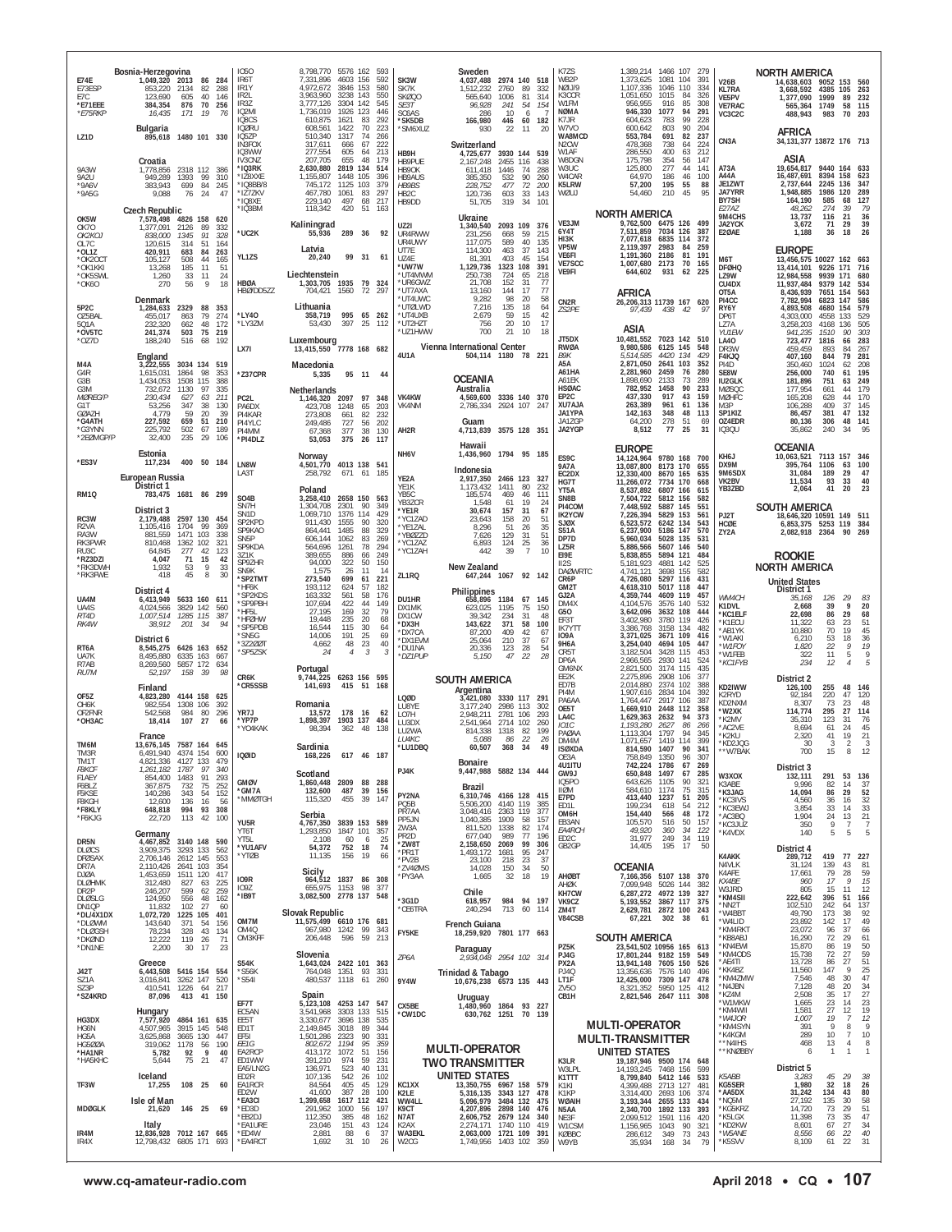**Bosnia-Herzegovina**

| | | | | |
|---|---|---|---|---|
| E74E | 1,049,320 | 2013 | 86 | 284 |
| E73ESP | 853,220 | 2134 | 82 | 288 |
| E7C | 123,690 | 605 | 40 | 146 |
| *E71EEE | 384,354 | 876 | 70 | 256 |
| *E75RKP | 16,435 | 171 | 19 | 76 |

**Bulgaria**

| | | | | |
|---|---|---|---|---|
| LZ1D | 895,618 | 1480 | 101 | 330 |

**Croatia**

| | | | | |
|---|---|---|---|---|
| 9A3W | 1,778,856 | 2318 | 112 | 386 |
| 9A2U | 949,289 | 1393 | 99 | 310 |
| *9A6V | 383,943 | 699 | 84 | 245 |
| *9A5G | 9,088 | 76 | 24 | 47 |

**Czech Republic**

| | | | | |
|---|---|---|---|---|
| OK5W | 7,578,498 | 4826 | 158 | 620 |
| OK7O | 1,377,091 | 2126 | 89 | 332 |
| OK2KOJ | 838,000 | 1345 | 91 | 328 |
| OL7C | 120,615 | 314 | 51 | 164 |
| *OL1Z | 420,911 | 683 | 84 | 263 |
| *OK2OCT | 105,127 | 508 | 44 | 165 |
| *OK1KKI | 13,268 | 185 | 11 | 51 |
| *OK5SWL | 1,260 | 33 | 11 | 24 |
| *OK6O | 270 | 56 | 9 | 18 |

**Denmark**

| | | | | |
|---|---|---|---|---|
| 5P2C | 1,284,633 | 2329 | 88 | 353 |
| OZ5BAL | 455,017 | 863 | 79 | 274 |
| 5Q1A | 232,320 | 662 | 48 | 172 |
| *OV5TC | 241,374 | 503 | 75 | 219 |
| *OZ7D | 188,240 | 516 | 68 | 192 |

**England**

| | | | | |
|---|---|---|---|---|
| M4A | 3,222,555 | 3034 | 134 | 519 |
| G4R | 1,615,031 | 1864 | 98 | 353 |
| G3B | 1,434,053 | 1508 | 115 | 388 |
| G3M | 732,672 | 1130 | 97 | 335 |
| MØREG/P | 230,434 | 627 | 63 | 211 |
| G1T | 53,256 | 347 | 38 | 130 |
| GØAZH | 4,779 | 59 | 20 | 39 |
| *G4ATH | 227,592 | 659 | 51 | 210 |
| *G3YNN | 225,792 | 502 | 67 | 189 |
| *2EØMGP/P | 32,400 | 235 | 29 | 106 |

**Estonia**

| | | | | |
|---|---|---|---|---|
| *ES3V | 117,234 | 400 | 50 | 184 |

**European Russia**
**District 1**

| | | | | |
|---|---|---|---|---|
| RM1Q | 783,475 | 1681 | 86 | 299 |

**District 3**

| | | | | |
|---|---|---|---|---|
| RC3W | 2,179,488 | 2597 | 130 | 454 |
| R2VA | 1,105,416 | 1704 | 99 | 369 |
| RA3W | 881,559 | 1471 | 103 | 338 |
| RK3PWR | 810,468 | 1362 | 102 | 321 |
| RU3C | 64,845 | 277 | 42 | 123 |
| *RZ3DZI | 4,047 | 71 | 15 | 42 |
| *RK3DWH | 1,932 | 53 | 9 | 33 |
| *RK3FWE | 418 | 45 | 8 | 30 |

**District 4**

| | | | | |
|---|---|---|---|---|
| UA4M | 6,413,949 | 5633 | 160 | 611 |
| UA4S | 4,024,566 | 3829 | 142 | 560 |
| RT4D | 1,007,514 | 1285 | 115 | 387 |
| RK4W | 38,912 | 201 | 34 | 94 |

**District 6**

| | | | | |
|---|---|---|---|---|
| RT6A | 8,545,275 | 6426 | 163 | 652 |
| UA7K | 8,495,880 | 6335 | 163 | 667 |
| R7AB | 8,269,560 | 5857 | 172 | 634 |
| RU7M | 52,197 | 158 | 39 | 98 |

**Finland**

| | | | | |
|---|---|---|---|---|
| OF5Z | 4,823,280 | 4144 | 158 | 625 |
| OH6K | 982,554 | 1308 | 106 | 392 |
| OF2FNR | 542,568 | 984 | 80 | 296 |
| *OH3AC | 18,414 | 107 | 27 | 66 |

**France**

| | | | | |
|---|---|---|---|---|
| TM6M | 13,676,145 | 7587 | 164 | 645 |
| TM3R | 6,491,940 | 4374 | 154 | 600 |
| TM1T | 4,821,336 | 4127 | 133 | 479 |
| F8KCF | 1,261,182 | 1787 | 97 | 340 |
| F1AEY | 854,400 | 1483 | 91 | 293 |
| F6BLZ | 367,875 | 732 | 75 | 252 |
| F5KSE | 140,286 | 343 | 54 | 152 |
| F8KGH | 12,600 | 136 | 16 | 56 |
| *F8KLY | 648,818 | 994 | 93 | 308 |
| *F6KJG | 22,720 | 113 | 42 | 100 |

**Germany**

| | | | | |
|---|---|---|---|---|
| DR5N | 4,467,852 | 3140 | 148 | 590 |
| DL2CS | 3,909,375 | 3293 | 133 | 562 |
| DFØSAX | 2,706,146 | 2612 | 145 | 553 |
| DR7A | 2,110,426 | 2641 | 103 | 354 |
| DJØA | 1,453,659 | 1511 | 120 | 417 |
| DLØHMK | 312,480 | 827 | 63 | 225 |
| DR2P | 246,207 | 599 | 62 | 259 |
| DLØSLG | 124,950 | 556 | 48 | 162 |
| DN1OP | 11,832 | 102 | 27 | 60 |
| *DL/4X1DX | 1,072,720 | 1225 | 105 | 401 |
| *DLØWM | 143,640 | 371 | 54 | 156 |
| *DLØGSH | 78,234 | 328 | 43 | 134 |
| *DKØND | 12,222 | 119 | 26 | 71 |
| *DN1NE | 2,200 | 30 | 17 | 23 |

**Greece**

| | | | | |
|---|---|---|---|---|
| J42T | 6,443,508 | 5416 | 154 | 554 |
| SZ1A | 3,016,841 | 3262 | 147 | 520 |
| SZ3P | 410,541 | 1226 | 64 | 217 |
| *SZ4KRD | 87,096 | 413 | 41 | 150 |

**Hungary**

| | | | | |
|---|---|---|---|---|
| HG3DX | 7,577,920 | 4864 | 161 | 635 |
| HG6N | 4,507,965 | 3915 | 145 | 548 |
| HG5A | 3,625,868 | 3665 | 130 | 447 |
| HG5ØØA | 319,062 | 1178 | 56 | 190 |
| *HA1NR | 5,782 | 92 | 9 | 40 |
| *HA5KHC | 5,644 | 75 | 21 | 47 |

**Iceland**

| | | | | |
|---|---|---|---|---|
| TF3W | 17,255 | 108 | 25 | 60 |

**Isle of Man**

| | | | | |
|---|---|---|---|---|
| MDØGLK | 21,620 | 146 | 25 | 69 |

**Italy**

| | | | | |
|---|---|---|---|---|
| IR4M | 12,836,928 | 7012 | 167 | 665 |
| IR4X | 12,798,432 | 6805 | 171 | 693 |
| IO5O | 8,798,770 | 5576 | 162 | 593 |
| IR6T | 7,331,896 | 4603 | 156 | 592 |
| IR1Y | 4,972,672 | 3846 | 153 | 580 |
| IR2L | 3,963,960 | 3238 | 143 | 550 |
| IR3Z | 3,777,126 | 3304 | 142 | 545 |
| IQ2MI | 1,736,019 | 1926 | 123 | 446 |
| IQ8CS | 610,875 | 1621 | 83 | 292 |
| IQØRU | 608,561 | 1422 | 70 | 223 |
| IQ5ZP | 510,340 | 1317 | 74 | 266 |
| IN3FOX | 317,611 | 666 | 67 | 222 |
| IQ3WW | 277,554 | 605 | 64 | 213 |
| IV3CNZ | 207,705 | 655 | 48 | 179 |
| *IQ3RK | 2,630,880 | 2819 | 134 | 514 |
| *IZ8XXE | 1,155,807 | 1448 | 105 | 396 |
| *IQ8BB/8 | 745,172 | 1125 | 103 | 379 |
| *IZ7ZKV | 467,780 | 1061 | 83 | 297 |
| *IQ8XE | 229,140 | 497 | 68 | 217 |
| *IQ3BM | 118,342 | 420 | 51 | 163 |

**Kaliningrad**

| | | | | |
|---|---|---|---|---|
| *UC2K | 55,936 | 289 | 36 | 92 |

**Latvia**

| | | | | |
|---|---|---|---|---|
| YL1ZS | 20,240 | 99 | 31 | 61 |

**Liechtenstein**

| | | | | |
|---|---|---|---|---|
| HBØA | 1,303,705 | 1935 | 79 | 324 |
| HBØ/DD5ZZ | 704,421 | 1560 | 72 | 297 |

**Lithuania**

| | | | | |
|---|---|---|---|---|
| *LY4O | 358,719 | 995 | 65 | 262 |
| *LY3ZM | 53,430 | 397 | 25 | 112 |

**Luxembourg**

| | | | | |
|---|---|---|---|---|
| LX7I | 13,415,550 | 7778 | 168 | 682 |

**Macedonia**

| | | | | |
|---|---|---|---|---|
| *Z37CPR | 5,335 | 95 | 11 | 44 |

**Netherlands**

| | | | | |
|---|---|---|---|---|
| PC2L | 1,146,320 | 2097 | 97 | 348 |
| PA6DX | 423,708 | 1248 | 65 | 203 |
| PI4KAR | 273,808 | 661 | 82 | 232 |
| PI4YLC | 249,486 | 727 | 56 | 202 |
| PI4MM | 67,368 | 377 | 38 | 130 |
| *PI4DLZ | 53,053 | 375 | 26 | 117 |

**Norway**

| | | | | |
|---|---|---|---|---|
| LN8W | 4,501,770 | 4013 | 138 | 541 |
| LA3T | 258,792 | 671 | 61 | 185 |

**Poland**

| | | | | |
|---|---|---|---|---|
| SO4B | 3,258,410 | 2658 | 150 | 563 |
| SN7H | 1,304,708 | 2301 | 90 | 349 |
| SN1D | 1,069,710 | 1376 | 114 | 429 |
| SP2KPD | 911,430 | 1555 | 90 | 320 |
| SP9KAO | 864,441 | 1485 | 88 | 329 |
| SN5P | 606,144 | 1062 | 83 | 269 |
| SP9KDA | 564,696 | 1261 | 78 | 294 |
| 3Z1K | 389,655 | 886 | 66 | 249 |
| SP9ZHR | 94,000 | 322 | 50 | 150 |
| SN9K | 1,575 | 26 | 11 | 14 |
| *SP2TMT | 273,540 | 699 | 61 | 221 |
| *HF6K | 193,112 | 624 | 57 | 182 |
| *SP2KDS | 163,332 | 561 | 58 | 176 |
| *SP9PBH | 107,694 | 422 | 44 | 149 |
| *HF5L | 27,195 | 169 | 32 | 79 |
| *HFØHW | 19,448 | 235 | 20 | 68 |
| *SP5PDB | 16,544 | 115 | 30 | 64 |
| *SN5G | 14,006 | 191 | 25 | 69 |
| *3Z2ØØT | 4,662 | 48 | 23 | 40 |
| *SP5ZSK | 24 | 4 | 3 | 3 |

**Portugal**

| | | | | |
|---|---|---|---|---|
| CR6K | 9,744,225 | 6263 | 156 | 595 |
| *CR5SSB | 141,693 | 415 | 51 | 168 |

**Romania**

| | | | | |
|---|---|---|---|---|
| YR7J | 13,572 | 178 | 16 | 62 |
| *YP7P | 1,898,397 | 1903 | 137 | 484 |
| *YO4KAK | 98,394 | 362 | 48 | 138 |

**Sardinia**

| | | | | |
|---|---|---|---|---|
| IQØID | 168,226 | 617 | 46 | 187 |

**Scotland**

| | | | | |
|---|---|---|---|---|
| GMØV | 1,860,448 | 2809 | 88 | 288 |
| *GM7A | 132,600 | 487 | 39 | 156 |
| *MMØTGH | 115,320 | 455 | 39 | 147 |

**Serbia**

| | | | | |
|---|---|---|---|---|
| YU5R | 4,767,350 | 3839 | 153 | 589 |
| YT6T | 1,293,850 | 1847 | 101 | 357 |
| YT5L | 2,108 | 60 | 6 | 25 |
| *YU1AFV | 54,372 | 752 | 18 | 74 |
| *YTØB | 11,135 | 156 | 19 | 66 |

**Sicily**

| | | | | |
|---|---|---|---|---|
| IO9R | 964,512 | 1837 | 86 | 308 |
| IO9Z | 655,975 | 1153 | 98 | 377 |
| *IB9T | 3,082,500 | 2778 | 137 | 548 |

**Slovak Republic**

| | | | | |
|---|---|---|---|---|
| OM7M | 11,575,499 | 6610 | 176 | 681 |
| OM4Q | 967,980 | 1242 | 99 | 343 |
| OM3KFF | 206,448 | 596 | 59 | 213 |

**Slovenia**

| | | | | |
|---|---|---|---|---|
| S54K | 1,643,024 | 2422 | 101 | 363 |
| *S56K | 764,048 | 1351 | 93 | 331 |
| *S54I | 480,537 | 1118 | 61 | 260 |

**Spain**

| | | | | |
|---|---|---|---|---|
| EF7T | 5,123,108 | 4253 | 147 | 547 |
| EC5AN | 3,541,968 | 3303 | 133 | 515 |
| EE5T | 3,330,677 | 3696 | 138 | 535 |
| ED1T | 2,149,845 | 3018 | 89 | 344 |
| EF5I | 1,501,286 | 2323 | 90 | 331 |
| EE1G | 802,672 | 1194 | 95 | 359 |
| EA2RCP | 413,172 | 1072 | 51 | 156 |
| ED1WW | 391,210 | 974 | 59 | 231 |
| EA5/LN2G | 136,971 | 523 | 40 | 131 |
| ED2R | 107,136 | 542 | 26 | 102 |
| EA1RCR | 84,564 | 405 | 45 | 129 |
| ED2W | 41,600 | 387 | 28 | 100 |
| *EA3CI | 1,399,658 | 1617 | 112 | 421 |
| *ED3D | 291,962 | 1000 | 56 | 197 |
| *EB2DJ | 112,350 | 385 | 48 | 162 |
| *EA1URE | 23,046 | 151 | 43 | 124 |
| *ED4W | 2,881 | 88 | 6 | 37 |
| *EA4RCT | 1,692 | 31 | 10 | 26 |

**Sweden**

| | | | | |
|---|---|---|---|---|
| SK3W | 4,037,488 | 2974 | 140 | 518 |
| SK7K | 1,512,232 | 2760 | 89 | 332 |
| SKØQO | 565,640 | 1006 | 81 | 314 |
| SE3T | 96,928 | 241 | 54 | 154 |
| SC6AS | 286 | 10 | 6 | 7 |
| *SK5DB | 166,980 | 446 | 60 | 182 |
| *SM6XUZ | 930 | 22 | 11 | 20 |

**Switzerland**

| | | | | |
|---|---|---|---|---|
| HB9H | 4,725,677 | 3930 | 144 | 539 |
| HB9PUE | 2,167,248 | 2455 | 116 | 438 |
| HB9OK | 611,418 | 1446 | 74 | 288 |
| HB9AUS | 385,350 | 532 | 90 | 260 |
| HB9BS | 228,752 | 477 | 72 | 200 |
| HB2C | 120,736 | 603 | 33 | 143 |
| HB9DD | 51,705 | 319 | 34 | 101 |

**Ukraine**

| | | | | |
|---|---|---|---|---|
| UZ2I | 1,340,540 | 2093 | 109 | 376 |
| UR4RWW | 231,256 | 668 | 59 | 215 |
| UR4UWY | 117,075 | 589 | 40 | 135 |
| UT7E | 114,300 | 463 | 37 | 143 |
| UZ4E | 81,391 | 403 | 45 | 154 |
| *UW7W | 1,129,736 | 1323 | 108 | 391 |
| *UT4MWM | 250,738 | 724 | 65 | 218 |
| *UR6GWZ | 21,708 | 152 | 31 | 77 |
| *UT7AXA | 13,160 | 144 | 17 | 77 |
| *UT4UWC | 9,282 | 98 | 20 | 58 |
| *UT8LWD | 7,216 | 135 | 18 | 64 |
| *UT4UXB | 2,679 | 59 | 15 | 42 |
| *UT2HZT | 756 | 20 | 10 | 17 |
| *UZ1HWW | 700 | 21 | 10 | 18 |

**Vienna International Center**

| | | | | |
|---|---|---|---|---|
| 4U1A | 504,114 | 1180 | 78 | 221 |

## OCEANIA

**Australia**

| | | | | |
|---|---|---|---|---|
| VK4KW | 4,569,600 | 3336 | 140 | 370 |
| VK4NM | 2,786,334 | 2924 | 107 | 247 |

**Guam**

| | | | | |
|---|---|---|---|---|
| AH2R | 4,713,839 | 3575 | 128 | 351 |

**Hawaii**

| | | | | |
|---|---|---|---|---|
| NH6V | 1,436,960 | 1794 | 95 | 185 |

**Indonesia**

| | | | | |
|---|---|---|---|---|
| YE2A | 2,917,350 | 2466 | 123 | 327 |
| YE1K | 1,173,432 | 1411 | 80 | 232 |
| YB5C | 185,574 | 469 | 46 | 111 |
| YB3ZCR | 1,548 | 61 | 19 | 24 |
| *YE1R | 30,674 | 157 | 31 | 67 |
| *YC1ZAD | 23,643 | 158 | 20 | 51 |
| *YE1ZAL | 8,296 | 51 | 26 | 35 |
| *YBØZZD | 7,626 | 129 | 31 | 51 |
| *YC1ZAZ | 6,893 | 124 | 25 | 36 |
| *YC1ZAH | 442 | 39 | 7 | 10 |

**New Zealand**

| | | | | |
|---|---|---|---|---|
| ZL1RQ | 647,244 | 1067 | 92 | 142 |

**Philippines**

| | | | | |
|---|---|---|---|---|
| DU1HR | 658,896 | 1184 | 67 | 145 |
| DX1MK | 623,025 | 1195 | 75 | 150 |
| DX1CW | 39,342 | 234 | 31 | 48 |
| *DX3H | 143,622 | 371 | 58 | 100 |
| *DX7CA | 87,200 | 409 | 42 | 67 |
| *DX1EVM | 25,064 | 210 | 37 | 67 |
| *DU1NA | 20,336 | 123 | 28 | 36 |
| *DZ1PUP | 5,150 | 47 | 22 | 28 |

## SOUTH AMERICA

**Argentina**

| | | | | |
|---|---|---|---|---|
| LQØD | 3,421,080 | 3330 | 117 | 291 |
| LU8YE | 3,177,240 | 2986 | 113 | 302 |
| LO7H | 2,948,211 | 2781 | 106 | 293 |
| LU3DX | 2,541,964 | 2714 | 102 | 260 |
| LU2WA | 814,338 | 1318 | 82 | 199 |
| LU4KC | 5,088 | 86 | 22 | 26 |
| *LU1DBQ | 60,507 | 368 | 34 | 49 |

**Bonaire**

| | | | | |
|---|---|---|---|---|
| PJ4K | 9,447,988 | 5882 | 134 | 444 |

**Brazil**

| | | | | |
|---|---|---|---|---|
| PY2NA | 6,310,746 | 4166 | 128 | 415 |
| PQ5B | 5,506,200 | 4140 | 119 | 385 |
| PR7AA | 3,048,416 | 2363 | 119 | 377 |
| PP5JN | 1,040,385 | 1909 | 58 | 157 |
| ZW3A | 811,520 | 1338 | 82 | 174 |
| PR2D | 677,040 | 989 | 77 | 196 |
| *ZW8T | 2,158,650 | 2069 | 99 | 306 |
| *PR1T | 1,493,172 | 1681 | 95 | 247 |
| *PV2B | 23,100 | 218 | 23 | 37 |
| *ZV4ØMS | 14,028 | 150 | 34 | 50 |
| *PY3AA | 1,665 | 32 | 18 | 19 |

**Chile**

| | | | | |
|---|---|---|---|---|
| *3G1D | 618,957 | 984 | 94 | 197 |
| *CE6TRA | 240,294 | 713 | 60 | 114 |

**French Guiana**

| | | | | |
|---|---|---|---|---|
| FY5KE | 18,259,920 | 7801 | 177 | 663 |

**Paraguay**

| | | | | |
|---|---|---|---|---|
| ZP6A | 2,934,048 | 2954 | 102 | 314 |

**Trinidad & Tabago**

| | | | | |
|---|---|---|---|---|
| 9Y4W | 10,676,238 | 6573 | 135 | 443 |

**Uruguay**

| | | | | |
|---|---|---|---|---|
| CX5BE | 1,480,960 | 1864 | 93 | 227 |
| *CW1DC | 630,762 | 1251 | 70 | 139 |

## MULTI-OPERATOR
## TWO TRANSMITTER

**UNITED STATES**

| | | | | |
|---|---|---|---|---|
| KC1XX | 13,350,755 | 6967 | 158 | 579 |
| K2LE | 5,316,135 | 3343 | 127 | 478 |
| WW4LL | 5,096,979 | 3484 | 132 | 475 |
| K9CT | 4,207,896 | 2898 | 140 | 476 |
| N7AT | 2,606,752 | 2679 | 124 | 340 |
| K2AX | 2,274,171 | 1740 | 110 | 419 |
| WA3EKL | 2,063,000 | 1721 | 109 | 391 |
| W2CG | 1,749,956 | 1403 | 102 | 359 |
| K7ZS | 1,389,214 | 1466 | 107 | 279 |
| WB2P | 1,373,625 | 1081 | 104 | 391 |
| NØIJ/9 | 1,107,336 | 1046 | 110 | 334 |
| K3CCR | 1,051,650 | 1015 | 84 | 326 |
| W1FM | 956,955 | 916 | 85 | 308 |
| NØMA | 946,330 | 1077 | 94 | 291 |
| K7JR | 604,623 | 783 | 99 | 228 |
| W7VO | 600,642 | 803 | 90 | 204 |
| WA8MCD | 553,784 | 691 | 82 | 237 |
| N2CW | 478,368 | 738 | 64 | 224 |
| W1AF | 286,550 | 400 | 63 | 212 |
| W6DGN | 175,798 | 354 | 56 | 147 |
| W3UC | 125,800 | 277 | 44 | 141 |
| W4CAR | 64,970 | 186 | 46 | 100 |
| K5LRW | 57,200 | 195 | 55 | 88 |
| WØUJ | 54,460 | 210 | 45 | 95 |

**NORTH AMERICA**

| | | | | |
|---|---|---|---|---|
| VE3JM | 9,762,500 | 6475 | 126 | 499 |
| 6Y4T | 7,511,859 | 7034 | 126 | 387 |
| HI3K | 7,077,618 | 6835 | 114 | 372 |
| VP5W | 2,119,397 | 2983 | 84 | 259 |
| VE6FI | 1,191,360 | 2186 | 81 | 191 |
| VE7SCC | 1,007,680 | 2173 | 70 | 165 |
| VE9FI | 644,602 | 931 | 62 | 225 |

**AFRICA**

| | | | | |
|---|---|---|---|---|
| CN2R | 26,206,313 | 11739 | 167 | 620 |
| ZS2PE | 97,439 | 438 | 42 | 97 |

**ASIA**

| | | | | |
|---|---|---|---|---|
| JT5DX | 10,481,552 | 7023 | 142 | 510 |
| RWØA | 9,980,586 | 6125 | 145 | 548 |
| B9K | 5,514,585 | 4420 | 134 | 429 |
| A5A | 2,871,050 | 2641 | 103 | 352 |
| A61HA | 2,281,960 | 2459 | 76 | 280 |
| A61EK | 1,898,690 | 2133 | 73 | 289 |
| HSØAC | 782,952 | 1458 | 90 | 233 |
| EP2C | 437,330 | 917 | 43 | 159 |
| XU7AJA | 263,389 | 961 | 61 | 136 |
| JA1YPA | 142,163 | 348 | 48 | 113 |
| JA1ZGP | 64,200 | 278 | 51 | 69 |
| JA2YGP | 8,512 | 77 | 25 | 31 |

**EUROPE**

| | | | | |
|---|---|---|---|---|
| ES9C | 14,124,964 | 9780 | 168 | 700 |
| 9A7A | 13,087,800 | 8173 | 170 | 655 |
| EC2DX | 12,330,400 | 8670 | 165 | 635 |
| HG7T | 11,266,072 | 7734 | 170 | 668 |
| YT5A | 8,537,892 | 6807 | 166 | 615 |
| SN8B | 7,504,722 | 5812 | 156 | 582 |
| PI4COM | 7,448,592 | 5887 | 145 | 551 |
| IK2YCW | 7,226,394 | 5829 | 153 | 561 |
| SJØX | 6,523,572 | 6242 | 134 | 543 |
| S51A | 6,237,900 | 5186 | 147 | 570 |
| DP7D | 5,960,034 | 5028 | 135 | 531 |
| LZ5R | 5,886,566 | 5607 | 146 | 540 |
| E9IP | 5,838,855 | 5894 | 121 | 484 |
| II2S | 5,181,923 | 4881 | 142 | 525 |
| DAØWRTC | 4,741,121 | 3698 | 155 | 582 |
| CR6P | 4,726,080 | 5297 | 116 | 431 |
| GM2T | 4,618,310 | 5017 | 118 | 447 |
| GJ2A | 4,359,744 | 4609 | 119 | 457 |
| DM4X | 4,104,576 | 3576 | 140 | 532 |
| G5O | 3,642,096 | 3632 | 108 | 444 |
| EF3T | 3,402,990 | 3780 | 119 | 426 |
| IK7YTT | 3,386,768 | 3158 | 134 | 482 |
| IO9A | 3,371,025 | 3671 | 109 | 416 |
| 9H6A | 3,254,040 | 4694 | 105 | 447 |
| OR5T | 3,182,504 | 3428 | 115 | 453 |
| DP6A | 2,966,565 | 2930 | 141 | 524 |
| GM6NX | 2,821,500 | 3174 | 115 | 435 |
| EE2K | 2,275,896 | 2908 | 106 | 377 |
| ED7B | 2,014,880 | 2374 | 102 | 388 |
| PI4M | 1,907,616 | 2834 | 104 | 392 |
| PA6AA | 1,764,447 | 2917 | 106 | 387 |
| OE5T | 1,669,910 | 2448 | 112 | 358 |
| LA4C | 1,629,363 | 2632 | 94 | 373 |
| IO1C | 1,193,280 | 2627 | 86 | 266 |
| PAØAA | 1,113,304 | 1797 | 94 | 345 |
| DM4M | 1,071,657 | 1419 | 114 | 399 |
| ISØXDA | 814,590 | 1407 | 90 | 341 |
| OE3A | 758,849 | 1350 | 96 | 307 |
| 4U1ITU | 742,224 | 1786 | 67 | 269 |
| GW9J | 650,848 | 1497 | 67 | 285 |
| IQ5PO | 643,626 | 1105 | 90 | 321 |
| IIØM | 584,610 | 1174 | 75 | 315 |
| E7PD | 413,440 | 1237 | 51 | 205 |
| ED1L | 199,234 | 618 | 54 | 212 |
| OM6H | 154,440 | 566 | 48 | 172 |
| EB3AN | 105,570 | 516 | 50 | 157 |
| EA4RCH | 49,920 | 360 | 34 | 122 |
| ED2C | 31,977 | 249 | 34 | 119 |
| GB2GP | 14,405 | 195 | 17 | 50 |

**OCEANIA**

| | | | | |
|---|---|---|---|---|
| AHØBT | 7,166,356 | 5107 | 138 | 370 |
| AHØK | 7,099,948 | 5026 | 144 | 382 |
| KH7CW | 6,287,272 | 4972 | 139 | 327 |
| VK9CZ | 5,193,552 | 3867 | 117 | 375 |
| ZM4T | 2,629,781 | 2872 | 100 | 243 |
| V84CSB | 67,221 | 302 | 38 | 61 |

**SOUTH AMERICA**

| | | | | |
|---|---|---|---|---|
| PZ5K | 23,541,502 | 10956 | 165 | 613 |
| PJ4G | 17,801,244 | 9182 | 159 | 549 |
| PX2A | 13,941,148 | 7605 | 150 | 526 |
| PJ4Q | 13,356,636 | 7576 | 140 | 496 |
| LT1F | 12,425,000 | 7309 | 147 | 478 |
| ZV5O | 8,321,352 | 5950 | 125 | 412 |
| CB1H | 2,821,546 | 2647 | 111 | 308 |

## MULTI-OPERATOR
## MULTI-TRANSMITTER

**UNITED STATES**

| | | | | |
|---|---|---|---|---|
| K3LR | 19,187,946 | 9500 | 174 | 648 |
| W3LPL | 14,193,245 | 7468 | 156 | 599 |
| K1TTT | 8,799,840 | 5412 | 146 | 533 |
| K1KI | 4,399,488 | 2713 | 127 | 481 |
| K1KP | 3,314,400 | 2693 | 106 | 374 |
| WØAIH | 3,193,344 | 2655 | 133 | 434 |
| N5AA | 2,340,700 | 1892 | 133 | 393 |
| NE3F | 2,099,552 | 1591 | 116 | 420 |
| W1CSM | 1,156,965 | 1043 | 90 | 321 |
| KØBBC | 286,612 | 349 | 73 | 243 |
| W9YB | 35,934 | 168 | 34 | 79 |

**NORTH AMERICA**

| | | | | |
|---|---|---|---|---|
| V26B | 14,638,603 | 9052 | 153 | 560 |
| KL7RA | 3,668,592 | 4385 | 105 | 263 |
| VE5PV | 1,377,090 | 1999 | 89 | 232 |
| VE7RAC | 565,364 | 1749 | 58 | 115 |
| VC3C2C | 488,943 | 983 | 70 | 203 |

**AFRICA**

| | | | | |
|---|---|---|---|---|
| CN3A | 34,131,377 | 13872 | 176 | 713 |

**ASIA**

| | | | | |
|---|---|---|---|---|
| A73A | 19,654,817 | 9440 | 164 | 633 |
| A44A | 16,487,691 | 8394 | 158 | 623 |
| JE1ZWT | 2,737,644 | 2245 | 136 | 347 |
| JA7YRR | 1,948,885 | 1986 | 120 | 289 |
| BY7SH | 164,190 | 585 | 68 | 127 |
| E27AZ | 48,262 | 274 | 39 | 79 |
| 9M4CHS | 13,737 | 116 | 21 | 36 |
| JA2YCK | 3,672 | 71 | 29 | 39 |
| E2ØAE | 1,188 | 36 | 18 | 26 |

**EUROPE**

| | | | | |
|---|---|---|---|---|
| M6T | 13,456,575 | 10027 | 162 | 663 |
| DFØHQ | 13,414,101 | 9226 | 171 | 716 |
| LZ9W | 12,984,558 | 9939 | 171 | 680 |
| CU4DX | 11,937,484 | 9379 | 142 | 534 |
| OT5A | 8,436,939 | 7651 | 154 | 563 |
| PI4CC | 7,782,994 | 6823 | 147 | 586 |
| RY6Y | 4,893,508 | 4680 | 154 | 579 |
| DP6T | 4,303,000 | 4558 | 133 | 529 |
| LZ7A | 3,258,203 | 4168 | 136 | 505 |
| YU1EW | 941,235 | 1510 | 90 | 303 |
| LA4O | 723,477 | 1816 | 66 | 283 |
| DR3W | 459,459 | 893 | 84 | 267 |
| F4KJQ | 407,160 | 844 | 79 | 281 |
| PI4D | 350,460 | 1024 | 62 | 208 |
| SE8W | 256,000 | 740 | 61 | 195 |
| IU2GLK | 181,896 | 751 | 63 | 249 |
| MØSQC | 177,954 | 661 | 44 | 179 |
| MØHFC | 165,208 | 628 | 44 | 170 |
| M3P | 106,288 | 409 | 37 | 145 |
| SP1KIZ | 86,457 | 381 | 47 | 132 |
| OZ4EDR | 80,136 | 306 | 48 | 141 |
| IQ3QU | 35,862 | 240 | 34 | 95 |

**OCEANIA**

| | | | | |
|---|---|---|---|---|
| KH6J | 10,063,521 | 7113 | 157 | 346 |
| DX9M | 395,764 | 1106 | 63 | 100 |
| 9M6SDX | 31,084 | 189 | 29 | 47 |
| VK2BV | 11,534 | 93 | 33 | 40 |
| YB3ZBD | 2,064 | 41 | 20 | 23 |

**SOUTH AMERICA**

| | | | | |
|---|---|---|---|---|
| PJ2T | 18,646,320 | 10591 | 149 | 511 |
| HCØE | 6,853,375 | 5253 | 119 | 384 |
| ZY2A | 2,082,918 | 2364 | 90 | 269 |

## ROOKIE
## NORTH AMERICA

**United States**
**District 1**

| | | | | |
|---|---|---|---|---|
| WM4CH | 35,168 | 126 | 29 | 83 |
| K1DVL | 2,668 | 39 | 9 | 20 |
| *KC1ELF | 22,698 | 86 | 29 | 68 |
| *K1EOJ | 11,322 | 63 | 23 | 51 |
| *AB1YK | 10,880 | 70 | 19 | 45 |
| *W1AKI | 6,210 | 53 | 18 | 36 |
| *W1FOY | 1,820 | 22 | 9 | 19 |
| *W1FEB | 322 | 11 | 5 | 9 |
| *KC1FYB | 234 | 12 | 4 | 5 |

**District 2**

| | | | | |
|---|---|---|---|---|
| KD2IWW | 126,100 | 255 | 48 | 146 |
| K2RYD | 92,184 | 220 | 47 | 120 |
| KD2NXM | 8,307 | 73 | 23 | 48 |
| *W2XK | 114,774 | 295 | 27 | 114 |
| *K2MV | 35,310 | 123 | 31 | 76 |
| *AC2VE | 8,694 | 61 | 24 | 45 |
| *K2KU | 2,320 | 41 | 19 | 21 |
| *KD2JQG | 30 | 3 | 2 | 3 |
| **W7BAK | 700 | 15 | 8 | 12 |

**District 3**

| | | | | |
|---|---|---|---|---|
| W3XOX | 132,111 | 291 | 53 | 136 |
| K3ABE | 9,996 | 82 | 14 | 37 |
| *K3JAG | 14,094 | 86 | 29 | 52 |
| *KC3IVS | 4,560 | 36 | 16 | 32 |
| *KC3EWJ | 3,854 | 33 | 14 | 33 |
| *AC3BQ | 1,904 | 24 | 13 | 21 |
| *KC3JUZ | 350 | 9 | 7 | 7 |
| *K4VDX | 140 | 5 | 5 | 5 |

**District 4**

| | | | | |
|---|---|---|---|---|
| K4AKK | 289,712 | 419 | 77 | 227 |
| N4VLK | 31,124 | 139 | 43 | 81 |
| K4AFE | 17,661 | 79 | 28 | 59 |
| KX4BE | 960 | 17 | 9 | 15 |
| W3JRD | 805 | 15 | 11 | 12 |
| *KM4SII | 222,642 | 396 | 51 | 166 |
| *NN2T | 102,510 | 242 | 64 | 137 |
| *W4BBT | 49,790 | 173 | 38 | 92 |
| *W4LID | 23,892 | 142 | 17 | 49 |
| *KM4RKT | 23,072 | 96 | 37 | 66 |
| *KB8ABJ | 16,290 | 72 | 29 | 61 |
| *KN4EWI | 15,870 | 86 | 19 | 50 |
| *KM4ODS | 15,738 | 72 | 27 | 59 |
| *AE4TI | 13,728 | 86 | 27 | 51 |
| *KK4BZ | 11,560 | 147 | 9 | 25 |
| *KM4ZMW | 7,546 | 48 | 30 | 47 |
| *N4JBN | 7,128 | 48 | 20 | 34 |
| *KZ4M | 2,508 | 35 | 17 | 27 |
| *W1MKW | 1,665 | 23 | 14 | 23 |
| *KM4WII | 1,581 | 27 | 12 | 19 |
| *W4JOR | 1,007 | 19 | 7 | 12 |
| *KM4SYN | 391 | 9 | 8 | 9 |
| *K4KGM | 289 | 10 | 7 | 10 |
| **N4IHS | 468 | 13 | 4 | 8 |
| **KNØBBY | 6 | 1 | 1 | 1 |

**District 5**

| | | | | |
|---|---|---|---|---|
| K5ABB | 3,283 | 45 | 29 | 38 |
| KG5SER | 1,980 | 32 | 18 | 26 |
| *AA5DX | 31,242 | 134 | 43 | 80 |
| *NQ5M | 27,192 | 135 | 30 | 58 |
| *KG5KRZ | 14,720 | 73 | 29 | 51 |
| *K5LGX | 11,398 | 73 | 35 | 47 |
| *KD2KW | 8,601 | 67 | 27 | 34 |
| *W5ANE | 8,556 | 66 | 22 | 40 |
| *K5SVW | 8,109 | 61 | 22 | 31 |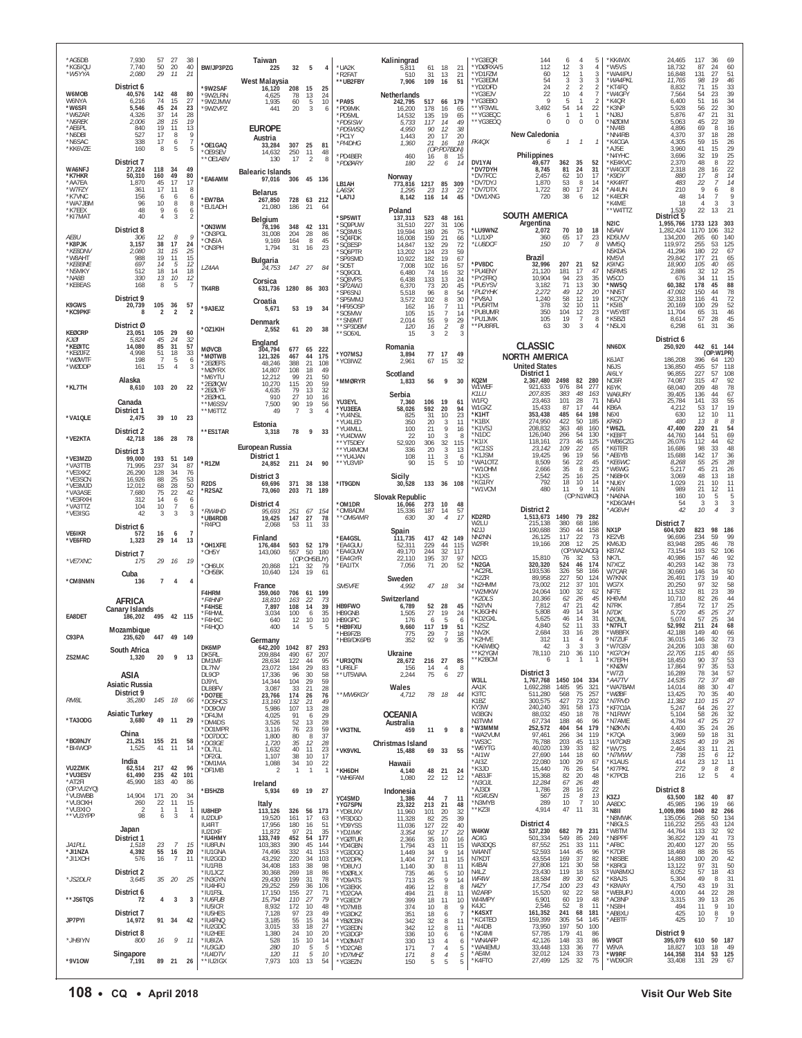*AG5DB 7,930 57 27 38
*KG5IQU 7,740 50 20 40
*W5YYA 2,080 29 11 21

**District 6**
W6MOB 40,576 142 48 80
W6NYA 6,216 74 15 27
*W6SFI 5,546 45 24 23
*W6ZAR 4,326 37 14 28
*N6REK 2,006 28 15 19
*AE6PL 840 19 11 13
*N6DBI 527 17 8 9
*N6SAC 338 17 6 7
*KK6VZE 160 8 5 5

**District 7**
WA6NFJ 27,224 118 34 49
*K7HKR 50,310 160 49 80
*AA7EA 1,870 45 17 17
*W7FZY 361 17 11 8
*K7VNC 156 6 6 6
*WA7JBM 96 10 8 8
*K7EEX 48 9 6 6
*KI7MAT 40 4 3 2

**District 8**
AE8U 306 12 8 9
*K8PJK 3,157 38 17 24
*KE8DNV 2,080 31 15 25
*W8AHT 988 19 11 15
*KE8BNE 697 14 5 12
*N5MKY 512 18 14 18
*NA8B 330 13 10 12
*KE8EAS 168 8 5 7

**District 9**
K9GWS 20,739 105 36 57
*KC9PKF 8 2 2 2

**District Ø**
KEØCRP 23,051 105 29 60
KJØI 5,824 45 24 32
*KEØITC 14,080 85 31 57
*KEØJFZ 4,998 51 18 33
*WØWTF 198 7 5 6
*WØDDP 161 15 4 3

**Alaska**
*KL7TH 8,610 103 20 22

**Canada**
**District 1**
*VA1QLE 2,475 39 10 23

**District 2**
*VE2KTA 42,718 186 28 78

**District 3**
*VE3MZD 99,000 193 51 149
*VA3TTB 71,995 237 34 87
*VE3XKZ 26,290 128 34 76
*VE3SCN 16,926 88 25 53
*VE3MJD 12,012 68 28 50
*VA3ASE 7,680 75 22 42
*VE3RXH 312 14 6 6
*VA3TTZ 104 10 7 6
*VE3ISG 42 3 3 3

**District 6**
VE6IKR 572 16 6 7
*VE6FRD 1,323 29 14 13

**District 7**
*VE7XNC 175 29 16 19

**Cuba**
*CM8NMN 136 7 4 4

**AFRICA**
**Canary Islands**
EA8DET 186,202 495 42 115

**Mozambique**
C93PA 235,620 447 49 149

**South Africa**
ZS2MAC 1,320 20 9 13

**ASIA**
**Asiatic Russia**
**District 9**
RM8L 35,280 145 18 66

**Asiatic Turkey**
*TA3ODG 3,680 49 11 29

**China**
*BG9NJY 21,251 155 21 58
*BI4WOP 1,525 41 11 14

**India**
VU2ZMK 62,514 217 42 96
*VU3ESV 61,490 235 42 101
*AT2R 45,990 183 40 86
(OP:VU2YQ)
*VU3WBB 14,904 171 20 34
*VU3OXH 260 22 11 15
*VU3XIO 2 1 1 1
**VU3YPP 98 6 3 4

**Japan**
**District 1**
JA1PLL 1,518 23 7 15
*JI1NZA 4,392 55 16 20
*JI1XOH 576 16 7 11

**District 2**
*JS2DLR 3,645 35 20 25

**District 6**
**JS6TQS 72 4 3 3

**District 7**
JP7PYI 14,972 91 34 42

**District 8**
*JH8IYN 800 16 9 11

**Singapore**
*9V1OW 7,191 89 21 26

**Taiwan**
BW/JP3PZG 225 32 5 4

**West Malaysia**
*9W2SAF 16,120 208 15 25
*9W2LRN 4,625 78 13 24
*9W2JMW 1,935 60 5 10
*9W2VPZ 441 20 3 6

**EUROPE**
**Austria**
*OE1GAQ 33,284 307 25 81
*OE9SEV 14,632 250 11 48
**OE1ABV 130 17 2 8

**Balearic Islands**
*EA6AMM 97,016 306 45 136

**Belarus**
*EW7BA 267,850 728 63 212
*EU1ADH 21,080 186 21 64

**Belgium**
*ON3WM 78,196 348 42 131
*ON3PGL 31,008 204 28 86
*ON5IA 9,169 164 8 45
*ON3PH 1,794 31 16 23

**Bulgaria**
LZ4AA 24,753 147 27 84

**Corsica**
TK4RB 631,736 1280 86 303

**Croatia**
*9A3EJZ 5,671 53 19 34

**Denmark**
*OZ1KIH 2,552 61 20 38

**England**
MØVCB 304,794 677 65 222
*MØTWB 121,326 467 44 175
*2EØEFS 48,246 388 21 108
*MØYRX 14,807 108 18 49
*M6YTU 12,212 99 21 50
*2EØIQW 10,270 115 20 59
*2EØLYF 4,635 79 13 32
*2EØHCL 910 27 10 16
**M6SSV 7,500 90 19 56
**M6TTZ 49 7 3 4

**Estonia**
**ES1TAR 3,318 78 9 33

**European Russia**
**District 1**
*R1ZM 24,852 211 24 90

**District 3**
R2DS 69,696 371 38 138
*R2SAZ 73,060 203 71 189

**District 4**
*RW4HD 95,693 251 67 154
*UB4RDB 19,425 147 27 78
*R4PCI 2,068 53 11 33

**Finland**
*OH1XFE 176,484 503 52 179
*OH5Y 143,060 557 50 180
(OP:OH5ELY)
*OH6UX 20,868 121 32 79
*OH5BK 10,640 124 19 61

**France**
F4HRM 359,060 706 61 199
*F4HNP 18,810 163 22 73
*F4HSE 7,897 108 14 39
*F4HWL 3,034 100 6 35
*F4HXC 640 12 10 10
*F4HQO 400 14 5 5

**Germany**
DK6MP 642,200 1042 87 293
DK5RL 209,884 490 67 207
DM1MF 28,634 122 44 95
DL7NV 23,072 184 29 83
DL9CP 17,336 96 30 58
DJ9YL 14,344 104 29 59
DL8BFV 3,087 33 21 28
*DO7EE 23,766 174 26 76
*DO5HCS 13,160 132 21 49
*DO9OW 5,986 107 13 28
*DF4JM 4,025 91 6 29
*DM4DS 3,526 52 13 28
*DO1MPR 3,116 76 23 59
*DO7DOC 1,800 80 8 37
*DO3GE 1,720 35 12 28
*DL7LL 1,632 40 11 23
*DF2GL 1,107 38 10 17
*DM1MA 1,088 34 10 22
*DF1MB 2 1 1 1

**Ireland**
*EI5HZB 5,934 69 19 27

**Italy**
IU8HEP 113,126 326 56 173
IU2DUP 19,520 161 17 63
IU4RT 17,956 180 16 51
IU2OXF 11,872 97 21 35
*IU4HMY 133,749 452 54 177
*IU8FUN 103,383 390 45 144
*IU1GNA 74,496 332 41 153
*IU2GGD 43,292 220 34 103
*IU1FIB 34,408 183 38 98
*IU1JCZ 30,368 269 18 86
*IN3GYN 29,430 199 31 78
*IU4HRJ 29,252 259 36 106
*IU1FSL 17,150 155 27 71
*IU6FUB 15,794 110 27 79
*IU5ICR 8,932 172 10 48
*IU5HES 7,128 97 23 49
*IU4FNQ 3,185 55 15 34
*IU2GDC 3,015 33 18 27
*IU2HEE 1,380 24 10 20
*IU8IZA 528 15 10 14
*IU3GJD 280 10 5 5
*IU4DTV 120 11 5 10
**IU2IGX 7,973 103 13 54

**Kaliningrad**
*UA2K 5,811 61 18 21
*R2FAT 510 31 13 21
**UB2FBY 7,906 109 16 51

**Netherlands**
*PA9S 242,795 517 66 179
*PD9MK 16,200 178 16 65
*PD5ML 14,532 135 19 65
*PD5ISW 5,733 117 14 49
*PD5WSQ 4,950 90 12 38
*PC1Y 1,443 20 17 20
*PI4DHG 1,360 21 16 18
(OP:PD7BDN)
*PD4BER 460 16 8 15
*PDØARY 180 22 6 14

**Norway**
LB1AH 773,816 1217 85 309
LA6SK 1,295 23 13 22
*LA7IJ 8,142 116 14 45

**Poland**
*SP5WIT 137,313 523 48 161
*SQ9PUW 31,510 227 31 106
*SQ8MIS 19,594 180 26 75
*SQ4FDK 16,008 159 21 66
*SQ8ESP 14,847 132 29 72
*SQ6PTR 13,202 124 23 59
*SP9SMD 10,922 182 19 67
*SO5T 7,008 102 16 57
*SQ9GOL 6,480 74 16 32
*SQ8VPS 6,438 133 13 24
*SP2AWJ 6,370 73 20 45
*SP6SNJ 5,518 96 8 54
*SP5MMJ 3,572 102 8 30
*HF9SOSP 162 16 7 11
*SO5MW 105 15 7 14
**SN9MT 2,014 55 9 29
**SP3DBM 120 16 2 8
**SO6XL 15 3 2 3

**Romania**
*YO7MSJ 3,894 77 17 49
*YO8IWZ 2,961 67 15 32

**Scotland**
*MMØRYR 1,833 56 9 30

**Serbia**
YU3EYL 7,360 106 19 61
*YU3EEA 58,026 592 20 94
*YU4NSL 825 31 10 23
*YU4LED 350 20 3 11
*YU4MLL 100 21 9 16
*YU4DWW 22 10 3 8
**YT5DEY 52,920 306 32 115
**YU4MOM 336 20 3 13
**YU4JAN 108 11 3 6
**YU3VIP 90 15 5 10

**Sicily**
*IT9GDN 30,528 133 36 108

**Slovak Republic**
*OM1DR 16,066 273 10 48
*OM8ADM 15,336 187 14 57
**OM6AMR 630 30 4 17

**Spain**
*EA4GSL 111,735 417 42 149
*EA4GUU 52,311 229 44 115
*EA4GUW 49,170 244 32 117
*EA4GYR 22,110 195 37 97
*EA1ITX 7,056 71 20 52

**Sweden**
SM5VFE 4,992 47 18 34

**Switzerland**
HB9FWO 6,789 52 28 45
HB9GNB 1,505 27 19 24
HB9GPC 176 6 5 6
*HB9FXU 9,660 117 19 51
*HB9FZB 775 29 7 18
*HB9/DK6PB 352 92 9 35

**Ukraine**
*UR3QTN 28,672 216 27 85
*UR6LF 156 14 4 8
**UT5WAA 2,244 75 6 27

**Wales**
**MW6KGY 4,712 78 18 44

**OCEANIA**
**Australia**
*VK3TNL 459 11 9 8

**Christmas Island**
*VK9VKL 15,488 69 33 55

**Hawaii**
*KH6DH 4,140 48 21 24
*WH6FAM 1,080 22 12 12

**Indonesia**
YC4SMD 1,386 44 7 11
*YG7SPN 23,322 213 21 48
*YD8UXV 11,960 101 20 32
*YF3DGO 11,328 82 25 39
*YD9YSS 11,036 127 22 40
*YD1IMK 3,354 92 17 22
*YGØTUR 2,366 35 10 16
*YD4GBN 1,794 43 11 15
*YG3DGQ 1,449 34 9 14
*YD2DPK 1,404 27 11 15
*YD8UYJ 1,140 30 8 11
*YDØRLX 735 46 5 10
*YD9ATS 713 25 9 14
*YG3EKK 496 12 8 8
*YD2CAA 494 21 8 11
*YG3EOY 399 18 11 10
*YD7MIB 374 10 8 9
*YG3DKZ 351 18 6 7
*YBØCBN 342 32 8 11
*YG3EDN 342 12 8 11
*YG3DGP 336 10 6 6
*YDØMAT 330 13 4 6
*YD2CAB 171 7 4 5
*YD7MHZ 171 8 4 5
*YG3EZN 150 5 5 5

*YG3EQR 144 6 4 5
*YDØRXA/5 112 12 3 4
*YD1FZM 60 12 1 3
*YG3EDM 54 3 3 3
*YD2DFD 24 2 2 2
*YG3EJV 22 10 4 7
*YG3EBO 9 5 1 2
**YF3WIL 3,492 54 14 22
**YG3EQC 6 1 1 1
**YG3EQQ 0 0 0 0

**New Caledonia**
FK4QX 6 1 1 1

**Philippines**
DV1YAI 49,677 362 35 52
*DV7DYH 8,745 81 24 31
*DV7FCC 2,457 62 10 17
*DV7DYJ 1,870 53 8 14
*DV7DTX 1,722 80 17 24
*DW1XNG 720 38 6 12

**SOUTH AMERICA**
**Argentina**
*LU9NNZ 2,072 70 10 18
*LU1XP 360 65 17 23
*LU8DCF 150 10 7 8

**Brazil**
*PV8DC 32,996 207 21 52
*PU4EMY 21,120 181 17 47
*PY2FRQ 10,904 94 23 35
*PU5YSV 3,182 71 13 30
*PU2YHK 2,272 49 12 20
*PV8AJ 1,240 58 12 19
*PU5RTM 378 32 10 11
*PU8UMR 350 104 12 23
*PU1JMK 105 19 7 8
**PU8RFL 63 30 3 4

**CLASSIC**
**NORTH AMERICA**
**United States**
**District 1**
KQ2M 2,367,480 2498 82 280
W1/WEF 921,633 976 84 277
K1LU 207,835 383 48 163
W1FQ 23,463 101 28 71
W1GXZ 15,433 87 17 44
*K1HT 353,438 485 64 198
*K1BX 274,950 422 50 185
*K1VSJ 208,832 363 48 160
*N1DC 126,040 266 54 130
*K1IX 118,161 273 46 125
*KC1SS 23,142 109 22 65
*K1JSM 19,425 96 19 56
*WA1OTZ 8,509 56 22 45
*W1OHM 2,666 35 8 23
*K1XS 2,542 25 16 25
*KG1RY 792 18 10 14
*W1VCM 480 11 9 11
(OP:N1WKO)

**District 2**
KD2RD 1,513,673 1490 79 282
W2LU 215,138 380 68 186
N2JJ 190,688 350 44 158
NN2NN 26,125 117 22 73
W2RR 19,166 208 12 25
(OP:WA2AOG)
N2CG 15,810 76 32 53
*N2GA 320,320 524 46 174
*AC2RL 193,536 326 58 166
*K2ZR 89,958 227 50 124
*N2HMM 73,002 212 37 101
*W2MKW 24,064 100 32 62
*K2DLS 10,366 62 26 45
*N2IVN 7,812 47 21 42
*KJ6GHN 5,808 49 14 34
*KD2GXL 5,625 46 14 31
*K2SZ 4,840 52 11 33
*NV2K 2,684 33 16 28
*K2HVE 312 11 4 9
*KA6WBQ 42 3 3 3
**K2YGM 78,110 210 36 110
**K2BCM 6 1 1 1

**District 3**
W3LL 1,767,768 1450 104 334
AA1K 1,692,288 1485 95 321
K3TC 511,280 568 75 257
K1BZ 300,575 427 73 202
KY3W 240,240 391 58 173
W3BGN 88,032 450 18 78
N3TWM 67,734 188 46 96
*W3MMM 252,572 404 54 179
*WA2VUM 97,461 266 34 119
*WS3C 76,788 203 45 113
*W6YTG 40,020 139 33 82
*AI1W 27,690 144 18 60
*AI3Z 22,080 100 29 67
*K3JD 15,440 76 26 54
*AB3JF 15,368 82 20 48
*N3OJL 12,284 67 26 48
*AJ3DI 1,786 28 16 22
*KG4USN 567 15 8 13
*N3MYB 289 10 7 10
**KZ3I 4,914 47 11 31

**District 4**
W4KW 537,230 682 79 231
AC4G 501,334 549 85 249
WA3DQS 87,552 251 33 111
W4ANT 52,593 144 45 96
N7KDT 43,554 169 37 82
K4BAI 27,808 121 30 58
N4LZ 23,430 119 18 53
WF4W 18,584 89 30 62
N4ZY 17,754 100 23 43
W2ARP 15,520 92 22 58
W4MPY 6,901 60 19 48
K4JC 2,546 52 8 11
*K4SXT 161,352 241 68 181
*KC4TEO 159,399 305 54 145
*AI4DB 73,950 197 50 100
*NC4MI 57,785 179 41 86
*WN4AFP 42,126 148 33 86
*WA4EMJ 33,448 133 36 77
*AE4M 32,012 124 33 73
*K4FTO 27,499 125 32 75

*KK4WX 24,465 117 36 69
*W5VS 18,732 87 24 60
*WA4IPU 16,848 131 27 51
*WA4PKL 11,765 98 19 46
*KT4FQ 8,832 71 15 33
*W4GFY 7,564 54 23 39
*K4QR 6,400 51 16 34
*K3NP 5,928 56 22 30
*NJ8J 5,876 47 21 31
*NØDIM 5,063 45 22 39
*NV4B 4,896 69 8 16
*NN4RB 4,370 37 18 28
*K4CGA 4,305 59 15 26
*AJ5E 3,960 41 15 29
*N4YHC 3,696 32 19 25
*KE4KVC 2,370 48 8 22
*W4GOT 2,318 28 16 22
*K9DY 880 17 8 14
*KK4RT 483 22 7 14
*AI4UN 210 9 6 8
*K4EOR 48 14 7 9
*K4ME 18 4 3 3
**W4TTZ 1,530 22 13 21

**District 5**
N2IC 1,955,766 1733 123 303
N5AW 1,282,424 1170 106 312
KD5UVV 134,200 265 60 140
WM5Q 119,972 255 53 125
N5KDA 41,296 180 22 67
KM5VI 29,842 177 21 65
K9ING 18,900 105 40 65
N5RMS 2,886 32 12 25
W5CO 676 34 11 15
*NW5Q 60,382 178 45 88
*NN5T 47,092 150 44 78
*KC7QY 32,318 116 41 act 72
*K5IB 20,169 100 29 52
*W5YBT 11,704 65 31 46
*K5BZI 8,614 57 28 45
*N5LXI 6,298 61 31 36

**District 6**
NN6DX 250,920 442 61 144
(OP:W1PR)
K6JAT 186,208 396 64 120
N6JS 136,850 455 57 118
AI6LY 96,855 227 57 108
NC6R 74,087 315 47 92
K6YK 68,040 209 48 78
WA6URY 39,405 136 44 67
N6AJ 25,784 141 33 55
KB6A 4,212 53 17 19
N6XI 630 12 10 11
KR6D 480 13 8 8
*W6ZL 47,400 220 21 54
*KE6FT 44,760 144 51 69
*WB6CZG 26,076 112 44 62
*K6TER 16,686 98 33 48
*AE6YB 15,688 142 17 36
*KE6WC 8,268 55 25 28
*W6WG 5,217 45 21 26
*N6BHX 3,069 48 13 18
*NU6Y 1,029 21 10 11
*AI6IN 989 21 12 11
*NA6NA 160 10 5 5
*KD6GWH 54 3 3 3
*AG6VH 42 10 4 3

**District 7**
NX1P 604,920 823 98 186
KE2VB 96,696 234 59 99
KM6JD 83,948 285 46 78
KB7AZ 73,154 193 52 106
NK7L 40,986 157 46 92
N7XCZ 40,093 142 38 73
W7CAR 30,660 146 34 50
W7KNX 26,491 173 19 40
WG7X 20,250 97 32 58
NF7E 11,532 81 23 39
KH6VM 10,710 82 26 44
N7RK 7,854 72 17 25
N7DK 5,720 45 25 27
N2OML 5,074 57 25 34
*N7FLT 52,992 211 24 68
*W8BFX 42,188 149 40 66
*N7ZUF 36,015 146 32 73
*W7GSV 24,206 103 38 60
*KG7OH 22,705 115 40 55
*K7EPH 18,450 90 37 53
*KNØW 17,864 97 35 53
*W7ZI 16,289 78 34 57
*AA7TV 14,535 72 37 48
*WA7BAM 14,014 88 30 47
*WØBF 13,425 70 35 40
*N7RVD 11,382 110 15 27
*KF7QJA 5,247 64 26 27
*N1RWY 5,104 58 26 32
*N7AME 4,784 47 25 27
*NØKVN 4,400 35 24 26
*K7QA 3,969 59 18 31
*W7OXB 3,825 40 19 26
*WV7S 2,464 33 11 21
*N7MWV 738 15 6 12
*K1AUS 414 23 12 11
*KI7PKL 272 9 8 8
*K7PCB 216 12 5 4

**District 8**
K3ZJ 63,500 182 40 87
AA8DC 45,985 196 19 66
*N8II 1,009,896 1040 82 266
*N8MWK 135,056 268 50 134
*N8GLS 116,232 255 43 124
*W8TM 44,764 133 32 92
*N8PPF 36,822 129 41 73
*AF8C 20,400 127 20 55
*K7DR 18,468 88 26 55
*N8SBE 14,880 100 20 42
*K8RGI 13,122 97 31 50
*WA8MXJ 8,052 57 18 43
*K8AJS 5,304 49 8 31
*K8WAY 4,750 43 19 31
*WB8UPJ 4,000 44 22 28
*AC8NP 3,315 39 13 26
*NS8H 494 11 9 10
*AB8XU 425 10 8 9
*AE8TF 425 10 7 10

**District 9**
W9GT 395,079 610 50 187
W9VA 18,827 103 18 49
*W9RF 144,358 314 53 125
*WD9CIR 33,408 131 29 67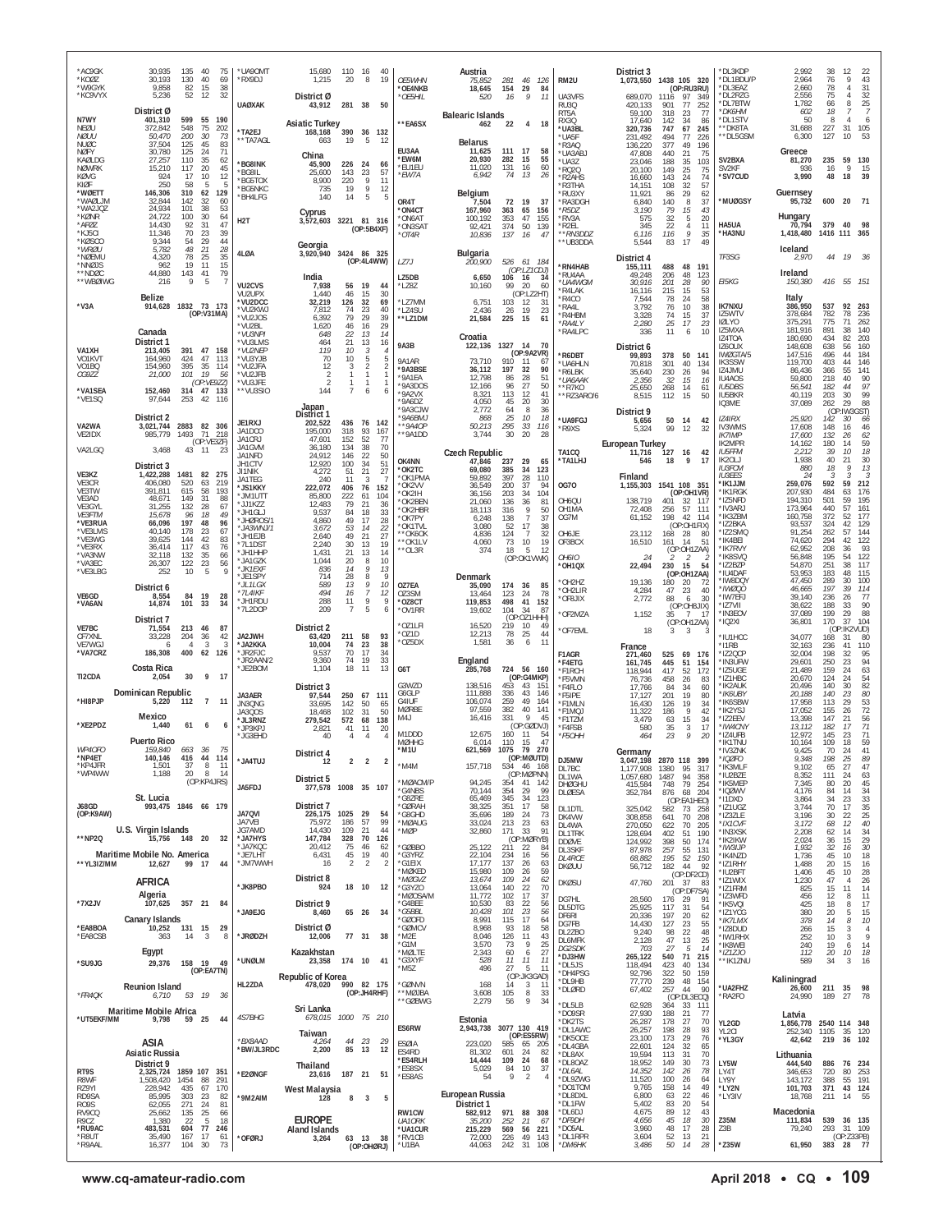| Call | Score | QSOs | Zones | Countries |
|---|---|---|---|---|
| *AC9GK | 30,935 | 135 | 40 | 75 |
| *KC0IZ | 30,193 | 130 | 40 | 69 |
| *W9GYK | 9,858 | 82 | 15 | 38 |
| *KC9VYX | 5,236 | 52 | 12 | 32 |

**District Ø**

| Call | Score | QSOs | Zones | Countries |
|---|---|---|---|---|
| N7WY | 401,310 | 599 | 55 | 190 |
| NEØU | 372,842 | 548 | 75 | 202 |
| NØUU | 50,470 | 200 | 30 | 73 |
| NUØC | 37,504 | 125 | 45 | 83 |
| NØPY | 30,780 | 125 | 24 | 71 |
| KAØLDG | 27,257 | 110 | 35 | 62 |
| NØWRK | 15,210 | 117 | 20 | 45 |
| KØVG | 924 | 17 | 10 | 12 |
| KIØF | 250 | 58 | 5 | 5 |
| *WØETT | 146,306 | 310 | 62 | 129 |
| *WAØLJM | 32,844 | 142 | 32 | 60 |
| *WA2JQZ | 24,934 | 101 | 38 | 53 |
| *KØNR | 24,722 | 100 | 30 | 64 |
| *AFØZ | 14,430 | 92 | 31 | 47 |
| *KJ5CI | 11,346 | 70 | 23 | 39 |
| *KØSCO | 9,344 | 54 | 29 | 44 |
| *WRØU | 5,782 | 48 | 21 | 28 |
| *NØEMU | 4,320 | 78 | 25 | 35 |
| *NNØJS | 962 | 19 | 11 | 15 |
| *NDØC | 44,880 | 143 | 41 | 79 |
| **WBØIWG | 216 | 9 | 5 | 7 |

**Belize**

| Call | Score | QSOs | Zones | Countries |
|---|---|---|---|---|
| *V3A | 914,628 | 1832 | 73 | 173 |
| | (OP:V31MA) | | | |

**Canada**

**District 1**

| Call | Score | QSOs | Zones | Countries |
|---|---|---|---|---|
| VA1XH | 213,405 | 391 | 47 | 158 |
| VO1KVT | 164,960 | 424 | 47 | 113 |
| VO1BQ | 154,960 | 395 | 35 | 114 |
| CG9ZZ | 21,000 | 101 | 19 | 56 |
| | (OP:VE9ZZ) | | | |
| *VA1SEA | 152,460 | 314 | 47 | 133 |
| *VE1SQ | 97,644 | 253 | 42 | 116 |

**District 2**

| Call | Score | QSOs | Zones | Countries |
|---|---|---|---|---|
| VA2WA | 3,021,744 | 2883 | 82 | 306 |
| VE2IDX | 985,779 | 1493 | 71 | 218 |
| | (OP:VE3ZF) | | | |
| VA2LGQ | 3,468 | 43 | 11 | 23 |

**District 3**

| Call | Score | QSOs | Zones | Countries |
|---|---|---|---|---|
| VE3KZ | 1,422,288 | 1481 | 82 | 275 |
| VE3CR | 406,080 | 520 | 63 | 219 |
| VE3TW | 391,811 | 615 | 58 | 193 |
| VE3AD | 48,671 | 149 | 31 | 88 |
| VE3GYL | 31,255 | 132 | 28 | 67 |
| VE3FTM | 15,678 | 96 | 18 | 49 |
| *VE3RUA | 66,096 | 197 | 48 | 96 |
| *VE3LMS | 40,140 | 178 | 23 | 67 |
| *VE3WG | 39,625 | 144 | 42 | 83 |
| *VE3RX | 36,414 | 117 | 43 | 76 |
| *VA3NW | 32,118 | 132 | 35 | 66 |
| *VA3EC | 26,307 | 122 | 23 | 56 |
| *VE3LBG | 252 | 10 | 5 | 9 |

**District 6**

| Call | Score | QSOs | Zones | Countries |
|---|---|---|---|---|
| VE6GD | 8,554 | 84 | 19 | 28 |
| *VA6AN | 14,874 | 101 | 33 | 34 |

**District 7**

| Call | Score | QSOs | Zones | Countries |
|---|---|---|---|---|
| VE7BC | 71,554 | 213 | 46 | 87 |
| CF7XNL | 33,228 | 204 | 36 | 42 |
| VE7WGJ | 6 | 4 | 3 | 3 |
| *VA7CRZ | 186,308 | 400 | 62 | 126 |

**Costa Rica**

| Call | Score | QSOs | Zones | Countries |
|---|---|---|---|---|
| TI2CDA | 2,054 | 30 | 9 | 17 |

**Dominican Republic**

| Call | Score | QSOs | Zones | Countries |
|---|---|---|---|---|
| *HI8PJP | 5,220 | 112 | 7 | 11 |

**Mexico**

| Call | Score | QSOs | Zones | Countries |
|---|---|---|---|---|
| *XE2PDZ | 1,440 | 61 | 6 | 6 |

**Puerto Rico**

| Call | Score | QSOs | Zones | Countries |
|---|---|---|---|---|
| WP4OFO | 159,840 | 663 | 36 | 75 |
| *NP4ET | 140,146 | 416 | 44 | 114 |
| *KP4JFR | 1,501 | 37 | 8 | 11 |
| *WP4WW | 1,188 | 20 | 8 | 14 |
| | (OP:KP4JRS) | | | |

**St. Lucia**

| Call | Score | QSOs | Zones | Countries |
|---|---|---|---|---|
| J68GD | 993,475 | 1846 | 66 | 179 |
| (OP:K9AW) | | | | |

**U.S. Virgin Islands**

| Call | Score | QSOs | Zones | Countries |
|---|---|---|---|---|
| **NP2Q | 15,756 | 148 | 20 | 32 |

**Maritime Mobile No. America**

| Call | Score | QSOs | Zones | Countries |
|---|---|---|---|---|
| **YL3IZ/MM | 12,627 | 99 | 17 | 44 |

## AFRICA

**Algeria**

| Call | Score | QSOs | Zones | Countries |
|---|---|---|---|---|
| *7X2JV | 107,625 | 357 | 21 | 84 |

**Canary Islands**

| Call | Score | QSOs | Zones | Countries |
|---|---|---|---|---|
| *EA8BOA | 10,252 | 131 | 15 | 29 |
| *EA8CSB | 363 | 14 | 3 | 8 |

**Egypt**

| Call | Score | QSOs | Zones | Countries |
|---|---|---|---|---|
| *SU9JG | 29,376 | 158 | 19 | 49 |
| | (OP:EA7TN) | | | |

**Reunion Island**

| Call | Score | QSOs | Zones | Countries |
|---|---|---|---|---|
| *FR4QK | 6,710 | 53 | 19 | 36 |

**Maritime Mobile Africa**

| Call | Score | QSOs | Zones | Countries |
|---|---|---|---|---|
| *UT5EKF/MM | 9,798 | 59 | 25 | 44 |

## ASIA

**Asiatic Russia**

**District 9**

| Call | Score | QSOs | Zones | Countries |
|---|---|---|---|---|
| RT9S | 2,325,724 | 1859 | 107 | 351 |
| R8WF | 1,508,420 | 1454 | 88 | 291 |
| RZ9YI | 228,942 | 435 | 67 | 170 |
| RD9SA | 85,995 | 303 | 23 | 82 |
| RO9S | 62,055 | 271 | 24 | 81 |
| RV9CQ | 25,662 | 135 | 25 | 66 |
| R9CZ | 1,380 | 22 | 5 | 18 |
| *RU9AC | 483,531 | 604 | 77 | 246 |
| *R8UT | 35,490 | 167 | 37 | 61 |
| *R9AAL | 16,377 | 104 | 30 | 73 |
| *UA9OMT | 15,680 | 110 | 16 | 40 |
| *RX9DJ | 1,215 | 20 | 8 | 19 |

**District Ø**

| Call | Score | QSOs | Zones | Countries |
|---|---|---|---|---|
| UAØXAK | 43,912 | 281 | 38 | 50 |

**Asiatic Turkey**

| Call | Score | QSOs | Zones | Countries |
|---|---|---|---|---|
| *TA2EJ | 168,168 | 390 | 36 | 132 |
| **TA7AGL | 663 | 19 | 5 | 12 |

**China**

| Call | Score | QSOs | Zones | Countries |
|---|---|---|---|---|
| *BG8INK | 45,900 | 226 | 24 | 66 |
| *BG8IL | 25,600 | 143 | 23 | 57 |
| *BG5TOX | 8,900 | 220 | 9 | 11 |
| *BG8NKC | 735 | 19 | 9 | 12 |
| *BH4LFG | 140 | 14 | 5 | 5 |

**Cyprus**

| Call | Score | QSOs | Zones | Countries |
|---|---|---|---|---|
| H2T | 3,572,603 | 3221 | 81 | 316 |
| | (OP:5B4XF) | | | |

**Georgia**

| Call | Score | QSOs | Zones | Countries |
|---|---|---|---|---|
| 4LØA | 3,920,940 | 3424 | 86 | 325 |
| | (OP:4L4WW) | | | |

**India**

| Call | Score | QSOs | Zones | Countries |
|---|---|---|---|---|
| VU2CVS | 7,938 | 56 | 19 | 44 |
| VU2UPX | 1,440 | 46 | 15 | 30 |
| *VU2DCC | 32,219 | 126 | 32 | 69 |
| *VU2KWJ | 7,812 | 74 | 23 | 40 |
| *VU2JOS | 6,392 | 79 | 29 | 39 |
| *VU2BL | 1,620 | 46 | 16 | 29 |
| *VU3NPI | 648 | 22 | 13 | 14 |
| *VU3LMS | 464 | 21 | 13 | 16 |
| *VU2NEP | 119 | 10 | 3 | 4 |
| *VU3YJB | 70 | 10 | 5 | 5 |
| *VU2JFA | 12 | 3 | 2 | 2 |
| *VU2JFB | 2 | 1 | 1 | 1 |
| *VU3JFE | 2 | 1 | 1 | 1 |
| **VU3SIO | 144 | 7 | 6 | 6 |

**Japan**

**District 1**

| Call | Score | QSOs | Zones | Countries |
|---|---|---|---|---|
| JE1RXJ | 202,522 | 436 | 76 | 142 |
| JA1DCO | 195,000 | 318 | 93 | 167 |
| JA1CRJ | 47,601 | 152 | 52 | 77 |
| JA1GVM | 36,180 | 134 | 38 | 70 |
| JA1NFD | 24,912 | 146 | 22 | 50 |
| JH1CTV | 12,920 | 100 | 34 | 51 |
| JI1NIK | 4,272 | 51 | 21 | 27 |
| JA1TEG | 240 | 11 | 3 | 7 |
| *JS1KKY | 222,072 | 406 | 76 | 152 |
| *JM1UTT | 85,800 | 222 | 61 | 104 |
| *JJ1KZZ | 12,483 | 79 | 21 | 36 |
| *JH1GLJ | 9,537 | 84 | 18 | 33 |
| *JHØROS/1 | 4,860 | 49 | 17 | 28 |
| *JA3WNJ/1 | 3,672 | 53 | 14 | 22 |
| *JH1EJB | 2,640 | 49 | 21 | 27 |
| *7L1DST | 2,240 | 30 | 13 | 19 |
| *JH1HHP | 1,431 | 21 | 13 | 14 |
| *JA1GZK | 1,044 | 20 | 8 | 10 |
| *JK1EXF | 836 | 14 | 9 | 13 |
| *JE1SPY | 714 | 28 | 8 | 9 |
| *JL1LGX | 589 | 13 | 9 | 10 |
| *7L4IKF | 494 | 16 | 7 | 12 |
| *JH1RDU | 288 | 11 | 9 | 9 |
| *7L2DOP | 209 | 7 | 5 | 6 |

**District 2**

| Call | Score | QSOs | Zones | Countries |
|---|---|---|---|---|
| JA2JWH | 63,420 | 211 | 58 | 93 |
| *JA2KKA | 10,004 | 74 | 23 | 38 |
| *JR2FJC | 9,537 | 70 | 17 | 34 |
| *JR2AAN/2 | 9,360 | 74 | 19 | 33 |
| *JE2BOM | 1,104 | 18 | 11 | 13 |

**District 3**

| Call | Score | QSOs | Zones | Countries |
|---|---|---|---|---|
| JA3AER | 97,544 | 250 | 67 | 111 |
| JN3QNG | 33,695 | 142 | 50 | 65 |
| JA3QOS | 18,468 | 102 | 31 | 50 |
| *JL3RNZ | 279,542 | 572 | 68 | 138 |
| *JP3KPJ | 2,821 | 41 | 11 | 20 |
| *JG3EHD | 40 | 4 | 4 | 4 |

**District 4**

| Call | Score | QSOs | Zones | Countries |
|---|---|---|---|---|
| *JA4TUJ | 12 | 2 | 2 | 2 |

**District 5**

| Call | Score | QSOs | Zones | Countries |
|---|---|---|---|---|
| JA5FDJ | 377,578 | 1008 | 35 | 107 |

**District 7**

| Call | Score | QSOs | Zones | Countries |
|---|---|---|---|---|
| JA7QVI | 226,175 | 1025 | 29 | 54 |
| JA7VEI | 75,972 | 186 | 57 | 99 |
| JG7AMD | 14,430 | 109 | 21 | 44 |
| *JA7HYS | 147,784 | 328 | 70 | 126 |
| *JA7KQC | 20,412 | 75 | 46 | 62 |
| *JE7LHT | 6,431 | 45 | 19 | 40 |
| *JM7WWH | 16 | 2 | 2 | 2 |

**District 8**

| Call | Score | QSOs | Zones | Countries |
|---|---|---|---|---|
| *JK8PBO | 924 | 18 | 10 | 12 |

**District 9**

| Call | Score | QSOs | Zones | Countries |
|---|---|---|---|---|
| *JA9EJG | 8,460 | 65 | 26 | 34 |

**District Ø**

| Call | Score | QSOs | Zones | Countries |
|---|---|---|---|---|
| *JRØDZH | 12,006 | 77 | 31 | 38 |

**Kazakhstan**

| Call | Score | QSOs | Zones | Countries |
|---|---|---|---|---|
| *UNØLM | 23,358 | 174 | 10 | 41 |

**Republic of Korea**

| Call | Score | QSOs | Zones | Countries |
|---|---|---|---|---|
| HL2ZDA | 478,020 | 990 | 82 | 175 |
| | (OP:JH4RHF) | | | |

**Sri Lanka**

| Call | Score | QSOs | Zones | Countries |
|---|---|---|---|---|
| 4S7BHG | 678,015 | 1000 | 75 | 210 |

**Taiwan**

| Call | Score | QSOs | Zones | Countries |
|---|---|---|---|---|
| *BX8AAD | 4,264 | 44 | 23 | 29 |
| *BW/JL3RDC | 2,200 | 85 | 13 | 12 |

**Thailand**

| Call | Score | QSOs | Zones | Countries |
|---|---|---|---|---|
| *E2ØNGF | 23,616 | 187 | 21 | 51 |

**West Malaysia**

| Call | Score | QSOs | Zones | Countries |
|---|---|---|---|---|
| *9M2AIM | 128 | 8 | 3 | 5 |

## EUROPE

**Aland Islands**

| Call | Score | QSOs | Zones | Countries |
|---|---|---|---|---|
| *OFØRJ | 3,264 | 63 | 13 | 38 |
| | (OP:OHØRJ) | | | |

**Austria**

| Call | Score | QSOs | Zones | Countries |
|---|---|---|---|---|
| OE5WHN | 75,852 | 281 | 46 | 126 |
| *OE4NKB | 18,645 | 154 | 29 | 84 |
| *OE5HIL | 520 | 16 | 9 | 11 |

**Balearic Islands**

| Call | Score | QSOs | Zones | Countries |
|---|---|---|---|---|
| **EA6SX | 462 | 22 | 4 | 18 |

**Belarus**

| Call | Score | QSOs | Zones | Countries |
|---|---|---|---|---|
| EU3AA | 11,625 | 111 | 17 | 58 |
| *EW6M | 20,930 | 282 | 15 | 55 |
| *EU1EU | 11,020 | 131 | 16 | 60 |
| *EW7A | 6,942 | 74 | 13 | 26 |

**Belgium**

| Call | Score | QSOs | Zones | Countries |
|---|---|---|---|---|
| OR4T | 7,504 | 72 | 19 | 37 |
| *ON4CT | 167,960 | 363 | 65 | 156 |
| *ON6AT | 100,192 | 353 | 47 | 155 |
| *ON3SAT | 92,421 | 374 | 50 | 139 |
| *OT4R | 10,836 | 137 | 16 | 47 |

**Bulgaria**

| Call | Score | QSOs | Zones | Countries |
|---|---|---|---|---|
| LZ7J | 200,900 | 526 | 61 | 184 |
| | (OP:LZ1CDJ) | | | |
| LZ5DB | 6,650 | 106 | 16 | 34 |
| *LZ8Z | 10,160 | 99 | 20 | 60 |
| | (OP:LZ2HT) | | | |
| *LZ7MM | 6,751 | 103 | 12 | 31 |
| *LZ4SU | 2,436 | 26 | 19 | 23 |
| **LZ1DM | 21,584 | 225 | 15 | 61 |

**Croatia**

| Call | Score | QSOs | Zones | Countries |
|---|---|---|---|---|
| 9A3B | 122,136 | 1327 | 14 | 70 |
| | (OP:9A2VR) | | | |
| 9A1AR | 73,710 | 910 | 11 | 67 |
| *9A3BSE | 36,112 | 197 | 32 | 90 |
| *9A1EA | 12,798 | 86 | 28 | 51 |
| *9A3DOS | 12,166 | 96 | 27 | 50 |
| *9A2VX | 8,321 | 113 | 12 | 41 |
| *9A6DZ | 4,050 | 45 | 20 | 30 |
| *9A3CJW | 2,772 | 64 | 8 | 36 |
| *9A6BMJ | 868 | 25 | 10 | 18 |
| **9A4QP | 50,213 | 295 | 33 | 116 |
| **9A1DD | 3,744 | 30 | 20 | 28 |

**Czech Republic**

| Call | Score | QSOs | Zones | Countries |
|---|---|---|---|---|
| OK4NN | 47,846 | 237 | 29 | 65 |
| *OK2TC | 69,080 | 385 | 34 | 123 |
| *OK1PMA | 59,892 | 397 | 28 | 110 |
| *OK2VV | 36,549 | 200 | 37 | 94 |
| *OK2IH | 36,156 | 203 | 34 | 104 |
| *OK2BEN | 21,060 | 136 | 36 | 81 |
| *OK2HBR | 18,113 | 316 | 9 | 50 |
| *OK7PY | 6,248 | 138 | 7 | 37 |
| *OK1TVL | 3,080 | 52 | 17 | 38 |
| **OK6OK | 4,836 | 124 | 7 | 32 |
| **OK1LV | 4,060 | 73 | 10 | 19 |
| **OL3R | 374 | 18 | 5 | 12 |
| | (OP:OK1VWK) | | | |

**Denmark**

| Call | Score | QSOs | Zones | Countries |
|---|---|---|---|---|
| OZ7EA | 35,090 | 174 | 36 | 85 |
| OZ3SM | 13,464 | 123 | 24 | 78 |
| *OZ8CT | 119,853 | 498 | 41 | 152 |
| *OV1RR | 19,602 | 104 | 34 | 87 |
| | (OP:OZ1HHH) | | | |
| *OZ1LFI | 16,520 | 219 | 10 | 49 |
| *OZ1D | 12,213 | 78 | 25 | 44 |
| *OZ5DX | 1,581 | 36 | 6 | 11 |

**England**

| Call | Score | QSOs | Zones | Countries |
|---|---|---|---|---|
| G6T | 285,768 | 724 | 56 | 160 |
| | (OP:G4MKP) | | | |
| G3WZD | 138,516 | 453 | 43 | 151 |
| G6GLP | 111,888 | 336 | 43 | 146 |
| G4IUF | 106,074 | 259 | 49 | 164 |
| MØRBE | 97,559 | 382 | 40 | 141 |
| M4J | 16,416 | 331 | 9 | 45 |
| | (OP:GØDVJ) | | | |
| M1DDD | 12,675 | 160 | 11 | 54 |
| MØHHG | 6,014 | 110 | 15 | 47 |
| *M1U | 621,569 | 1075 | 79 | 270 |
| | (OP:MØUTD) | | | |
| *M4M | 157,718 | 534 | 46 | 168 |
| | (OP:MØPNN) | | | |
| *MØAOM/P | 94,245 | 354 | 41 | 142 |
| *G4NBS | 70,144 | 354 | 29 | 99 |
| *G8ZRE | 65,469 | 345 | 34 | 123 |
| *GØRAH | 38,325 | 351 | 17 | 58 |
| *G8GHD | 35,696 | 189 | 24 | 73 |
| *MØAUG | 33,024 | 213 | 23 | 63 |
| *MØP | 32,860 | 171 | 33 | 91 |
| | (OP:MØRYB) | | | |
| *GØBBO | 25,122 | 211 | 22 | 84 |
| *G3YRZ | 22,104 | 234 | 16 | 56 |
| *G1EIX | 17,177 | 137 | 26 | 63 |
| *MØKED | 15,980 | 109 | 26 | 59 |
| *MØGVZ | 13,674 | 109 | 24 | 62 |
| *G3YZO | 13,064 | 140 | 22 | 70 |
| *MØOSA/M | 11,772 | 102 | 17 | 37 |
| *G4BEE | 10,530 | 83 | 22 | 56 |
| *G5BBL | 10,428 | 101 | 23 | 56 |
| *GØOFD | 8,991 | 115 | 17 | 64 |
| *GØMCV | 8,968 | 93 | 18 | 58 |
| *M2E | 8,046 | 126 | 11 | 43 |
| *G1M | 3,570 | 73 | 9 | 25 |
| *MØLTE | 2,343 | 60 | 6 | 27 |
| *G3XYF | 528 | 11 | 11 | 11 |
| *M5Z | 496 | 27 | 5 | 11 |
| | (OP:JK3GAD) | | | |
| *GØNVN | 168 | 14 | 3 | 11 |
| **MØJBA | 3,608 | 105 | 8 | 33 |
| **GØBWG | 2,279 | 56 | 9 | 34 |

**Estonia**

| Call | Score | QSOs | Zones | Countries |
|---|---|---|---|---|
| ES6RW | 2,943,738 | 3077 | 130 | 419 |
| | (OP:ES5RW) | | | |
| ESØIA | 223,020 | 585 | 65 | 205 |
| ES4RD | 81,302 | 601 | 24 | 82 |
| *ES4RLH | 14,444 | 109 | 24 | 68 |
| *ES8SX | 5,029 | 84 | 10 | 37 |
| *ES8AS | 54 | 9 | 2 | 4 |

**European Russia**

**District 1**

| Call | Score | QSOs | Zones | Countries |
|---|---|---|---|---|
| RW1CW | 582,912 | 971 | 88 | 308 |
| UA1ORK | 35,200 | 252 | 21 | 67 |
| *UA1CUR | 215,229 | 569 | 56 | 221 |
| *RV1CB | 72,000 | 295 | 49 | 143 |
| *U1BA | 44,063 | 242 | 31 | 108 |
| RM2U | 1,073,550 | 1438 | 105 | 320 |
| | (OP:RU3RU) | | | |
| UA3VFS | 689,070 | 1116 | 97 | 349 |
| RU3Q | 420,133 | 901 | 77 | 252 |
| RT5A | 59,100 | 318 | 23 | 77 |
| RX3Q | 17,640 | 142 | 34 | 86 |
| *UA3BL | 320,736 | 747 | 67 | 245 |
| *UA5F | 231,492 | 494 | 77 | 226 |
| *R3AQ | 136,220 | 377 | 49 | 196 |
| *UA3ABJ | 47,808 | 440 | 21 | 75 |
| *UA3Z | 23,046 | 188 | 35 | 103 |
| *RQ2Q | 20,100 | 149 | 25 | 75 |
| *RZ4HS | 16,660 | 143 | 24 | 74 |
| *R3THA | 14,151 | 108 | 32 | 57 |
| *RU3XY | 11,921 | 86 | 29 | 62 |
| *RA3DGH | 6,840 | 140 | 8 | 37 |
| *R5DZ | 3,190 | 79 | 15 | 43 |
| *RV3A | 575 | 32 | 5 | 20 |
| *R2EL | 345 | 22 | 4 | 11 |
| **RN3DDZ | 6,116 | 116 | 9 | 35 |
| **UB3DDA | 5,544 | 83 | 17 | 49 |

**District 4**

| Call | Score | QSOs | Zones | Countries |
|---|---|---|---|---|
| *RN4HAB | 155,111 | 488 | 48 | 191 |
| *RU4AA | 49,248 | 206 | 48 | 123 |
| *UA4WGM | 30,916 | 201 | 28 | 90 |
| *R4LAK | 16,116 | 215 | 15 | 53 |
| *R4CO | 7,544 | 78 | 24 | 58 |
| *RA4L | 3,792 | 76 | 10 | 38 |
| *R4HBM | 3,328 | 74 | 15 | 37 |
| *RA4LY | 2,280 | 25 | 17 | 23 |
| *RA4LPC | 336 | 11 | 6 | 10 |

**District 6**

| Call | Score | QSOs | Zones | Countries |
|---|---|---|---|---|
| *R6DBT | 99,893 | 378 | 50 | 141 |
| *UA6HLN | 70,818 | 301 | 40 | 134 |
| *R6LBK | 35,640 | 230 | 26 | 94 |
| *UA6AAK | 2,356 | 32 | 15 | 16 |
| **R7KO | 25,650 | 268 | 14 | 61 |
| **RZ3ARO/6 | 8,515 | 112 | 15 | 50 |

**District 9**

| Call | Score | QSOs | Zones | Countries |
|---|---|---|---|---|
| *UA9FGJ | 5,656 | 50 | 14 | 42 |
| *R9XS | 5,324 | 99 | 12 | 32 |

**European Turkey**

| Call | Score | QSOs | Zones | Countries |
|---|---|---|---|---|
| TA1CQ | 11,716 | 127 | 16 | 42 |
| *TA1LHJ | 546 | 18 | 9 | 17 |

**Finland**

| Call | Score | QSOs | Zones | Countries |
|---|---|---|---|---|
| OG7O | 1,155,303 | 1541 | 108 | 351 |
| | (OP:OH1VR) | | | |
| OH6QU | 138,719 | 401 | 32 | 117 |
| OH1MA | 72,408 | 256 | 57 | 111 |
| OG7M | 61,152 | 198 | 42 | 114 |
| | (OP:OH1RX) | | | |
| OH6JE | 23,112 | 168 | 28 | 80 |
| OF3BCX | 16,510 | 161 | 14 | 51 |
| | (OP:OH1ZAA) | | | |
| OH6IO | 24 | 2 | 2 | 2 |
| *OH1QX | 22,494 | 230 | 15 | 54 |
| | (OP:OH1ZAA) | | | |
| *OH2HZ | 19,136 | 180 | 20 | 72 |
| *OH2LIR | 4,284 | 47 | 23 | 40 |
| *OF8JIX | 2,772 | 88 | 6 | 30 |
| | (OP:OH8JIX) | | | |
| *OF2MZA | 1,152 | 35 | 7 | 17 |
| | (OP:OH1ZAA) | | | |
| *OF7EML | 18 | 3 | 3 | 3 |

**France**

| Call | Score | QSOs | Zones | Countries |
|---|---|---|---|---|
| F1AGR | 271,460 | 525 | 69 | 176 |
| *F4ETG | 161,745 | 445 | 51 | 154 |
| *F1RCH | 118,944 | 417 | 52 | 172 |
| *F5VMN | 76,736 | 458 | 26 | 83 |
| *F4FLO | 17,766 | 84 | 34 | 60 |
| *F5IPE | 17,127 | 201 | 19 | 80 |
| *F1MLN | 16,430 | 126 | 19 | 34 |
| *F1MQJ | 11,322 | 186 | 9 | 42 |
| *F1TZM | 3,479 | 63 | 15 | 34 |
| *F4FSB | 580 | 35 | 3 | 17 |
| *F5OHH | 464 | 23 | 9 | 20 |

**Germany**

| Call | Score | QSOs | Zones | Countries |
|---|---|---|---|---|
| DJ5MW | 3,047,198 | 2870 | 118 | 399 |
| DL7BC | 1,177,908 | 1380 | 95 | 317 |
| DL1WA | 1,057,680 | 1487 | 94 | 358 |
| DHØGHU | 415,584 | 748 | 79 | 254 |
| DLØESA | 352,784 | 876 | 68 | 204 |
| | (OP:EA1HEO) | | | |
| DL1DTL | 325,042 | 582 | 73 | 258 |
| DK4VW | 308,858 | 641 | 70 | 208 |
| DL4WA | 270,050 | 622 | 70 | 205 |
| DL1TRK | 128,694 | 402 | 51 | 190 |
| DDØVE | 124,992 | 398 | 50 | 174 |
| DL3SKF | 87,978 | 257 | 55 | 131 |
| DL4RCE | 68,882 | 195 | 52 | 150 |
| DKØUU | 56,712 | 182 | 44 | 92 |
| | (OP:DF2CD) | | | |
| DKØSU | 47,760 | 201 | 37 | 83 |
| | (OP:DF7SA) | | | |
| DG7HL | 28,560 | 176 | 29 | 91 |
| DL5DTG | 25,925 | 117 | 31 | 54 |
| DF6RI | 20,336 | 197 | 20 | 62 |
| DG7FB | 14,430 | 127 | 23 | 55 |
| DL2ZBO | 9,240 | 98 | 22 | 48 |
| DL6MFK | 2,128 | 47 | 13 | 25 |
| DG2SDK | 703 | 27 | 5 | 14 |
| *DJ3HW | 265,122 | 540 | 71 | 215 |
| *DL5JS | 118,494 | 423 | 40 | 134 |
| *DH4PSG | 92,796 | 322 | 50 | 159 |
| *DL9HB | 77,770 | 239 | 48 | 154 |
| *DLØRD | 67,402 | 257 | 44 | 90 |
| | (OP:DL3ECQ) | | | |
| *DL5LB | 62,928 | 364 | 33 | 111 |
| *DO8SR | 27,930 | 188 | 21 | 77 |
| *DK2TS | 26,287 | 178 | 27 | 70 |
| *DL1AWC | 26,257 | 198 | 28 | 93 |
| *DK5OCE | 23,100 | 173 | 29 | 76 |
| *DL4GBA | 22,601 | 124 | 32 | 65 |
| *DL8AX | 19,594 | 113 | 31 | 70 |
| *DL8OAZ | 18,952 | 149 | 30 | 73 |
| *DL6AL | 14,352 | 142 | 26 | 78 |
| *DL9ZWG | 11,520 | 100 | 26 | 64 |
| *DO1TOM | 9,765 | 158 | 14 | 49 |
| *DL8DXL | 6,800 | 63 | 22 | 46 |
| *DL1RW | 5,402 | 83 | 20 | 54 |
| *DL6DJ | 4,675 | 89 | 12 | 43 |
| *DF9DH | 4,656 | 45 | 18 | 30 |
| *DO5AL | 3,960 | 48 | 17 | 28 |
| *DL1RPR | 3,604 | 52 | 13 | 21 |
| *DM6HK | 3,486 | 50 | 14 | 28 |

**District 3**

| Call | Score | QSOs | Zones | Countries |
|---|---|---|---|---|
| *DL3KDP | 2,992 | 38 | 12 | 22 |
| *DL1BDU/P | 2,964 | 76 | 9 | 43 |
| *DL3EAZ | 2,660 | 78 | 4 | 31 |
| *DL2RZG | 2,556 | 75 | 4 | 32 |
| *DL7BTW | 1,782 | 66 | 8 | 25 |
| *DK6HM | 602 | 18 | 7 | 7 |
| *DL1STV | 50 | 8 | 4 | 6 |
| **DK8TA | 31,688 | 227 | 31 | 105 |
| **DL5GSM | 6,300 | 127 | 10 | 53 |

**Greece**

| Call | Score | QSOs | Zones | Countries |
|---|---|---|---|---|
| SV2BXA | 81,270 | 235 | 59 | 130 |
| SV2KF | 936 | 16 | 9 | 15 |
| *SV7CUD | 3,990 | 48 | 18 | 39 |

**Guernsey**

| Call | Score | QSOs | Zones | Countries |
|---|---|---|---|---|
| *MUØGSY | 95,732 | 600 | 20 | 71 |

**Hungary**

| Call | Score | QSOs | Zones | Countries |
|---|---|---|---|---|
| HA5UA | 70,794 | 379 | 40 | 98 |
| *HA3NU | 1,418,480 | 1416 | 111 | 365 |

**Iceland**

| Call | Score | QSOs | Zones | Countries |
|---|---|---|---|---|
| TF3SG | 2,970 | 44 | 19 | 36 |

**Ireland**

| Call | Score | QSOs | Zones | Countries |
|---|---|---|---|---|
| EI5KG | 150,380 | 416 | 55 | 151 |

**Italy**

| Call | Score | QSOs | Zones | Countries |
|---|---|---|---|---|
| IK7NXU | 386,950 | 537 | 92 | 263 |
| IZ5WTV | 378,684 | 782 | 78 | 236 |
| IØLYO | 375,291 | 775 | 71 | 262 |
| IZ5MXA | 181,916 | 891 | 38 | 140 |
| IZ4TOA | 180,690 | 434 | 82 | 203 |
| IZ5OUX | 148,608 | 638 | 56 | 160 |
| IWØGTA/5 | 147,516 | 496 | 44 | 184 |
| IK3SSW | 119,700 | 403 | 44 | 146 |
| IZ4JMU | 86,436 | 366 | 55 | 141 |
| IU4AOS | 59,800 | 218 | 40 | 90 |
| IU5DBS | 56,541 | 182 | 44 | 97 |
| IU5BKR | 40,119 | 203 | 30 | 99 |
| IQ3ME | 37,089 | 262 | 29 | 88 |
| | (OP:IW3GST) | | | |
| IZ4IRX | 25,920 | 142 | 30 | 66 |
| IV3WMS | 17,608 | 148 | 16 | 46 |
| IK7IMP | 17,600 | 132 | 26 | 62 |
| IK2MPR | 14,162 | 180 | 14 | 59 |
| IU5FFM | 2,212 | 39 | 10 | 18 |
| IK2OLJ | 1,938 | 40 | 21 | 30 |
| IU3FOM | 880 | 18 | 9 | 13 |
| IU3EES | 24 | 3 | 3 | 3 |
| *IK1JJM | 259,076 | 592 | 59 | 212 |
| *IK1RGK | 207,930 | 484 | 63 | 176 |
| *IZ5NFD | 194,310 | 501 | 59 | 195 |
| *IV3ARJ | 173,964 | 440 | 57 | 161 |
| *IK3ZBM | 160,758 | 372 | 52 | 177 |
| *IZ2BKA | 93,537 | 324 | 42 | 129 |
| *IZ2SMQ | 91,254 | 262 | 57 | 144 |
| *IK4BEI | 74,620 | 294 | 42 | 122 |
| *IK7RVY | 62,952 | 208 | 36 | 93 |
| *IK8SVQ | 56,848 | 195 | 54 | 122 |
| *IZ2BZP | 54,870 | 251 | 38 | 117 |
| *IU4DAF | 53,953 | 183 | 48 | 115 |
| *IW8DQY | 47,450 | 289 | 30 | 100 |
| *IWØQO | 46,665 | 197 | 39 | 114 |
| *IW7EFJ | 39,140 | 236 | 26 | 77 |
| *IZ7VII | 38,622 | 188 | 33 | 90 |
| *IN3EOV | 37,089 | 199 | 29 | 88 |
| *IQ2XI | 36,801 | 170 | 37 | 104 |
| | (OP:IK2VUD) | | | |
| *IU1HCC | 34,077 | 168 | 31 | 80 |
| *I1RB | 32,163 | 236 | 41 | 110 |
| *IZ2QCP | 32,004 | 198 | 32 | 95 |
| *IN3UFW | 29,601 | 250 | 23 | 94 |
| *IZ5UGE | 21,489 | 159 | 24 | 63 |
| *IZ1HBC | 20,670 | 124 | 24 | 54 |
| *IK2AUK | 20,496 | 140 | 30 | 82 |
| *IK6UBY | 20,188 | 140 | 23 | 80 |
| *IK6SBW | 17,958 | 113 | 29 | 53 |
| *IK2YSJ | 17,052 | 155 | 26 | 72 |
| *IZ2EEV | 13,398 | 147 | 21 | 56 |
| *IW4CNY | 13,112 | 182 | 17 | 71 |
| *IZ4UFB | 12,972 | 145 | 23 | 71 |
| *IK1TNU | 10,164 | 109 | 18 | 59 |
| *IV3ZNK | 9,425 | 70 | 24 | 41 |
| *IQØFO | 9,348 | 198 | 25 | 89 |
| *IK3MLF | 9,102 | 65 | 27 | 47 |
| *IU2BZE | 8,352 | 111 | 24 | 63 |
| *IK5MEP | 7,345 | 80 | 20 | 45 |
| *IQØWV | 4,176 | 84 | 14 | 34 |
| *I1DXD | 3,864 | 34 | 23 | 33 |
| *IZ1UGZ | 3,744 | 70 | 17 | 35 |
| *IZ3ZLE | 3,196 | 30 | 22 | 25 |
| *IX1CVF | 3,172 | 68 | 12 | 40 |
| *IN3XSK | 2,208 | 62 | 14 | 34 |
| *IK2IKW | 2,024 | 36 | 15 | 29 |
| *IW3IJP | 1,932 | 32 | 16 | 30 |
| *IK4NZD | 1,736 | 45 | 10 | 18 |
| *IZ1RHY | 1,488 | 20 | 15 | 16 |
| *IU2BFT | 1,406 | 45 | 10 | 28 |
| *IZ1WIX | 1,230 | 47 | 4 | 26 |
| *IZ1FRM | 825 | 15 | 11 | 14 |
| *IZ3WFD | 456 | 12 | 8 | 11 |
| *IK5VQI | 425 | 18 | 8 | 17 |
| *IZ1YCG | 380 | 20 | 5 | 15 |
| *IK7LMX | 378 | 14 | 8 | 10 |
| *IZ8DUD | 266 | 15 | 3 | 4 |
| *IW1RHX | 252 | 10 | 3 | 9 |
| *IK8WEI | 240 | 19 | 6 | 14 |
| *IZ1ZJO | 112 | 20 | 10 | 18 |
| **IK1IZNU | 589 | 34 | 3 | 16 |

**Kaliningrad**

| Call | Score | QSOs | Zones | Countries |
|---|---|---|---|---|
| *UA2FHZ | 26,600 | 211 | 35 | 98 |
| *RA2FO | 24,990 | 189 | 27 | 78 |

**Latvia**

| Call | Score | QSOs | Zones | Countries |
|---|---|---|---|---|
| YL2GD | 1,856,778 | 2540 | 114 | 348 |
| YL2CI | 252,340 | 1105 | 35 | 120 |
| *YL3GY | 42,642 | 219 | 36 | 102 |

**Lithuania**

| Call | Score | QSOs | Zones | Countries |
|---|---|---|---|---|
| LY5W | 444,540 | 886 | 76 | 234 |
| LY4T | 346,653 | 720 | 80 | 253 |
| LY9Y | 143,172 | 388 | 55 | 191 |
| *LY2N | 101,703 | 371 | 43 | 124 |
| *LY3IV | 18,768 | 211 | 14 | 55 |

**Macedonia**

| Call | Score | QSOs | Zones | Countries |
|---|---|---|---|---|
| Z35M | 111,834 | 539 | 36 | 135 |
| Z3B | 79,240 | 293 | 31 | 109 |
| | (OP:Z33PB) | | | |
| *Z35W | 61,950 | 383 | 28 | 77 |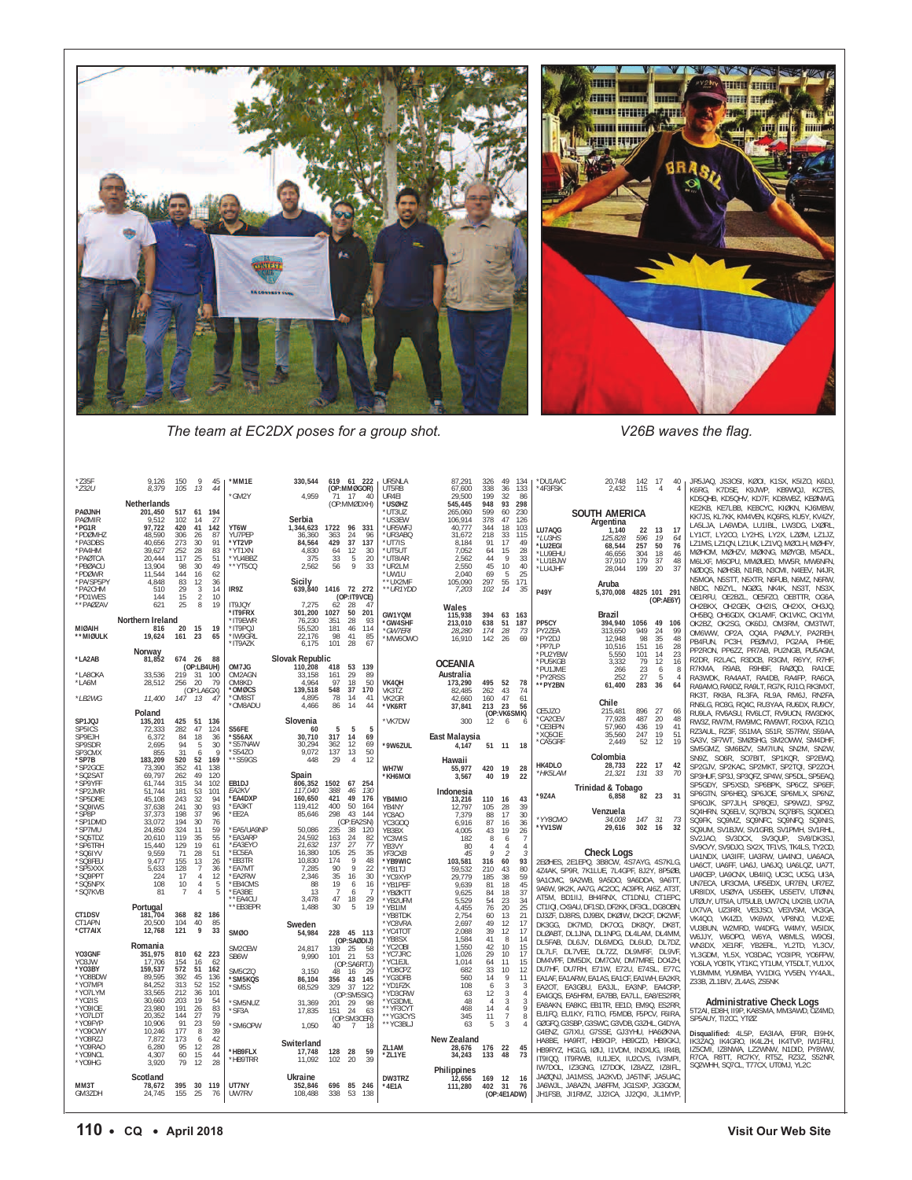*The team at EC2DX poses for a group shot.*

*V26B waves the flag.*

| | | | | |
|---|---|---|---|---|
| *Z35F | 9,126 | 150 | 9 | 45 |
| *Z32U | 8,379 | 105 | 13 | 44 |

**Netherlands**

| | | | | |
|---|---|---|---|---|
| PA0JNH | 201,450 | 517 | 61 | 194 |
| PA2MIR | 9,512 | 102 | 14 | 27 |
| *PG1R | 97,722 | 420 | 41 | 142 |
| *PD0MHZ | 48,590 | 306 | 26 | 87 |
| *PA3DBS | 40,656 | 273 | 30 | 91 |
| *PA4HM | 39,627 | 252 | 28 | 83 |
| *PA0TCA | 20,444 | 117 | 25 | 51 |
| *PB0ACU | 13,904 | 98 | 30 | 49 |
| *PD0WR | 11,544 | 144 | 16 | 62 |
| *PA/SP5PY | 4,848 | 83 | 12 | 36 |
| *PA2CHM | 510 | 29 | 3 | 14 |
| *PD1WES | 144 | 15 | 2 | 10 |
| **PA0ZAV | 621 | 25 | 8 | 19 |

**Northern Ireland**

| | | | | |
|---|---|---|---|---|
| MI0AIH | 816 | 20 | 15 | 19 |
| **MI0ULK | 19,624 | 161 | 23 | 65 |

**Norway**

| | | | | |
|---|---|---|---|---|
| *LA2AB | 81,852 | 674 | 26 | 88 |
| | (OP:LB4UH) | | | |
| *LA8OKA | 33,536 | 219 | 31 | 100 |
| *LA6M | 28,512 | 256 | 20 | 79 |
| | (OP:LA6GX) | | | |
| *LB2WG | 11,400 | 147 | 13 | 47 |

**Poland**

| | | | | |
|---|---|---|---|---|
| SP1JQJ | 135,201 | 425 | 51 | 136 |
| SP5ICS | 72,333 | 282 | 47 | 124 |
| SP9EJH | 6,372 | 84 | 18 | 36 |
| SP9SDR | 2,695 | 94 | 5 | 30 |
| SP3CMX | 855 | 31 | 6 | 9 |
| *SP7B | 183,209 | 520 | 52 | 169 |
| *SP2GCE | 73,390 | 352 | 41 | 138 |
| *SQ2SAT | 69,797 | 262 | 49 | 120 |
| *SP9YFF | 61,744 | 315 | 34 | 102 |
| *SP2JMR | 51,744 | 181 | 53 | 101 |
| *SP5DRE | 45,108 | 243 | 32 | 94 |
| *SQ9IWS | 37,638 | 241 | 30 | 93 |
| *SP8P | 37,373 | 198 | 37 | 96 |
| *SP1DMD | 33,072 | 194 | 30 | 76 |
| *SP7MU | 24,850 | 324 | 11 | 59 |
| *SQ5TDZ | 20,610 | 119 | 35 | 55 |
| *SP6TRH | 15,440 | 129 | 19 | 61 |
| *SQ6IYV | 9,559 | 71 | 28 | 51 |
| *SQ8FBU | 9,477 | 155 | 13 | 26 |
| *SP5XXX | 5,633 | 128 | 7 | 36 |
| *SQ9PPT | 224 | 17 | 4 | 12 |
| *SQ5NPX | 108 | 10 | 4 | 5 |
| *SQ7KVB | 81 | 7 | 4 | 5 |

**Portugal**

| | | | | |
|---|---|---|---|---|
| CT1DSV | 181,704 | 368 | 82 | 186 |
| CT1APN | 20,500 | 104 | 40 | 85 |
| *CT7AIX | 12,768 | 121 | 9 | 33 |

**Romania**

| | | | | |
|---|---|---|---|---|
| YO3GNF | 351,975 | 810 | 62 | 223 |
| YO3JW | 17,706 | 154 | 16 | 62 |
| *YO3BY | 159,537 | 572 | 51 | 162 |
| *YO8BDW | 89,595 | 392 | 45 | 136 |
| *YO7MPI | 84,252 | 313 | 52 | 152 |
| *YO7LYM | 33,565 | 212 | 36 | 101 |
| *YO2IS | 30,660 | 203 | 19 | 54 |
| *YO9IOE | 23,980 | 191 | 26 | 83 |
| *YO7LDT | 20,352 | 144 | 27 | 79 |
| *YO9FYP | 10,906 | 91 | 23 | 59 |
| *YO9CWY | 10,246 | 177 | 8 | 39 |
| *YO8RZJ | 7,872 | 173 | 6 | 42 |
| *YO8RAO | 6,280 | 95 | 12 | 28 |
| *YO9NCL | 4,307 | 60 | 15 | 44 |
| *YO9HG | 3,920 | 79 | 12 | 28 |

**Scotland**

| | | | | |
|---|---|---|---|---|
| MM3T | 78,672 | 395 | 30 | 119 |
| GM3ZDH | 24,745 | 155 | 25 | 76 |
| *MM1E | 330,544 | 619 | 61 | 222 |
| | (OP:MM0GOR) | | | |
| *GM2Y | 4,959 | 71 | 17 | 40 |
| | (OP:MM0DXH) | | | |

**Serbia**

| | | | | |
|---|---|---|---|---|
| YT6W | 1,344,623 | 1722 | 96 | 331 |
| YU7PEP | 36,360 | 363 | 24 | 96 |
| *YT2VP | 84,564 | 429 | 37 | 137 |
| *YT1XN | 4,830 | 64 | 12 | 30 |
| *YU4BBZ | 375 | 33 | 5 | 20 |
| **YT5CQ | 2,562 | 56 | 9 | 33 |

**Sicily**

| | | | | |
|---|---|---|---|---|
| IR9Z | 639,840 | 1416 | 72 | 272 |
| | (OP:IT9VCE) | | | |
| IT9JQY | 7,275 | 62 | 28 | 47 |
| *IT9FRX | 301,200 | 1027 | 50 | 201 |
| *IT9EWR | 76,230 | 351 | 28 | 93 |
| *IT9PQJ | 55,520 | 181 | 46 | 114 |
| *IW9GRL | 22,176 | 98 | 41 | 85 |
| *IT9AZK | 6,175 | 101 | 28 | 67 |

**Slovak Republic**

| | | | | |
|---|---|---|---|---|
| OM7JG | 110,208 | 418 | 53 | 139 |
| OM2AGN | 33,158 | 161 | 29 | 89 |
| OM8KD | 4,964 | 97 | 18 | 50 |
| *OM0CS | 139,518 | 548 | 37 | 170 |
| *OM8ST | 4,895 | 78 | 14 | 41 |
| *OM8ADU | 4,466 | 86 | 14 | 44 |

**Slovenia**

| | | | | |
|---|---|---|---|---|
| S56FE | 60 | 5 | 5 | 5 |
| *S56AX | 30,710 | 317 | 14 | 69 |
| *S57NAW | 30,294 | 362 | 12 | 69 |
| *S54ZO | 9,072 | 137 | 13 | 50 |
| **S59GS | 448 | 29 | 4 | 12 |

**Spain**

| | | | | |
|---|---|---|---|---|
| EB1DJ | 806,352 | 1502 | 67 | 254 |
| EA2KV | 117,040 | 388 | 46 | 130 |
| *EA4DXP | 160,650 | 421 | 49 | 176 |
| *EA3KT | 119,412 | 400 | 50 | 164 |
| *EE2A | 85,646 | 298 | 43 | 144 |
| | (OP:EA2SN) | | | |
| *EA5/UA9NP | 50,086 | 235 | 38 | 120 |
| *EA3ARP | 24,592 | 163 | 24 | 82 |
| *EA3EYO | 21,632 | 137 | 27 | 77 |
| *EC5EA | 16,380 | 105 | 25 | 35 |
| *EB3TR | 10,830 | 174 | 9 | 48 |
| *EA7MT | 7,285 | 90 | 9 | 22 |
| *EA2RW | 2,346 | 35 | 16 | 30 |
| *EB4CMS | 88 | 19 | 6 | 16 |
| *EA3BE | 13 | 7 | 6 | 7 |
| **EA4CU | 3,478 | 47 | 18 | 29 |
| **EB3EPR | 1,488 | 30 | 5 | 19 |

**Sweden**

| | | | | |
|---|---|---|---|---|
| SM0O | 54,984 | 228 | 45 | 113 |
| | (OP:SA0DIJ) | | | |
| SM2CEW | 24,817 | 139 | 25 | 58 |
| SB6W | 9,990 | 101 | 21 | 53 |
| | (OP:SA6RTJ) | | | |
| SM5CZQ | 3,150 | 48 | 16 | 29 |
| *SM5KQS | 86,104 | 356 | 43 | 145 |
| *SM5S | 68,529 | 329 | 37 | 122 |
| | (OP:SM5SIC) | | | |
| *SM5NUZ | 31,369 | 201 | 29 | 98 |
| *SF3A | 17,835 | 151 | 24 | 63 |
| | (OP:SM3CER) | | | |
| *SM6OPW | 1,050 | 40 | 7 | 18 |

**Switerland**

| | | | | |
|---|---|---|---|---|
| *HB9FLX | 17,748 | 128 | 28 | 59 |
| *HB9TRR | 11,092 | 102 | 20 | 39 |

**Ukraine**

| | | | | |
|---|---|---|---|---|
| UT7NY | 352,846 | 696 | 85 | 246 |
| UW7RV | 108,488 | 338 | 53 | 138 |
| UR5NLA | 87,291 | 326 | 49 | 134 |
| UT5RB | 67,600 | 338 | 36 | 133 |
| UR4EI | 29,500 | 199 | 32 | 86 |
| *US0HZ | 545,445 | 948 | 93 | 298 |
| *UT3UZ | 265,060 | 599 | 60 | 230 |
| *US3EW | 106,914 | 378 | 47 | 126 |
| *UR5WFJ | 40,777 | 344 | 18 | 103 |
| *UR3ABQ | 31,672 | 218 | 33 | 115 |
| *UT7IS | 8,184 | 91 | 17 | 49 |
| *UT5UT | 7,052 | 64 | 15 | 28 |
| *UT8IAR | 2,562 | 44 | 9 | 33 |
| *UR2LM | 2,550 | 45 | 10 | 40 |
| *UW1U | 2,040 | 69 | 5 | 25 |
| **UX2MF | 105,090 | 297 | 55 | 171 |
| **UR1YDD | 7,203 | 102 | 14 | 35 |

**Wales**

| | | | | |
|---|---|---|---|---|
| GW1YQM | 115,938 | 394 | 63 | 163 |
| *GW4SHF | 213,010 | 638 | 51 | 187 |
| *GW7ERI | 28,280 | 174 | 28 | 73 |
| *MW6OWO | 16,910 | 142 | 26 | 69 |

### OCEANIA

**Australia**

| | | | | |
|---|---|---|---|---|
| VK4QH | 173,290 | 495 | 52 | 78 |
| VK3TZ | 82,485 | 262 | 43 | 74 |
| VK2GR | 42,660 | 160 | 47 | 61 |
| *VK6RT | 37,841 | 213 | 23 | 56 |
| | (OP:VK6SMK) | | | |
| *VK7DW | 300 | 12 | 6 | 6 |

**East Malaysia**

| | | | | |
|---|---|---|---|---|
| *9W6ZUL | 4,147 | 51 | 11 | 18 |

**Hawaii**

| | | | | |
|---|---|---|---|---|
| WH7W | 55,977 | 420 | 19 | 28 |
| *KH6MOI | 3,567 | 40 | 19 | 22 |

**Indonesia**

| | | | | |
|---|---|---|---|---|
| YB4MIO | 13,216 | 110 | 16 | 43 |
| YB4NY | 12,797 | 105 | 28 | 39 |
| YC8AO | 7,379 | 88 | 17 | 30 |
| YC3GOQ | 6,916 | 87 | 16 | 36 |
| YB3BX | 4,005 | 43 | 19 | 26 |
| YC3WIS | 182 | 8 | 6 | 7 |
| YB3VY | 80 | 4 | 4 | 4 |
| YF3CXB | 45 | 9 | 2 | 3 |
| *YB9WIC | 103,581 | 316 | 60 | 93 |
| *YB1TJ | 59,532 | 210 | 43 | 80 |
| *YC9XYP | 29,779 | 185 | 38 | 59 |
| *YB1PEF | 9,639 | 81 | 18 | 45 |
| *YB0KTT | 9,625 | 84 | 18 | 37 |
| *YB2UFM | 5,529 | 54 | 23 | 34 |
| *YB1IM | 4,455 | 76 | 20 | 25 |
| *YB8TDK | 2,754 | 60 | 13 | 21 |
| *YC8VRA | 2,697 | 49 | 12 | 17 |
| *YC4TOT | 2,088 | 39 | 12 | 17 |
| *YB8SX | 1,584 | 41 | 8 | 14 |
| *YC2OBI | 1,550 | 42 | 10 | 15 |
| *YC7JRC | 1,026 | 29 | 10 | 17 |
| *YC1EJL | 1,014 | 64 | 11 | 15 |
| *YD8CPZ | 682 | 33 | 10 | 12 |
| *YG3DFB | 560 | 14 | 9 | 11 |
| *YD1FZK | 108 | 6 | 3 | 3 |
| *YD3CRW | 63 | 12 | 3 | 4 |
| *YG3DML | 48 | 4 | 3 | 3 |
| **YF3CYT | 468 | 14 | 4 | 9 |
| **YG3CYS | 345 | 11 | 7 | 8 |
| **YC3BLJ | 63 | 5 | 3 | 4 |

**New Zealand**

| | | | | |
|---|---|---|---|---|
| ZL1AM | 28,676 | 176 | 22 | 45 |
| *ZL1YE | 34,243 | 133 | 48 | 73 |

**Philippines**

| | | | | |
|---|---|---|---|---|
| DW3TRZ | 12,656 | 169 | 12 | 16 |
| *4E1A | 111,280 | 402 | 31 | 76 |
| | (OP:4E1ADW) | | | |
| *DU1AVC | 20,748 | 142 | 17 | 40 |
| *4F3FSK | 2,432 | 115 | 4 | 4 |

### SOUTH AMERICA

**Argentina**

| | | | | |
|---|---|---|---|---|
| LU7AQG | 1,140 | 22 | 13 | 17 |
| *LU3HS | 125,828 | 596 | 19 | 64 |
| *LU2EGI | 68,544 | 257 | 50 | 76 |
| *LU9EHU | 46,656 | 304 | 18 | 46 |
| *LU1BJW | 37,910 | 179 | 37 | 48 |
| *LU4JHF | 28,044 | 199 | 20 | 37 |

**Aruba**

| | | | | |
|---|---|---|---|---|
| P49Y | 5,370,008 | 4825 | 101 | 291 |
| | (OP:AE6Y) | | | |

**Brazil**

| | | | | |
|---|---|---|---|---|
| PP5CY | 394,940 | 1056 | 49 | 106 |
| PY2ZEA | 313,650 | 949 | 24 | 99 |
| *PY2DJ | 12,948 | 98 | 35 | 48 |
| *PP7LP | 10,516 | 151 | 16 | 28 |
| *PU2YBW | 5,550 | 101 | 14 | 23 |
| *PU5KGB | 3,332 | 79 | 12 | 16 |
| *PU1JME | 266 | 23 | 6 | 8 |
| *PY2RSS | 252 | 27 | 5 | 4 |
| **PY2BN | 61,400 | 283 | 36 | 64 |

**Chile**

| | | | | |
|---|---|---|---|---|
| CE5JZO | 215,481 | 896 | 27 | 66 |
| *CA2CEV | 77,928 | 487 | 20 | 48 |
| *CE6EPN | 57,960 | 436 | 19 | 41 |
| *XQ5CIE | 35,560 | 247 | 19 | 51 |
| *CA5GRF | 2,449 | 52 | 12 | 19 |

**Colombia**

| | | | | |
|---|---|---|---|---|
| HK4DLO | 28,733 | 222 | 17 | 42 |
| *HK5LAM | 21,321 | 131 | 33 | 70 |

**Trinidad & Tobago**

| | | | | |
|---|---|---|---|---|
| *9Z4A | 6,858 | 82 | 23 | 31 |

**Venzuela**

| | | | | |
|---|---|---|---|---|
| *YY9CMO | 34,008 | 147 | 31 | 73 |
| *YV1SW | 29,616 | 302 | 16 | 32 |

### Check Logs

2E0HES, 2E1EPQ, 3B8CW, 4S7AYG, 4S7KLG, 4Z4AK, 5P9R, 7K1LUE, 7L4GPF, 8J2Y, 8P5OB, 9A1CMC, 9A2WB, 9A5DO, 9A6DDA, 9A6TT, 9A6W, 9K2K, AA7G, AC2OC, AC9PR, AI6Z, AT3T, AT5M, BD1IIJ, BH4RNX, CT1DNU, CT1EPC, CT1IQI, CX9AU, DF1SD, DF2KK, DF3OL, DG8OBN, DJ3ZF, DJ8RS, DJ9BX, DK0IW, DK2CF, DK2WF, DK3GG, DK7MD, DK7OG, DK8QY, DK8T, DL0ABT, DL1JNA, DL1NPG, DL4LAM, DL4MM, DL5FAB, DL6JV, DL6MDG, DL6UD, DL7DZ, DL7LF, DL7VEE, DL7ZZ, DL9MRF, DL9VF, DM4VPF, DM5DX, DM7CW, DM7MRE, DO4ZH, DU7HF, DU7RH, E71W, E72U, E74SL, E77C, EA1AF, EA1ARW, EA1AS, EA1CF, EA1WH, EA2KR, EA2OT, EA3GBU, EA3JL, EA3NP, EA4CRP, EA4GOS, EA5HRM, EA7BB, EA7LL, EA8/ES2RR, EA8AKN, EA8KC, EB1TR, EE1D, EM9Q, ES2RR, EU1FQ, EU1KY, F1TIO, F5MDB, F5PCV, F6IRA, G0GFQ, G3SBP, G3SWC, G3VDB, G3ZHL, G4DYA, G4ENZ, G7IXU, G7SSE, GJ3YHU, HA6OKNA, HA8BE, HA8RT, HB9CIP, HB9CZD, HB9GKJ, HB9RYZ, HG1G, I0IJ, I1VDM, IN3XUG, IR4B, IT9IQO, IT9RWB, IU1JEX, IU2CVS, IV3MPI, IW7DOL, IZ3GNG, IZ7DOK, IZ8AZZ, IZ8IFL, JA0QNJ, JA1MSS, JA2KVD, JA5TNF, JA5UAC, JA6WJL, JA8AZN, JA8FFM, JG1SXP, JG3GOM, JH1FSB, JI1RMZ, JJ2ICA, JJ2QXI, JL1MYP, JR5JAQ, JS3OSI, K0OI, K1SX, K5IZO, K6DJ, K6RG, K7DSE, K9JWP, KB9WQJ, KC7ES, KD5QHB, KD5QHV, KD7F, KD8WBZ, KE0NWG, KE2KB, KE7LBB, KE8CYC, KI0KN, KJ6MBW, KK7JS, KL7KK, KM4VEN, KQ6RS, KU5Y, KV4ZY, LA5LJA, LA6WDA, LU1IBL, LW3DG, LX0RL, LY1CT, LY2CO, LY2HS, LY2X, LZ0M, LZ1JZ, LZ1MS, LZ1QN, LZ1UK, LZ1VQ, M0CLH, M0HFY, M0HOM, M0HZV, M0KNG, M0YGB, M5ADL, M6LXF, M6OPU, MM0UED, MW5R, MW6NFN, N0DQS, N0HSB, N1RB, N3CMI, N4EEV, N4JR, N5MOA, N5STT, N5XTR, N6FUB, N6MZ, N6RW, N8DC, N9ZYL, NG0G, NK4K, NS3T, NS3X, OE1RFU, OE2BZL, OE5FZO, OE8TTR, OG6A, OH2BKX, OH2GEK, OH2IS, OH2XX, OH3JQ, OH5BQ, OH6GDX, OK1AMF, OK1VKC, OK1YM, OK2BZ, OK2SG, OK6DJ, OM3RM, OM3TWT, OM6WW, OP2A, OQ4A, PA0VLY, PA2REH, PB4FUN, PC3H, PE0MVJ, PG2AA, PH9E, PP2RON, PP6ZZ, PR7AB, PU2NGB, PU5AGM, R2DR, R2LAC, R3DCB, R3GM, R6YY, R7HF, R7KMA, R9AB, R9HBF, RA0QD, RA1CE, RA3WDK, RA4AAT, RA4DB, RA4FP, RA6CA, RA9AMO, RA9DZ, RA9LT, RG7K, RJ1O, RK3MXT, RK3T, RK8A, RL3FA, RL9A, RM6J, RN2FA, RN6LG, RO3G, RQ4C, RU3YAA, RU6DX, RU9CY, RU9LA, RV6ASU, RV6LCT, RV9UCN, RW3DKK, RW3Z, RW7M, RW9MC, RW9WT, RX3XA, RZ1O, RZ3AUL, RZ3F, S51MA, S51R, S57RW, S59AA, SA3V, SF7WT, SM0SHG, SM2OWW, SM4DHF, SM5GMZ, SM6BZV, SM7IUN, SN2M, SN2W, SN9Z, SO6R, SO7BIT, SP1KQR, SP2EWQ, SP2GJV, SP2KAC, SP2MKT, SP2TQI, SP2ZCH, SP3HUF, SP3J, SP3QFZ, SP4W, SP5DL, SP5EAQ, SP5GDY, SP5XSD, SP6BPK, SP6CZ, SP6EF, SP6GTN, SP6HEQ, SP6JOE, SP6MLX, SP6NZ, SP6OJK, SP7JLH, SP8QEJ, SP9WZJ, SP9Z, SQ4HRN, SQ6ELV, SQ7BCN, SQ7BFS, SQ9DEO, SQ9FK, SQ9MZ, SQ9NFC, SQ9NFQ, SQ9NIS, SQ9UM, SV1BJW, SV1GRB, SV1PMH, SV1RHL, SV2JAO, SV3DCX, SV3QUP, SV8/DK3SJ, SV9CVY, SV9DJO, SX2X, TF1VS, TK4LS, TY2CD, UA1NDX, UA3IFF, UA3RW, UA4NCI, UA6ACA, UA6CT, UA6FF, UA6J, UA6JQ, UA6LQZ, UA7T, UA9CEP, UA9CNX, UB4IIQ, UC3C, UC5G, UI3A, UN7ECA, UR3CMA, UR5EDX, UR7EN, UR7EZ, UR8IDX, US0YA, US5EEK, US5ETV, UT0NN, UT0UY, UT5IA, UT5ULB, UW7CN, UX2IB, UX7IA, UX7VA, UZ3RR, VE3JSO, VE3VSM, VK3GA, VK4QO, VK4ZD, VK6WX, VP8NO, VU2XE, VU3BUN, W2MRD, W4DFG, W4MY, W5IDX, W6JJY, W6OPO, W6YA, W8MLS, W9OSI, WN3DX, XE1RF, YB2ERL, YL2TD, YL3CV, YL3GDM, YL5X, YO3DAC, YO3IPR, YO6FPW, YO6LA, YO8TK, YT1KC, YT1UM, YT5DLT, YU1XX, YU3MMM, YU9MBA, YV1DIG, YV5EN, YY4AJL, Z33B, ZL1BIV, ZL4AS, ZS5NK

### Administrative Check Logs

5T2AI, ED8H, II9P, KA8SMA, MM3AWD, OZ4MD, SP5AUY, TI2CC, YT0Z

**Disqualified:** 4L5P, EA3IAA, EF9R, EI9HX, IK3ZAQ, IK4GRO, IK4LZH, IK4TVP, IW1FRU, IZ5CMI, IZ8NWA, LZ2WNW, N1DID, PY8WW, R7CA, R8TT, RC7KY, RT5Z, RZ3Z, S52NR, SQ2WHH, SQ7CL, T77CX, UT0MJ, YL2C